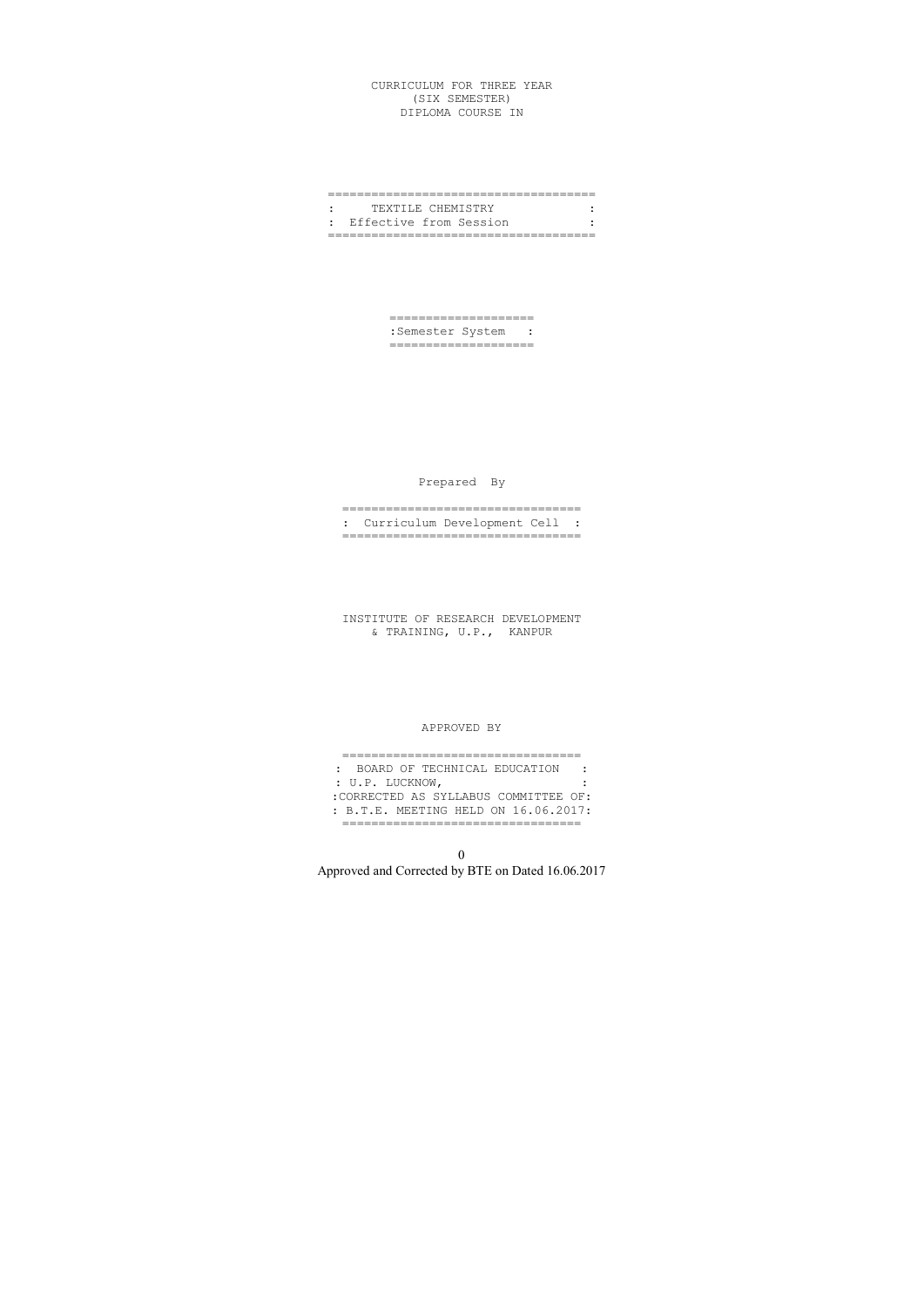CURRICULUM FOR THREE YEAR
(SIX SEMESTER)
DIPLOMA COURSE IN

# TEXTILE CHEMISTRY

Effective from Session

**Semester System**

Prepared By

**Curriculum Development Cell**

INSTITUTE OF RESEARCH DEVELOPMENT
& TRAINING, U.P., KANPUR

APPROVED BY

BOARD OF TECHNICAL EDUCATION
U.P. LUCKNOW,
CORRECTED AS SYLLABUS COMMITTEE OF:
B.T.E. MEETING HELD ON 16.06.2017:

Approved and Corrected by BTE on Dated 16.06.2017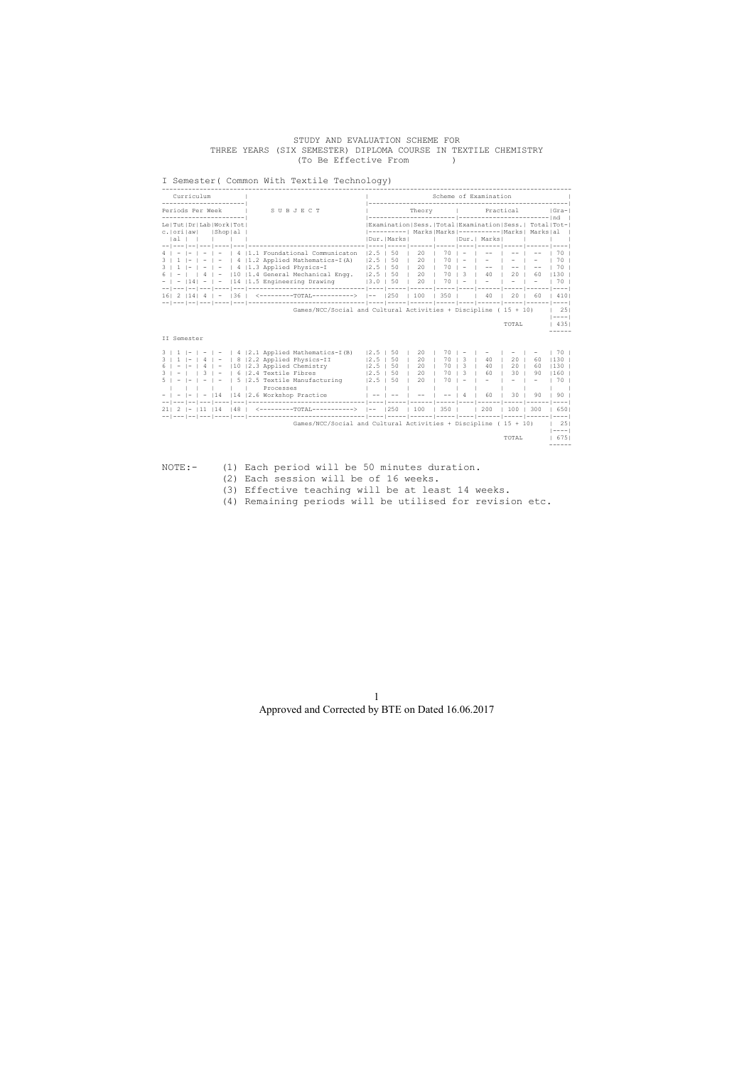STUDY AND EVALUATION SCHEME FOR
THREE YEARS (SIX SEMESTER) DIPLOMA COURSE IN TEXTILE CHEMISTRY
(To Be Effective From )

I Semester( Common With Textile Technology)

| Curriculum: Periods Per Week | | | | | | SUBJECT | Scheme of Examination | | | | | | | | |
|---|---|---|---|---|---|---|---|---|---|---|---|---|---|---|---|
| | | | | | | | Theory | | | | Practical | | | | Grand Total |
| | | | | | | | Examination | | Sess. Marks | Total Marks | Examination | | Sess. Marks | Total Marks | |
| Lec. | Tut orial | Dr aw | Lab | Work Shop | Tot al | | Dur. | Marks | | | Dur. | Marks | | | |
| 4 | - | - | - | - | 4 | 1.1 Foundational Communicaton | 2.5 | 50 | 20 | 70 | - | -- | -- | -- | 70 |
| 3 | 1 | - | - | - | 4 | 1.2 Applied Mathematics-I(A) | 2.5 | 50 | 20 | 70 | - | - | - | - | 70 |
| 3 | 1 | - | - | - | 4 | 1.3 Applied Physics-I | 2.5 | 50 | 20 | 70 | - | -- | -- | -- | 70 |
| 6 | - | | 4 | - | 10 | 1.4 General Mechanical Engg. | 2.5 | 50 | 20 | 70 | 3 | 40 | 20 | 60 | 130 |
| - | - | 14 | - | - | 14 | 1.5 Engineering Drawing | 3.0 | 50 | 20 | 70 | - | - | - | - | 70 |
| 16 | 2 | 14 | 4 | - | 36 | <---------TOTAL-----------> | -- | 250 | 100 | 350 | | 40 | 20 | 60 | 410 |
| | | | | | | Games/NCC/Social and Cultural Activities + Discipline ( 15 + 10) | | | | | | | | | 25 |
| | | | | | | TOTAL | | | | | | | | | 435 |

II Semester

| Lec. | Tut orial | Dr aw | Lab | Work Shop | Tot al | SUBJECT | Theory Exam Dur. | Theory Exam Marks | Sess. Marks | Total Marks | Practical Exam Dur. | Practical Exam Marks | Sess. Marks | Total Marks | Grand Total |
|---|---|---|---|---|---|---|---|---|---|---|---|---|---|---|---|
| 3 | 1 | - | - | - | 4 | 2.1 Applied Mathematics-I(B) | 2.5 | 50 | 20 | 70 | - | - | - | - | 70 |
| 3 | 1 | - | 4 | - | 8 | 2.2 Applied Physics-II | 2.5 | 50 | 20 | 70 | 3 | 40 | 20 | 60 | 130 |
| 6 | - | - | 4 | - | 10 | 2.3 Applied Chemistry | 2.5 | 50 | 20 | 70 | 3 | 40 | 20 | 60 | 130 |
| 3 | - | | 3 | - | 6 | 2.4 Textile Fibres | 2.5 | 50 | 20 | 70 | 3 | 60 | 30 | 90 | 160 |
| 5 | - | - | - | - | 5 | 2.5 Textile Manufacturing Processes | 2.5 | 50 | 20 | 70 | - | - | - | - | 70 |
| - | - | - | - | 14 | 14 | 2.6 Workshop Practice | -- | -- | -- | -- | 4 | 60 | 30 | 90 | 90 |
| 21 | 2 | - | 11 | 14 | 48 | <---------TOTAL-----------> | -- | 250 | 100 | 350 | | 200 | 100 | 300 | 650 |
| | | | | | | Games/NCC/Social and Cultural Activities + Discipline ( 15 + 10) | | | | | | | | | 25 |
| | | | | | | TOTAL | | | | | | | | | 675 |

NOTE:-
(1) Each period will be 50 minutes duration.
(2) Each session will be of 16 weeks.
(3) Effective teaching will be at least 14 weeks.
(4) Remaining periods will be utilised for revision etc.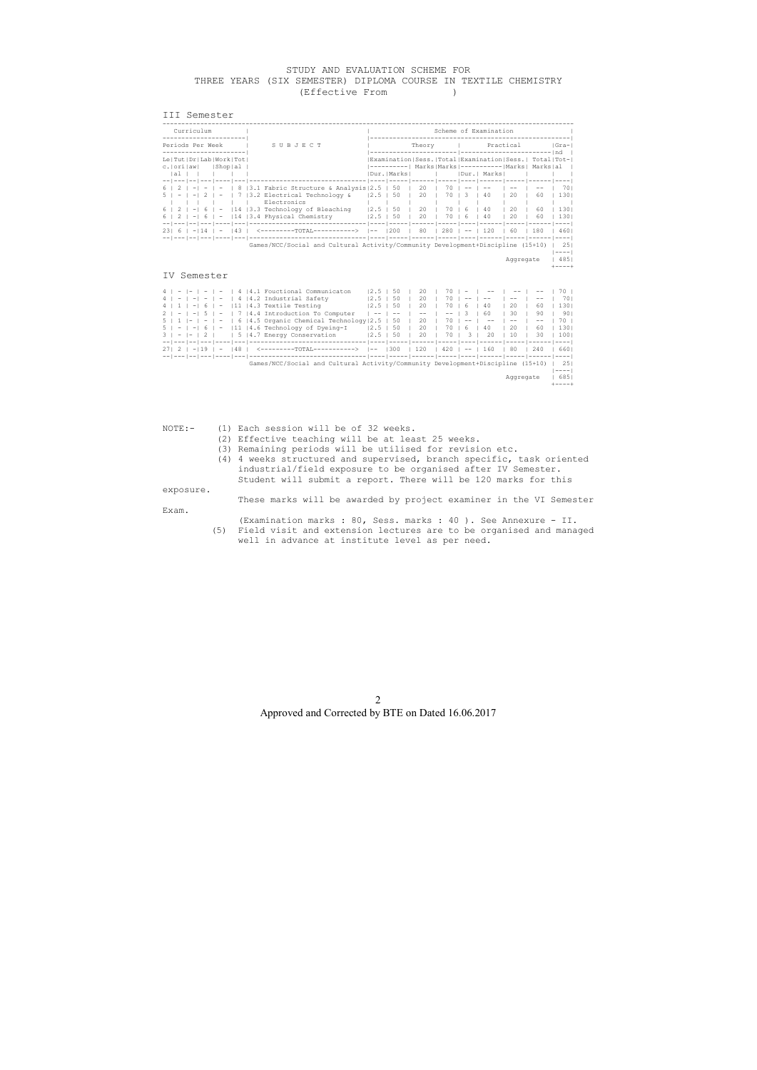# STUDY AND EVALUATION SCHEME FOR THREE YEARS (SIX SEMESTER) DIPLOMA COURSE IN TEXTILE CHEMISTRY

(Effective From )

## III Semester

| Curriculum: Periods Per Week | | | | | | SUBJECT | Scheme of Examination | | | | | | | | |
|---|---|---|---|---|---|---|---|---|---|---|---|---|---|---|---|
| | | | | | | | Theory | | | | Practical | | | | Grand Total |
| Lec. | Tut | Drawing | Lab | Workshop | Total | | Examination Dur. | Examination Marks | Sess. Marks | Total Marks | Examination Dur. | Examination Marks | Sess. Marks | Total Marks | |
| 6 | 2 | - | - | - | 8 | 3.1 Fabric Structure & Analysis | 2.5 | 50 | 20 | 70 | -- | -- | -- | -- | 70 |
| 5 | - | - | 2 | - | 7 | 3.2 Electrical Technology & Electronics | 2.5 | 50 | 20 | 70 | 3 | 40 | 20 | 60 | 130 |
| 6 | 2 | - | 6 | - | 14 | 3.3 Technology of Bleaching | 2.5 | 50 | 20 | 70 | 6 | 40 | 20 | 60 | 130 |
| 6 | 2 | - | 6 | - | 14 | 3.4 Physical Chemistry | 2.5 | 50 | 20 | 70 | 6 | 40 | 20 | 60 | 130 |
| 23 | 6 | - | 14 | - | 43 | <---------TOTAL----------> | -- | 200 | 80 | 280 | -- | 120 | 60 | 180 | 460 |
| | | | | | | Games/NCC/Social and Cultural Activity/Community Development+Discipline (15+10) | | | | | | | | | 25 |
| | | | | | | Aggregate | | | | | | | | | 485 |

## IV Semester

| Lec. | Tut | Drawing | Lab | Workshop | Total | SUBJECT | Th. Exam Dur. | Th. Exam Marks | Th. Sess. Marks | Th. Total Marks | Pr. Exam Dur. | Pr. Exam Marks | Pr. Sess. Marks | Pr. Total Marks | Grand Total |
|---|---|---|---|---|---|---|---|---|---|---|---|---|---|---|---|
| 4 | - | - | - | - | 4 | 4.1 Fouctional Communicaton | 2.5 | 50 | 20 | 70 | - | -- | -- | -- | 70 |
| 4 | - | - | - | - | 4 | 4.2 Industrial Safety | 2.5 | 50 | 20 | 70 | -- | -- | -- | -- | 70 |
| 4 | 1 | - | 6 | - | 11 | 4.3 Textile Testing | 2.5 | 50 | 20 | 70 | 6 | 40 | 20 | 60 | 130 |
| 2 | - | - | 5 | - | 7 | 4.4 Introduction To Computer | -- | -- | -- | -- | 3 | 60 | 30 | 90 | 90 |
| 5 | 1 | - | - | - | 6 | 4.5 Organic Chemical Technology | 2.5 | 50 | 20 | 70 | -- | -- | -- | -- | 70 |
| 5 | - | - | 6 | - | 11 | 4.6 Technology of Dyeing-I | 2.5 | 50 | 20 | 70 | 6 | 40 | 20 | 60 | 130 |
| 3 | - | - | 2 | | 5 | 4.7 Energy Conservation | 2.5 | 50 | 20 | 70 | 3 | 20 | 10 | 30 | 100 |
| 27 | 2 | - | 19 | - | 48 | <---------TOTAL----------> | -- | 300 | 120 | 420 | -- | 160 | 80 | 240 | 660 |
| | | | | | | Games/NCC/Social and Cultural Activity/Community Development+Discipline (15+10) | | | | | | | | | 25 |
| | | | | | | Aggregate | | | | | | | | | 685 |

NOTE:-

(1) Each session will be of 32 weeks.

(2) Effective teaching will be at least 25 weeks.

(3) Remaining periods will be utilised for revision etc.

(4) 4 weeks structured and supervised, branch specific, task oriented industrial/field exposure to be organised after IV Semester. Student will submit a report. There will be 120 marks for this exposure.

These marks will be awarded by project examiner in the VI Semester Exam.

(Examination marks : 80, Sess. marks : 40 ). See Annexure - II.

(5) Field visit and extension lectures are to be organised and managed well in advance at institute level as per need.

Approved and Corrected by BTE on Dated 16.06.2017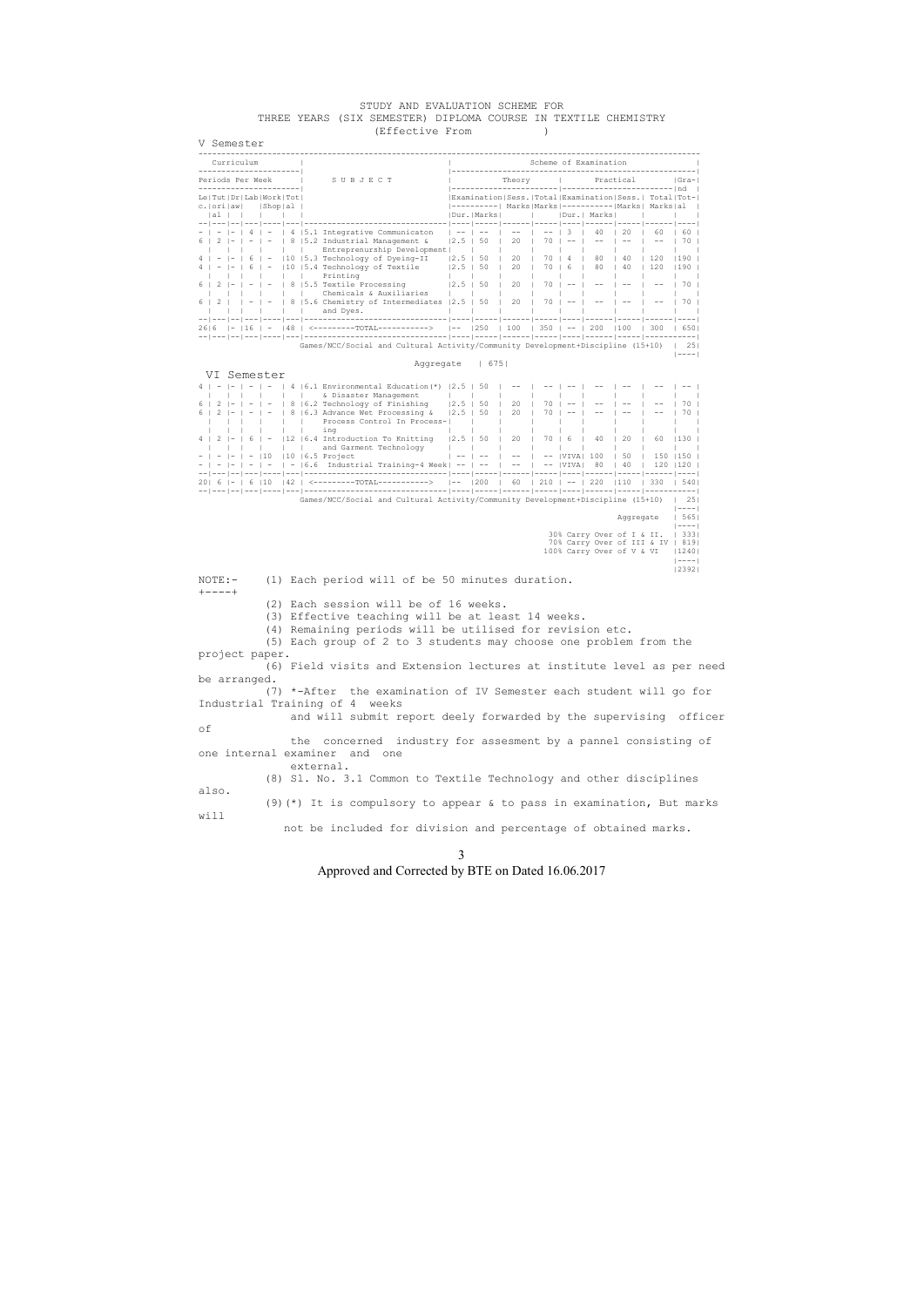# STUDY AND EVALUATION SCHEME FOR
## THREE YEARS (SIX SEMESTER) DIPLOMA COURSE IN TEXTILE CHEMISTRY
(Effective From )

### V Semester

| Lec. | Tutorial | Drawing | Lab | Work Shop | Total | SUBJECT | Examination Dur. | Examination Marks | Sess. Marks | Total Marks | Practical Examination Dur. | Practical Examination Marks | Sess. Marks | Total Marks | Grand Total |
|---|---|---|---|---|---|---|---|---|---|---|---|---|---|---|---|
| - | - | - | 4 | - | 4 | 5.1 Integrative Communicaton | -- | -- | -- | -- | 3 | 40 | 20 | 60 | 60 |
| 6 | 2 | - | - | - | 8 | 5.2 Industrial Management & Entreprenurship Development | 2.5 | 50 | 20 | 70 | -- | -- | -- | -- | 70 |
| 4 | - | - | 6 | - | 10 | 5.3 Technology of Dyeing-II | 2.5 | 50 | 20 | 70 | 4 | 80 | 40 | 120 | 190 |
| 4 | - | - | 6 | - | 10 | 5.4 Technology of Textile Printing | 2.5 | 50 | 20 | 70 | 6 | 80 | 40 | 120 | 190 |
| 6 | 2 | - | - | - | 8 | 5.5 Textile Processing Chemicals & Auxiliaries | 2.5 | 50 | 20 | 70 | -- | -- | -- | -- | 70 |
| 6 | 2 | | - | - | 8 | 5.6 Chemistry of Intermediates and Dyes. | 2.5 | 50 | 20 | 70 | -- | -- | -- | -- | 70 |
| 26 | 6 | - | 16 | - | 48 | <---------TOTAL-----------> | -- | 250 | 100 | 350 | -- | 200 | 100 | 300 | 650 |

Games/NCC/Social and Cultural Activity/Community Development+Discipline (15+10) | 25

Aggregate | 675

### VI Semester

| Lec. | Tutorial | Drawing | Lab | Work Shop | Total | SUBJECT | Examination Dur. | Examination Marks | Sess. Marks | Total Marks | Practical Examination Dur. | Practical Examination Marks | Sess. Marks | Total Marks | Grand Total |
|---|---|---|---|---|---|---|---|---|---|---|---|---|---|---|---|
| 4 | - | - | - | - | 4 | 6.1 Environmental Education(*) & Disaster Management | 2.5 | 50 | -- | -- | -- | -- | -- | -- | -- |
| 6 | 2 | - | - | - | 8 | 6.2 Technology of Finishing | 2.5 | 50 | 20 | 70 | -- | -- | -- | -- | 70 |
| 6 | 2 | - | - | - | 8 | 6.3 Advance Wet Processing & Process Control In Process-ing | 2.5 | 50 | 20 | 70 | -- | -- | -- | -- | 70 |
| 4 | 2 | - | 6 | - | 12 | 6.4 Introduction To Knitting and Garment Technology | 2.5 | 50 | 20 | 70 | 6 | 40 | 20 | 60 | 130 |
| - | - | - | - | 10 | 10 | 6.5 Project | -- | -- | -- | -- | VIVA | 100 | 50 | 150 | 150 |
| - | - | - | - | - | - | 6.6 Industrial Training-4 Week | -- | -- | -- | -- | VIVA | 80 | 40 | 120 | 120 |
| 20 | 6 | - | 6 | 10 | 42 | <---------TOTAL-----------> | -- | 200 | 60 | 210 | -- | 220 | 110 | 330 | 540 |

Games/NCC/Social and Cultural Activity/Community Development+Discipline (15+10) | 25

Aggregate | 565

30% Carry Over of I & II. | 333
70% Carry Over of III & IV | 819
100% Carry Over of V & VI | 1240
| 2392

NOTE:-

(1) Each period will of be 50 minutes duration.

(2) Each session will be of 16 weeks.

(3) Effective teaching will be at least 14 weeks.

(4) Remaining periods will be utilised for revision etc.

(5) Each group of 2 to 3 students may choose one problem from the project paper.

(6) Field visits and Extension lectures at institute level as per need be arranged.

(7) *-After the examination of IV Semester each student will go for Industrial Training of 4 weeks and will submit report deely forwarded by the supervising officer of the concerned industry for assesment by a pannel consisting of one internal examiner and one external.

(8) Sl. No. 3.1 Common to Textile Technology and other disciplines also.

(9)(*) It is compulsory to appear & to pass in examination, But marks will not be included for division and percentage of obtained marks.

Approved and Corrected by BTE on Dated 16.06.2017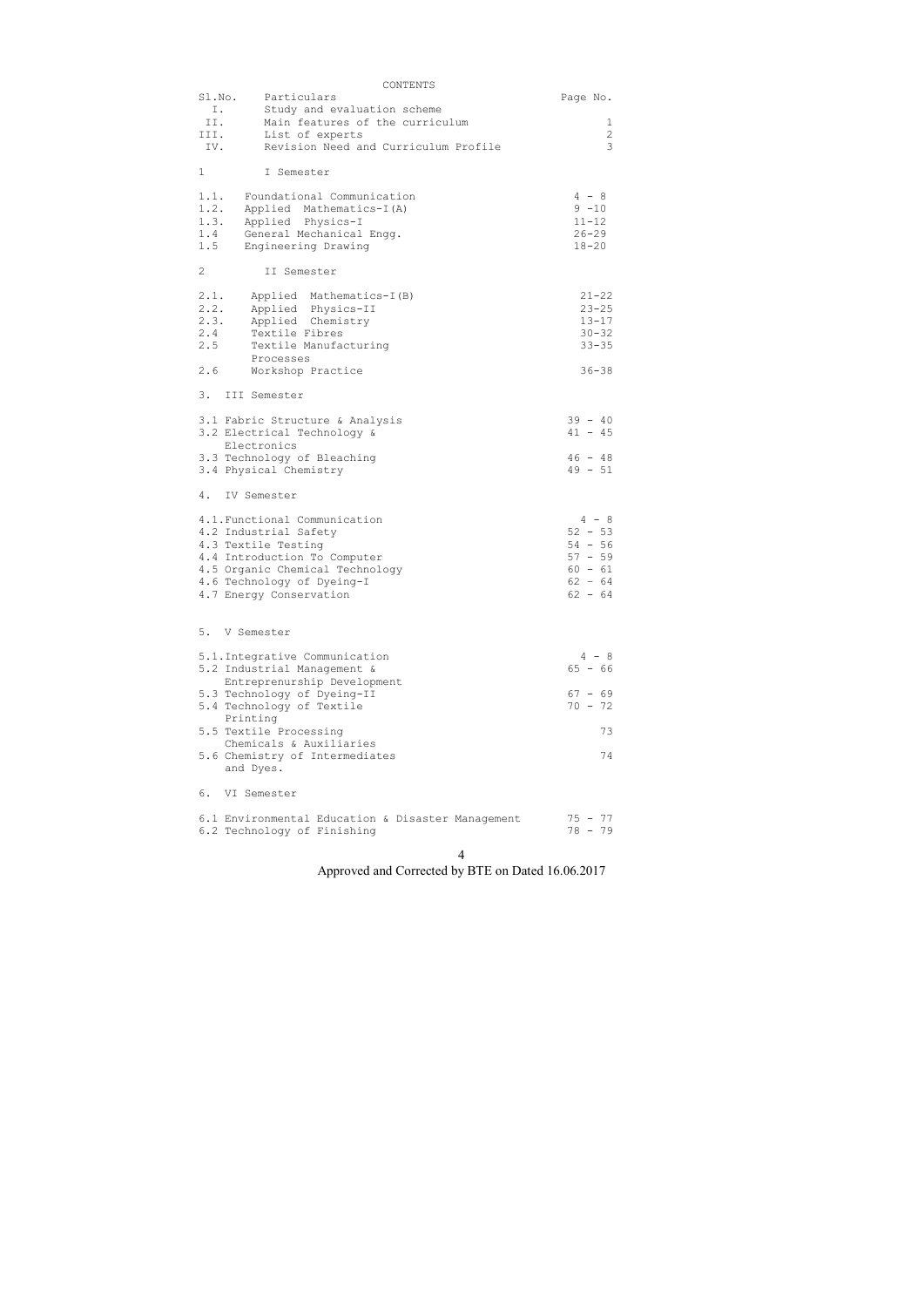# CONTENTS

| Sl.No. | Particulars | Page No. |
|---|---|---|
| I. | Study and evaluation scheme | |
| II. | Main features of the curriculum | 1 |
| III. | List of experts | 2 |
| IV. | Revision Need and Curriculum Profile | 3 |
| 1 | I Semester | |
| 1.1. | Foundational Communication | 4 - 8 |
| 1.2. | Applied Mathematics-I(A) | 9 -10 |
| 1.3. | Applied Physics-I | 11-12 |
| 1.4 | General Mechanical Engg. | 26-29 |
| 1.5 | Engineering Drawing | 18-20 |
| 2 | II Semester | |
| 2.1. | Applied Mathematics-I(B) | 21-22 |
| 2.2. | Applied Physics-II | 23-25 |
| 2.3. | Applied Chemistry | 13-17 |
| 2.4 | Textile Fibres | 30-32 |
| 2.5 | Textile Manufacturing Processes | 33-35 |
| 2.6 | Workshop Practice | 36-38 |
| 3. | III Semester | |
| 3.1 | Fabric Structure & Analysis | 39 - 40 |
| 3.2 | Electrical Technology & Electronics | 41 - 45 |
| 3.3 | Technology of Bleaching | 46 - 48 |
| 3.4 | Physical Chemistry | 49 - 51 |
| 4. | IV Semester | |
| 4.1. | Functional Communication | 4 - 8 |
| 4.2 | Industrial Safety | 52 - 53 |
| 4.3 | Textile Testing | 54 - 56 |
| 4.4 | Introduction To Computer | 57 - 59 |
| 4.5 | Organic Chemical Technology | 60 - 61 |
| 4.6 | Technology of Dyeing-I | 62 - 64 |
| 4.7 | Energy Conservation | 62 - 64 |
| 5. | V Semester | |
| 5.1. | Integrative Communication | 4 - 8 |
| 5.2 | Industrial Management & Entreprenurship Development | 65 - 66 |
| 5.3 | Technology of Dyeing-II | 67 - 69 |
| 5.4 | Technology of Textile Printing | 70 - 72 |
| 5.5 | Textile Processing Chemicals & Auxiliaries | 73 |
| 5.6 | Chemistry of Intermediates and Dyes. | 74 |
| 6. | VI Semester | |
| 6.1 | Environmental Education & Disaster Management | 75 - 77 |
| 6.2 | Technology of Finishing | 78 - 79 |

Approved and Corrected by BTE on Dated 16.06.2017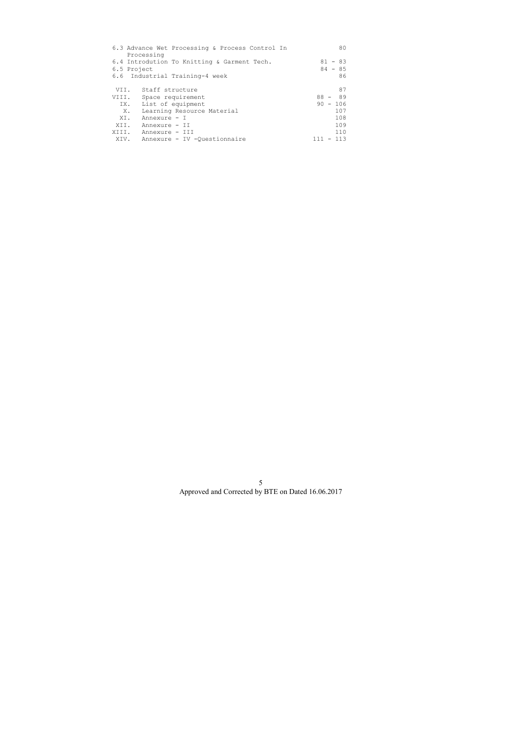| | | |
|---|---|---|
| 6.3 | Advance Wet Processing & Process Control In Processing | 80 |
| 6.4 | Introdution To Knitting & Garment Tech. | 81 - 83 |
| 6.5 | Project | 84 - 85 |
| 6.6 | Industrial Training-4 week | 86 |
| VII. | Staff structure | 87 |
| VIII. | Space requirement | 88 - 89 |
| IX. | List of equipment | 90 - 106 |
| X. | Learning Resource Material | 107 |
| XI. | Annexure - I | 108 |
| XII. | Annexure - II | 109 |
| XIII. | Annexure - III | 110 |
| XIV. | Annexure - IV -Questionnaire | 111 - 113 |

Approved and Corrected by BTE on Dated 16.06.2017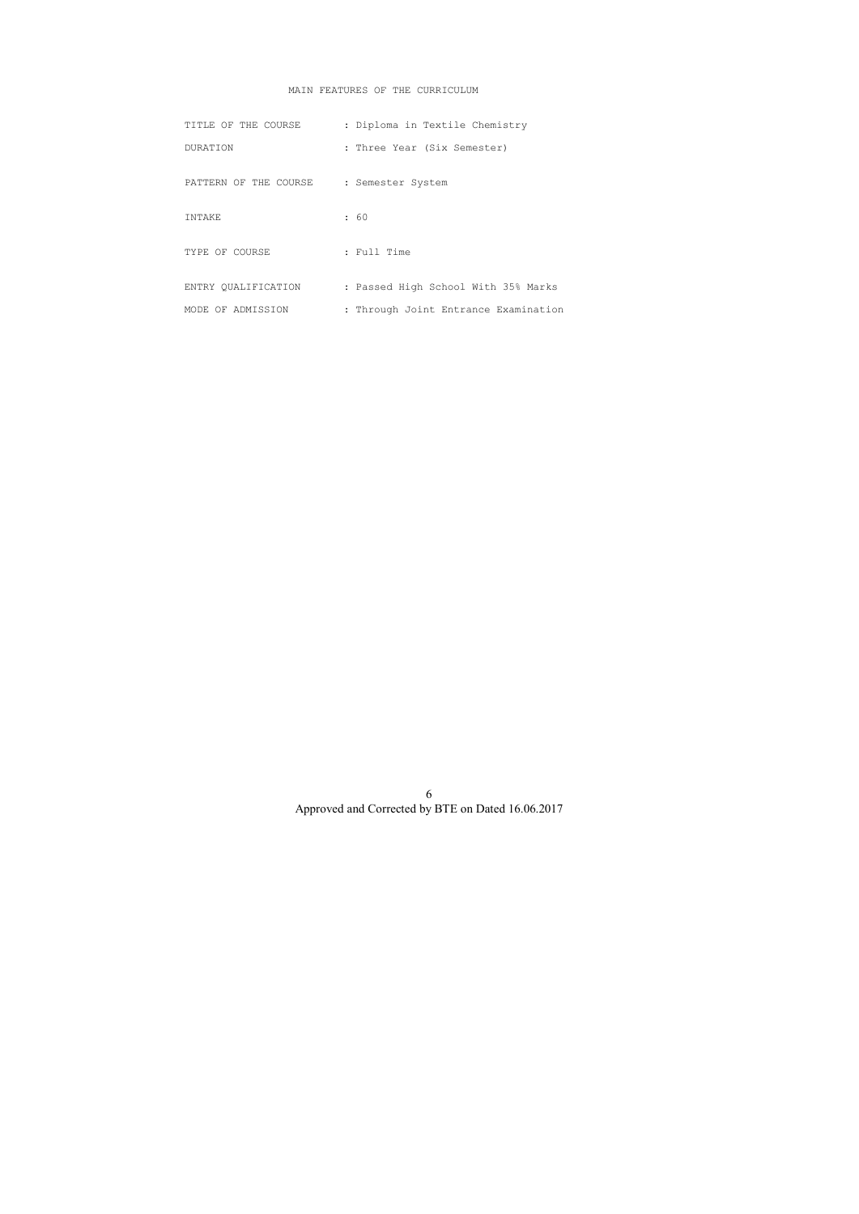# MAIN FEATURES OF THE CURRICULUM

| | |
|---|---|
| TITLE OF THE COURSE | : Diploma in Textile Chemistry |
| DURATION | : Three Year (Six Semester) |
| PATTERN OF THE COURSE | : Semester System |
| INTAKE | : 60 |
| TYPE OF COURSE | : Full Time |
| ENTRY QUALIFICATION | : Passed High School With 35% Marks |
| MODE OF ADMISSION | : Through Joint Entrance Examination |

Approved and Corrected by BTE on Dated 16.06.2017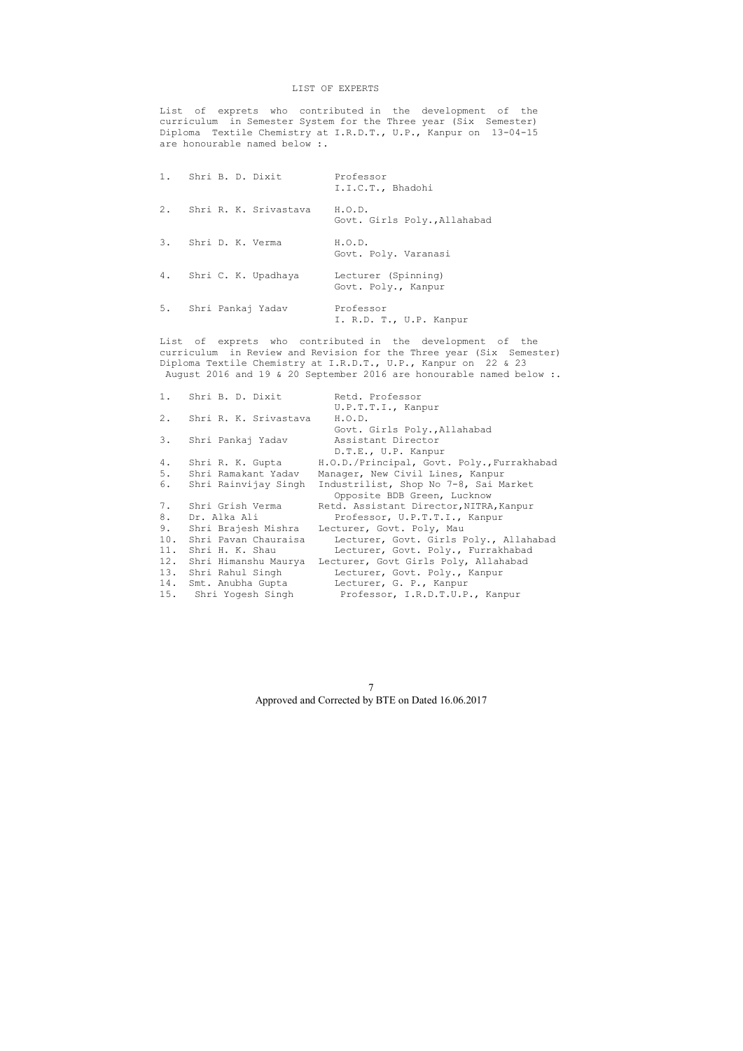# LIST OF EXPERTS

List of exprets who contributed in the development of the curriculum in Semester System for the Three year (Six Semester) Diploma Textile Chemistry at I.R.D.T., U.P., Kanpur on 13-04-15 are honourable named below :.

1. Shri B. D. Dixit — Professor, I.I.C.T., Bhadohi
2. Shri R. K. Srivastava — H.O.D., Govt. Girls Poly.,Allahabad
3. Shri D. K. Verma — H.O.D., Govt. Poly. Varanasi
4. Shri C. K. Upadhaya — Lecturer (Spinning), Govt. Poly., Kanpur
5. Shri Pankaj Yadav — Professor, I. R.D. T., U.P. Kanpur

List of exprets who contributed in the development of the curriculum in Review and Revision for the Three year (Six Semester) Diploma Textile Chemistry at I.R.D.T., U.P., Kanpur on 22 & 23 August 2016 and 19 & 20 September 2016 are honourable named below :.

1. Shri B. D. Dixit — Retd. Professor, U.P.T.T.I., Kanpur
2. Shri R. K. Srivastava — H.O.D., Govt. Girls Poly.,Allahabad
3. Shri Pankaj Yadav — Assistant Director, D.T.E., U.P. Kanpur
4. Shri R. K. Gupta — H.O.D./Principal, Govt. Poly.,Furrakhabad
5. Shri Ramakant Yadav — Manager, New Civil Lines, Kanpur
6. Shri Rainvijay Singh — Industrilist, Shop No 7-8, Sai Market Opposite BDB Green, Lucknow
7. Shri Grish Verma — Retd. Assistant Director,NITRA,Kanpur
8. Dr. Alka Ali — Professor, U.P.T.T.I., Kanpur
9. Shri Brajesh Mishra — Lecturer, Govt. Poly, Mau
10. Shri Pavan Chauraisa — Lecturer, Govt. Girls Poly., Allahabad
11. Shri H. K. Shau — Lecturer, Govt. Poly., Furrakhabad
12. Shri Himanshu Maurya — Lecturer, Govt Girls Poly, Allahabad
13. Shri Rahul Singh — Lecturer, Govt. Poly., Kanpur
14. Smt. Anubha Gupta — Lecturer, G. P., Kanpur
15. Shri Yogesh Singh — Professor, I.R.D.T.U.P., Kanpur

Approved and Corrected by BTE on Dated 16.06.2017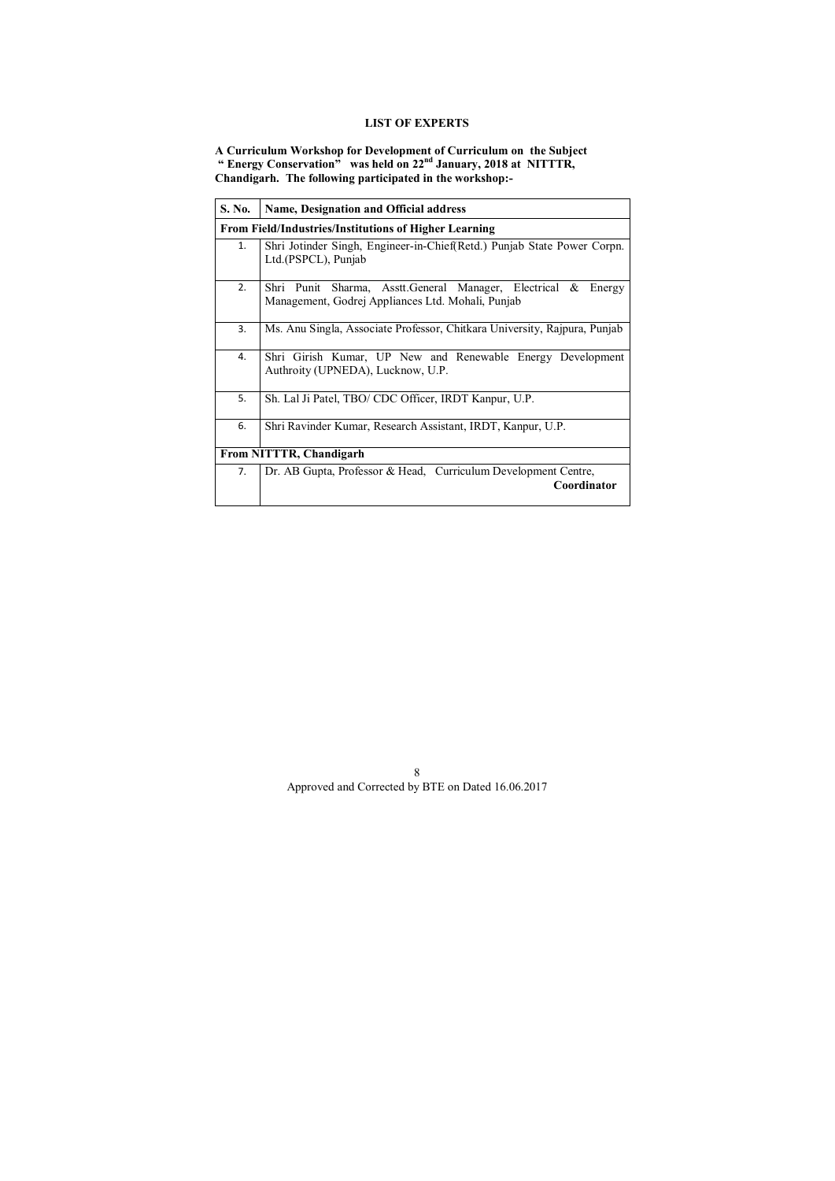## LIST OF EXPERTS

**A Curriculum Workshop for Development of Curriculum on the Subject " Energy Conservation" was held on 22nd January, 2018 at NITTTR, Chandigarh. The following participated in the workshop:-**

| S. No. | Name, Designation and Official address |
|---|---|
| **From Field/Industries/Institutions of Higher Learning** | |
| 1. | Shri Jotinder Singh, Engineer-in-Chief(Retd.) Punjab State Power Corpn. Ltd.(PSPCL), Punjab |
| 2. | Shri Punit Sharma, Asstt.General Manager, Electrical & Energy Management, Godrej Appliances Ltd. Mohali, Punjab |
| 3. | Ms. Anu Singla, Associate Professor, Chitkara University, Rajpura, Punjab |
| 4. | Shri Girish Kumar, UP New and Renewable Energy Development Authroity (UPNEDA), Lucknow, U.P. |
| 5. | Sh. Lal Ji Patel, TBO/ CDC Officer, IRDT Kanpur, U.P. |
| 6. | Shri Ravinder Kumar, Research Assistant, IRDT, Kanpur, U.P. |
| **From NITTTR, Chandigarh** | |
| 7. | Dr. AB Gupta, Professor & Head, Curriculum Development Centre, **Coordinator** |

Approved and Corrected by BTE on Dated 16.06.2017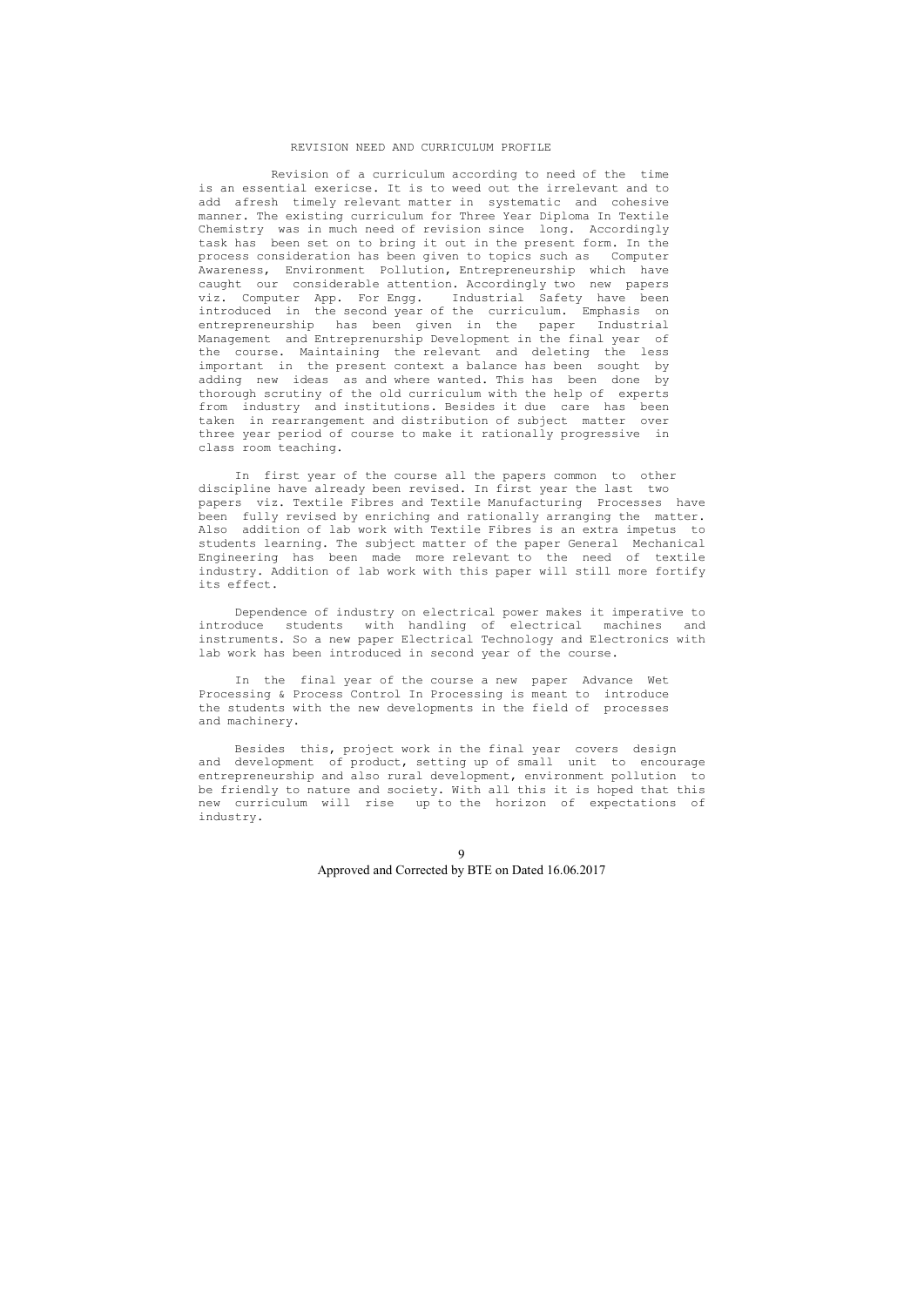# REVISION NEED AND CURRICULUM PROFILE

Revision of a curriculum according to need of the time is an essential exericse. It is to weed out the irrelevant and to add afresh timely relevant matter in systematic and cohesive manner. The existing curriculum for Three Year Diploma In Textile Chemistry was in much need of revision since long. Accordingly task has been set on to bring it out in the present form. In the process consideration has been given to topics such as Computer Awareness, Environment Pollution, Entrepreneurship which have caught our considerable attention. Accordingly two new papers viz. Computer App. For Engg. Industrial Safety have been introduced in the second year of the curriculum. Emphasis on entrepreneurship has been given in the paper Industrial Management and Entreprenurship Development in the final year of the course. Maintaining the relevant and deleting the less important in the present context a balance has been sought by adding new ideas as and where wanted. This has been done by thorough scrutiny of the old curriculum with the help of experts from industry and institutions. Besides it due care has been taken in rearrangement and distribution of subject matter over three year period of course to make it rationally progressive in class room teaching.

In first year of the course all the papers common to other discipline have already been revised. In first year the last two papers viz. Textile Fibres and Textile Manufacturing Processes have been fully revised by enriching and rationally arranging the matter. Also addition of lab work with Textile Fibres is an extra impetus to students learning. The subject matter of the paper General Mechanical Engineering has been made more relevant to the need of textile industry. Addition of lab work with this paper will still more fortify its effect.

Dependence of industry on electrical power makes it imperative to introduce students with handling of electrical machines and instruments. So a new paper Electrical Technology and Electronics with lab work has been introduced in second year of the course.

In the final year of the course a new paper Advance Wet Processing & Process Control In Processing is meant to introduce the students with the new developments in the field of processes and machinery.

Besides this, project work in the final year covers design and development of product, setting up of small unit to encourage entrepreneurship and also rural development, environment pollution to be friendly to nature and society. With all this it is hoped that this new curriculum will rise up to the horizon of expectations of industry.

Approved and Corrected by BTE on Dated 16.06.2017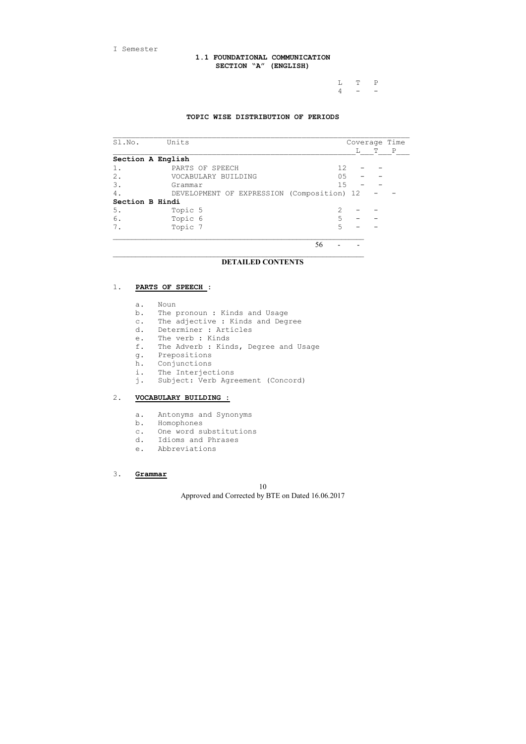I Semester

## 1.1 FOUNDATIONAL COMMUNICATION
### SECTION "A" (ENGLISH)

| L | T | P |
|---|---|---|
| 4 | - | - |

### TOPIC WISE DISTRIBUTION OF PERIODS

| Sl.No. | Units | Coverage Time L | T | P |
|---|---|---|---|---|
| **Section A English** | | | | |
| 1. | PARTS OF SPEECH | 12 | - | - |
| 2. | VOCABULARY BUILDING | 05 | - | - |
| 3. | Grammar | 15 | - | - |
| 4. | DEVELOPMENT OF EXPRESSION (Composition) | 12 | - | - |
| **Section B Hindi** | | | | |
| 5. | Topic 5 | 2 | - | - |
| 6. | Topic 6 | 5 | - | - |
| 7. | Topic 7 | 5 | - | - |
| | | 56 | - | - |

### DETAILED CONTENTS

1. **PARTS OF SPEECH :**

    a. Noun
    b. The pronoun : Kinds and Usage
    c. The adjective : Kinds and Degree
    d. Determiner : Articles
    e. The verb : Kinds
    f. The Adverb : Kinds, Degree and Usage
    g. Prepositions
    h. Conjunctions
    i. The Interjections
    j. Subject: Verb Agreement (Concord)

2. **VOCABULARY BUILDING :**

    a. Antonyms and Synonyms
    b. Homophones
    c. One word substitutions
    d. Idioms and Phrases
    e. Abbreviations

3. **Grammar**

Approved and Corrected by BTE on Dated 16.06.2017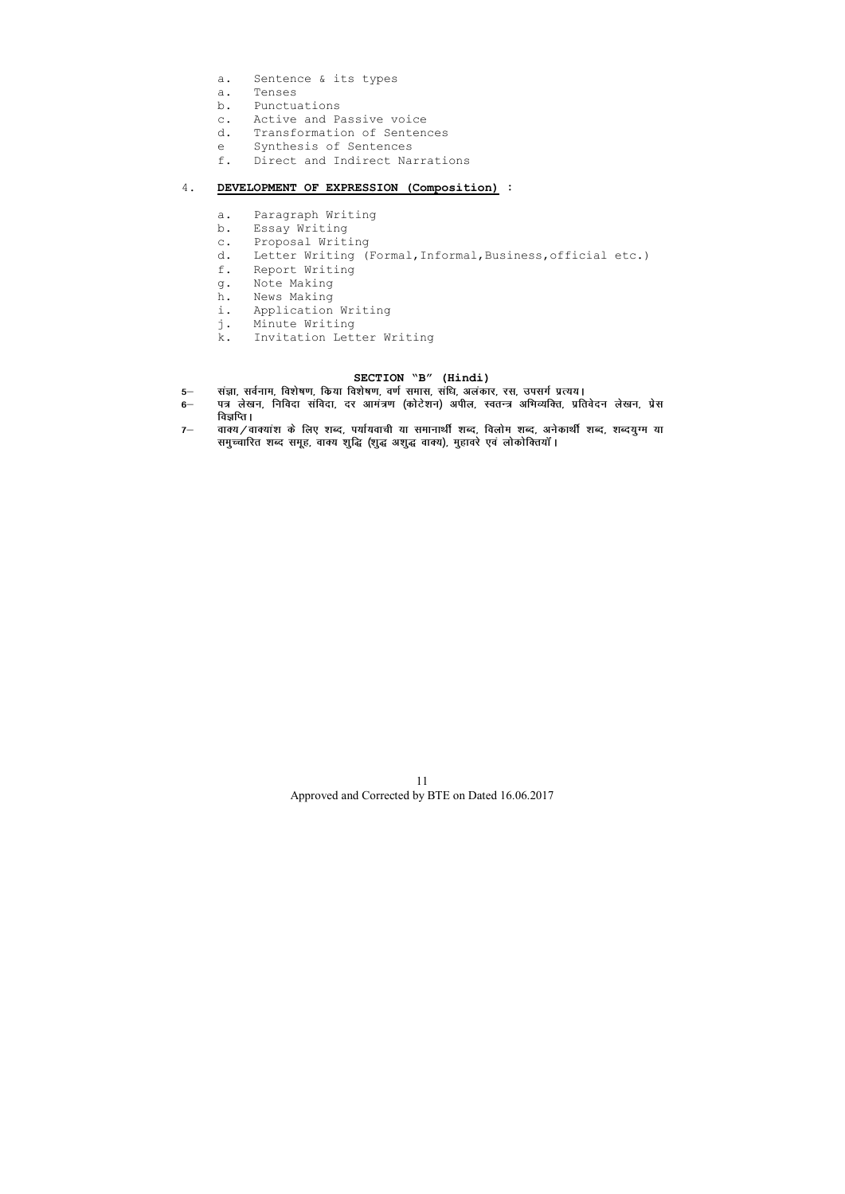a. Sentence & its types
a. Tenses
b. Punctuations
c. Active and Passive voice
d. Transformation of Sentences
e Synthesis of Sentences
f. Direct and Indirect Narrations

4. **DEVELOPMENT OF EXPRESSION (Composition) :**

a. Paragraph Writing
b. Essay Writing
c. Proposal Writing
d. Letter Writing (Formal, Informal, Business, official etc.)
f. Report Writing
g. Note Making
h. News Making
i. Application Writing
j. Minute Writing
k. Invitation Letter Writing

## SECTION "B" (Hindi)

5– संज्ञा, सर्वनाम, विशेषण, क्रिया विशेषण, वर्ण समास, संधि, अलंकार, रस, उपसर्ग प्रत्यय।

6– पत्र लेखन, निविदा संविदा, दर आमंत्रण (कोटेशन) अपील, स्वतन्त्र अभिव्यक्ति, प्रतिवेदन लेखन, प्रेस विज्ञप्ति।

7– वाक्य/वाक्यांश के लिए शब्द, पर्यायवाची या समानार्थी शब्द, विलोम शब्द, अनेकार्थी शब्द, शब्दयुग्म या समुच्चारित शब्द समूह, वाक्य शुद्धि (शुद्ध अशुद्ध वाक्य), मुहावरे एवं लोकोक्तियाँ।

Approved and Corrected by BTE on Dated 16.06.2017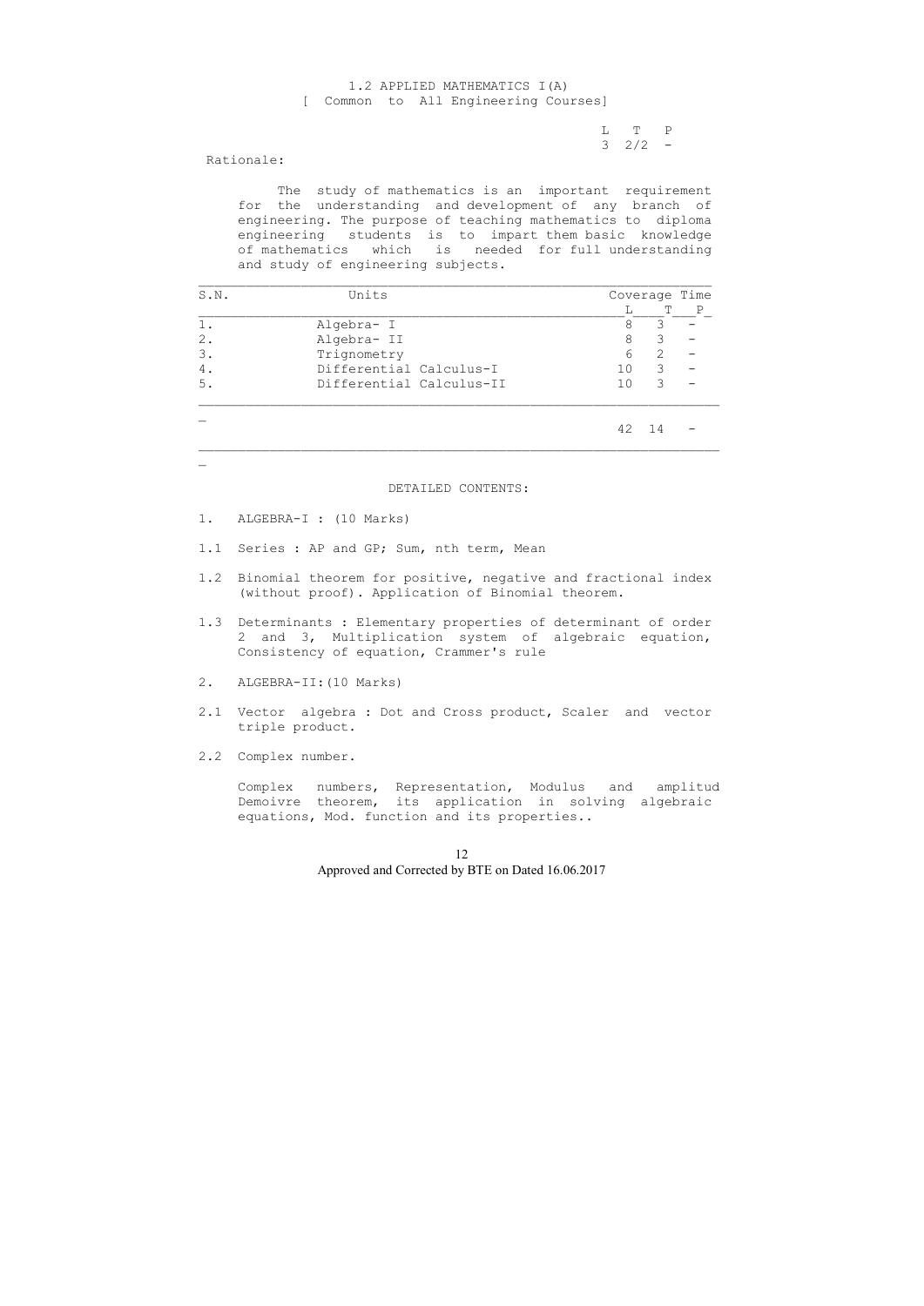# 1.2 APPLIED MATHEMATICS I(A)

[ Common to All Engineering Courses]

| L | T | P |
|---|---|---|
| 3 | 2/2 | - |

Rationale:

The study of mathematics is an important requirement for the understanding and development of any branch of engineering. The purpose of teaching mathematics to diploma engineering students is to impart them basic knowledge of mathematics which is needed for full understanding and study of engineering subjects.

| S.N. | Units | Coverage Time | | |
|---|---|---|---|---|
| | | L | T | P |
| 1. | Algebra- I | 8 | 3 | - |
| 2. | Algebra- II | 8 | 3 | - |
| 3. | Trignometry | 6 | 2 | - |
| 4. | Differential Calculus-I | 10 | 3 | - |
| 5. | Differential Calculus-II | 10 | 3 | - |
| | | 42 | 14 | - |

DETAILED CONTENTS:

1. ALGEBRA-I : (10 Marks)

1.1 Series : AP and GP; Sum, nth term, Mean

1.2 Binomial theorem for positive, negative and fractional index (without proof). Application of Binomial theorem.

1.3 Determinants : Elementary properties of determinant of order 2 and 3, Multiplication system of algebraic equation, Consistency of equation, Crammer's rule

2. ALGEBRA-II:(10 Marks)

2.1 Vector algebra : Dot and Cross product, Scaler and vector triple product.

2.2 Complex number.

Complex numbers, Representation, Modulus and amplitud Demoivre theorem, its application in solving algebraic equations, Mod. function and its properties..

Approved and Corrected by BTE on Dated 16.06.2017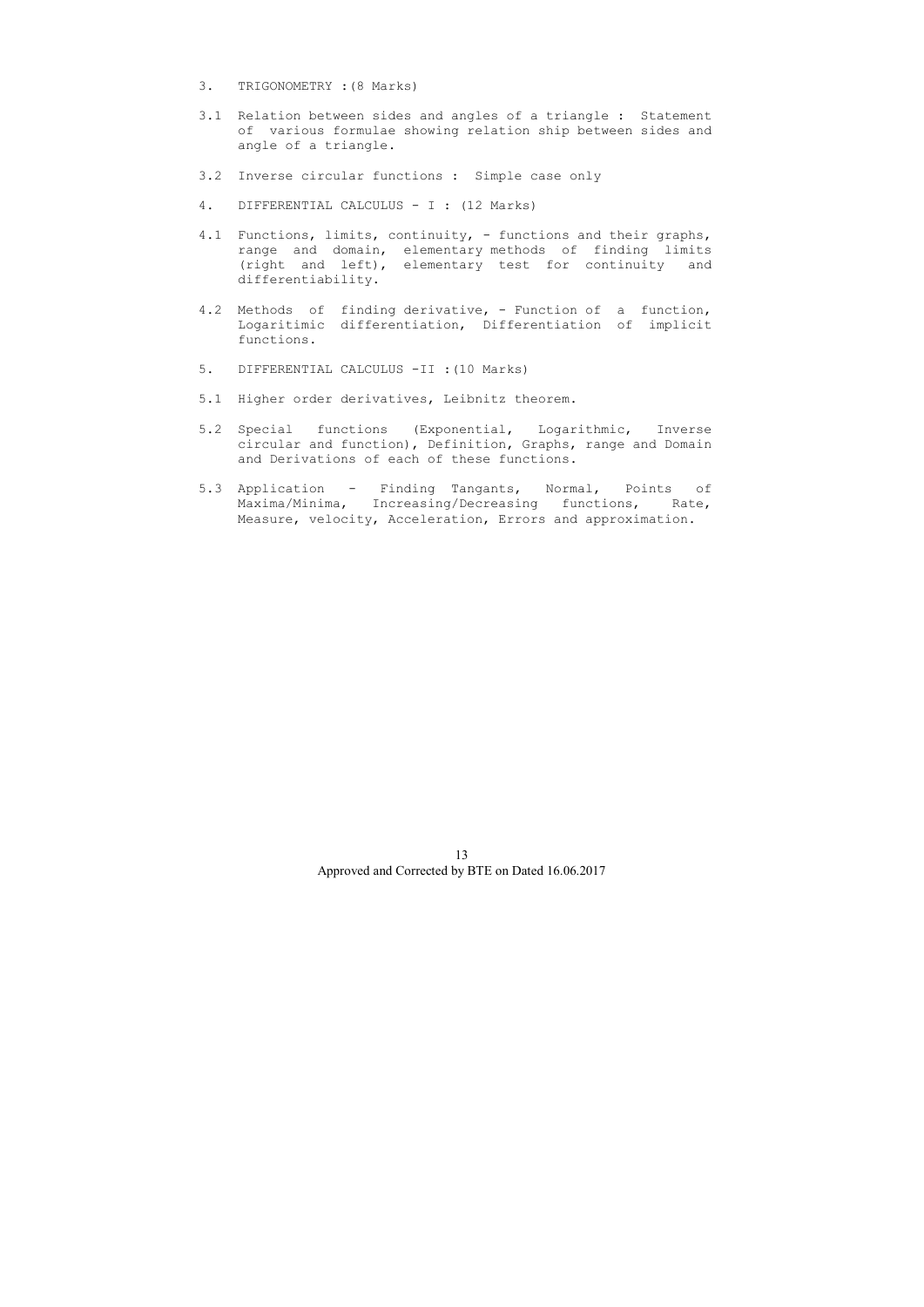3. TRIGONOMETRY :(8 Marks)

3.1 Relation between sides and angles of a triangle : Statement of various formulae showing relation ship between sides and angle of a triangle.

3.2 Inverse circular functions : Simple case only

4. DIFFERENTIAL CALCULUS - I : (12 Marks)

4.1 Functions, limits, continuity, - functions and their graphs, range and domain, elementary methods of finding limits (right and left), elementary test for continuity and differentiability.

4.2 Methods of finding derivative, - Function of a function, Logaritimic differentiation, Differentiation of implicit functions.

5. DIFFERENTIAL CALCULUS -II :(10 Marks)

5.1 Higher order derivatives, Leibnitz theorem.

5.2 Special functions (Exponential, Logarithmic, Inverse circular and function), Definition, Graphs, range and Domain and Derivations of each of these functions.

5.3 Application - Finding Tangants, Normal, Points of Maxima/Minima, Increasing/Decreasing functions, Rate, Measure, velocity, Acceleration, Errors and approximation.

Approved and Corrected by BTE on Dated 16.06.2017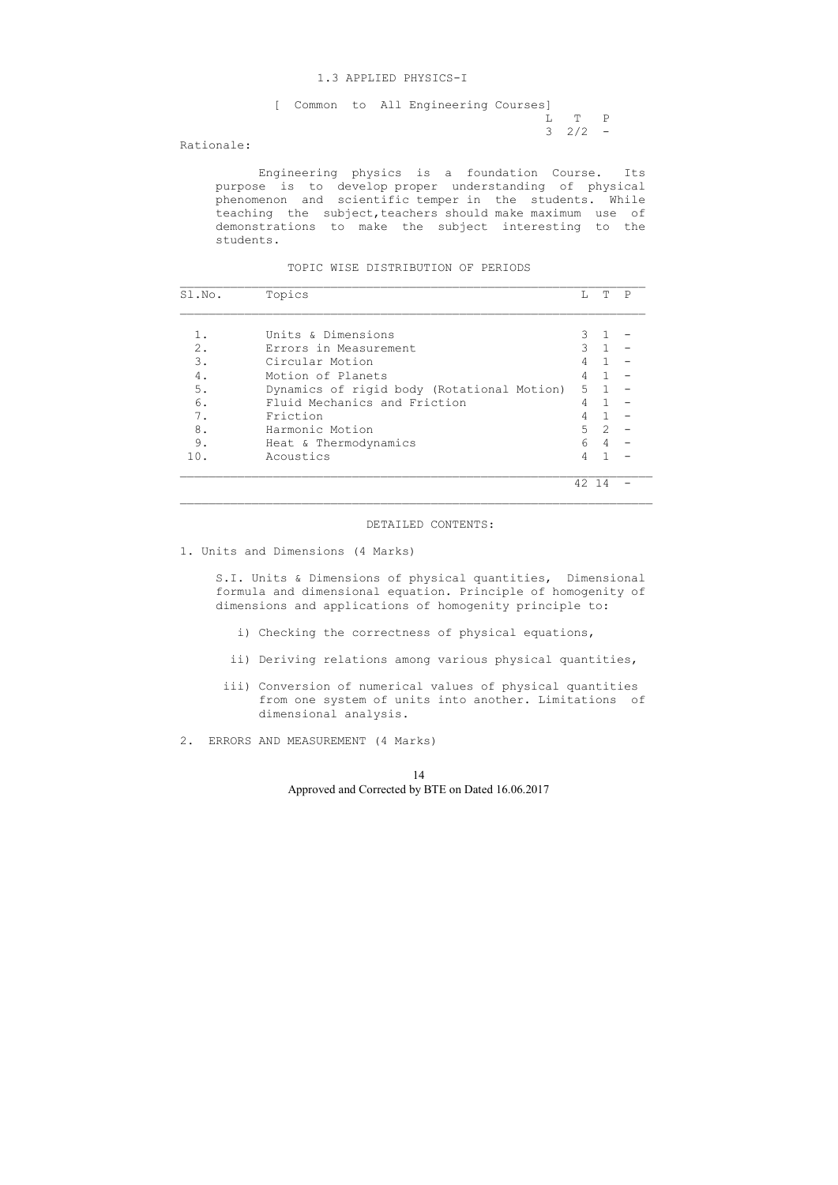# 1.3 APPLIED PHYSICS-I

[ Common to All Engineering Courses]

| L | T | P |
|---|---|---|
| 3 | 2/2 | - |

Rationale:

Engineering physics is a foundation Course. Its purpose is to develop proper understanding of physical phenomenon and scientific temper in the students. While teaching the subject, teachers should make maximum use of demonstrations to make the subject interesting to the students.

## TOPIC WISE DISTRIBUTION OF PERIODS

| Sl.No. | Topics | L | T | P |
|---|---|---|---|---|
| 1. | Units & Dimensions | 3 | 1 | - |
| 2. | Errors in Measurement | 3 | 1 | - |
| 3. | Circular Motion | 4 | 1 | - |
| 4. | Motion of Planets | 4 | 1 | - |
| 5. | Dynamics of rigid body (Rotational Motion) | 5 | 1 | - |
| 6. | Fluid Mechanics and Friction | 4 | 1 | - |
| 7. | Friction | 4 | 1 | - |
| 8. | Harmonic Motion | 5 | 2 | - |
| 9. | Heat & Thermodynamics | 6 | 4 | - |
| 10. | Acoustics | 4 | 1 | - |
| | | 42 | 14 | - |

## DETAILED CONTENTS:

1. Units and Dimensions (4 Marks)

S.I. Units & Dimensions of physical quantities, Dimensional formula and dimensional equation. Principle of homogenity of dimensions and applications of homogenity principle to:

i) Checking the correctness of physical equations,

ii) Deriving relations among various physical quantities,

iii) Conversion of numerical values of physical quantities from one system of units into another. Limitations of dimensional analysis.

2. ERRORS AND MEASUREMENT (4 Marks)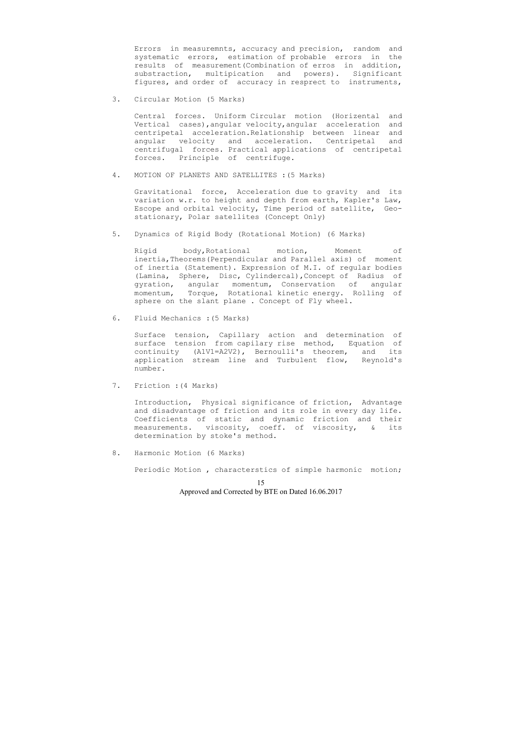Errors in measuremnts, accuracy and precision, random and systematic errors, estimation of probable errors in the results of measurement(Combination of erros in addition, substraction, multipication and powers). Significant figures, and order of accuracy in resprect to instruments,

3. Circular Motion (5 Marks)

   Central forces. Uniform Circular motion (Horizental and Vertical cases),angular velocity,angular acceleration and centripetal acceleration.Relationship between linear and angular velocity and acceleration. Centripetal and centrifugal forces. Practical applications of centripetal forces. Principle of centrifuge.

4. MOTION OF PLANETS AND SATELLITES :(5 Marks)

   Gravitational force, Acceleration due to gravity and its variation w.r. to height and depth from earth, Kapler's Law, Escope and orbital velocity, Time period of satellite, Geo-stationary, Polar satellites (Concept Only)

5. Dynamics of Rigid Body (Rotational Motion) (6 Marks)

   Rigid body,Rotational motion, Moment of inertia,Theorems(Perpendicular and Parallel axis) of moment of inertia (Statement). Expression of M.I. of regular bodies (Lamina, Sphere, Disc, Cylindercal),Concept of Radius of gyration, angular momentum, Conservation of angular momentum, Torque, Rotational kinetic energy. Rolling of sphere on the slant plane . Concept of Fly wheel.

6. Fluid Mechanics :(5 Marks)

   Surface tension, Capillary action and determination of surface tension from capilary rise method, Equation of continuity ($A_1V_1=A_2V_2$), Bernoulli's theorem, and its application stream line and Turbulent flow, Reynold's number.

7. Friction :(4 Marks)

   Introduction, Physical significance of friction, Advantage and disadvantage of friction and its role in every day life. Coefficients of static and dynamic friction and their measurements. viscosity, coeff. of viscosity, & its determination by stoke's method.

8. Harmonic Motion (6 Marks)

   Periodic Motion , characterstics of simple harmonic motion;

Approved and Corrected by BTE on Dated 16.06.2017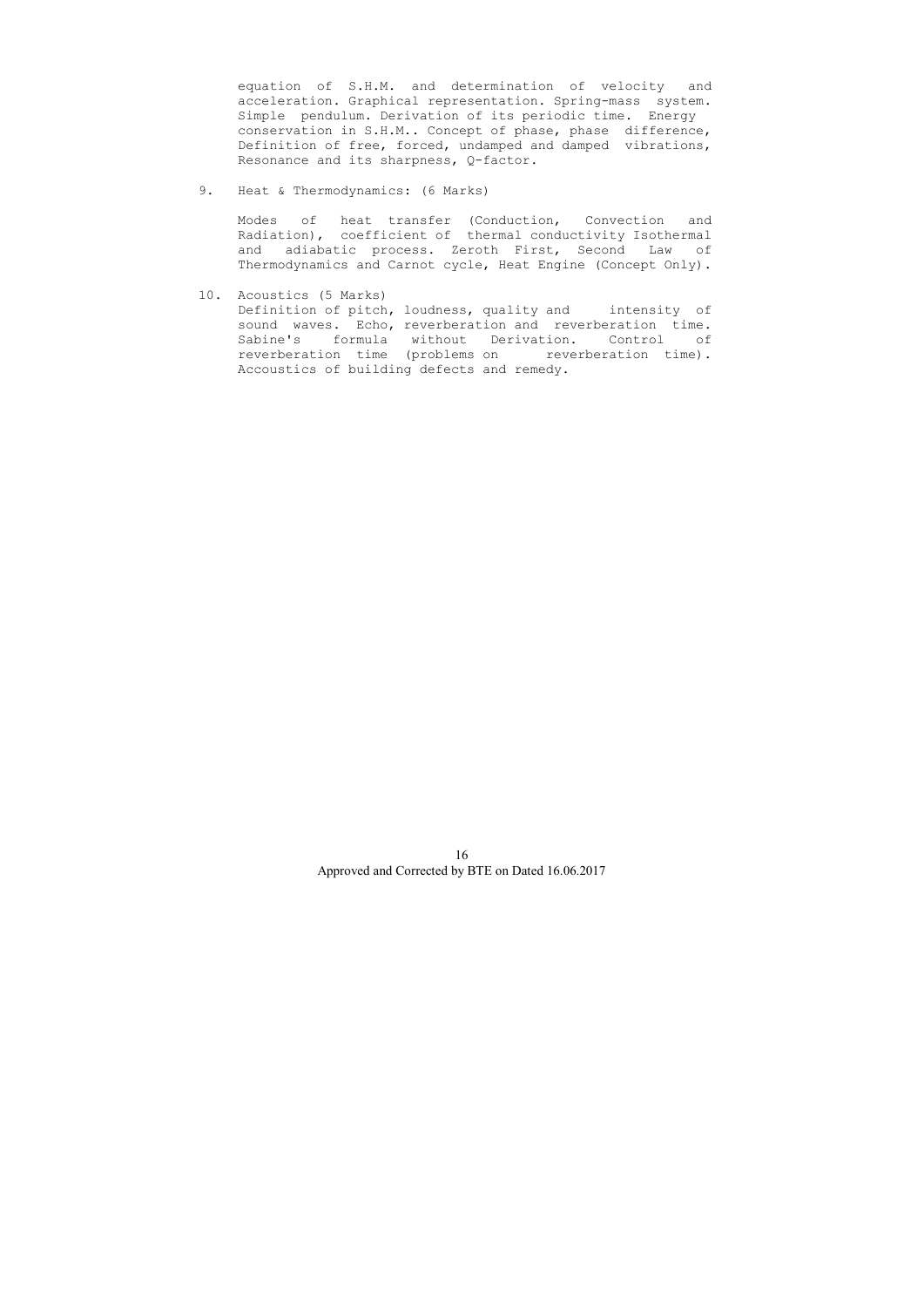equation of S.H.M. and determination of velocity and acceleration. Graphical representation. Spring-mass system. Simple pendulum. Derivation of its periodic time. Energy conservation in S.H.M.. Concept of phase, phase difference, Definition of free, forced, undamped and damped vibrations, Resonance and its sharpness, Q-factor.

9. Heat & Thermodynamics: (6 Marks)

   Modes of heat transfer (Conduction, Convection and Radiation), coefficient of thermal conductivity Isothermal and adiabatic process. Zeroth First, Second Law of Thermodynamics and Carnot cycle, Heat Engine (Concept Only).

10. Acoustics (5 Marks)
    Definition of pitch, loudness, quality and intensity of sound waves. Echo, reverberation and reverberation time. Sabine's formula without Derivation. Control of reverberation time (problems on reverberation time). Accoustics of building defects and remedy.

Approved and Corrected by BTE on Dated 16.06.2017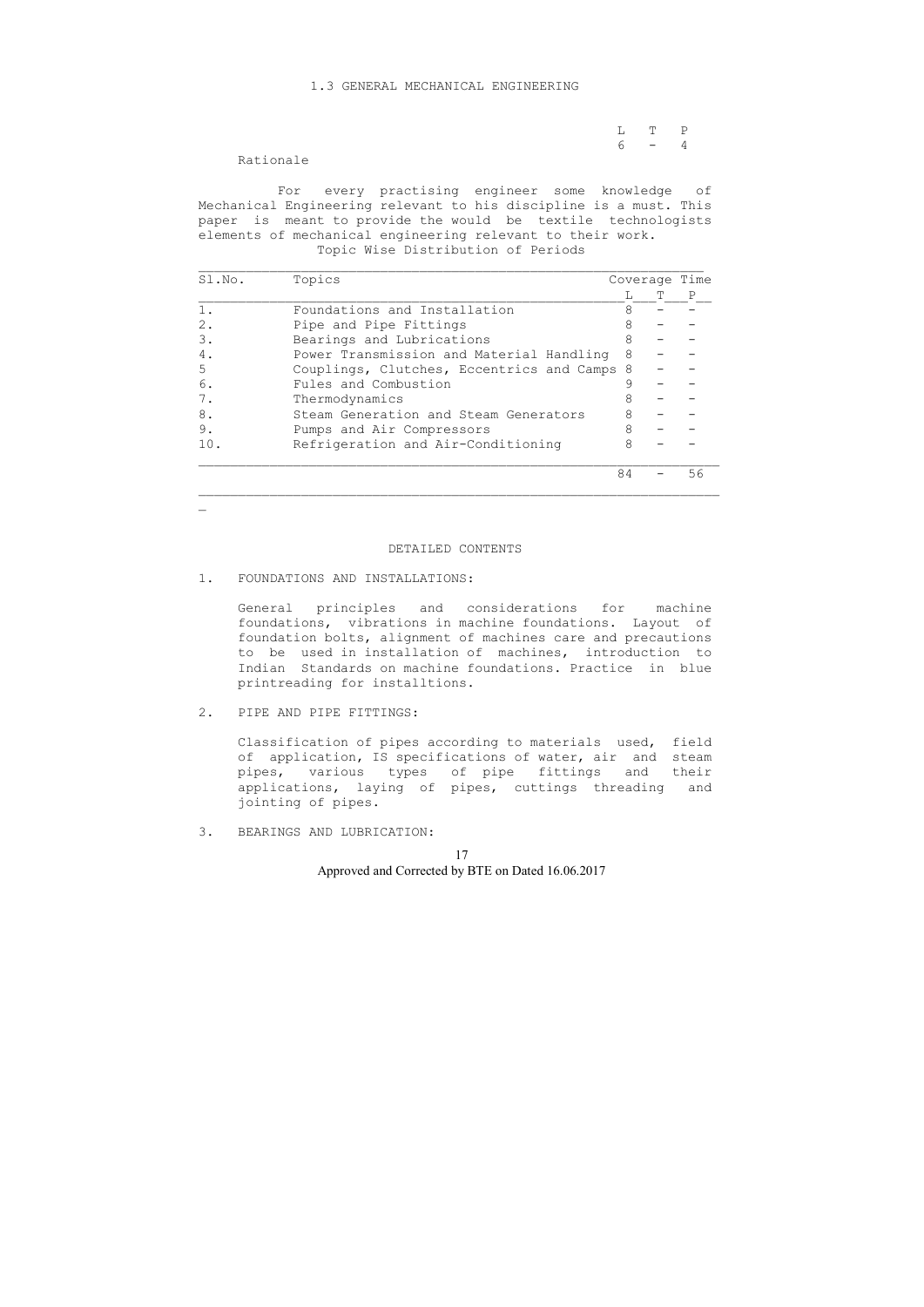# 1.3 GENERAL MECHANICAL ENGINEERING

| L | T | P |
|---|---|---|
| 6 | - | 4 |

## Rationale

For every practising engineer some knowledge of Mechanical Engineering relevant to his discipline is a must. This paper is meant to provide the would be textile technologists elements of mechanical engineering relevant to their work.

Topic Wise Distribution of Periods

| Sl.No. | Topics | Coverage Time | | |
|---|---|---|---|---|
| | | L | T | P |
| 1. | Foundations and Installation | 8 | - | - |
| 2. | Pipe and Pipe Fittings | 8 | - | - |
| 3. | Bearings and Lubrications | 8 | - | - |
| 4. | Power Transmission and Material Handling | 8 | - | - |
| 5 | Couplings, Clutches, Eccentrics and Camps | 8 | - | - |
| 6. | Fules and Combustion | 9 | - | - |
| 7. | Thermodynamics | 8 | - | - |
| 8. | Steam Generation and Steam Generators | 8 | - | - |
| 9. | Pumps and Air Compressors | 8 | - | - |
| 10. | Refrigeration and Air-Conditioning | 8 | - | - |
| | | 84 | - | 56 |

## DETAILED CONTENTS

1. FOUNDATIONS AND INSTALLATIONS:

   General principles and considerations for machine foundations, vibrations in machine foundations. Layout of foundation bolts, alignment of machines care and precautions to be used in installation of machines, introduction to Indian Standards on machine foundations. Practice in blue printreading for installtions.

2. PIPE AND PIPE FITTINGS:

   Classification of pipes according to materials used, field of application, IS specifications of water, air and steam pipes, various types of pipe fittings and their applications, laying of pipes, cuttings threading and jointing of pipes.

3. BEARINGS AND LUBRICATION:

Approved and Corrected by BTE on Dated 16.06.2017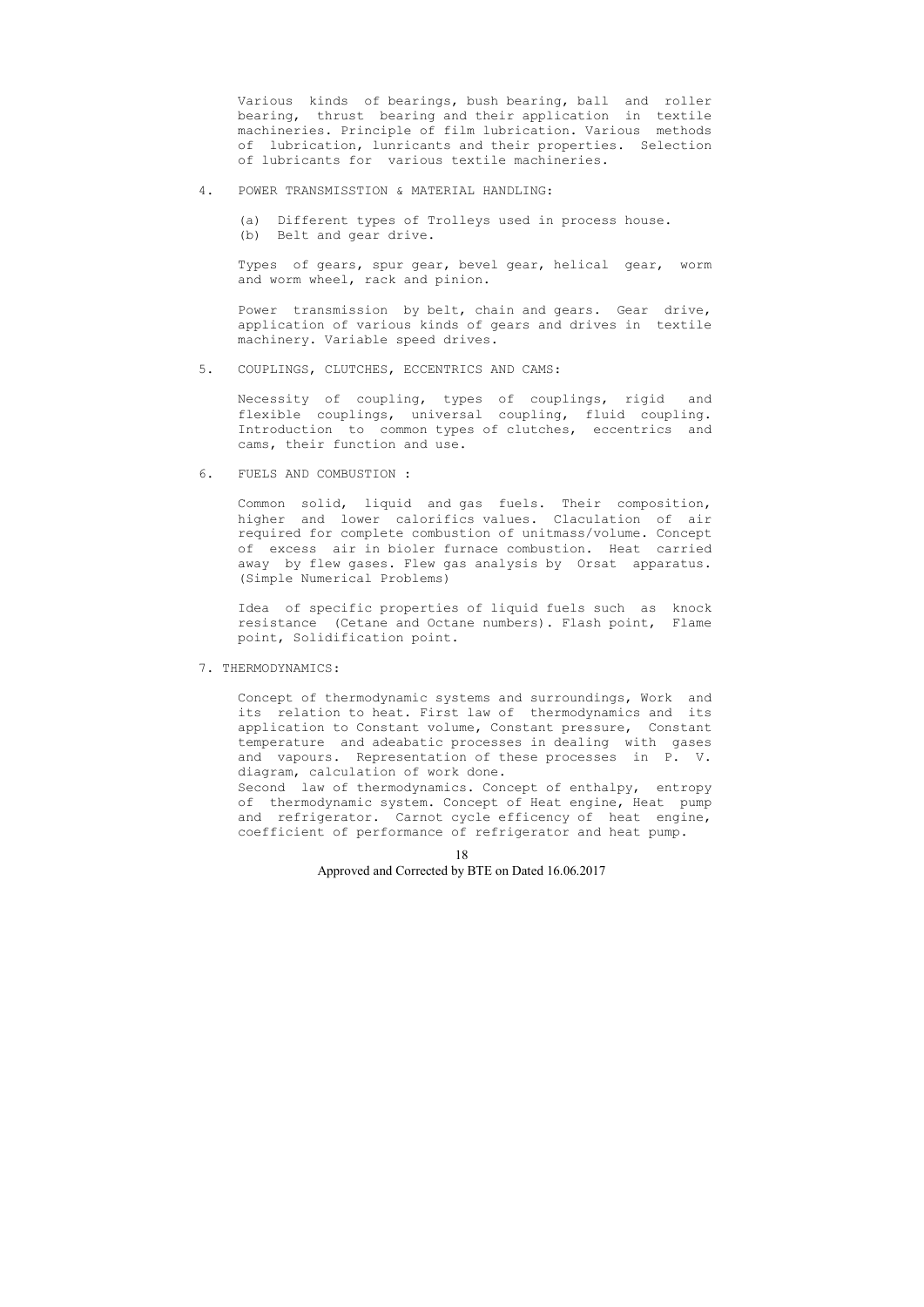Various kinds of bearings, bush bearing, ball and roller bearing, thrust bearing and their application in textile machineries. Principle of film lubrication. Various methods of lubrication, lunricants and their properties. Selection of lubricants for various textile machineries.

4. POWER TRANSMISSTION & MATERIAL HANDLING:

   (a) Different types of Trolleys used in process house.
   (b) Belt and gear drive.

   Types of gears, spur gear, bevel gear, helical gear, worm and worm wheel, rack and pinion.

   Power transmission by belt, chain and gears. Gear drive, application of various kinds of gears and drives in textile machinery. Variable speed drives.

5. COUPLINGS, CLUTCHES, ECCENTRICS AND CAMS:

   Necessity of coupling, types of couplings, rigid and flexible couplings, universal coupling, fluid coupling. Introduction to common types of clutches, eccentrics and cams, their function and use.

6. FUELS AND COMBUSTION :

   Common solid, liquid and gas fuels. Their composition, higher and lower calorifics values. Claculation of air required for complete combustion of unitmass/volume. Concept of excess air in bioler furnace combustion. Heat carried away by flew gases. Flew gas analysis by Orsat apparatus. (Simple Numerical Problems)

   Idea of specific properties of liquid fuels such as knock resistance (Cetane and Octane numbers). Flash point, Flame point, Solidification point.

7. THERMODYNAMICS:

   Concept of thermodynamic systems and surroundings, Work and its relation to heat. First law of thermodynamics and its application to Constant volume, Constant pressure, Constant temperature and adeabatic processes in dealing with gases and vapours. Representation of these processes in P. V. diagram, calculation of work done.
   Second law of thermodynamics. Concept of enthalpy, entropy of thermodynamic system. Concept of Heat engine, Heat pump and refrigerator. Carnot cycle efficency of heat engine, coefficient of performance of refrigerator and heat pump.

Approved and Corrected by BTE on Dated 16.06.2017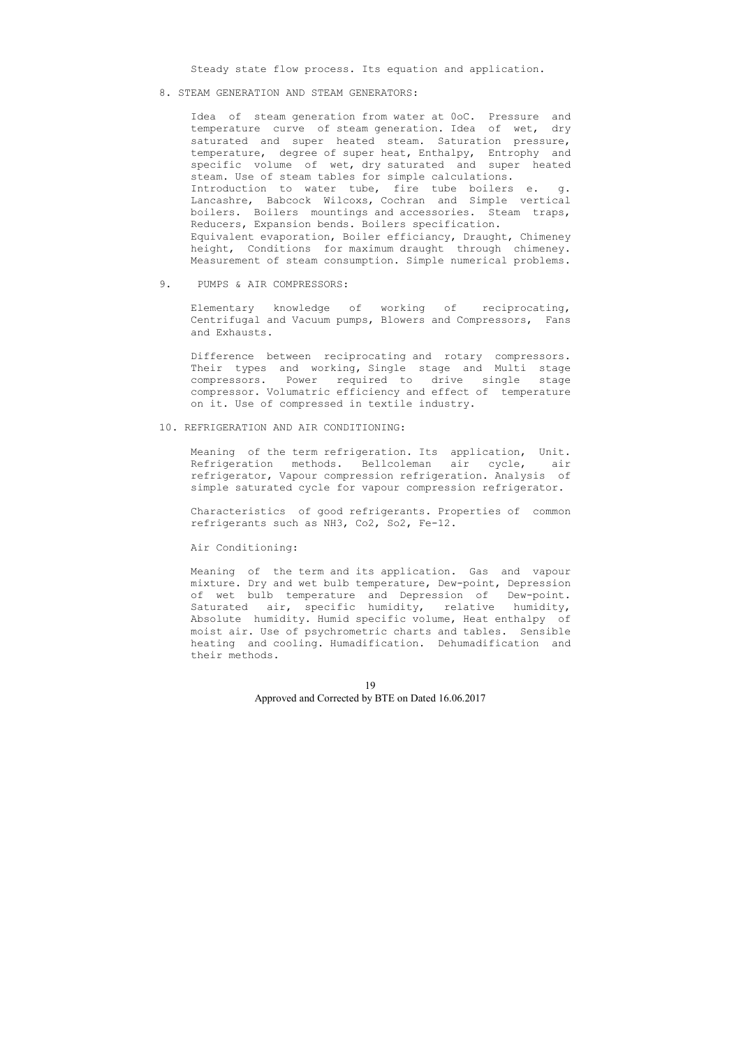Steady state flow process. Its equation and application.

## 8. STEAM GENERATION AND STEAM GENERATORS:

Idea of steam generation from water at 0oC. Pressure and temperature curve of steam generation. Idea of wet, dry saturated and super heated steam. Saturation pressure, temperature, degree of super heat, Enthalpy, Entrophy and specific volume of wet, dry saturated and super heated steam. Use of steam tables for simple calculations.
Introduction to water tube, fire tube boilers e. g. Lancashre, Babcock Wilcoxs, Cochran and Simple vertical boilers. Boilers mountings and accessories. Steam traps, Reducers, Expansion bends. Boilers specification.
Equivalent evaporation, Boiler efficiancy, Draught, Chimeney height, Conditions for maximum draught through chimeney. Measurement of steam consumption. Simple numerical problems.

## 9. PUMPS & AIR COMPRESSORS:

Elementary knowledge of working of reciprocating, Centrifugal and Vacuum pumps, Blowers and Compressors, Fans and Exhausts.

Difference between reciprocating and rotary compressors. Their types and working, Single stage and Multi stage compressors. Power required to drive single stage compressor. Volumatric efficiency and effect of temperature on it. Use of compressed in textile industry.

## 10. REFRIGERATION AND AIR CONDITIONING:

Meaning of the term refrigeration. Its application, Unit. Refrigeration methods. Bellcoleman air cycle, air refrigerator, Vapour compression refrigeration. Analysis of simple saturated cycle for vapour compression refrigerator.

Characteristics of good refrigerants. Properties of common refrigerants such as $NH_3$, $Co_2$, $So_2$, Fe-12.

Air Conditioning:

Meaning of the term and its application. Gas and vapour mixture. Dry and wet bulb temperature, Dew-point, Depression of wet bulb temperature and Depression of Dew-point. Saturated air, specific humidity, relative humidity, Absolute humidity. Humid specific volume, Heat enthalpy of moist air. Use of psychrometric charts and tables. Sensible heating and cooling. Humadification. Dehumadification and their methods.

Approved and Corrected by BTE on Dated 16.06.2017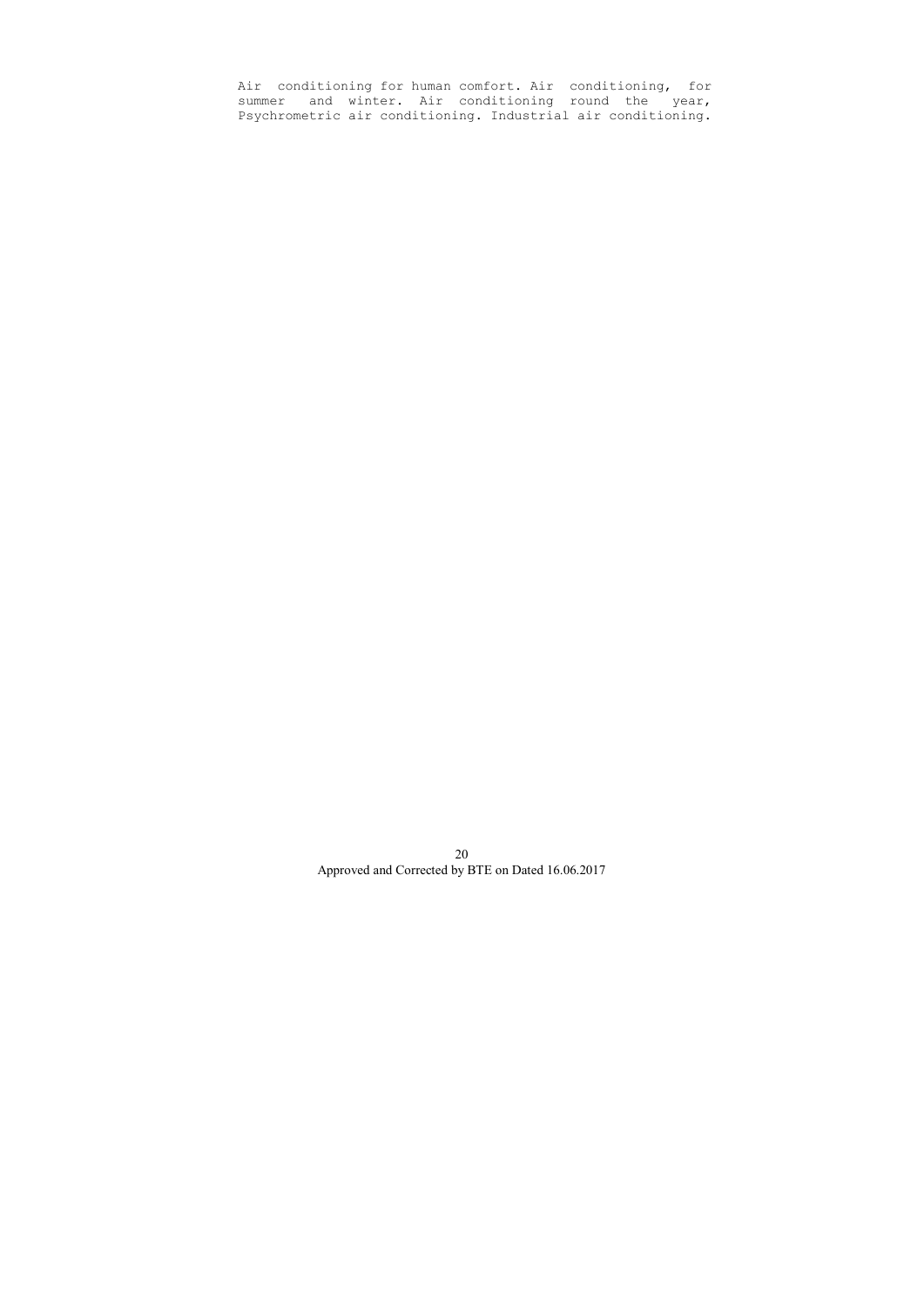Air conditioning for human comfort. Air conditioning, for summer and winter. Air conditioning round the year, Psychrometric air conditioning. Industrial air conditioning.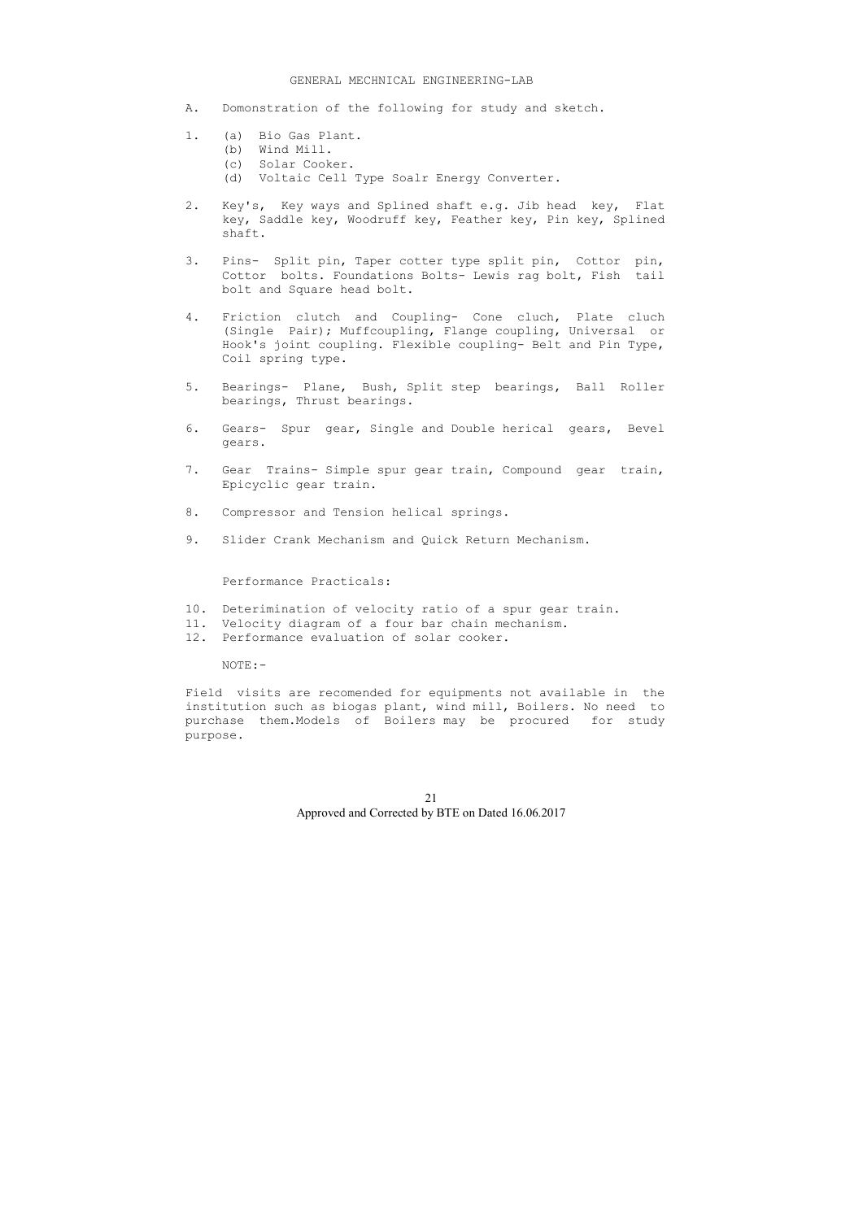# GENERAL MECHNICAL ENGINEERING-LAB

A. Domonstration of the following for study and sketch.

1. (a) Bio Gas Plant.
   (b) Wind Mill.
   (c) Solar Cooker.
   (d) Voltaic Cell Type Soalr Energy Converter.

2. Key's, Key ways and Splined shaft e.g. Jib head key, Flat key, Saddle key, Woodruff key, Feather key, Pin key, Splined shaft.

3. Pins- Split pin, Taper cotter type split pin, Cottor pin, Cottor bolts. Foundations Bolts- Lewis rag bolt, Fish tail bolt and Square head bolt.

4. Friction clutch and Coupling- Cone cluch, Plate cluch (Single Pair); Muffcoupling, Flange coupling, Universal or Hook's joint coupling. Flexible coupling- Belt and Pin Type, Coil spring type.

5. Bearings- Plane, Bush, Split step bearings, Ball Roller bearings, Thrust bearings.

6. Gears- Spur gear, Single and Double herical gears, Bevel gears.

7. Gear Trains- Simple spur gear train, Compound gear train, Epicyclic gear train.

8. Compressor and Tension helical springs.

9. Slider Crank Mechanism and Quick Return Mechanism.

Performance Practicals:

10. Deterimination of velocity ratio of a spur gear train.
11. Velocity diagram of a four bar chain mechanism.
12. Performance evaluation of solar cooker.

NOTE:-

Field visits are recomended for equipments not available in the institution such as biogas plant, wind mill, Boilers. No need to purchase them.Models of Boilers may be procured for study purpose.

Approved and Corrected by BTE on Dated 16.06.2017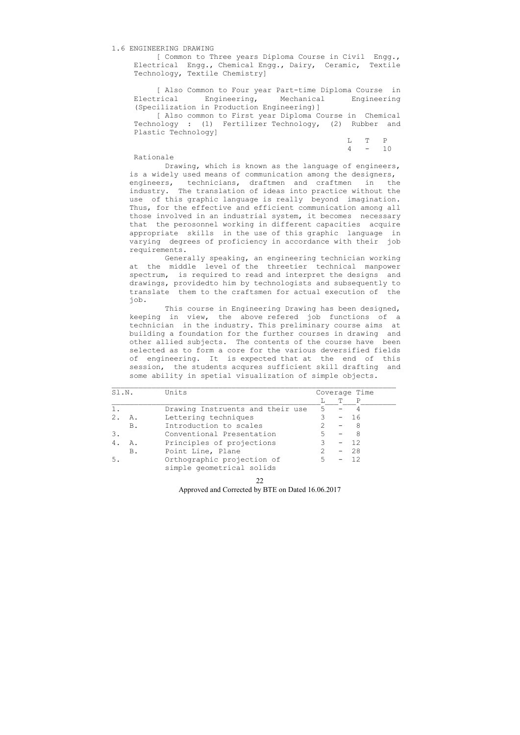# 1.6 ENGINEERING DRAWING

[ Common to Three years Diploma Course in Civil Engg., Electrical Engg., Chemical Engg., Dairy, Ceramic, Textile Technology, Textile Chemistry]

[ Also Common to Four year Part-time Diploma Course in Electrical Engineering, Mechanical Engineering (Specilization in Production Engineering)]

[ Also common to First year Diploma Course in Chemical Technology : (1) Fertilizer Technology, (2) Rubber and Plastic Technology]

| L | T | P |
|---|---|---|
| 4 | - | 10 |

## Rationale

Drawing, which is known as the language of engineers, is a widely used means of communication among the designers, engineers, technicians, draftmen and craftmen in the industry. The translation of ideas into practice without the use of this graphic language is really beyond imagination. Thus, for the effective and efficient communication among all those involved in an industrial system, it becomes necessary that the perosonnel working in different capacities acquire appropriate skills in the use of this graphic language in varying degrees of proficiency in accordance with their job requirements.

Generally speaking, an engineering technician working at the middle level of the threetier technical manpower spectrum, is required to read and interpret the designs and drawings, providedto him by technologists and subsequently to translate them to the craftsmen for actual execution of the job.

This course in Engineering Drawing has been designed, keeping in view, the above refered job functions of a technician in the industry. This preliminary course aims at building a foundation for the further courses in drawing and other allied subjects. The contents of the course have been selected as to form a core for the various deversified fields of engineering. It is expected that at the end of this session, the students acqures sufficient skill drafting and some ability in spetial visualization of simple objects.

| Sl.N. | | Units | Coverage Time | | |
|---|---|---|---|---|---|
| | | | L | T | P |
| 1. | | Drawing Instruents and their use | 5 | - | 4 |
| 2. | A. | Lettering techniques | 3 | - | 16 |
| | B. | Introduction to scales | 2 | - | 8 |
| 3. | | Conventional Presentation | 5 | - | 8 |
| 4. | A. | Principles of projections | 3 | - | 12 |
| | B. | Point Line, Plane | 2 | - | 28 |
| 5. | | Orthographic projection of simple geometrical solids | 5 | - | 12 |

Approved and Corrected by BTE on Dated 16.06.2017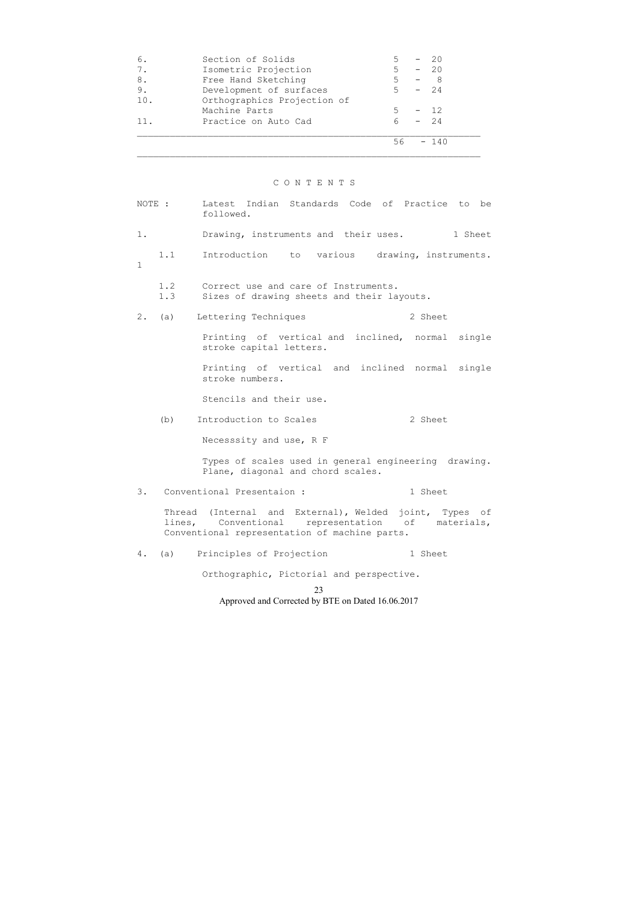| | | |
|---|---|---|
| 6. | Section of Solids | 5 - 20 |
| 7. | Isometric Projection | 5 - 20 |
| 8. | Free Hand Sketching | 5 - 8 |
| 9. | Development of surfaces | 5 - 24 |
| 10. | Orthographics Projection of Machine Parts | 5 - 12 |
| 11. | Practice on Auto Cad | 6 - 24 |
| | | 56 - 140 |

## C O N T E N T S

NOTE : Latest Indian Standards Code of Practice to be followed.

1. Drawing, instruments and their uses. 1 Sheet

   1.1 Introduction to various drawing, instruments. 1

   1.2 Correct use and care of Instruments.

   1.3 Sizes of drawing sheets and their layouts.

2. (a) Lettering Techniques 2 Sheet

   Printing of vertical and inclined, normal single stroke capital letters.

   Printing of vertical and inclined normal single stroke numbers.

   Stencils and their use.

   (b) Introduction to Scales 2 Sheet

   Necesssity and use, R F

   Types of scales used in general engineering drawing. Plane, diagonal and chord scales.

3. Conventional Presentaion : 1 Sheet

   Thread (Internal and External), Welded joint, Types of lines, Conventional representation of materials, Conventional representation of machine parts.

4. (a) Principles of Projection 1 Sheet

   Orthographic, Pictorial and perspective.

Approved and Corrected by BTE on Dated 16.06.2017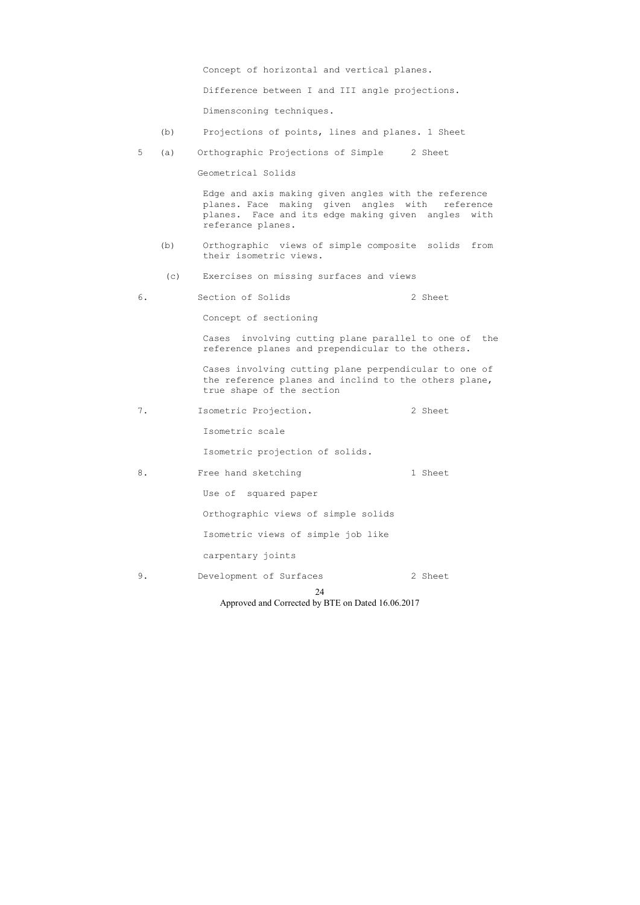Concept of horizontal and vertical planes.

Difference between I and III angle projections.

Dimensconing techniques.

(b) Projections of points, lines and planes. 1 Sheet

5 (a) Orthographic Projections of Simple Geometrical Solids 2 Sheet

Edge and axis making given angles with the reference planes. Face making given angles with reference planes. Face and its edge making given angles with referance planes.

(b) Orthographic views of simple composite solids from their isometric views.

(c) Exercises on missing surfaces and views

6. Section of Solids 2 Sheet

Concept of sectioning

Cases involving cutting plane parallel to one of the reference planes and prependicular to the others.

Cases involving cutting plane perpendicular to one of the reference planes and inclind to the others plane, true shape of the section

7. Isometric Projection. 2 Sheet

Isometric scale

Isometric projection of solids.

8. Free hand sketching 1 Sheet

Use of squared paper

Orthographic views of simple solids

Isometric views of simple job like

carpentary joints

9. Development of Surfaces 2 Sheet

Approved and Corrected by BTE on Dated 16.06.2017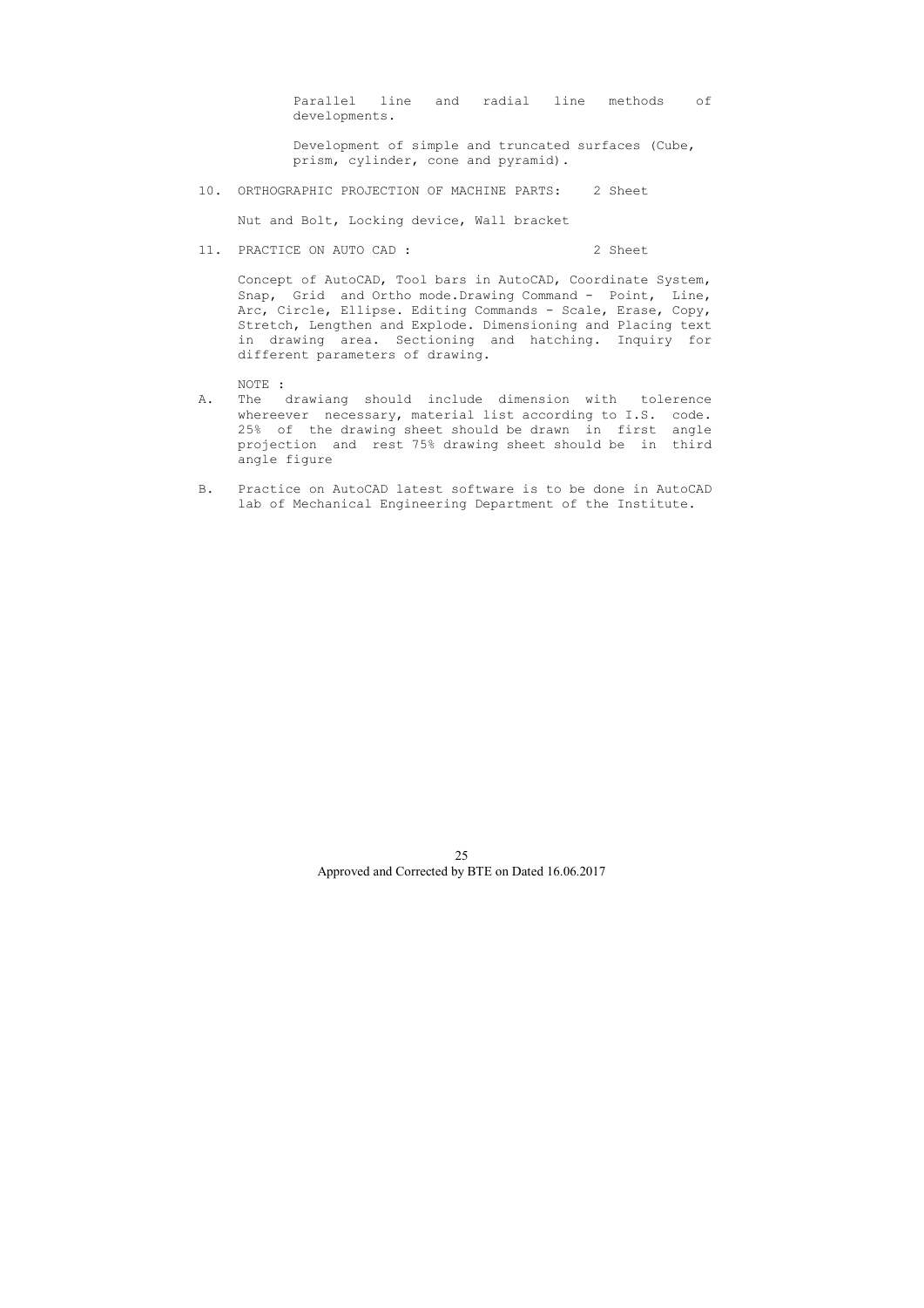Parallel line and radial line methods of developments.

Development of simple and truncated surfaces (Cube, prism, cylinder, cone and pyramid).

10. ORTHOGRAPHIC PROJECTION OF MACHINE PARTS: 2 Sheet

    Nut and Bolt, Locking device, Wall bracket

11. PRACTICE ON AUTO CAD : 2 Sheet

    Concept of AutoCAD, Tool bars in AutoCAD, Coordinate System, Snap, Grid and Ortho mode.Drawing Command - Point, Line, Arc, Circle, Ellipse. Editing Commands - Scale, Erase, Copy, Stretch, Lengthen and Explode. Dimensioning and Placing text in drawing area. Sectioning and hatching. Inquiry for different parameters of drawing.

NOTE :

A. The drawiang should include dimension with tolerence whereever necessary, material list according to I.S. code. 25% of the drawing sheet should be drawn in first angle projection and rest 75% drawing sheet should be in third angle figure

B. Practice on AutoCAD latest software is to be done in AutoCAD lab of Mechanical Engineering Department of the Institute.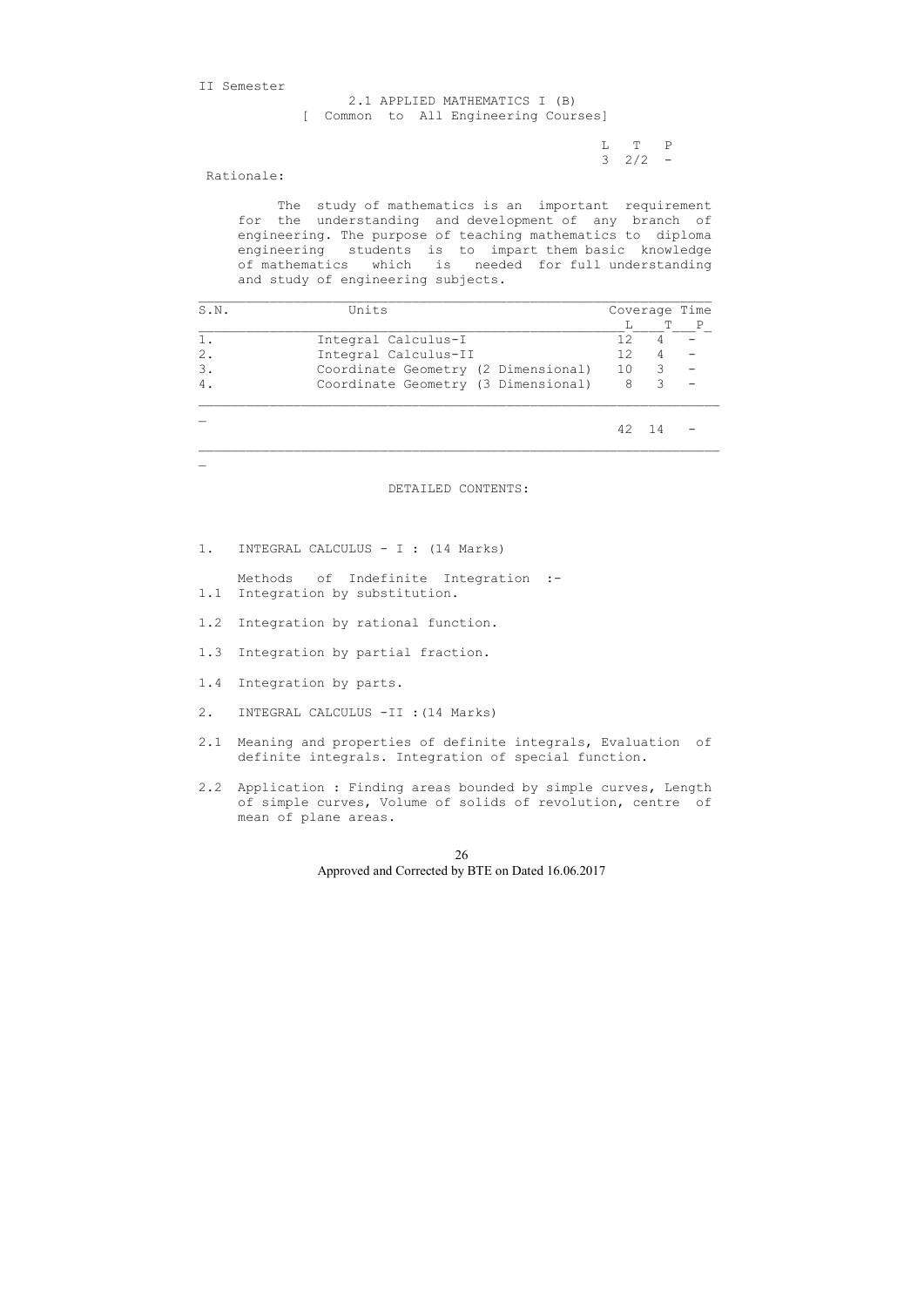II Semester

## 2.1 APPLIED MATHEMATICS I (B)

[ Common to All Engineering Courses]

| L | T | P |
|---|---|---|
| 3 | 2/2 | - |

Rationale:

The study of mathematics is an important requirement for the understanding and development of any branch of engineering. The purpose of teaching mathematics to diploma engineering students is to impart them basic knowledge of mathematics which is needed for full understanding and study of engineering subjects.

| S.N. | Units | Coverage Time | | |
|---|---|---|---|---|
| | | L | T | P |
| 1. | Integral Calculus-I | 12 | 4 | - |
| 2. | Integral Calculus-II | 12 | 4 | - |
| 3. | Coordinate Geometry (2 Dimensional) | 10 | 3 | - |
| 4. | Coordinate Geometry (3 Dimensional) | 8 | 3 | - |
| | | 42 | 14 | - |

### DETAILED CONTENTS:

1. INTEGRAL CALCULUS - I : (14 Marks)

   Methods of Indefinite Integration :-

1.1 Integration by substitution.

1.2 Integration by rational function.

1.3 Integration by partial fraction.

1.4 Integration by parts.

2. INTEGRAL CALCULUS -II :(14 Marks)

2.1 Meaning and properties of definite integrals, Evaluation of definite integrals. Integration of special function.

2.2 Application : Finding areas bounded by simple curves, Length of simple curves, Volume of solids of revolution, centre of mean of plane areas.

Approved and Corrected by BTE on Dated 16.06.2017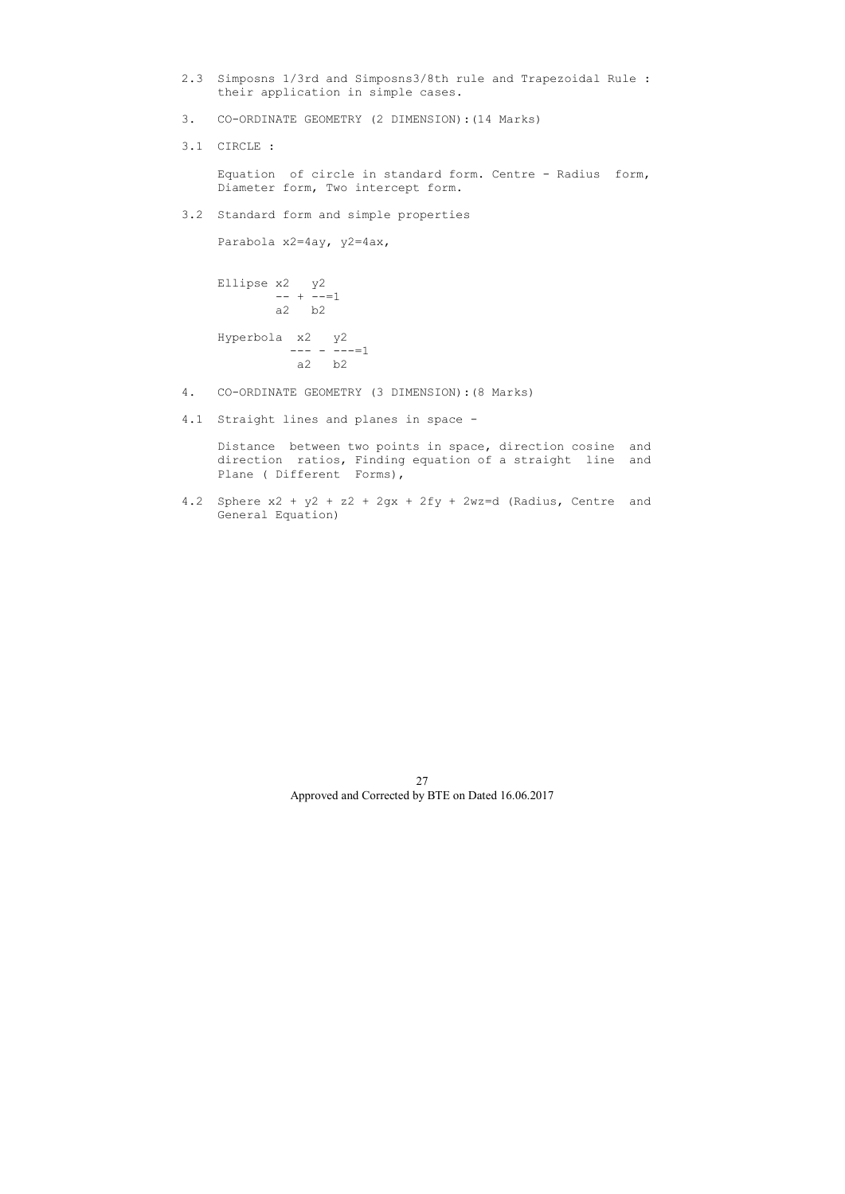2.3 Simposns 1/3rd and Simposns3/8th rule and Trapezoidal Rule : their application in simple cases.

## 3. CO-ORDINATE GEOMETRY (2 DIMENSION):(14 Marks)

3.1 CIRCLE :

Equation of circle in standard form. Centre - Radius form, Diameter form, Two intercept form.

3.2 Standard form and simple properties

Parabola $x^2=4ay$, $y^2=4ax$,

Ellipse $\frac{x^2}{a^2} + \frac{y^2}{b^2}=1$

Hyperbola $\frac{x^2}{a^2} - \frac{y^2}{b^2}=1$

## 4. CO-ORDINATE GEOMETRY (3 DIMENSION):(8 Marks)

4.1 Straight lines and planes in space -

Distance between two points in space, direction cosine and direction ratios, Finding equation of a straight line and Plane ( Different Forms),

4.2 Sphere $x^2 + y^2 + z^2 + 2gx + 2fy + 2wz=d$ (Radius, Centre and General Equation)

Approved and Corrected by BTE on Dated 16.06.2017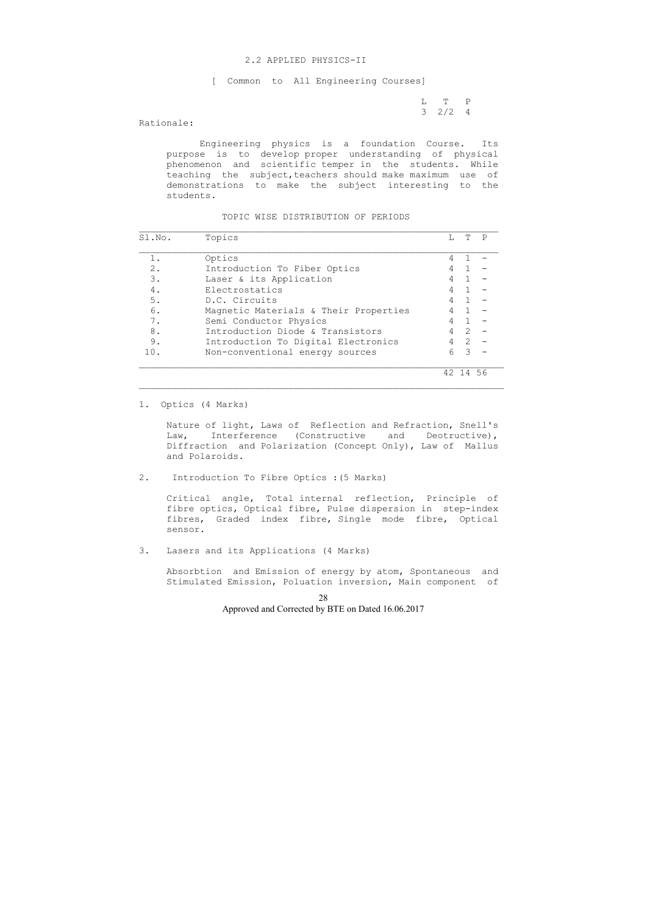## 2.2 APPLIED PHYSICS-II

[ Common to All Engineering Courses]

| L | T | P |
|---|---|---|
| 3 | 2/2 | 4 |

Rationale:

Engineering physics is a foundation Course. Its purpose is to develop proper understanding of physical phenomenon and scientific temper in the students. While teaching the subject,teachers should make maximum use of demonstrations to make the subject interesting to the students.

### TOPIC WISE DISTRIBUTION OF PERIODS

| Sl.No. | Topics | L | T | P |
|---|---|---|---|---|
| 1. | Optics | 4 | 1 | - |
| 2. | Introduction To Fiber Optics | 4 | 1 | - |
| 3. | Laser & its Application | 4 | 1 | - |
| 4. | Electrostatics | 4 | 1 | - |
| 5. | D.C. Circuits | 4 | 1 | - |
| 6. | Magnetic Materials & Their Properties | 4 | 1 | - |
| 7. | Semi Conductor Physics | 4 | 1 | - |
| 8. | Introduction Diode & Transistors | 4 | 2 | - |
| 9. | Introduction To Digital Electronics | 4 | 2 | - |
| 10. | Non-conventional energy sources | 6 | 3 | - |
| | | 42 | 14 | 56 |

1. Optics (4 Marks)

   Nature of light, Laws of Reflection and Refraction, Snell's Law, Interference (Constructive and Deotructive), Diffraction and Polarization (Concept Only), Law of Mallus and Polaroids.

2. Introduction To Fibre Optics :(5 Marks)

   Critical angle, Total internal reflection, Principle of fibre optics, Optical fibre, Pulse dispersion in step-index fibres, Graded index fibre, Single mode fibre, Optical sensor.

3. Lasers and its Applications (4 Marks)

   Absorbtion and Emission of energy by atom, Spontaneous and Stimulated Emission, Poluation inversion, Main component of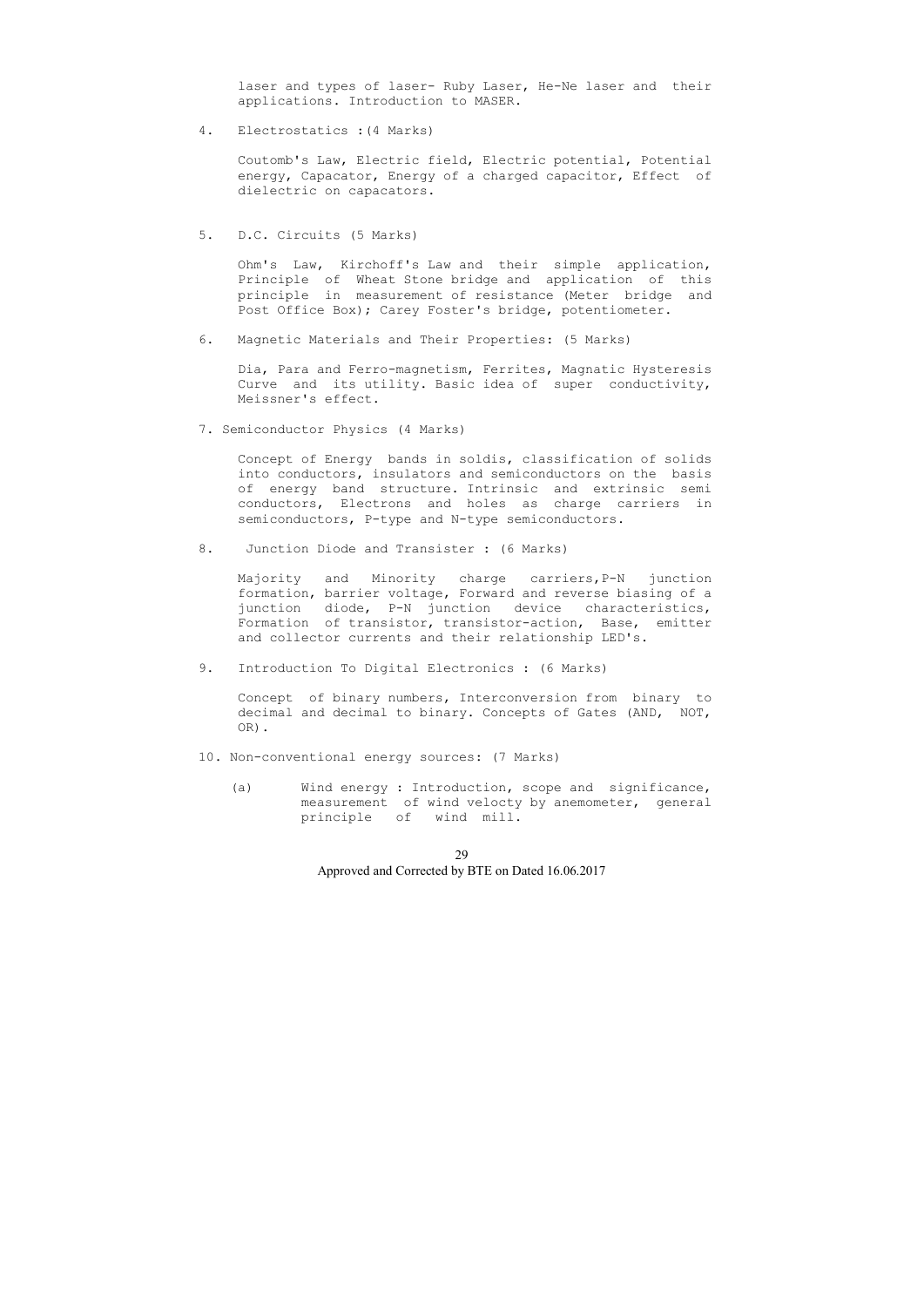laser and types of laser- Ruby Laser, He-Ne laser and their applications. Introduction to MASER.

4. Electrostatics :(4 Marks)

   Coutomb's Law, Electric field, Electric potential, Potential energy, Capacator, Energy of a charged capacitor, Effect of dielectric on capacators.

5. D.C. Circuits (5 Marks)

   Ohm's Law, Kirchoff's Law and their simple application, Principle of Wheat Stone bridge and application of this principle in measurement of resistance (Meter bridge and Post Office Box); Carey Foster's bridge, potentiometer.

6. Magnetic Materials and Their Properties: (5 Marks)

   Dia, Para and Ferro-magnetism, Ferrites, Magnatic Hysteresis Curve and its utility. Basic idea of super conductivity, Meissner's effect.

7. Semiconductor Physics (4 Marks)

   Concept of Energy bands in soldis, classification of solids into conductors, insulators and semiconductors on the basis of energy band structure. Intrinsic and extrinsic semi conductors, Electrons and holes as charge carriers in semiconductors, P-type and N-type semiconductors.

8. Junction Diode and Transister : (6 Marks)

   Majority and Minority charge carriers,P-N junction formation, barrier voltage, Forward and reverse biasing of a junction diode, P-N junction device characteristics, Formation of transistor, transistor-action, Base, emitter and collector currents and their relationship LED's.

9. Introduction To Digital Electronics : (6 Marks)

   Concept of binary numbers, Interconversion from binary to decimal and decimal to binary. Concepts of Gates (AND, NOT, OR).

10. Non-conventional energy sources: (7 Marks)

    (a) Wind energy : Introduction, scope and significance, measurement of wind velocty by anemometer, general principle of wind mill.

Approved and Corrected by BTE on Dated 16.06.2017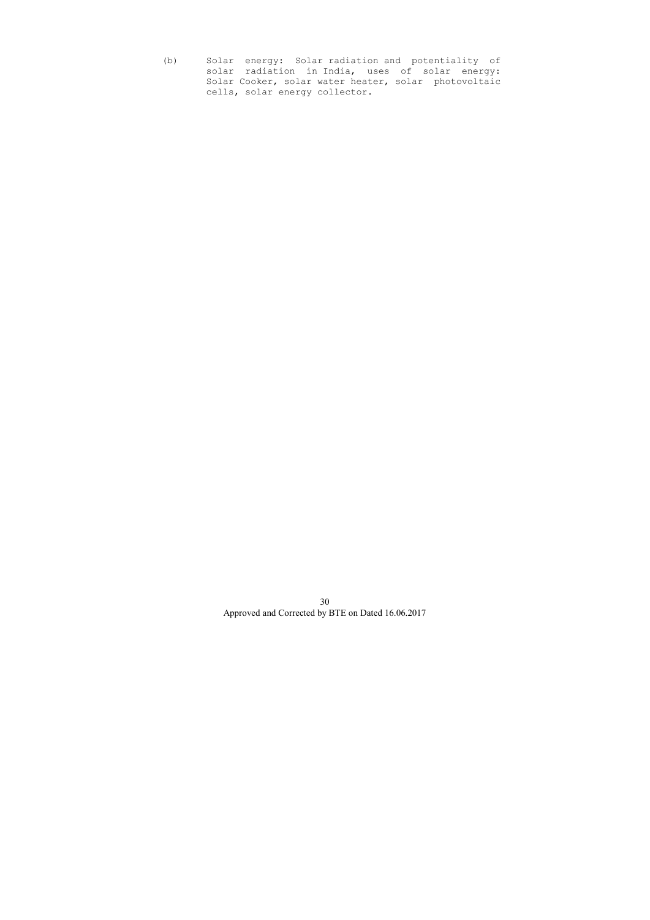(b) Solar energy: Solar radiation and potentiality of solar radiation in India, uses of solar energy: Solar Cooker, solar water heater, solar photovoltaic cells, solar energy collector.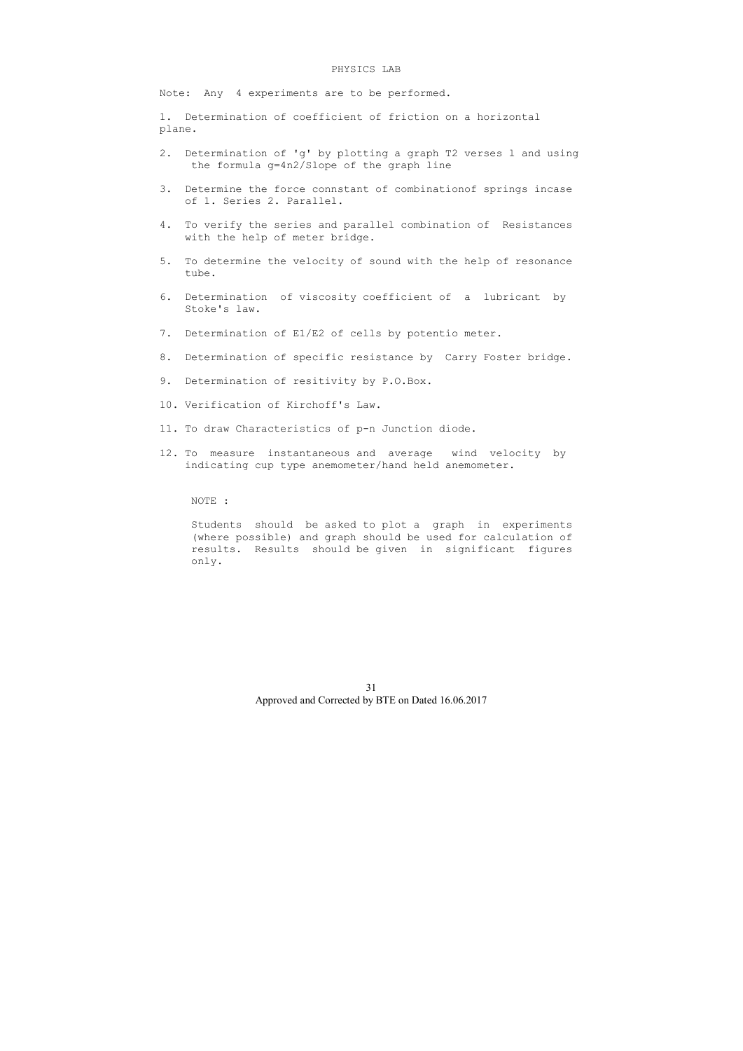# PHYSICS LAB

Note: Any 4 experiments are to be performed.

1. Determination of coefficient of friction on a horizontal plane.
2. Determination of 'g' by plotting a graph T2 verses l and using the formula g=4n2/Slope of the graph line
3. Determine the force connstant of combinationof springs incase of 1. Series 2. Parallel.
4. To verify the series and parallel combination of Resistances with the help of meter bridge.
5. To determine the velocity of sound with the help of resonance tube.
6. Determination of viscosity coefficient of a lubricant by Stoke's law.
7. Determination of E1/E2 of cells by potentio meter.
8. Determination of specific resistance by Carry Foster bridge.
9. Determination of resitivity by P.O.Box.
10. Verification of Kirchoff's Law.
11. To draw Characteristics of p-n Junction diode.
12. To measure instantaneous and average wind velocity by indicating cup type anemometer/hand held anemometer.

NOTE :

Students should be asked to plot a graph in experiments (where possible) and graph should be used for calculation of results. Results should be given in significant figures only.

Approved and Corrected by BTE on Dated 16.06.2017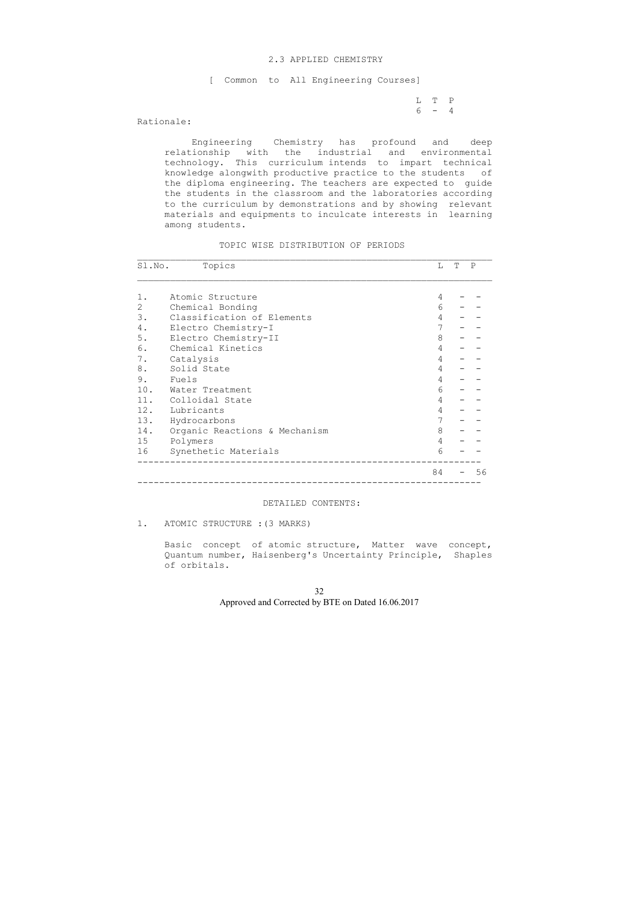## 2.3 APPLIED CHEMISTRY

[ Common to All Engineering Courses]

| L | T | P |
|---|---|---|
| 6 | - | 4 |

Rationale:

Engineering Chemistry has profound and deep relationship with the industrial and environmental technology. This curriculum intends to impart technical knowledge alongwith productive practice to the students of the diploma engineering. The teachers are expected to guide the students in the classroom and the laboratories according to the curriculum by demonstrations and by showing relevant materials and equipments to inculcate interests in learning among students.

### TOPIC WISE DISTRIBUTION OF PERIODS

| Sl.No. | Topics | L | T | P |
|---|---|---|---|---|
| 1. | Atomic Structure | 4 | - | - |
| 2 | Chemical Bonding | 6 | - | - |
| 3. | Classification of Elements | 4 | - | - |
| 4. | Electro Chemistry-I | 7 | - | - |
| 5. | Electro Chemistry-II | 8 | - | - |
| 6. | Chemical Kinetics | 4 | - | - |
| 7. | Catalysis | 4 | - | - |
| 8. | Solid State | 4 | - | - |
| 9. | Fuels | 4 | - | - |
| 10. | Water Treatment | 6 | - | - |
| 11. | Colloidal State | 4 | - | - |
| 12. | Lubricants | 4 | - | - |
| 13. | Hydrocarbons | 7 | - | - |
| 14. | Organic Reactions & Mechanism | 8 | - | - |
| 15 | Polymers | 4 | - | - |
| 16 | Synethetic Materials | 6 | - | - |
| | | 84 | - | 56 |

### DETAILED CONTENTS:

1. ATOMIC STRUCTURE :(3 MARKS)

   Basic concept of atomic structure, Matter wave concept, Quantum number, Haisenberg's Uncertainty Principle, Shaples of orbitals.

Approved and Corrected by BTE on Dated 16.06.2017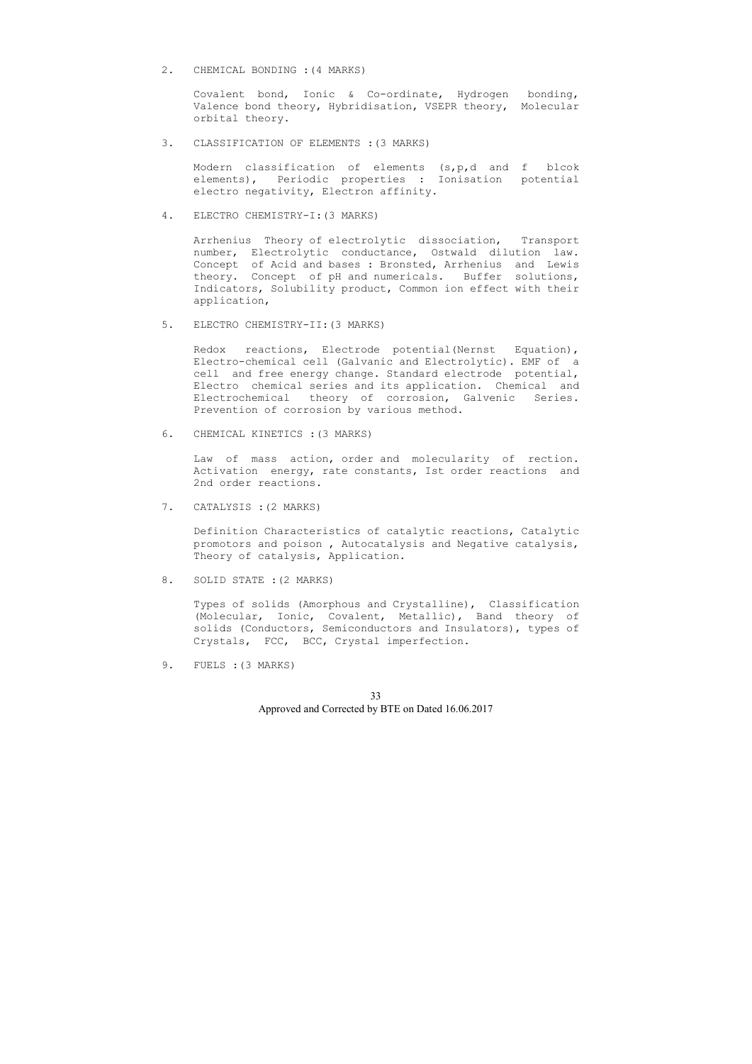2. CHEMICAL BONDING :(4 MARKS)

   Covalent bond, Ionic & Co-ordinate, Hydrogen bonding, Valence bond theory, Hybridisation, VSEPR theory, Molecular orbital theory.

3. CLASSIFICATION OF ELEMENTS :(3 MARKS)

   Modern classification of elements (s,p,d and f blcok elements), Periodic properties : Ionisation potential electro negativity, Electron affinity.

4. ELECTRO CHEMISTRY-I:(3 MARKS)

   Arrhenius Theory of electrolytic dissociation, Transport number, Electrolytic conductance, Ostwald dilution law. Concept of Acid and bases : Bronsted, Arrhenius and Lewis theory. Concept of pH and numericals. Buffer solutions, Indicators, Solubility product, Common ion effect with their application,

5. ELECTRO CHEMISTRY-II:(3 MARKS)

   Redox reactions, Electrode potential(Nernst Equation), Electro-chemical cell (Galvanic and Electrolytic). EMF of a cell and free energy change. Standard electrode potential, Electro chemical series and its application. Chemical and Electrochemical theory of corrosion, Galvenic Series. Prevention of corrosion by various method.

6. CHEMICAL KINETICS :(3 MARKS)

   Law of mass action, order and molecularity of rection. Activation energy, rate constants, Ist order reactions and 2nd order reactions.

7. CATALYSIS :(2 MARKS)

   Definition Characteristics of catalytic reactions, Catalytic promotors and poison , Autocatalysis and Negative catalysis, Theory of catalysis, Application.

8. SOLID STATE :(2 MARKS)

   Types of solids (Amorphous and Crystalline), Classification (Molecular, Ionic, Covalent, Metallic), Band theory of solids (Conductors, Semiconductors and Insulators), types of Crystals, FCC, BCC, Crystal imperfection.

9. FUELS :(3 MARKS)

Approved and Corrected by BTE on Dated 16.06.2017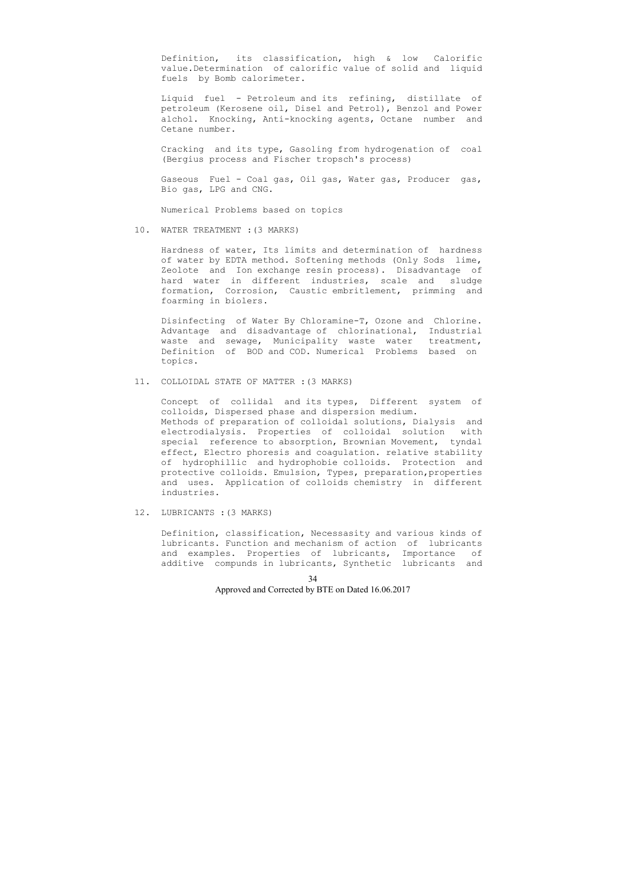Definition, its classification, high & low Calorific value.Determination of calorific value of solid and liquid fuels by Bomb calorimeter.

Liquid fuel - Petroleum and its refining, distillate of petroleum (Kerosene oil, Disel and Petrol), Benzol and Power alchol. Knocking, Anti-knocking agents, Octane number and Cetane number.

Cracking and its type, Gasoling from hydrogenation of coal (Bergius process and Fischer tropsch's process)

Gaseous Fuel - Coal gas, Oil gas, Water gas, Producer gas, Bio gas, LPG and CNG.

Numerical Problems based on topics

10. WATER TREATMENT :(3 MARKS)

Hardness of water, Its limits and determination of hardness of water by EDTA method. Softening methods (Only Sods lime, Zeolote and Ion exchange resin process). Disadvantage of hard water in different industries, scale and sludge formation, Corrosion, Caustic embritlement, primming and foarming in biolers.

Disinfecting of Water By Chloramine-T, Ozone and Chlorine. Advantage and disadvantage of chlorinational, Industrial waste and sewage, Municipality waste water treatment, Definition of BOD and COD. Numerical Problems based on topics.

11. COLLOIDAL STATE OF MATTER :(3 MARKS)

Concept of collidal and its types, Different system of colloids, Dispersed phase and dispersion medium.
Methods of preparation of colloidal solutions, Dialysis and electrodialysis. Properties of colloidal solution with special reference to absorption, Brownian Movement, tyndal effect, Electro phoresis and coagulation. relative stability of hydrophillic and hydrophobie colloids. Protection and protective colloids. Emulsion, Types, preparation,properties and uses. Application of colloids chemistry in different industries.

12. LUBRICANTS :(3 MARKS)

Definition, classification, Necessasity and various kinds of lubricants. Function and mechanism of action of lubricants and examples. Properties of lubricants, Importance of additive compunds in lubricants, Synthetic lubricants and

Approved and Corrected by BTE on Dated 16.06.2017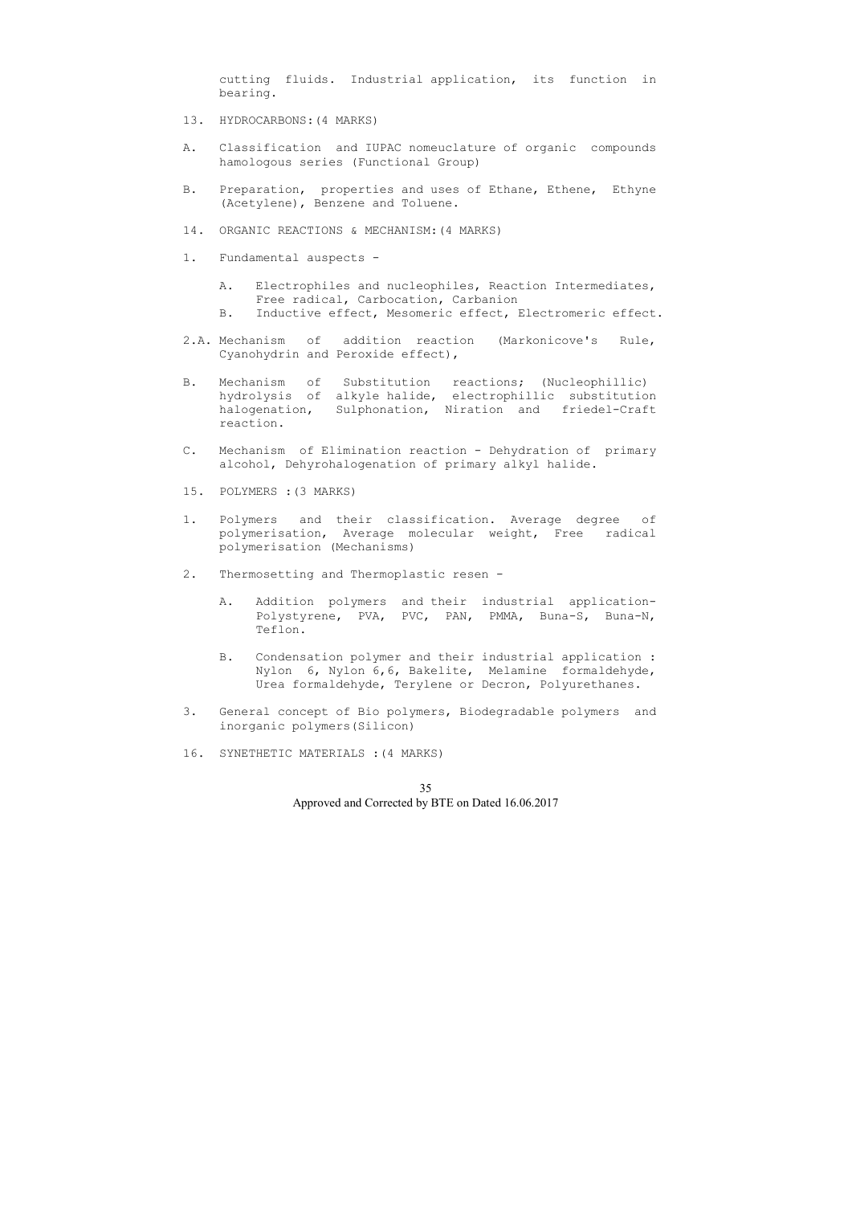cutting fluids. Industrial application, its function in bearing.

13. HYDROCARBONS:(4 MARKS)

A. Classification and IUPAC nomeuclature of organic compounds hamologous series (Functional Group)

B. Preparation, properties and uses of Ethane, Ethene, Ethyne (Acetylene), Benzene and Toluene.

14. ORGANIC REACTIONS & MECHANISM:(4 MARKS)

1. Fundamental auspects -

   A. Electrophiles and nucleophiles, Reaction Intermediates, Free radical, Carbocation, Carbanion
   B. Inductive effect, Mesomeric effect, Electromeric effect.

2.A. Mechanism of addition reaction (Markonicove's Rule, Cyanohydrin and Peroxide effect),

B. Mechanism of Substitution reactions; (Nucleophillic) hydrolysis of alkyle halide, electrophillic substitution halogenation, Sulphonation, Niration and friedel-Craft reaction.

C. Mechanism of Elimination reaction - Dehydration of primary alcohol, Dehyrohalogenation of primary alkyl halide.

15. POLYMERS :(3 MARKS)

1. Polymers and their classification. Average degree of polymerisation, Average molecular weight, Free radical polymerisation (Mechanisms)

2. Thermosetting and Thermoplastic resen -

   A. Addition polymers and their industrial application- Polystyrene, PVA, PVC, PAN, PMMA, Buna-S, Buna-N, Teflon.

   B. Condensation polymer and their industrial application : Nylon 6, Nylon 6,6, Bakelite, Melamine formaldehyde, Urea formaldehyde, Terylene or Decron, Polyurethanes.

3. General concept of Bio polymers, Biodegradable polymers and inorganic polymers(Silicon)

16. SYNETHETIC MATERIALS :(4 MARKS)

Approved and Corrected by BTE on Dated 16.06.2017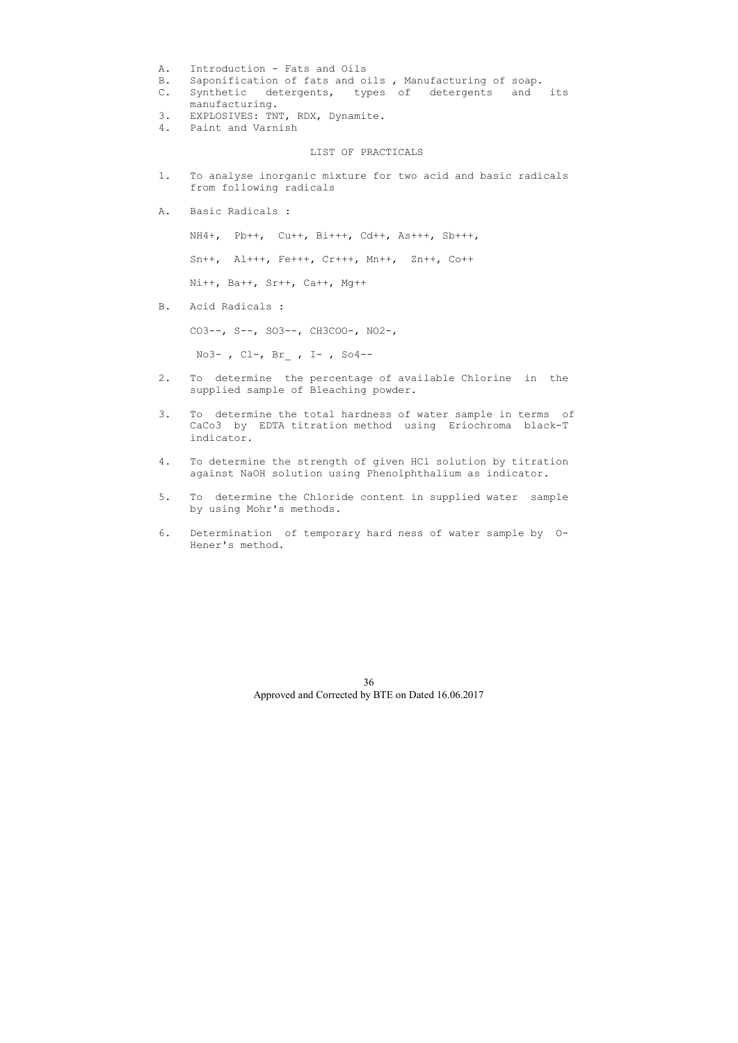A. Introduction - Fats and Oils
B. Saponification of fats and oils , Manufacturing of soap.
C. Synthetic detergents, types of detergents and its manufacturing.
3. EXPLOSIVES: TNT, RDX, Dynamite.
4. Paint and Varnish

## LIST OF PRACTICALS

1. To analyse inorganic mixture for two acid and basic radicals from following radicals

A. Basic Radicals :

$NH_4^+$, $Pb^{++}$, $Cu^{++}$, $Bi^{+++}$, $Cd^{++}$, $As^{+++}$, $Sb^{+++}$,

$Sn^{++}$, $Al^{+++}$, $Fe^{+++}$, $Cr^{+++}$, $Mn^{++}$, $Zn^{++}$, $Co^{++}$

$Ni^{++}$, $Ba^{++}$, $Sr^{++}$, $Ca^{++}$, $Mg^{++}$

B. Acid Radicals :

$CO_3^{--}$, $S^{--}$, $SO_3^{--}$, $CH_3COO^-$, $NO_2^-$,

$No_3^-$ , $Cl^-$, $Br^-$ , $I^-$ , $So_4^{--}$

2. To determine the percentage of available Chlorine in the supplied sample of Bleaching powder.

3. To determine the total hardness of water sample in terms of $CaCo_3$ by EDTA titration method using Eriochroma black-T indicator.

4. To determine the strength of given HCl solution by titration against NaOH solution using Phenolphthalium as indicator.

5. To determine the Chloride content in supplied water sample by using Mohr's methods.

6. Determination of temporary hard ness of water sample by O-Hener's method.

Approved and Corrected by BTE on Dated 16.06.2017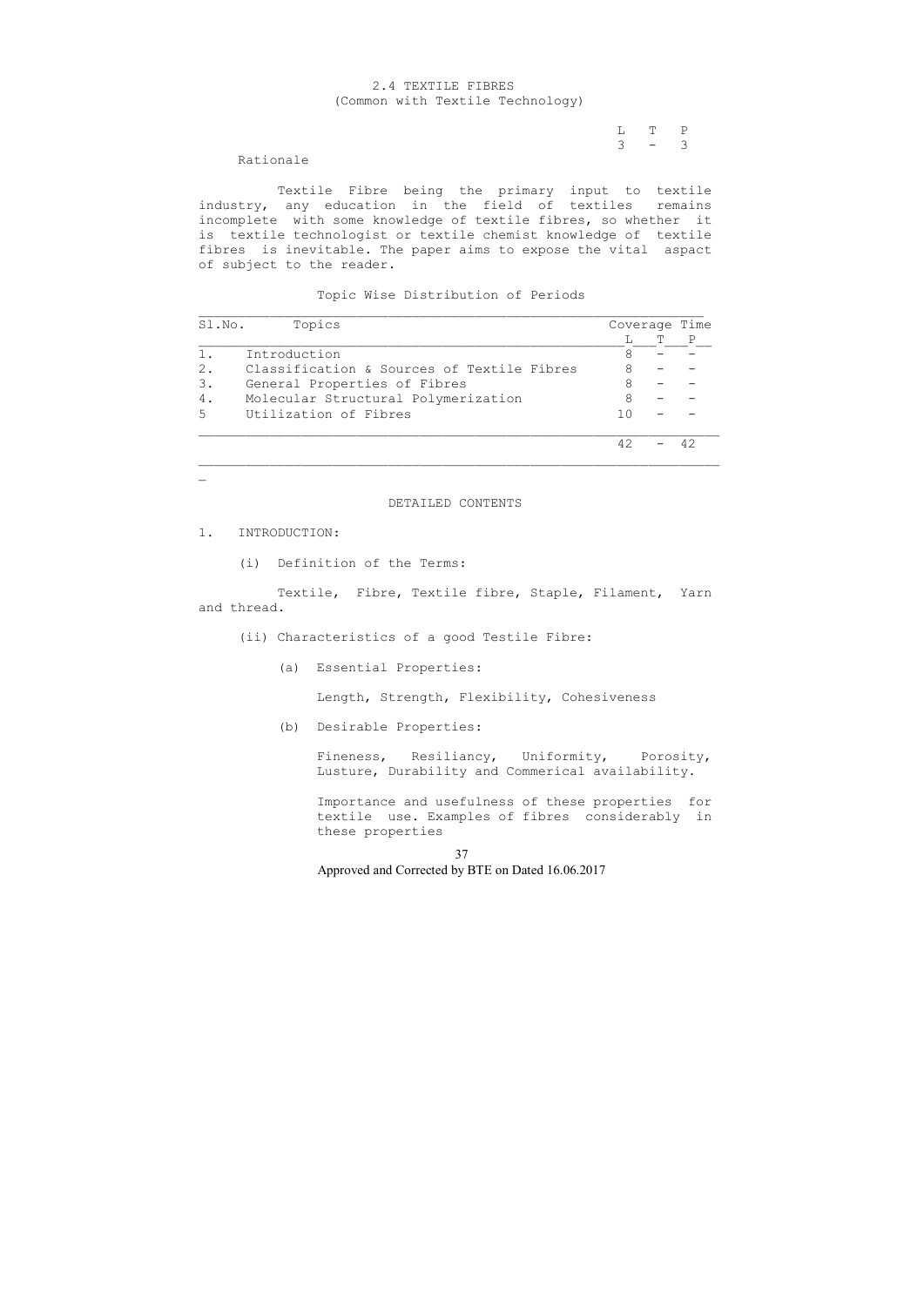## 2.4 TEXTILE FIBRES
(Common with Textile Technology)

| L | T | P |
|---|---|---|
| 3 | - | 3 |

Rationale

Textile Fibre being the primary input to textile industry, any education in the field of textiles remains incomplete with some knowledge of textile fibres, so whether it is textile technologist or textile chemist knowledge of textile fibres is inevitable. The paper aims to expose the vital aspact of subject to the reader.

Topic Wise Distribution of Periods

| Sl.No. | Topics | Coverage Time | | |
|---|---|---|---|---|
| | | L | T | P |
| 1. | Introduction | 8 | - | - |
| 2. | Classification & Sources of Textile Fibres | 8 | - | - |
| 3. | General Properties of Fibres | 8 | - | - |
| 4. | Molecular Structural Polymerization | 8 | - | - |
| 5 | Utilization of Fibres | 10 | - | - |
| | | 42 | - | 42 |

### DETAILED CONTENTS

1. INTRODUCTION:

   (i) Definition of the Terms:

   Textile, Fibre, Textile fibre, Staple, Filament, Yarn and thread.

   (ii) Characteristics of a good Testile Fibre:

   (a) Essential Properties:

   Length, Strength, Flexibility, Cohesiveness

   (b) Desirable Properties:

   Fineness, Resiliancy, Uniformity, Porosity, Lusture, Durability and Commerical availability.

   Importance and usefulness of these properties for textile use. Examples of fibres considerably in these properties

Approved and Corrected by BTE on Dated 16.06.2017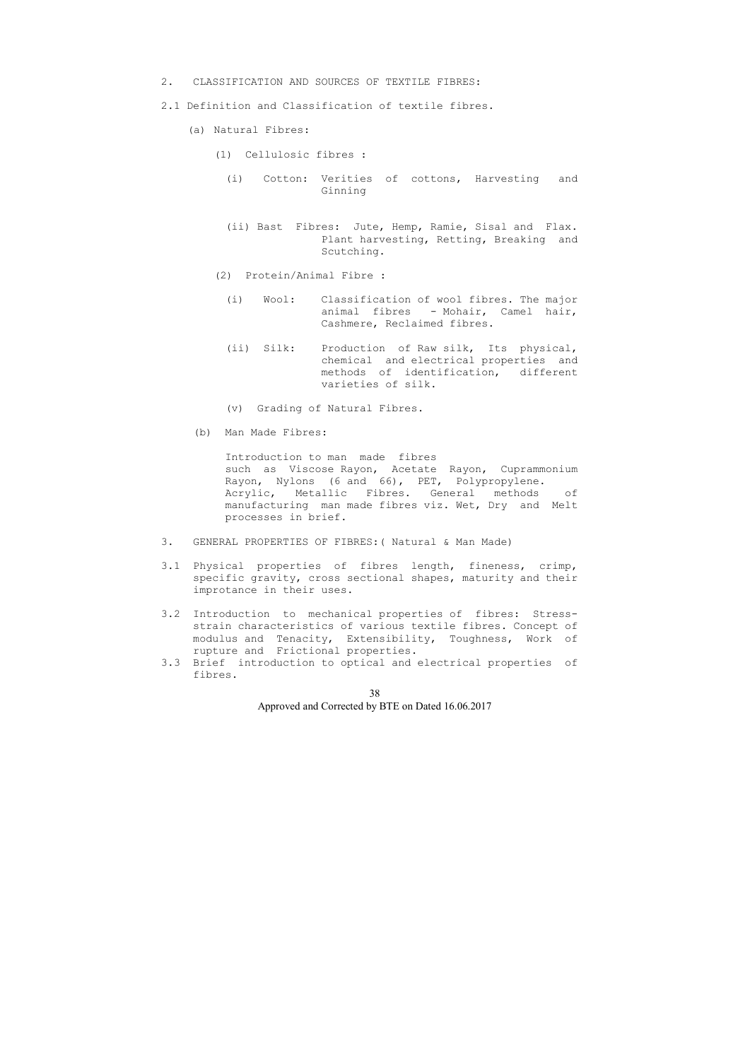2. CLASSIFICATION AND SOURCES OF TEXTILE FIBRES:

2.1 Definition and Classification of textile fibres.

(a) Natural Fibres:

(1) Cellulosic fibres :

(i) Cotton: Verities of cottons, Harvesting and Ginning

(ii) Bast Fibres: Jute, Hemp, Ramie, Sisal and Flax. Plant harvesting, Retting, Breaking and Scutching.

(2) Protein/Animal Fibre :

(i) Wool: Classification of wool fibres. The major animal fibres - Mohair, Camel hair, Cashmere, Reclaimed fibres.

(ii) Silk: Production of Raw silk, Its physical, chemical and electrical properties and methods of identification, different varieties of silk.

(v) Grading of Natural Fibres.

(b) Man Made Fibres:

Introduction to man made fibres such as Viscose Rayon, Acetate Rayon, Cuprammonium Rayon, Nylons (6 and 66), PET, Polypropylene. Acrylic, Metallic Fibres. General methods of manufacturing man made fibres viz. Wet, Dry and Melt processes in brief.

3. GENERAL PROPERTIES OF FIBRES:( Natural & Man Made)

3.1 Physical properties of fibres length, fineness, crimp, specific gravity, cross sectional shapes, maturity and their improtance in their uses.

3.2 Introduction to mechanical properties of fibres: Stress-strain characteristics of various textile fibres. Concept of modulus and Tenacity, Extensibility, Toughness, Work of rupture and Frictional properties.

3.3 Brief introduction to optical and electrical properties of fibres.

Approved and Corrected by BTE on Dated 16.06.2017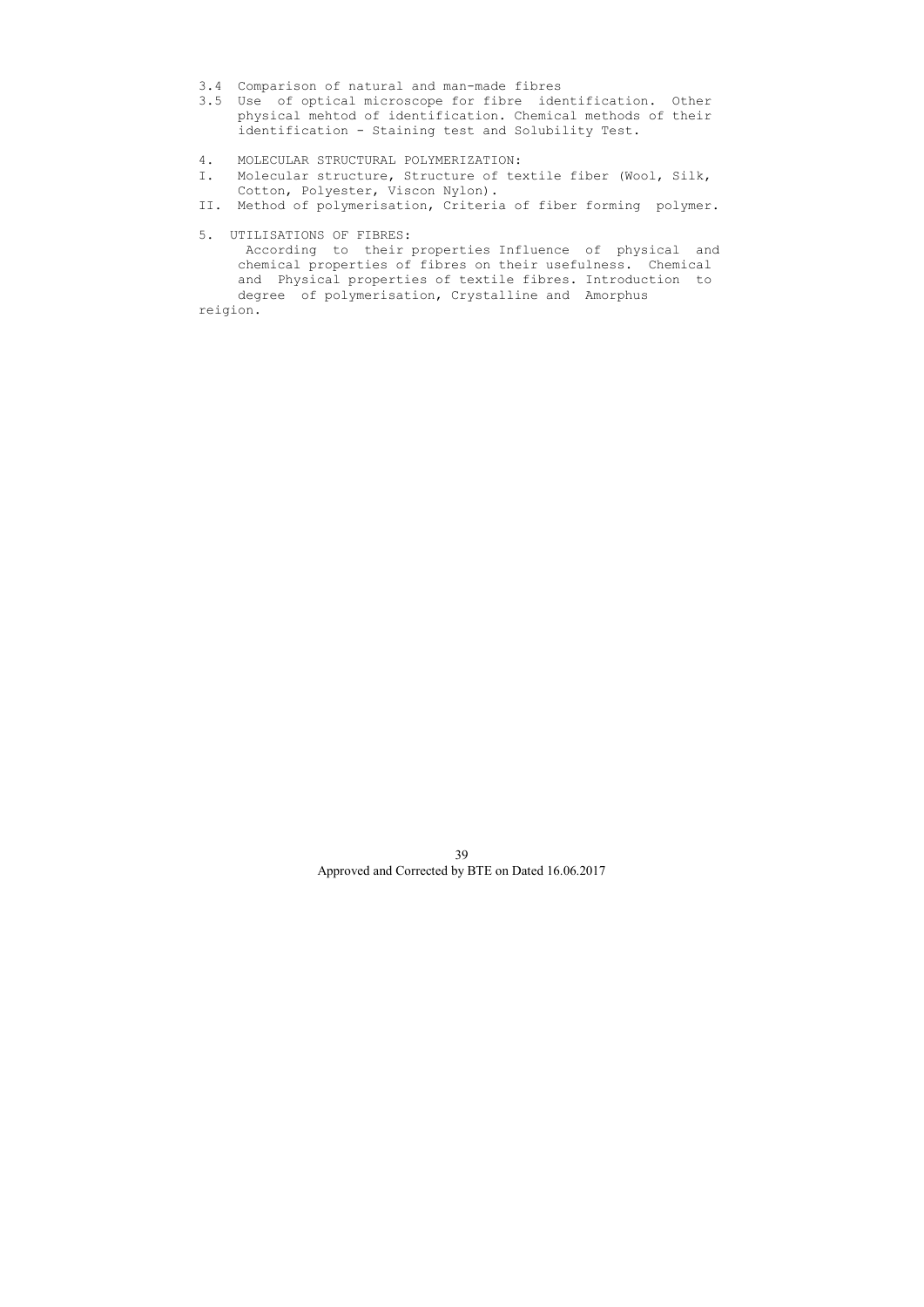3.4 Comparison of natural and man-made fibres

3.5 Use of optical microscope for fibre identification. Other physical mehtod of identification. Chemical methods of their identification - Staining test and Solubility Test.

4. MOLECULAR STRUCTURAL POLYMERIZATION:

I. Molecular structure, Structure of textile fiber (Wool, Silk, Cotton, Polyester, Viscon Nylon).

II. Method of polymerisation, Criteria of fiber forming polymer.

5. UTILISATIONS OF FIBRES:

According to their properties Influence of physical and chemical properties of fibres on their usefulness. Chemical and Physical properties of textile fibres. Introduction to degree of polymerisation, Crystalline and Amorphus reigion.

Approved and Corrected by BTE on Dated 16.06.2017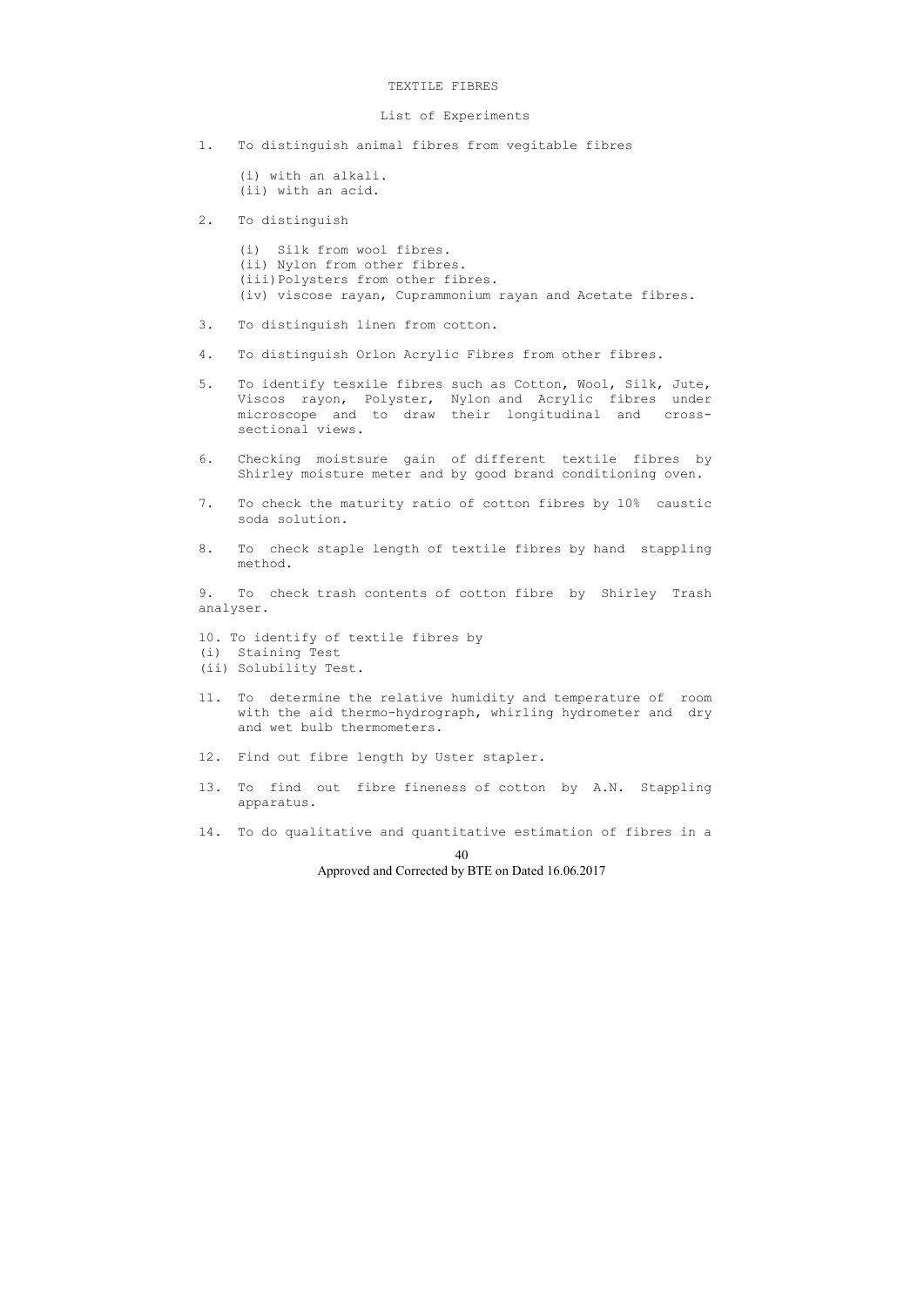# TEXTILE FIBRES

## List of Experiments

1. To distinguish animal fibres from vegitable fibres

   (i) with an alkali.
   (ii) with an acid.

2. To distinguish

   (i) Silk from wool fibres.
   (ii) Nylon from other fibres.
   (iii) Polysters from other fibres.
   (iv) viscose rayan, Cuprammonium rayan and Acetate fibres.

3. To distinguish linen from cotton.

4. To distinguish Orlon Acrylic Fibres from other fibres.

5. To identify tesxile fibres such as Cotton, Wool, Silk, Jute, Viscos rayon, Polyster, Nylon and Acrylic fibres under microscope and to draw their longitudinal and cross-sectional views.

6. Checking moistsure gain of different textile fibres by Shirley moisture meter and by good brand conditioning oven.

7. To check the maturity ratio of cotton fibres by 10% caustic soda solution.

8. To check staple length of textile fibres by hand stappling method.

9. To check trash contents of cotton fibre by Shirley Trash analyser.

10. To identify of textile fibres by
    (i) Staining Test
    (ii) Solubility Test.

11. To determine the relative humidity and temperature of room with the aid thermo-hydrograph, whirling hydrometer and dry and wet bulb thermometers.

12. Find out fibre length by Uster stapler.

13. To find out fibre fineness of cotton by A.N. Stappling apparatus.

14. To do qualitative and quantitative estimation of fibres in a

Approved and Corrected by BTE on Dated 16.06.2017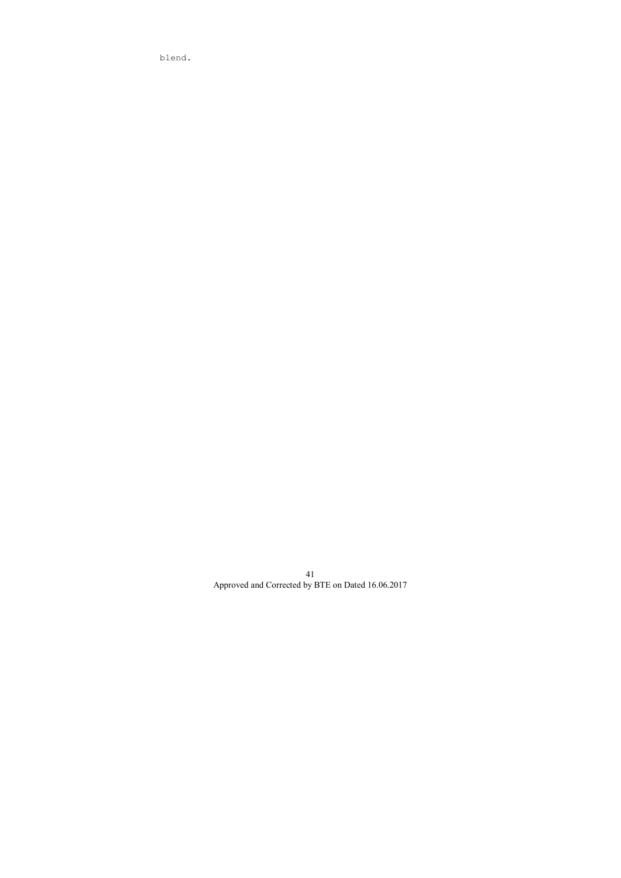blend.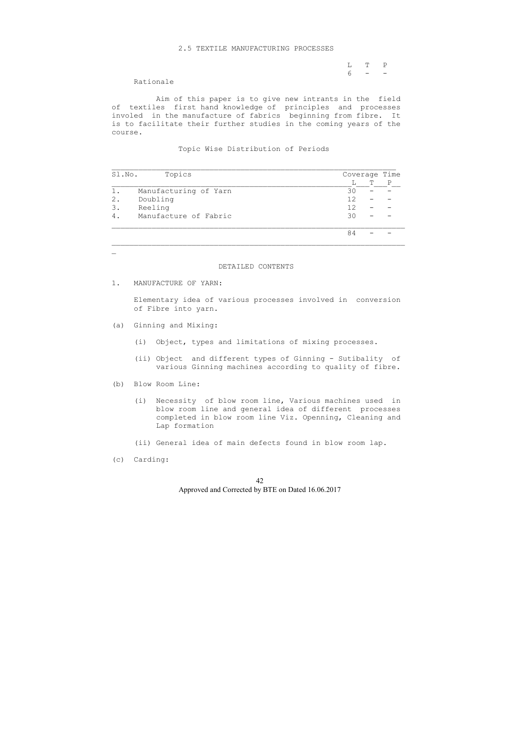## 2.5 TEXTILE MANUFACTURING PROCESSES

| L | T | P |
|---|---|---|
| 6 | - | - |

### Rationale

Aim of this paper is to give new intrants in the field of textiles first hand knowledge of principles and processes involed in the manufacture of fabrics beginning from fibre. It is to facilitate their further studies in the coming years of the course.

### Topic Wise Distribution of Periods

| Sl.No. | Topics | Coverage Time | | |
|---|---|---|---|---|
| | | L | T | P |
| 1. | Manufacturing of Yarn | 30 | - | - |
| 2. | Doubling | 12 | - | - |
| 3. | Reeling | 12 | - | - |
| 4. | Manufacture of Fabric | 30 | - | - |
| | | 84 | - | - |

### DETAILED CONTENTS

1. MANUFACTURE OF YARN:

   Elementary idea of various processes involved in conversion of Fibre into yarn.

(a) Ginning and Mixing:

   (i) Object, types and limitations of mixing processes.

   (ii) Object and different types of Ginning - Sutibality of various Ginning machines according to quality of fibre.

(b) Blow Room Line:

   (i) Necessity of blow room line, Various machines used in blow room line and general idea of different processes completed in blow room line Viz. Openning, Cleaning and Lap formation

   (ii) General idea of main defects found in blow room lap.

(c) Carding:

Approved and Corrected by BTE on Dated 16.06.2017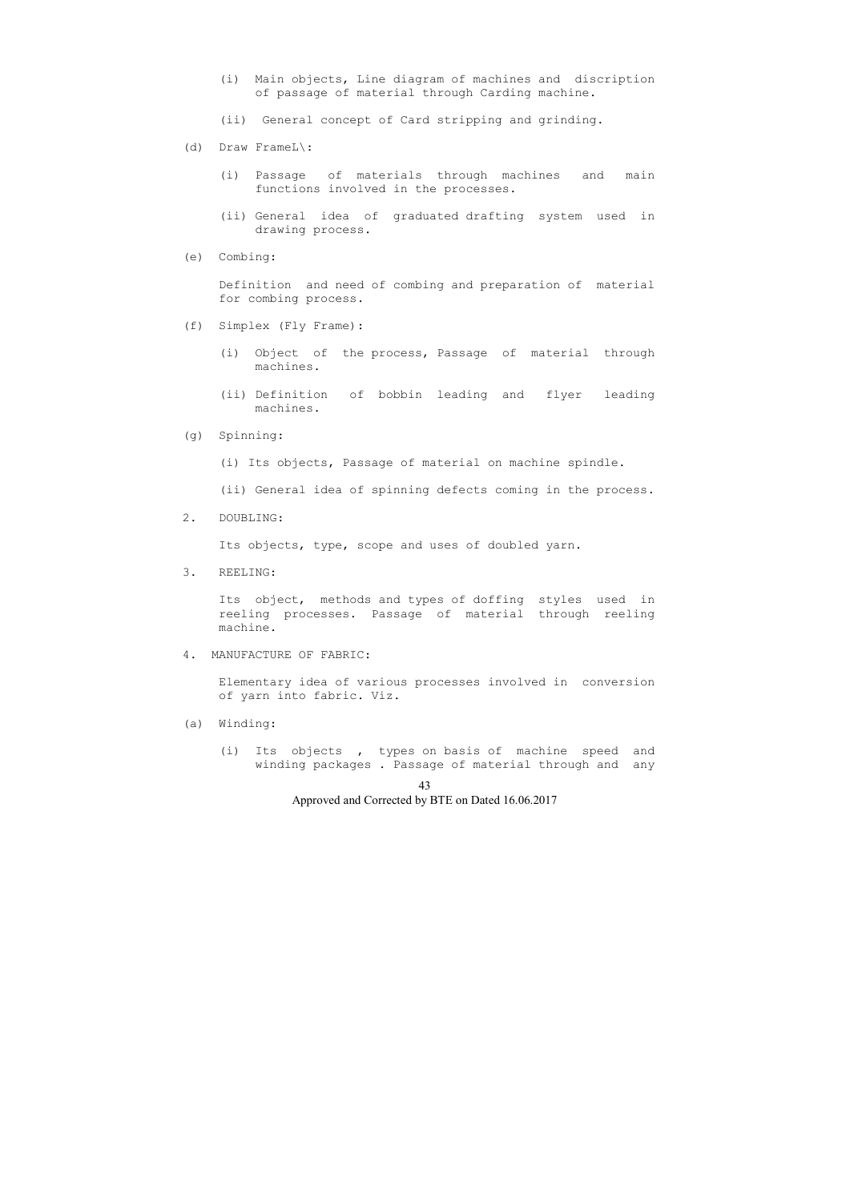(i) Main objects, Line diagram of machines and discription of passage of material through Carding machine.

(ii) General concept of Card stripping and grinding.

(d) Draw FrameL\:

(i) Passage of materials through machines and main functions involved in the processes.

(ii) General idea of graduated drafting system used in drawing process.

(e) Combing:

Definition and need of combing and preparation of material for combing process.

(f) Simplex (Fly Frame):

(i) Object of the process, Passage of material through machines.

(ii) Definition of bobbin leading and flyer leading machines.

(g) Spinning:

(i) Its objects, Passage of material on machine spindle.

(ii) General idea of spinning defects coming in the process.

2. DOUBLING:

Its objects, type, scope and uses of doubled yarn.

3. REELING:

Its object, methods and types of doffing styles used in reeling processes. Passage of material through reeling machine.

4. MANUFACTURE OF FABRIC:

Elementary idea of various processes involved in conversion of yarn into fabric. Viz.

(a) Winding:

(i) Its objects , types on basis of machine speed and winding packages . Passage of material through and any

Approved and Corrected by BTE on Dated 16.06.2017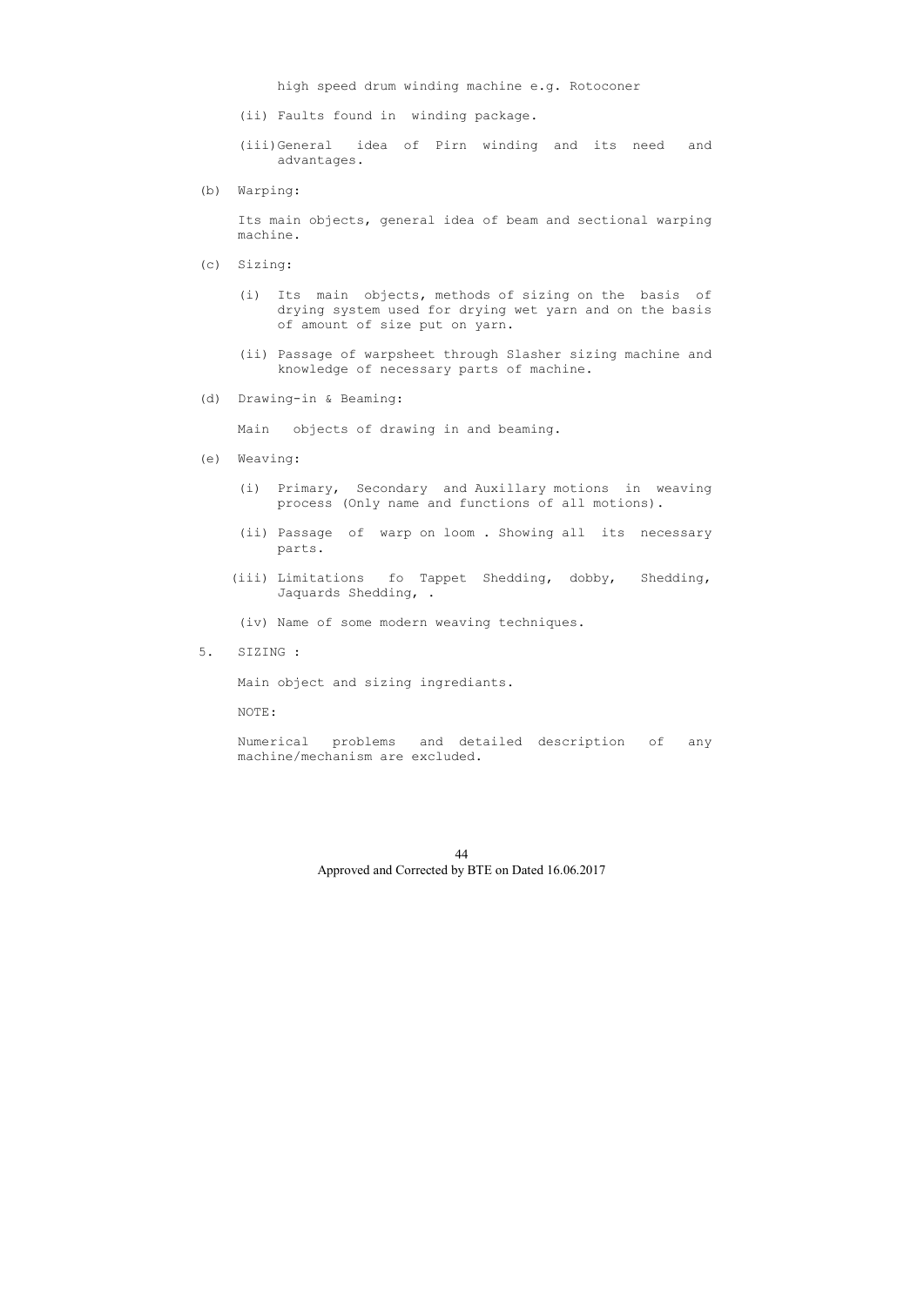high speed drum winding machine e.g. Rotoconer

(ii) Faults found in winding package.

(iii) General idea of Pirn winding and its need and advantages.

(b) Warping:

Its main objects, general idea of beam and sectional warping machine.

(c) Sizing:

(i) Its main objects, methods of sizing on the basis of drying system used for drying wet yarn and on the basis of amount of size put on yarn.

(ii) Passage of warpsheet through Slasher sizing machine and knowledge of necessary parts of machine.

(d) Drawing-in & Beaming:

Main objects of drawing in and beaming.

(e) Weaving:

(i) Primary, Secondary and Auxillary motions in weaving process (Only name and functions of all motions).

(ii) Passage of warp on loom . Showing all its necessary parts.

(iii) Limitations fo Tappet Shedding, dobby, Shedding, Jaquards Shedding, .

(iv) Name of some modern weaving techniques.

5. SIZING :

Main object and sizing ingrediants.

NOTE:

Numerical problems and detailed description of any machine/mechanism are excluded.

Approved and Corrected by BTE on Dated 16.06.2017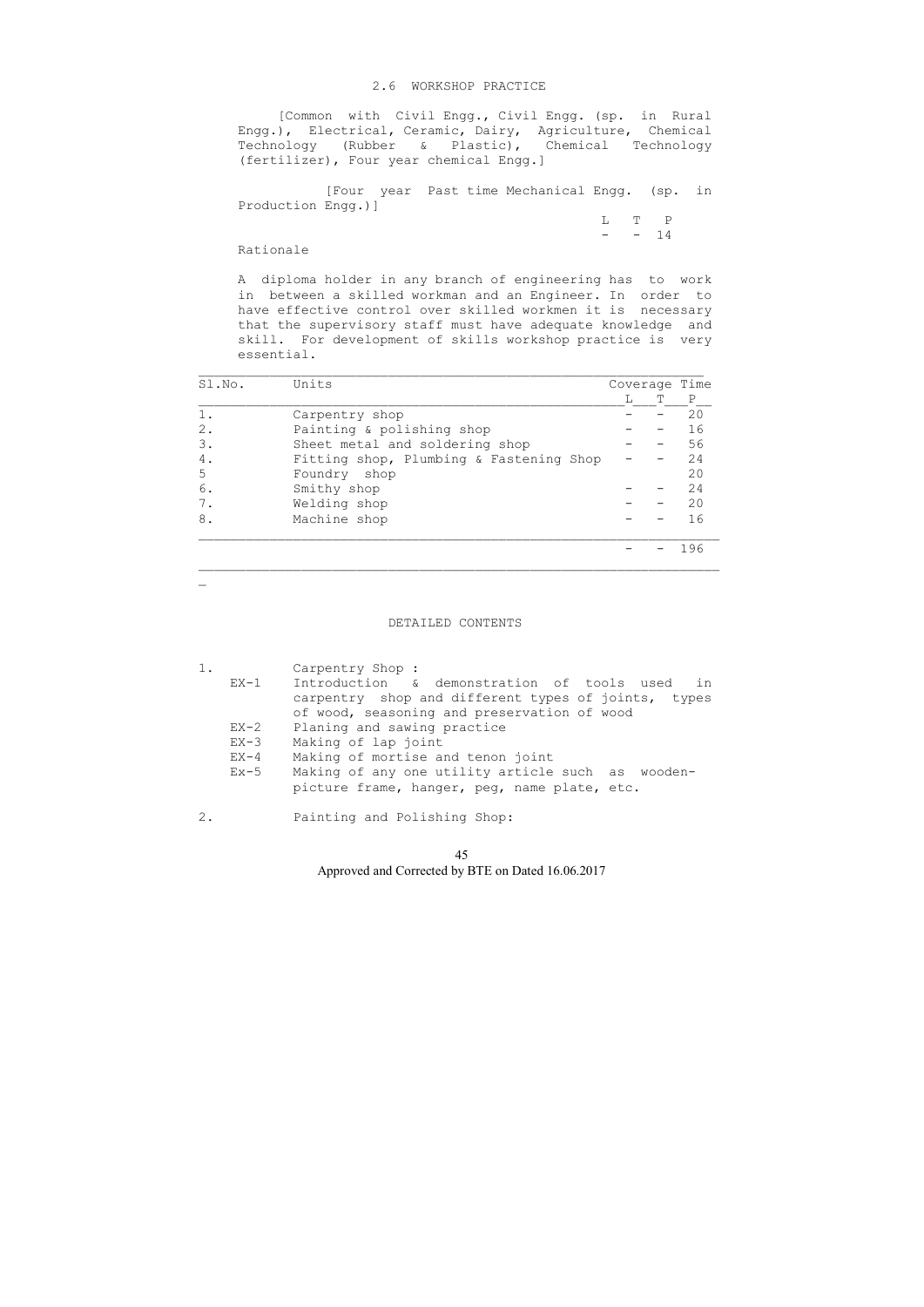## 2.6 WORKSHOP PRACTICE

[Common with Civil Engg., Civil Engg. (sp. in Rural Engg.), Electrical, Ceramic, Dairy, Agriculture, Chemical Technology (Rubber & Plastic), Chemical Technology (fertilizer), Four year chemical Engg.]

[Four year Past time Mechanical Engg. (sp. in Production Engg.)]

| L | T | P |
|---|---|---|
| - | - | 14 |

Rationale

A diploma holder in any branch of engineering has to work in between a skilled workman and an Engineer. In order to have effective control over skilled workmen it is necessary that the supervisory staff must have adequate knowledge and skill. For development of skills workshop practice is very essential.

| Sl.No. | Units | Coverage Time L | T | P |
|---|---|---|---|---|
| 1. | Carpentry shop | - | - | 20 |
| 2. | Painting & polishing shop | - | - | 16 |
| 3. | Sheet metal and soldering shop | - | - | 56 |
| 4. | Fitting shop, Plumbing & Fastening Shop | - | - | 24 |
| 5 | Foundry shop | | | 20 |
| 6. | Smithy shop | - | - | 24 |
| 7. | Welding shop | - | - | 20 |
| 8. | Machine shop | - | - | 16 |
| | | - | - | 196 |

### DETAILED CONTENTS

1. Carpentry Shop :
   - EX-1 Introduction & demonstration of tools used in carpentry shop and different types of joints, types of wood, seasoning and preservation of wood
   - EX-2 Planing and sawing practice
   - EX-3 Making of lap joint
   - EX-4 Making of mortise and tenon joint
   - Ex-5 Making of any one utility article such as wooden-picture frame, hanger, peg, name plate, etc.

2. Painting and Polishing Shop:

Approved and Corrected by BTE on Dated 16.06.2017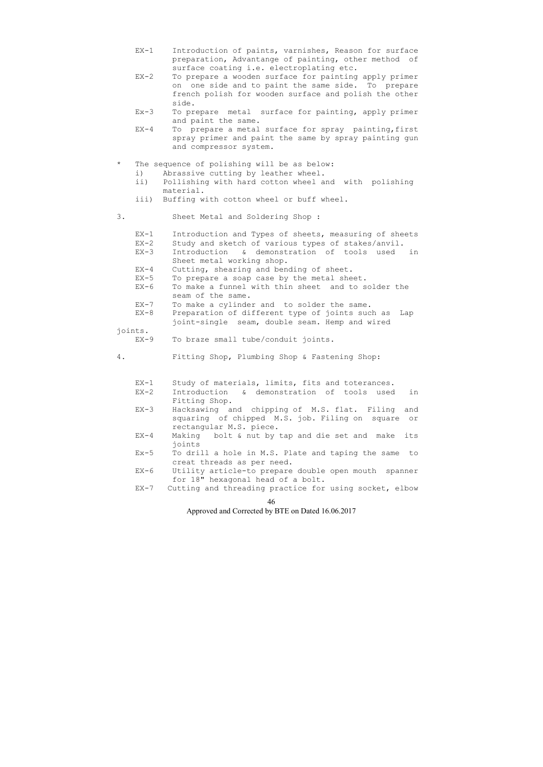EX-1 Introduction of paints, varnishes, Reason for surface preparation, Advantange of painting, other method of surface coating i.e. electroplating etc.

EX-2 To prepare a wooden surface for painting apply primer on one side and to paint the same side. To prepare french polish for wooden surface and polish the other side.

Ex-3 To prepare metal surface for painting, apply primer and paint the same.

EX-4 To prepare a metal surface for spray painting,first spray primer and paint the same by spray painting gun and compressor system.

\* The sequence of polishing will be as below:

i) Abrassive cutting by leather wheel.

ii) Pollishing with hard cotton wheel and with polishing material.

iii) Buffing with cotton wheel or buff wheel.

3. Sheet Metal and Soldering Shop :

EX-1 Introduction and Types of sheets, measuring of sheets

EX-2 Study and sketch of various types of stakes/anvil.

EX-3 Introduction & demonstration of tools used in Sheet metal working shop.

EX-4 Cutting, shearing and bending of sheet.

EX-5 To prepare a soap case by the metal sheet.

EX-6 To make a funnel with thin sheet and to solder the seam of the same.

EX-7 To make a cylinder and to solder the same.

EX-8 Preparation of different type of joints such as Lap joint-single seam, double seam. Hemp and wired joints.

EX-9 To braze small tube/conduit joints.

4. Fitting Shop, Plumbing Shop & Fastening Shop:

EX-1 Study of materials, limits, fits and toterances.

EX-2 Introduction & demonstration of tools used in Fitting Shop.

EX-3 Hacksawing and chipping of M.S. flat. Filing and squaring of chipped M.S. job. Filing on square or rectangular M.S. piece.

EX-4 Making bolt & nut by tap and die set and make its joints

Ex-5 To drill a hole in M.S. Plate and taping the same to creat threads as per need.

EX-6 Utility article-to prepare double open mouth spanner for 18" hexagonal head of a bolt.

EX-7 Cutting and threading practice for using socket, elbow

Approved and Corrected by BTE on Dated 16.06.2017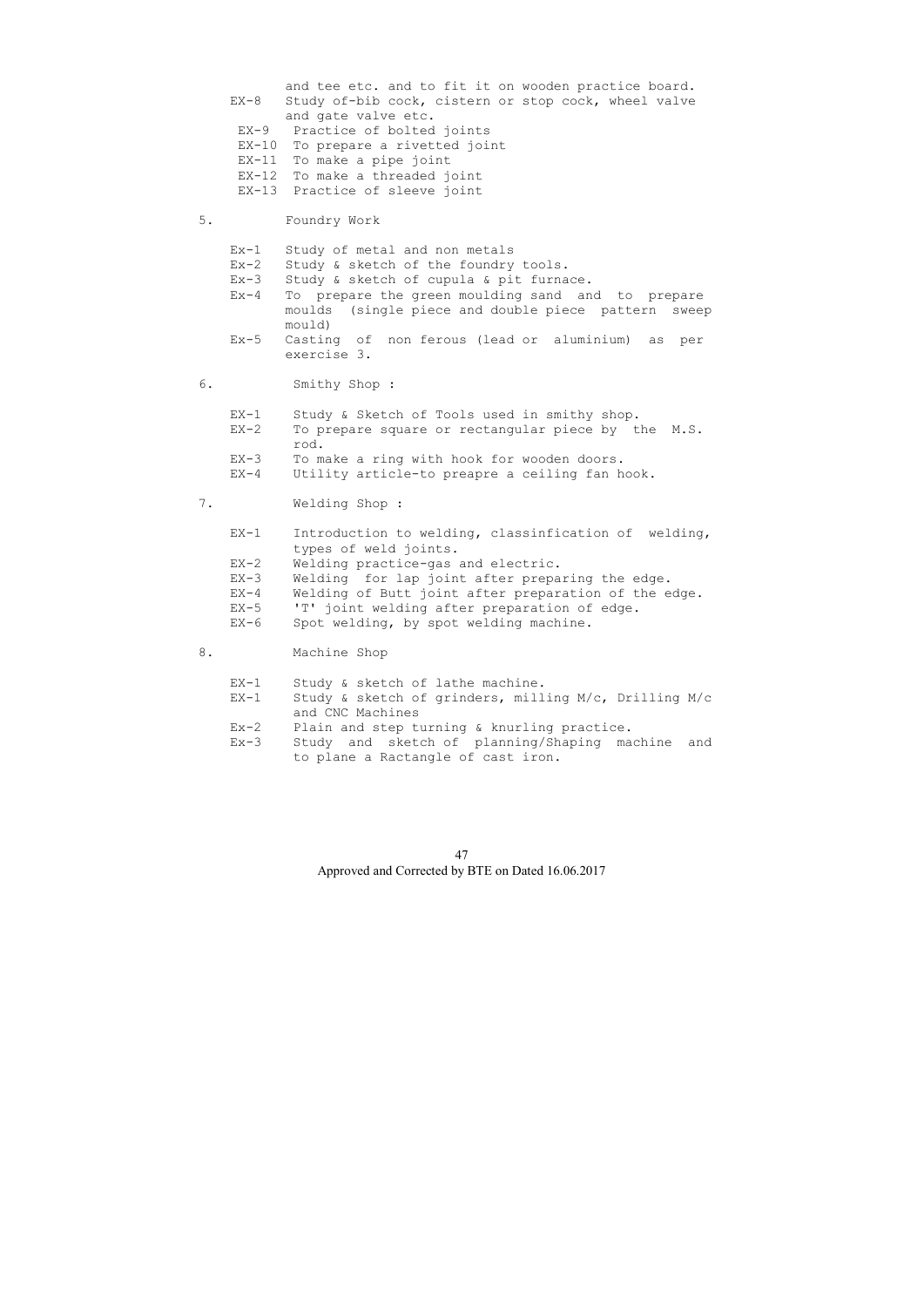and tee etc. and to fit it on wooden practice board.

EX-8 Study of-bib cock, cistern or stop cock, wheel valve and gate valve etc.

EX-9 Practice of bolted joints

EX-10 To prepare a rivetted joint

EX-11 To make a pipe joint

EX-12 To make a threaded joint

EX-13 Practice of sleeve joint

5. Foundry Work

Ex-1 Study of metal and non metals

Ex-2 Study & sketch of the foundry tools.

Ex-3 Study & sketch of cupula & pit furnace.

Ex-4 To prepare the green moulding sand and to prepare moulds (single piece and double piece pattern sweep mould)

Ex-5 Casting of non ferous (lead or aluminium) as per exercise 3.

6. Smithy Shop :

EX-1 Study & Sketch of Tools used in smithy shop.

EX-2 To prepare square or rectangular piece by the M.S. rod.

EX-3 To make a ring with hook for wooden doors.

EX-4 Utility article-to preapre a ceiling fan hook.

7. Welding Shop :

EX-1 Introduction to welding, classinfication of welding, types of weld joints.

EX-2 Welding practice-gas and electric.

EX-3 Welding for lap joint after preparing the edge.

EX-4 Welding of Butt joint after preparation of the edge.

EX-5 'T' joint welding after preparation of edge.

EX-6 Spot welding, by spot welding machine.

8. Machine Shop

EX-1 Study & sketch of lathe machine.

EX-1 Study & sketch of grinders, milling M/c, Drilling M/c and CNC Machines

Ex-2 Plain and step turning & knurling practice.

Ex-3 Study and sketch of planning/Shaping machine and to plane a Ractangle of cast iron.

Approved and Corrected by BTE on Dated 16.06.2017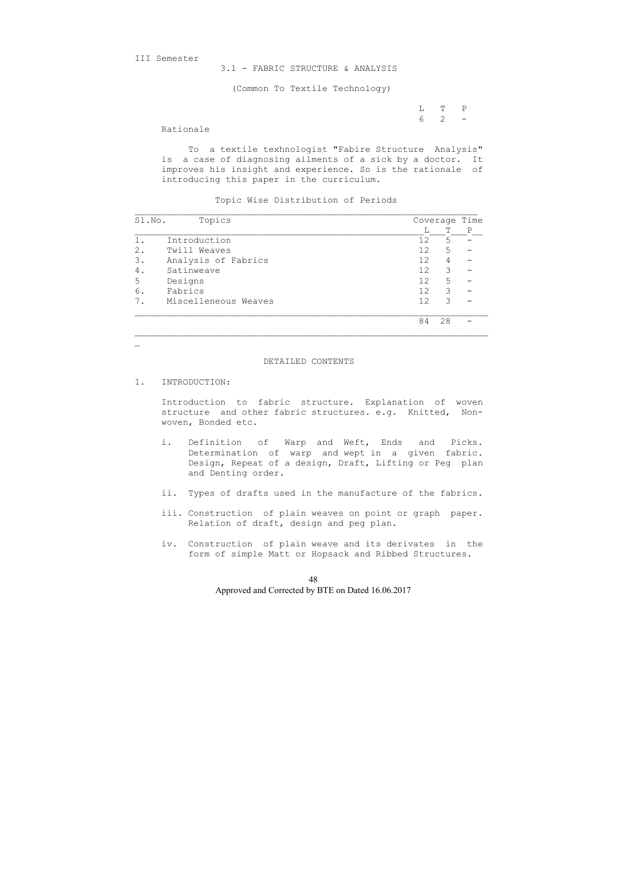III Semester

## 3.1 - FABRIC STRUCTURE & ANALYSIS

(Common To Textile Technology)

| L | T | P |
|---|---|---|
| 6 | 2 | - |

Rationale

To a textile texhnologist "Fabire Structure Analysis" is a case of diagnosing ailments of a sick by a doctor. It improves his insight and experience. So is the rationale of introducing this paper in the curriculum.

Topic Wise Distribution of Periods

| Sl.No. | Topics | Coverage Time L | T | P |
|---|---|---|---|---|
| 1. | Introduction | 12 | 5 | - |
| 2. | Twill Weaves | 12 | 5 | - |
| 3. | Analysis of Fabrics | 12 | 4 | - |
| 4. | Satinweave | 12 | 3 | - |
| 5 | Designs | 12 | 5 | - |
| 6. | Fabrics | 12 | 3 | - |
| 7. | Miscelleneous Weaves | 12 | 3 | - |
| | | 84 | 28 | - |

DETAILED CONTENTS

1. INTRODUCTION:

   Introduction to fabric structure. Explanation of woven structure and other fabric structures. e.g. Knitted, Non-woven, Bonded etc.

   i. Definition of Warp and Weft, Ends and Picks. Determination of warp and wept in a given fabric. Design, Repeat of a design, Draft, Lifting or Peg plan and Denting order.

   ii. Types of drafts used in the manufacture of the fabrics.

   iii. Construction of plain weaves on point or graph paper. Relation of draft, design and peg plan.

   iv. Construction of plain weave and its derivates in the form of simple Matt or Hopsack and Ribbed Structures.

Approved and Corrected by BTE on Dated 16.06.2017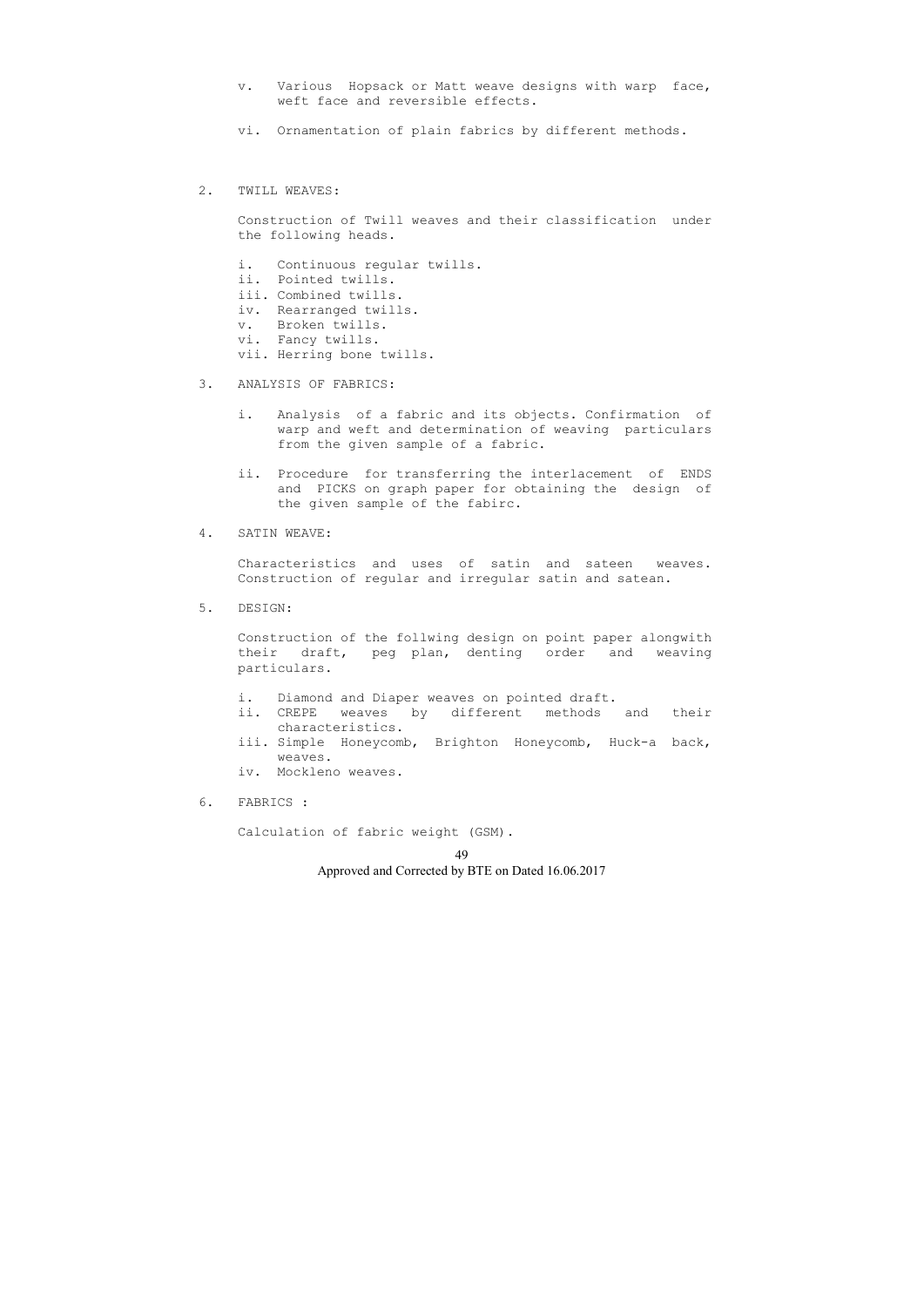v. Various Hopsack or Matt weave designs with warp face, weft face and reversible effects.

vi. Ornamentation of plain fabrics by different methods.

2. TWILL WEAVES:

   Construction of Twill weaves and their classification under the following heads.

   i. Continuous regular twills.
   ii. Pointed twills.
   iii. Combined twills.
   iv. Rearranged twills.
   v. Broken twills.
   vi. Fancy twills.
   vii. Herring bone twills.

3. ANALYSIS OF FABRICS:

   i. Analysis of a fabric and its objects. Confirmation of warp and weft and determination of weaving particulars from the given sample of a fabric.

   ii. Procedure for transferring the interlacement of ENDS and PICKS on graph paper for obtaining the design of the given sample of the fabirc.

4. SATIN WEAVE:

   Characteristics and uses of satin and sateen weaves. Construction of regular and irregular satin and satean.

5. DESIGN:

   Construction of the follwing design on point paper alongwith their draft, peg plan, denting order and weaving particulars.

   i. Diamond and Diaper weaves on pointed draft.
   ii. CREPE weaves by different methods and their characteristics.
   iii. Simple Honeycomb, Brighton Honeycomb, Huck-a back, weaves.
   iv. Mockleno weaves.

6. FABRICS :

   Calculation of fabric weight (GSM).

Approved and Corrected by BTE on Dated 16.06.2017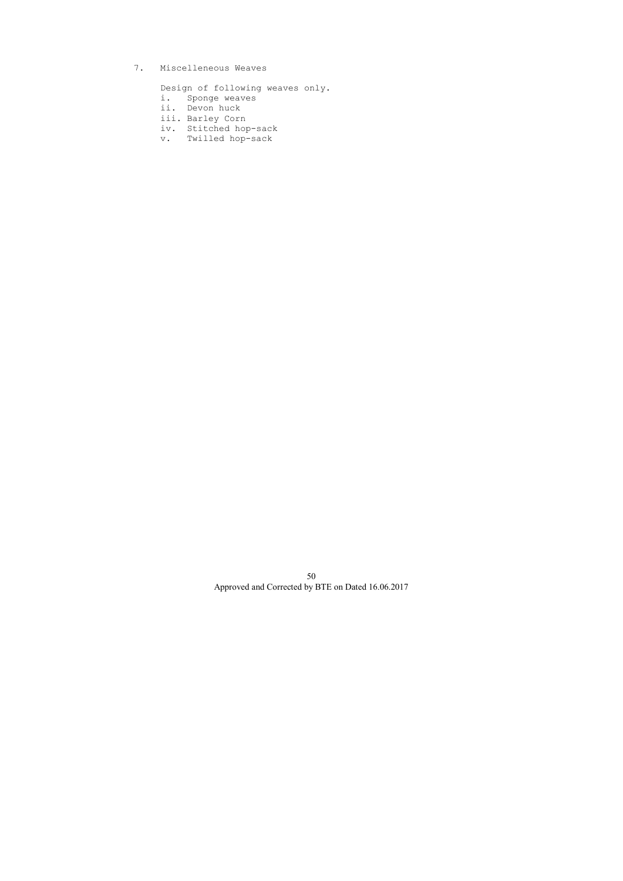7. Miscelleneous Weaves

   Design of following weaves only.

   i. Sponge weaves
   ii. Devon huck
   iii. Barley Corn
   iv. Stitched hop-sack
   v. Twilled hop-sack

Approved and Corrected by BTE on Dated 16.06.2017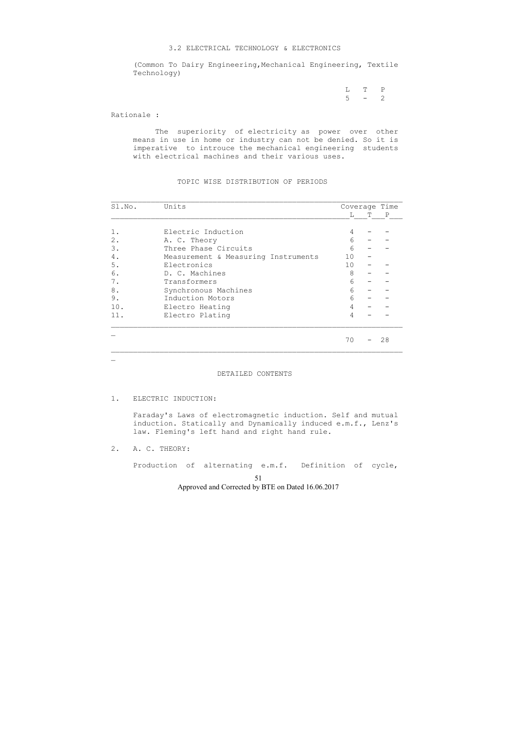## 3.2 ELECTRICAL TECHNOLOGY & ELECTRONICS

(Common To Dairy Engineering,Mechanical Engineering, Textile Technology)

| L | T | P |
|---|---|---|
| 5 | - | 2 |

Rationale :

The superiority of electricity as power over other means in use in home or industry can not be denied. So it is imperative to introuce the mechanical engineering students with electrical machines and their various uses.

### TOPIC WISE DISTRIBUTION OF PERIODS

| Sl.No. | Units | Coverage Time L | T | P |
|---|---|---|---|---|
| 1. | Electric Induction | 4 | - | - |
| 2. | A. C. Theory | 6 | - | - |
| 3. | Three Phase Circuits | 6 | - | - |
| 4. | Measurement & Measuring Instruments | 10 | - | |
| 5. | Electronics | 10 | - | - |
| 6. | D. C. Machines | 8 | - | - |
| 7. | Transformers | 6 | - | - |
| 8. | Synchronous Machines | 6 | - | - |
| 9. | Induction Motors | 6 | - | - |
| 10. | Electro Heating | 4 | - | - |
| 11. | Electro Plating | 4 | - | - |
| | | 70 | - | 28 |

### DETAILED CONTENTS

1. ELECTRIC INDUCTION:

   Faraday's Laws of electromagnetic induction. Self and mutual induction. Statically and Dynamically induced e.m.f., Lenz's law. Fleming's left hand and right hand rule.

2. A. C. THEORY:

   Production of alternating e.m.f. Definition of cycle,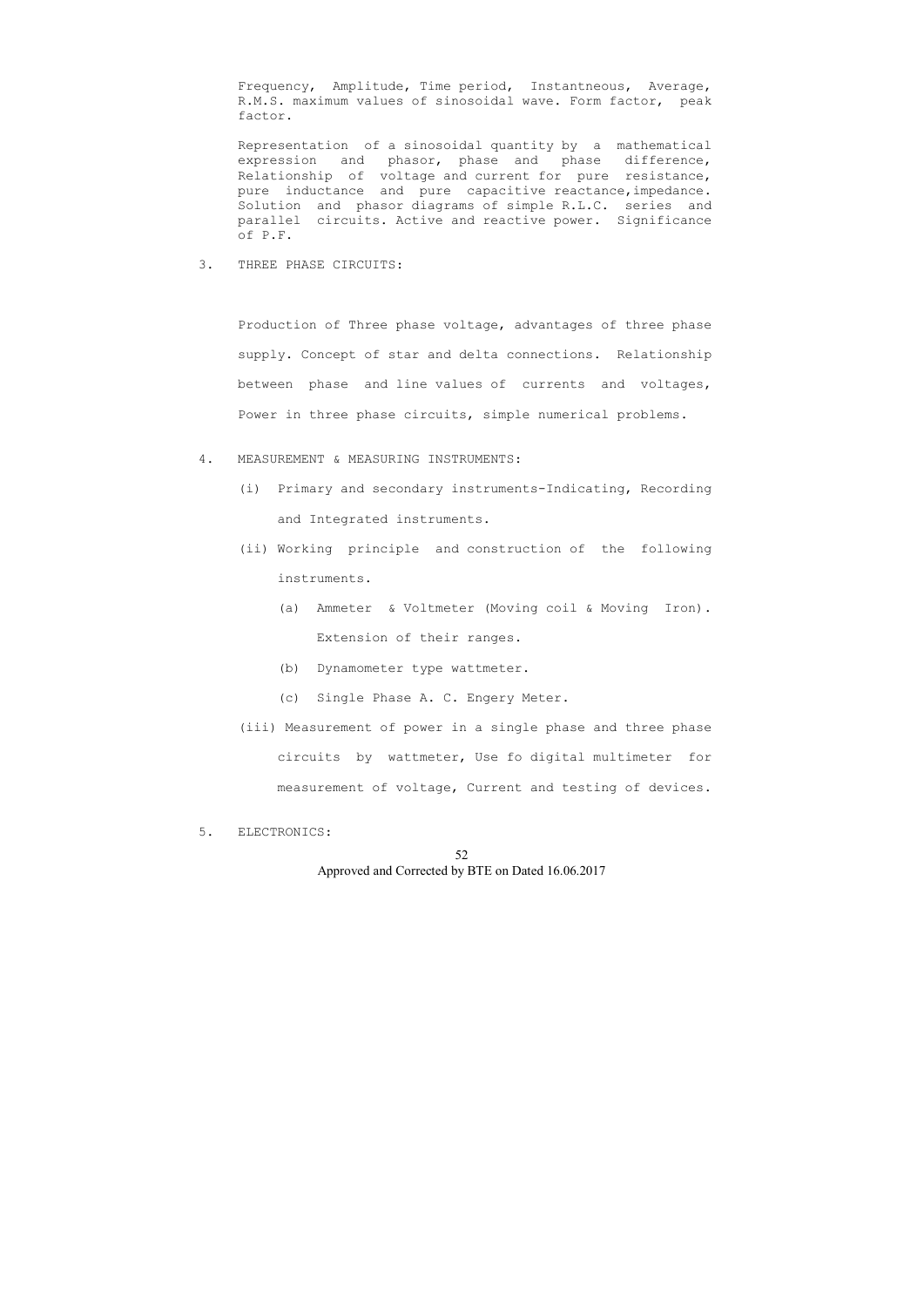Frequency, Amplitude, Time period, Instantneous, Average, R.M.S. maximum values of sinosoidal wave. Form factor, peak factor.

Representation of a sinosoidal quantity by a mathematical expression and phasor, phase and phase difference, Relationship of voltage and current for pure resistance, pure inductance and pure capacitive reactance,impedance. Solution and phasor diagrams of simple R.L.C. series and parallel circuits. Active and reactive power. Significance of P.F.

3. THREE PHASE CIRCUITS:

Production of Three phase voltage, advantages of three phase supply. Concept of star and delta connections. Relationship between phase and line values of currents and voltages, Power in three phase circuits, simple numerical problems.

4. MEASUREMENT & MEASURING INSTRUMENTS:

(i) Primary and secondary instruments-Indicating, Recording and Integrated instruments.

(ii) Working principle and construction of the following instruments.

  (a) Ammeter & Voltmeter (Moving coil & Moving Iron). Extension of their ranges.

  (b) Dynamometer type wattmeter.

  (c) Single Phase A. C. Engery Meter.

(iii) Measurement of power in a single phase and three phase circuits by wattmeter, Use fo digital multimeter for measurement of voltage, Current and testing of devices.

5. ELECTRONICS:

Approved and Corrected by BTE on Dated 16.06.2017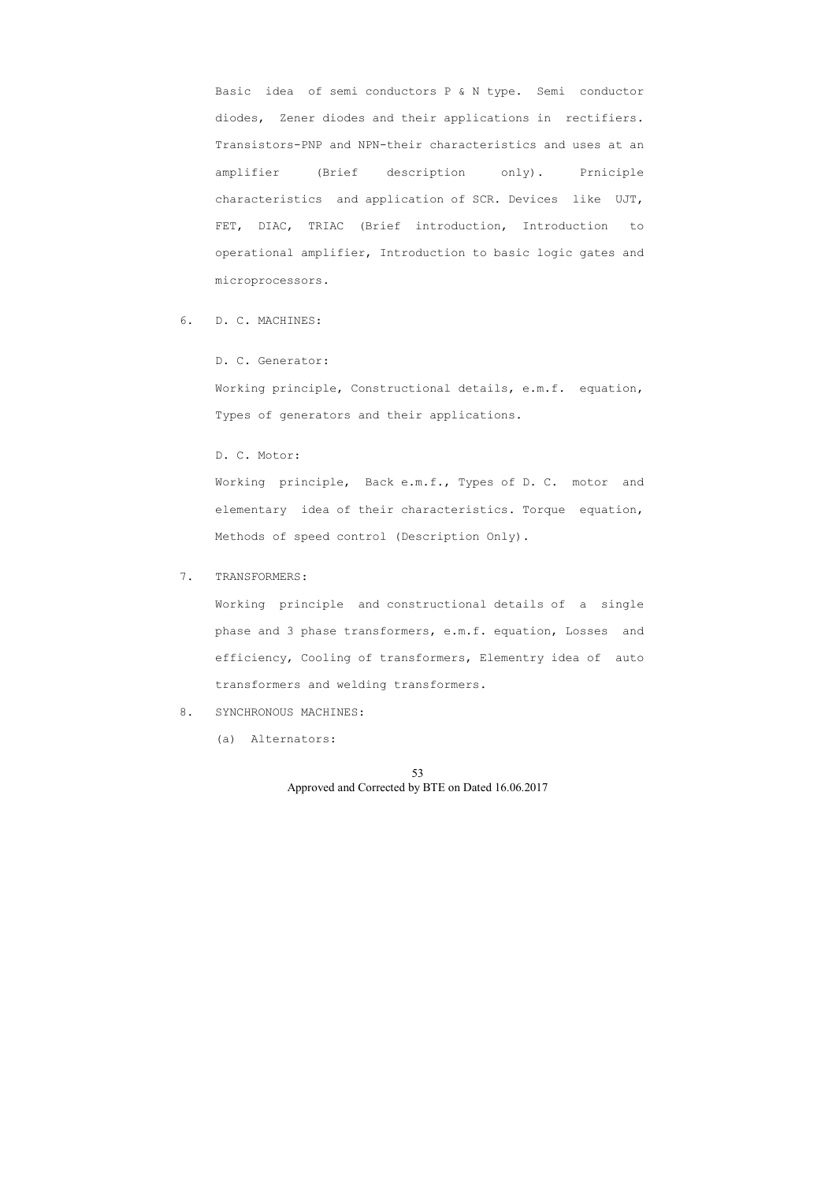Basic idea of semi conductors P & N type. Semi conductor diodes, Zener diodes and their applications in rectifiers. Transistors-PNP and NPN-their characteristics and uses at an amplifier (Brief description only). Prniciple characteristics and application of SCR. Devices like UJT, FET, DIAC, TRIAC (Brief introduction, Introduction to operational amplifier, Introduction to basic logic gates and microprocessors.

6. D. C. MACHINES:

   D. C. Generator:

   Working principle, Constructional details, e.m.f. equation, Types of generators and their applications.

   D. C. Motor:

   Working principle, Back e.m.f., Types of D. C. motor and elementary idea of their characteristics. Torque equation, Methods of speed control (Description Only).

7. TRANSFORMERS:

   Working principle and constructional details of a single phase and 3 phase transformers, e.m.f. equation, Losses and efficiency, Cooling of transformers, Elementry idea of auto transformers and welding transformers.

8. SYNCHRONOUS MACHINES:

   (a) Alternators:

Approved and Corrected by BTE on Dated 16.06.2017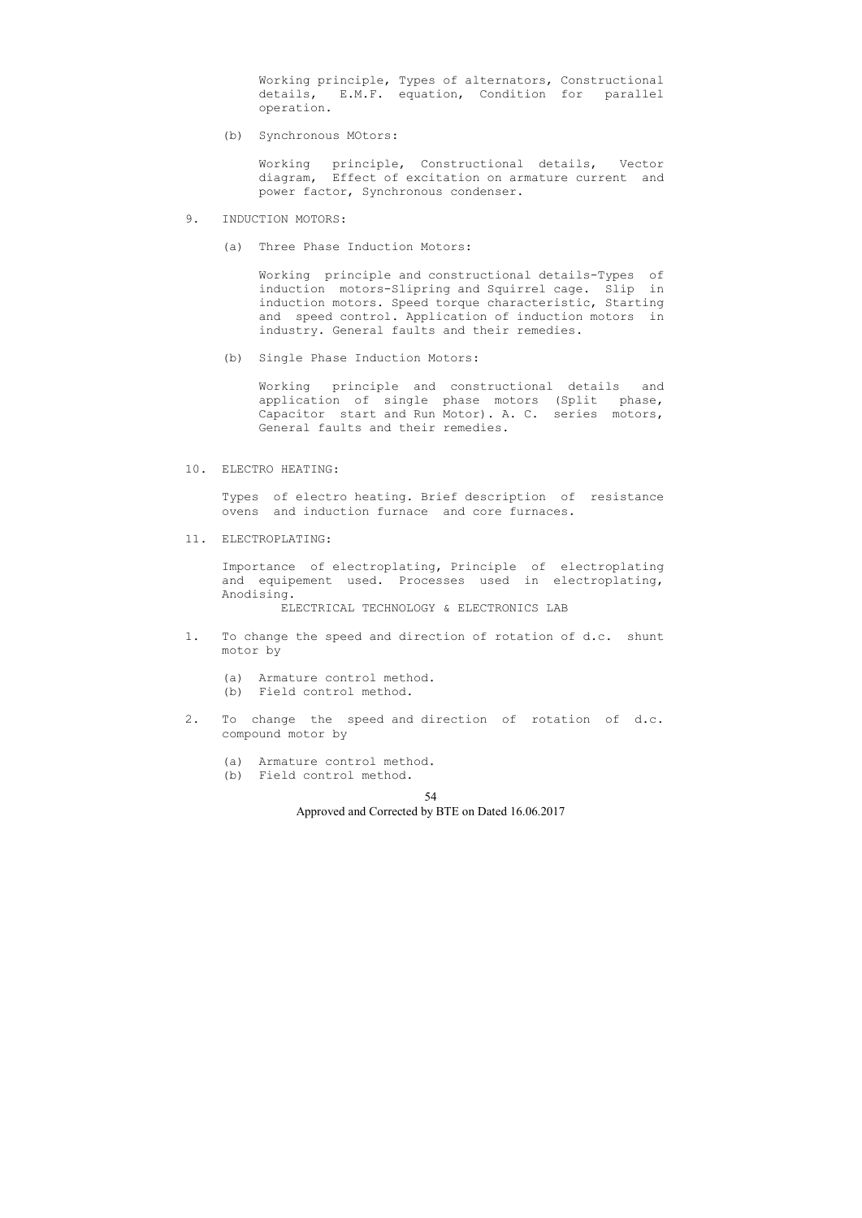Working principle, Types of alternators, Constructional details, E.M.F. equation, Condition for parallel operation.

(b) Synchronous MOtors:

Working principle, Constructional details, Vector diagram, Effect of excitation on armature current and power factor, Synchronous condenser.

9. INDUCTION MOTORS:

(a) Three Phase Induction Motors:

Working principle and constructional details-Types of induction motors-Slipring and Squirrel cage. Slip in induction motors. Speed torque characteristic, Starting and speed control. Application of induction motors in industry. General faults and their remedies.

(b) Single Phase Induction Motors:

Working principle and constructional details and application of single phase motors (Split phase, Capacitor start and Run Motor). A. C. series motors, General faults and their remedies.

10. ELECTRO HEATING:

Types of electro heating. Brief description of resistance ovens and induction furnace and core furnaces.

11. ELECTROPLATING:

Importance of electroplating, Principle of electroplating and equipement used. Processes used in electroplating, Anodising.

## ELECTRICAL TECHNOLOGY & ELECTRONICS LAB

1. To change the speed and direction of rotation of d.c. shunt motor by

   (a) Armature control method.
   (b) Field control method.

2. To change the speed and direction of rotation of d.c. compound motor by

   (a) Armature control method.
   (b) Field control method.

Approved and Corrected by BTE on Dated 16.06.2017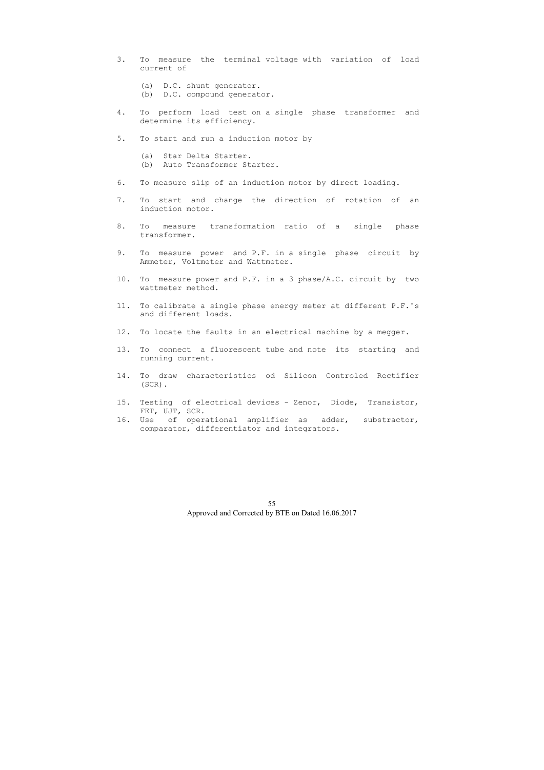3. To measure the terminal voltage with variation of load current of

    (a) D.C. shunt generator.
    (b) D.C. compound generator.

4. To perform load test on a single phase transformer and determine its efficiency.

5. To start and run a induction motor by

    (a) Star Delta Starter.
    (b) Auto Transformer Starter.

6. To measure slip of an induction motor by direct loading.

7. To start and change the direction of rotation of an induction motor.

8. To measure transformation ratio of a single phase transformer.

9. To measure power and P.F. in a single phase circuit by Ammeter, Voltmeter and Wattmeter.

10. To measure power and P.F. in a 3 phase/A.C. circuit by two wattmeter method.

11. To calibrate a single phase energy meter at different P.F.'s and different loads.

12. To locate the faults in an electrical machine by a megger.

13. To connect a fluorescent tube and note its starting and running current.

14. To draw characteristics od Silicon Controled Rectifier (SCR).

15. Testing of electrical devices - Zenor, Diode, Transistor, FET, UJT, SCR.

16. Use of operational amplifier as adder, substractor, comparator, differentiator and integrators.

Approved and Corrected by BTE on Dated 16.06.2017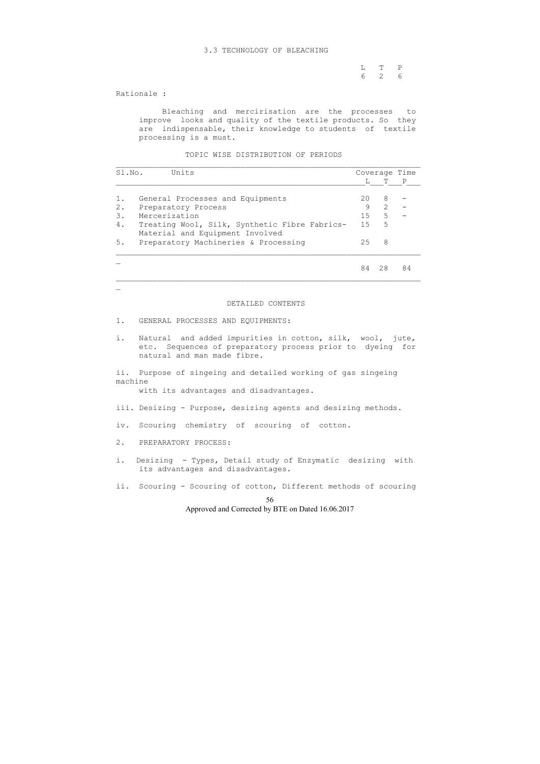## 3.3 TECHNOLOGY OF BLEACHING

| L | T | P |
|---|---|---|
| 6 | 2 | 6 |

Rationale :

Bleaching and mercirisation are the processes to improve looks and quality of the textile products. So they are indispensable, their knowledge to students of textile processing is a must.

### TOPIC WISE DISTRIBUTION OF PERIODS

| Sl.No. | Units | Coverage Time L | T | P |
|---|---|---|---|---|
| 1. | General Processes and Equipments | 20 | 8 | - |
| 2. | Preparatory Process | 9 | 2 | - |
| 3. | Mercerization | 15 | 5 | - |
| 4. | Treating Wool, Silk, Synthetic Fibre Fabrics- Material and Equipment Involved | 15 | 5 | |
| 5. | Preparatory Machineries & Processing | 25 | 8 | |
| | | 84 | 28 | 84 |

### DETAILED CONTENTS

1. GENERAL PROCESSES AND EQUIPMENTS:

i. Natural and added impurities in cotton, silk, wool, jute, etc. Sequences of preparatory process prior to dyeing for natural and man made fibre.

ii. Purpose of singeing and detailed working of gas singeing machine with its advantages and disadvantages.

iii. Desizing - Purpose, desizing agents and desizing methods.

iv. Scouring chemistry of scouring of cotton.

2. PREPARATORY PROCESS:

i. Desizing - Types, Detail study of Enzymatic desizing with its advantages and disadvantages.

ii. Scouring - Scouring of cotton, Different methods of scouring

Approved and Corrected by BTE on Dated 16.06.2017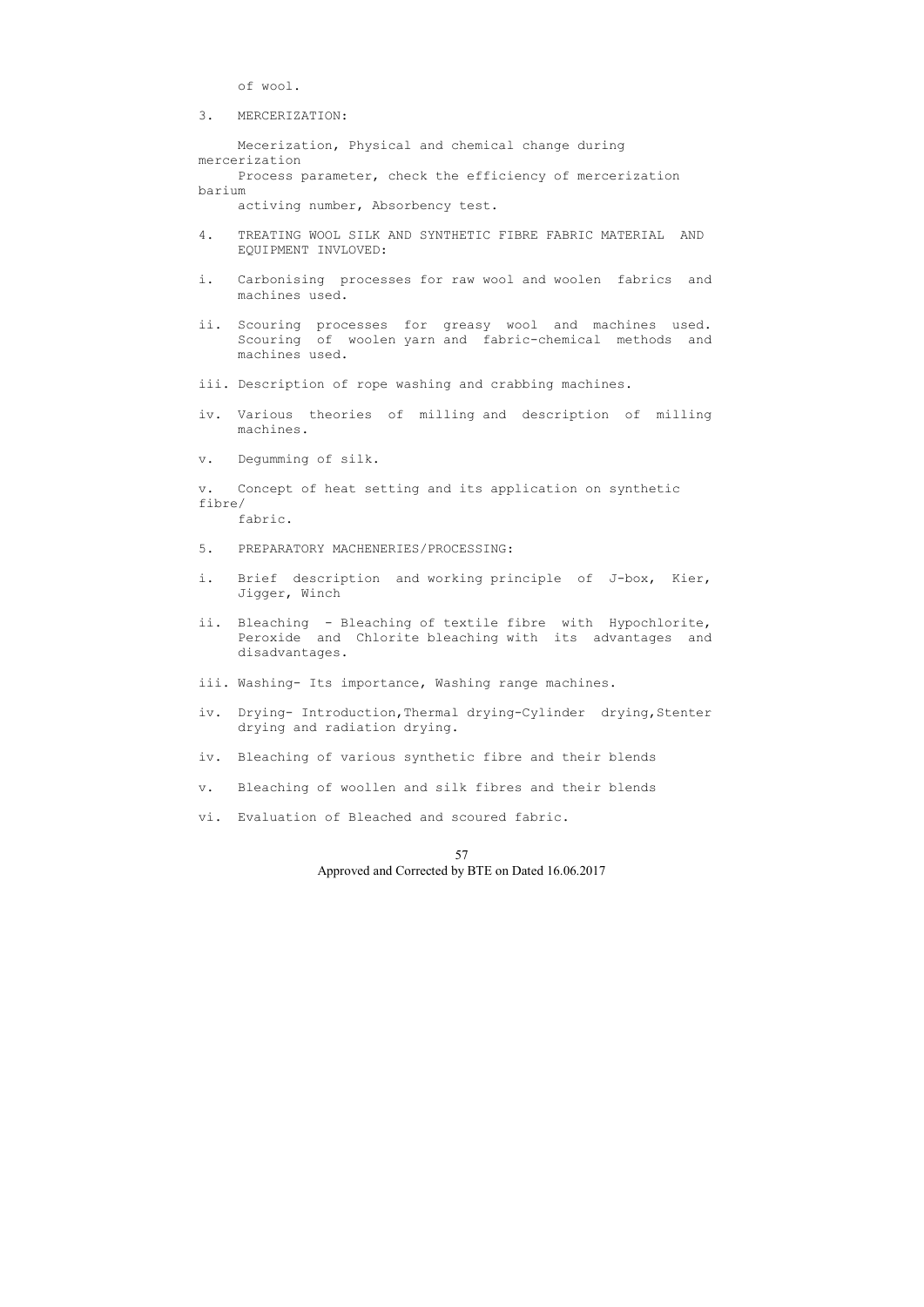of wool.

3. MERCERIZATION:

Mecerization, Physical and chemical change during mercerization
Process parameter, check the efficiency of mercerization barium
activing number, Absorbency test.

4. TREATING WOOL SILK AND SYNTHETIC FIBRE FABRIC MATERIAL AND EQUIPMENT INVLOVED:

i. Carbonising processes for raw wool and woolen fabrics and machines used.

ii. Scouring processes for greasy wool and machines used. Scouring of woolen yarn and fabric-chemical methods and machines used.

iii. Description of rope washing and crabbing machines.

iv. Various theories of milling and description of milling machines.

v. Degumming of silk.

v. Concept of heat setting and its application on synthetic fibre/
fabric.

5. PREPARATORY MACHENERIES/PROCESSING:

i. Brief description and working principle of J-box, Kier, Jigger, Winch

ii. Bleaching - Bleaching of textile fibre with Hypochlorite, Peroxide and Chlorite bleaching with its advantages and disadvantages.

iii. Washing- Its importance, Washing range machines.

iv. Drying- Introduction,Thermal drying-Cylinder drying,Stenter drying and radiation drying.

iv. Bleaching of various synthetic fibre and their blends

v. Bleaching of woollen and silk fibres and their blends

vi. Evaluation of Bleached and scoured fabric.

Approved and Corrected by BTE on Dated 16.06.2017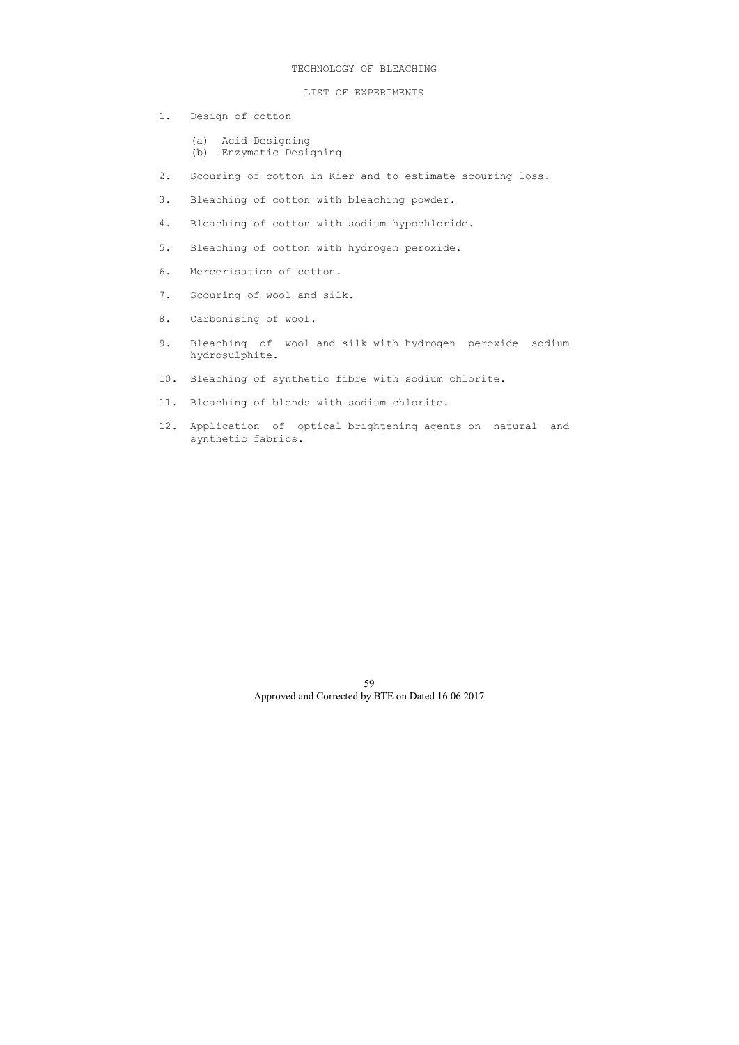# TECHNOLOGY OF BLEACHING

## LIST OF EXPERIMENTS

1. Design of cotton

   (a) Acid Designing
   (b) Enzymatic Designing

2. Scouring of cotton in Kier and to estimate scouring loss.

3. Bleaching of cotton with bleaching powder.

4. Bleaching of cotton with sodium hypochloride.

5. Bleaching of cotton with hydrogen peroxide.

6. Mercerisation of cotton.

7. Scouring of wool and silk.

8. Carbonising of wool.

9. Bleaching of wool and silk with hydrogen peroxide sodium hydrosulphite.

10. Bleaching of synthetic fibre with sodium chlorite.

11. Bleaching of blends with sodium chlorite.

12. Application of optical brightening agents on natural and synthetic fabrics.

Approved and Corrected by BTE on Dated 16.06.2017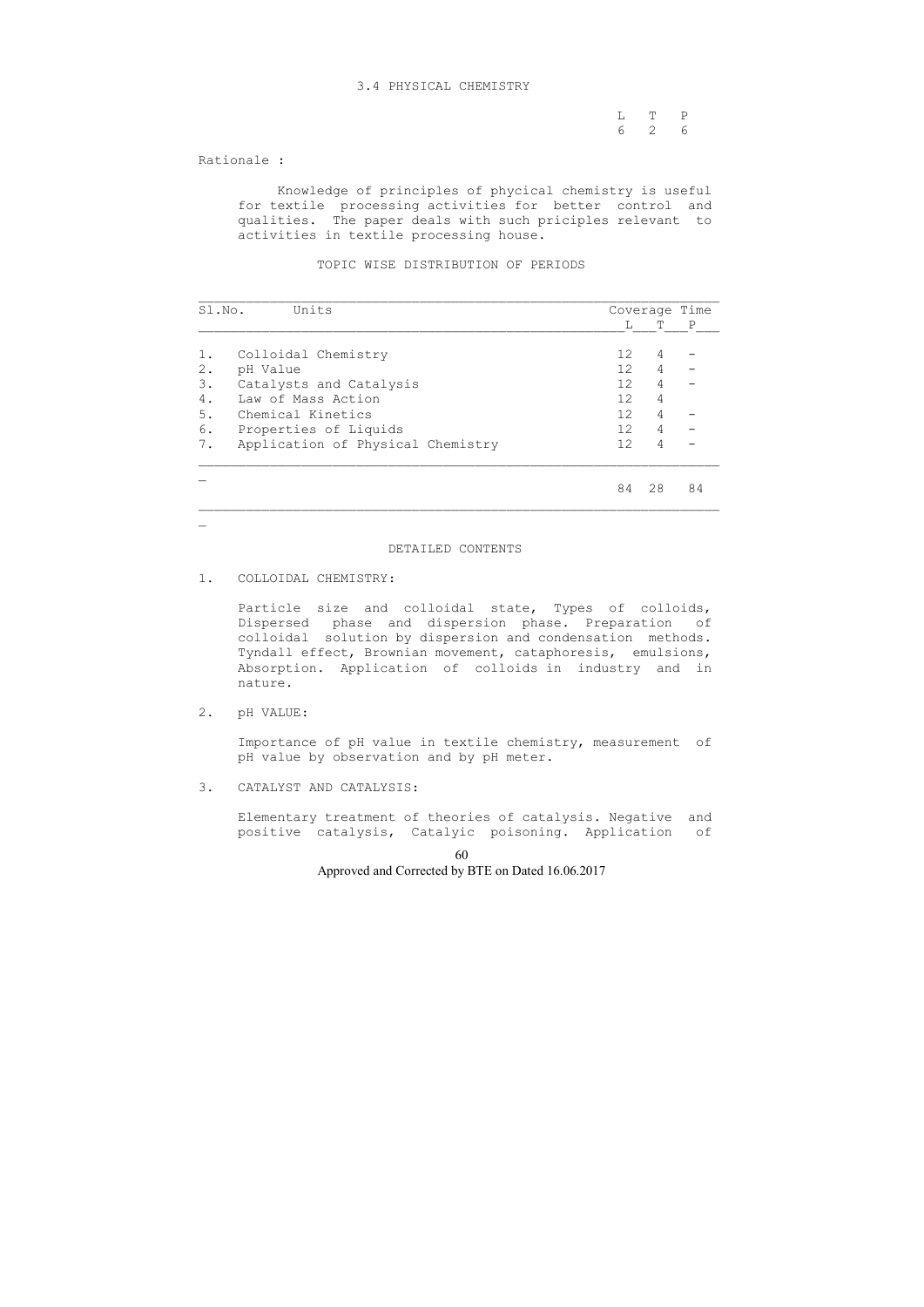## 3.4 PHYSICAL CHEMISTRY

| L | T | P |
|---|---|---|
| 6 | 2 | 6 |

Rationale :

Knowledge of principles of phycical chemistry is useful for textile processing activities for better control and qualities. The paper deals with such priciples relevant to activities in textile processing house.

### TOPIC WISE DISTRIBUTION OF PERIODS

| Sl.No. | Units | Coverage Time L | T | P |
|---|---|---|---|---|
| 1. | Colloidal Chemistry | 12 | 4 | - |
| 2. | pH Value | 12 | 4 | - |
| 3. | Catalysts and Catalysis | 12 | 4 | - |
| 4. | Law of Mass Action | 12 | 4 | |
| 5. | Chemical Kinetics | 12 | 4 | - |
| 6. | Properties of Liquids | 12 | 4 | - |
| 7. | Application of Physical Chemistry | 12 | 4 | - |
| | | 84 | 28 | 84 |

### DETAILED CONTENTS

1. COLLOIDAL CHEMISTRY:

   Particle size and colloidal state, Types of colloids, Dispersed phase and dispersion phase. Preparation of colloidal solution by dispersion and condensation methods. Tyndall effect, Brownian movement, cataphoresis, emulsions, Absorption. Application of colloids in industry and in nature.

2. pH VALUE:

   Importance of pH value in textile chemistry, measurement of pH value by observation and by pH meter.

3. CATALYST AND CATALYSIS:

   Elementary treatment of theories of catalysis. Negative and positive catalysis, Catalyic poisoning. Application of

Approved and Corrected by BTE on Dated 16.06.2017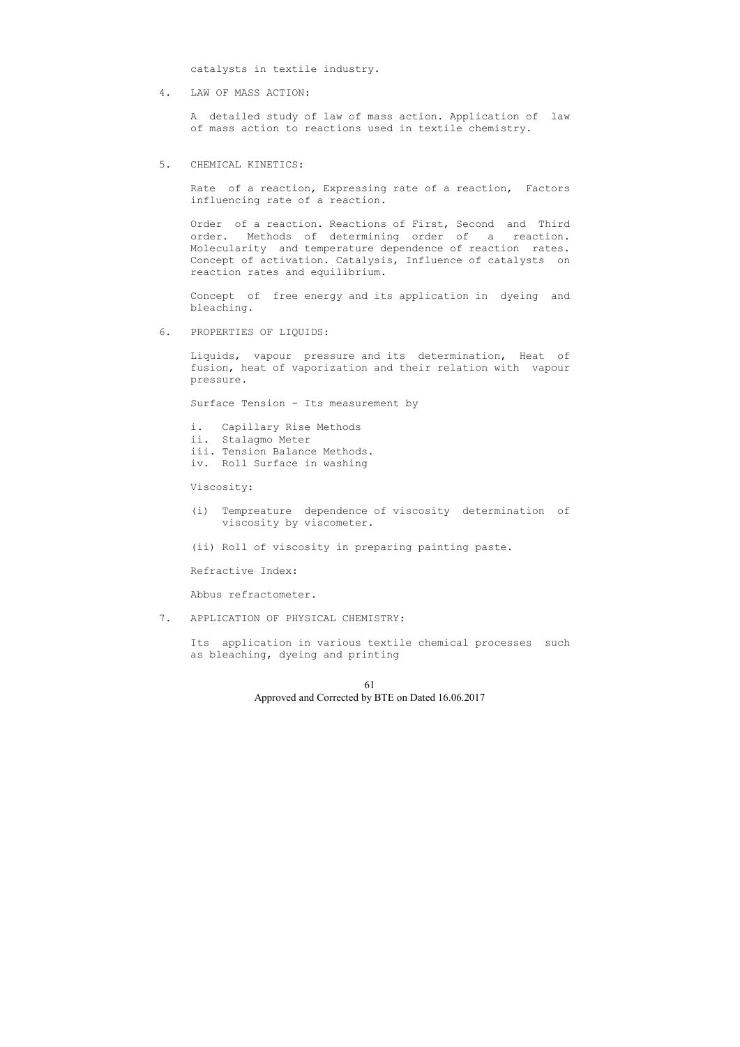catalysts in textile industry.

4. LAW OF MASS ACTION:

   A detailed study of law of mass action. Application of law of mass action to reactions used in textile chemistry.

5. CHEMICAL KINETICS:

   Rate of a reaction, Expressing rate of a reaction, Factors influencing rate of a reaction.

   Order of a reaction. Reactions of First, Second and Third order. Methods of determining order of a reaction. Molecularity and temperature dependence of reaction rates. Concept of activation. Catalysis, Influence of catalysts on reaction rates and equilibrium.

   Concept of free energy and its application in dyeing and bleaching.

6. PROPERTIES OF LIQUIDS:

   Liquids, vapour pressure and its determination, Heat of fusion, heat of vaporization and their relation with vapour pressure.

   Surface Tension - Its measurement by

   i. Capillary Rise Methods
   ii. Stalagmo Meter
   iii. Tension Balance Methods.
   iv. Roll Surface in washing

   Viscosity:

   (i) Tempreature dependence of viscosity determination of viscosity by viscometer.

   (ii) Roll of viscosity in preparing painting paste.

   Refractive Index:

   Abbus refractometer.

7. APPLICATION OF PHYSICAL CHEMISTRY:

   Its application in various textile chemical processes such as bleaching, dyeing and printing

Approved and Corrected by BTE on Dated 16.06.2017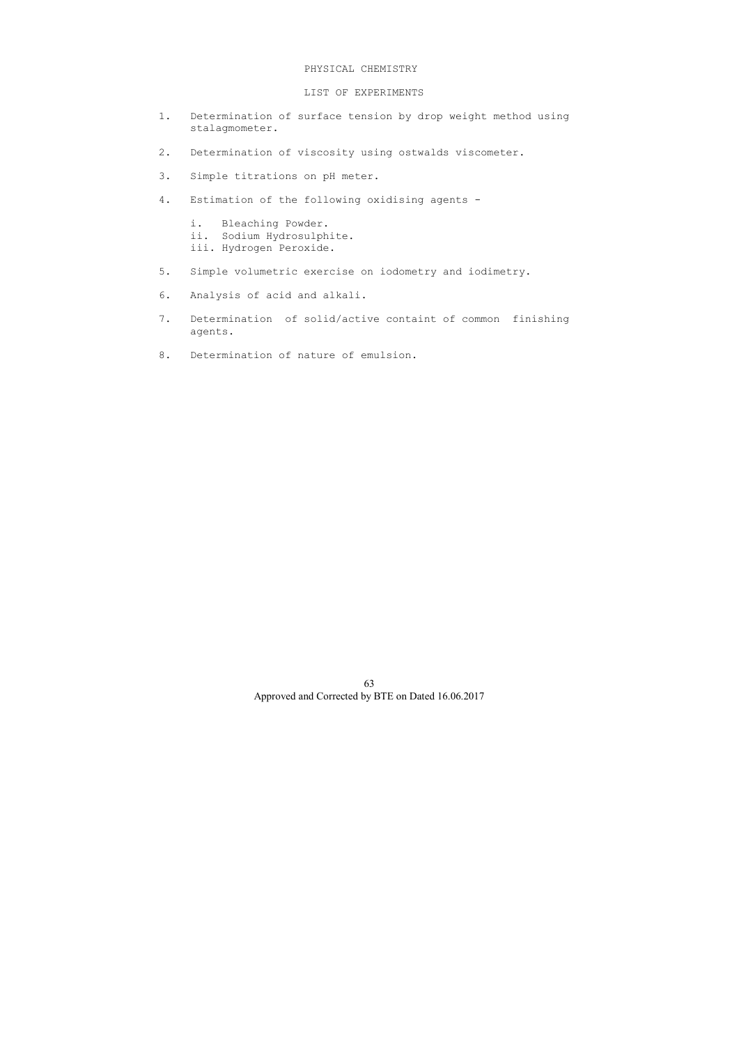# PHYSICAL CHEMISTRY

## LIST OF EXPERIMENTS

1. Determination of surface tension by drop weight method using stalagmometer.

2. Determination of viscosity using ostwalds viscometer.

3. Simple titrations on pH meter.

4. Estimation of the following oxidising agents -

   i. Bleaching Powder.
   ii. Sodium Hydrosulphite.
   iii. Hydrogen Peroxide.

5. Simple volumetric exercise on iodometry and iodimetry.

6. Analysis of acid and alkali.

7. Determination of solid/active containt of common finishing agents.

8. Determination of nature of emulsion.

Approved and Corrected by BTE on Dated 16.06.2017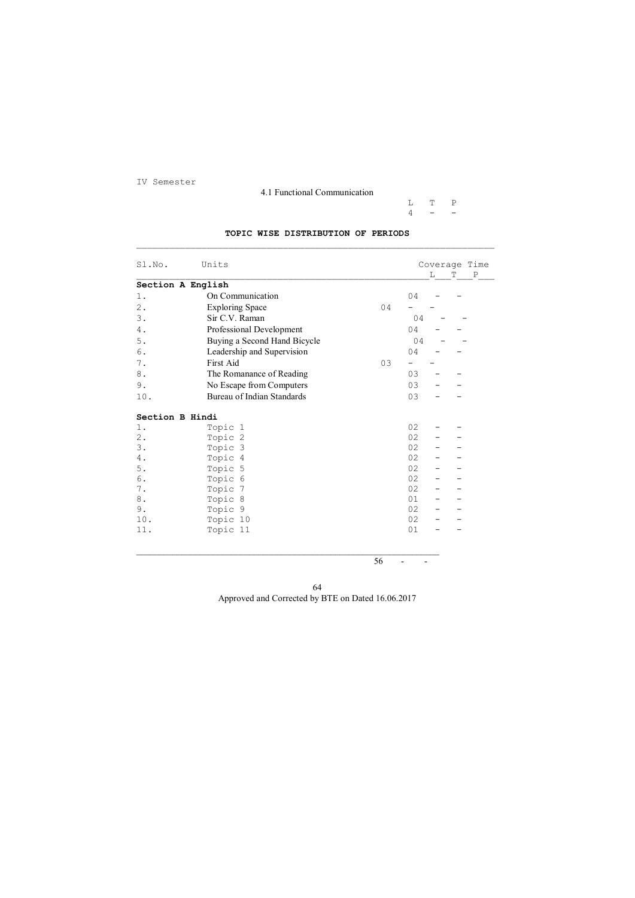IV Semester

## 4.1 Functional Communication

| L | T | P |
|---|---|---|
| 4 | - | - |

### TOPIC WISE DISTRIBUTION OF PERIODS

| Sl.No. | Units | Coverage Time L | T | P |
|---|---|---|---|---|
| **Section A English** | | | | |
| 1. | On Communication | 04 | - | - |
| 2. | Exploring Space | 04 | - | - |
| 3. | Sir C.V. Raman | 04 | - | - |
| 4. | Professional Development | 04 | - | - |
| 5. | Buying a Second Hand Bicycle | 04 | - | - |
| 6. | Leadership and Supervision | 04 | - | - |
| 7. | First Aid | 03 | - | - |
| 8. | The Romanance of Reading | 03 | - | - |
| 9. | No Escape from Computers | 03 | - | - |
| 10. | Bureau of Indian Standards | 03 | - | - |
| **Section B Hindi** | | | | |
| 1. | Topic 1 | 02 | - | - |
| 2. | Topic 2 | 02 | - | - |
| 3. | Topic 3 | 02 | - | - |
| 4. | Topic 4 | 02 | - | - |
| 5. | Topic 5 | 02 | - | - |
| 6. | Topic 6 | 02 | - | - |
| 7. | Topic 7 | 02 | - | - |
| 8. | Topic 8 | 01 | - | - |
| 9. | Topic 9 | 02 | - | - |
| 10. | Topic 10 | 02 | - | - |
| 11. | Topic 11 | 01 | - | - |
| | | 56 | - | - |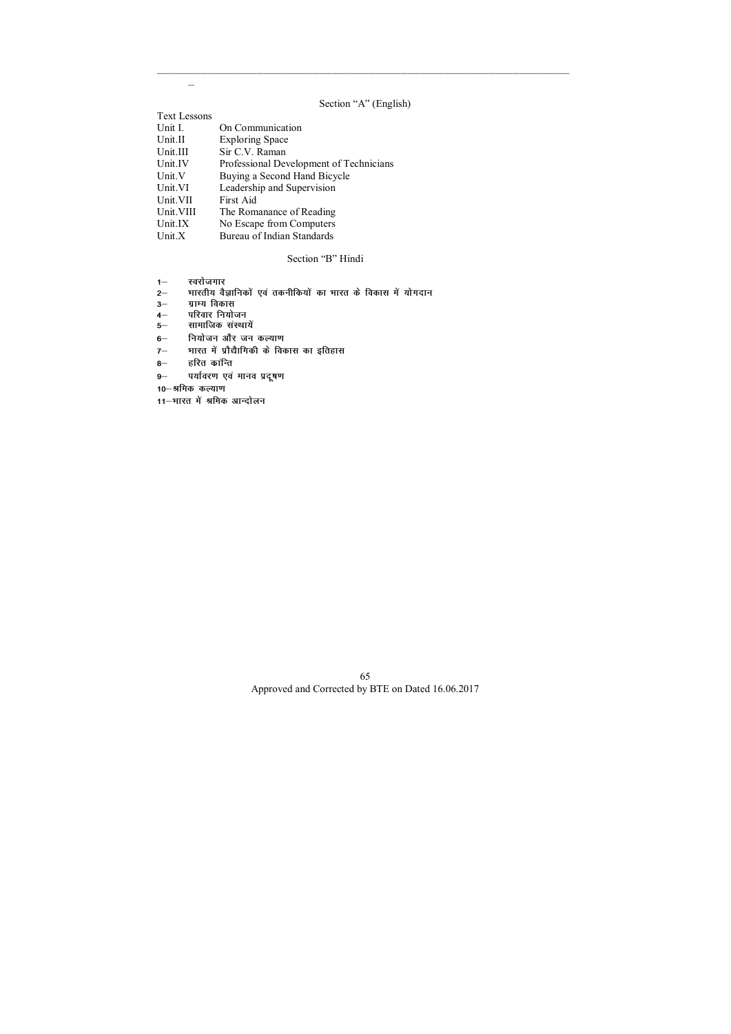## Section "A" (English)

Text Lessons

| | |
|---|---|
| Unit I. | On Communication |
| Unit.II | Exploring Space |
| Unit.III | Sir C.V. Raman |
| Unit.IV | Professional Development of Technicians |
| Unit.V | Buying a Second Hand Bicycle |
| Unit.VI | Leadership and Supervision |
| Unit.VII | First Aid |
| Unit.VIII | The Romanance of Reading |
| Unit.IX | No Escape from Computers |
| Unit.X | Bureau of Indian Standards |

## Section "B" Hindi

1– स्वरोजगार
2– भारतीय वैज्ञानिकों एवं तकनीकियों का भारत के विकास में योगदान
3– ग्राम्य विकास
4– परिवार नियोजन
5– सामाजिक संस्थायें
6– नियोजन और जन कल्याण
7– भारत में प्रौद्योगिकी के विकास का इतिहास
8– हरित क्रान्ति
9– पर्यावरण एवं मानव प्रदूषण
10–श्रमिक कल्याण
11–भारत में श्रमिक आन्दोलन

Approved and Corrected by BTE on Dated 16.06.2017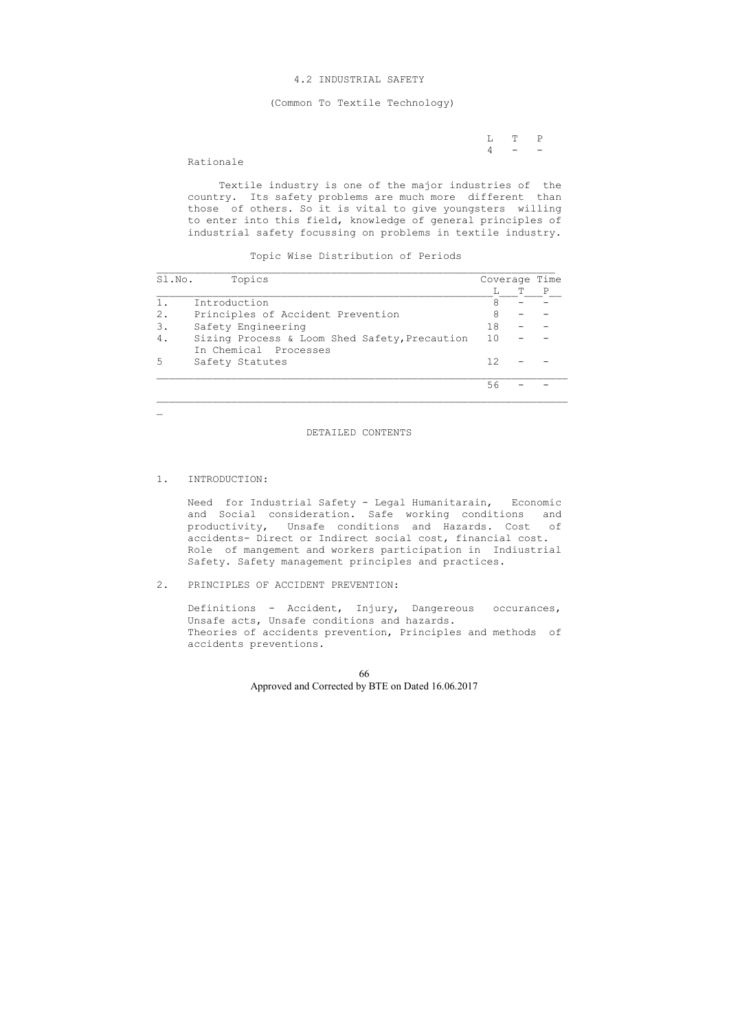# 4.2 INDUSTRIAL SAFETY

(Common To Textile Technology)

| L | T | P |
|---|---|---|
| 4 | - | - |

**Rationale**

Textile industry is one of the major industries of the country. Its safety problems are much more different than those of others. So it is vital to give youngsters willing to enter into this field, knowledge of general principles of industrial safety focussing on problems in textile industry.

Topic Wise Distribution of Periods

| Sl.No. | Topics | Coverage Time L | T | P |
|---|---|---|---|---|
| 1. | Introduction | 8 | - | - |
| 2. | Principles of Accident Prevention | 8 | - | - |
| 3. | Safety Engineering | 18 | - | - |
| 4. | Sizing Process & Loom Shed Safety, Precaution In Chemical Processes | 10 | - | - |
| 5 | Safety Statutes | 12 | - | - |
| | | 56 | - | - |

## DETAILED CONTENTS

### 1. INTRODUCTION:

Need for Industrial Safety - Legal Humanitarain, Economic and Social consideration. Safe working conditions and productivity, Unsafe conditions and Hazards. Cost of accidents- Direct or Indirect social cost, financial cost. Role of mangement and workers participation in Indiustrial Safety. Safety management principles and practices.

### 2. PRINCIPLES OF ACCIDENT PREVENTION:

Definitions - Accident, Injury, Dangereous occurances, Unsafe acts, Unsafe conditions and hazards.
Theories of accidents prevention, Principles and methods of accidents preventions.

Approved and Corrected by BTE on Dated 16.06.2017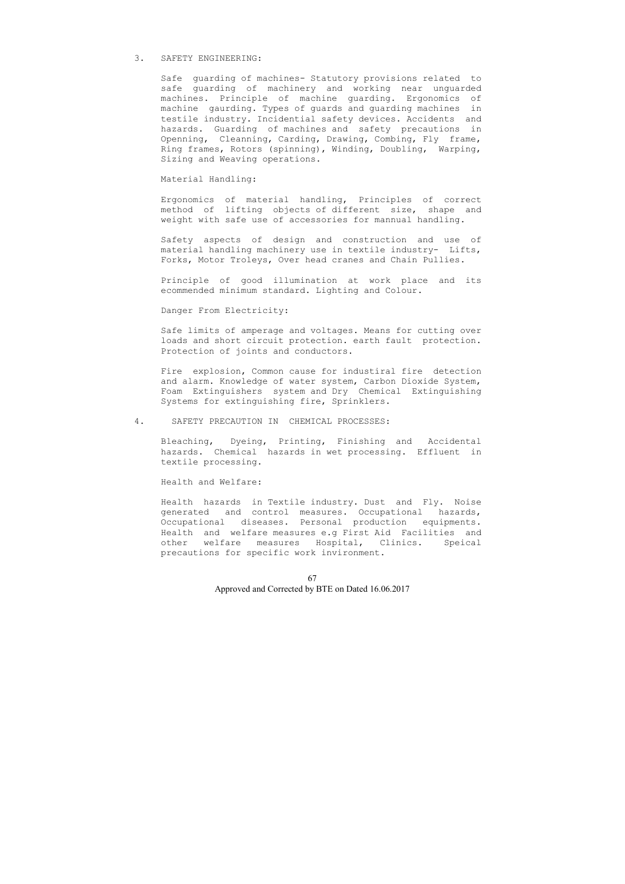## 3. SAFETY ENGINEERING:

Safe guarding of machines- Statutory provisions related to safe guarding of machinery and working near unguarded machines. Principle of machine guarding. Ergonomics of machine gaurding. Types of guards and guarding machines in testile industry. Incidential safety devices. Accidents and hazards. Guarding of machines and safety precautions in Openning, Cleanning, Carding, Drawing, Combing, Fly frame, Ring frames, Rotors (spinning), Winding, Doubling, Warping, Sizing and Weaving operations.

Material Handling:

Ergonomics of material handling, Principles of correct method of lifting objects of different size, shape and weight with safe use of accessories for mannual handling.

Safety aspects of design and construction and use of material handling machinery use in textile industry- Lifts, Forks, Motor Troleys, Over head cranes and Chain Pullies.

Principle of good illumination at work place and its ecommended minimum standard. Lighting and Colour.

Danger From Electricity:

Safe limits of amperage and voltages. Means for cutting over loads and short circuit protection. earth fault protection. Protection of joints and conductors.

Fire explosion, Common cause for industiral fire detection and alarm. Knowledge of water system, Carbon Dioxide System, Foam Extinguishers system and Dry Chemical Extinguishing Systems for extinguishing fire, Sprinklers.

## 4. SAFETY PRECAUTION IN CHEMICAL PROCESSES:

Bleaching, Dyeing, Printing, Finishing and Accidental hazards. Chemical hazards in wet processing. Effluent in textile processing.

Health and Welfare:

Health hazards in Textile industry. Dust and Fly. Noise generated and control measures. Occupational hazards, Occupational diseases. Personal production equipments. Health and welfare measures e.g First Aid Facilities and other welfare measures Hospital, Clinics. Speical precautions for specific work invironment.

Approved and Corrected by BTE on Dated 16.06.2017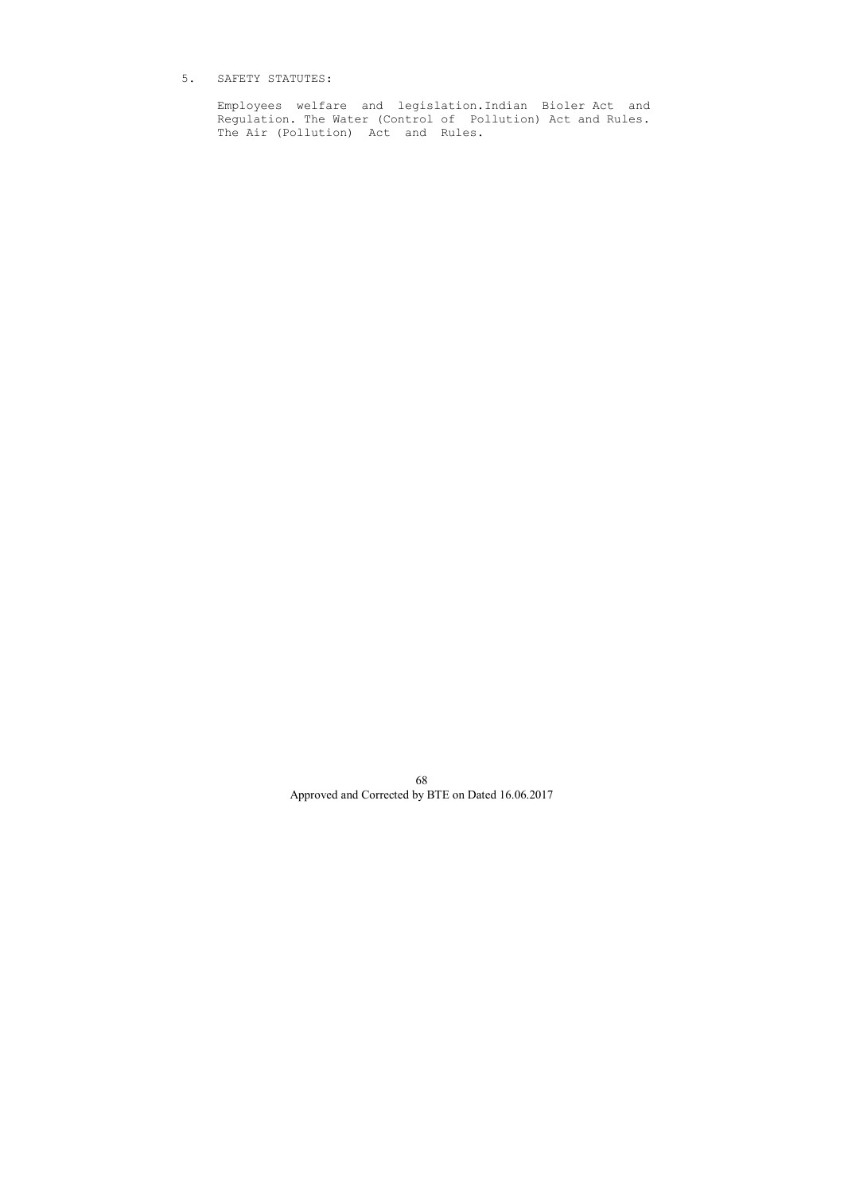5. SAFETY STATUTES:

Employees welfare and legislation.Indian Bioler Act and Regulation. The Water (Control of Pollution) Act and Rules. The Air (Pollution) Act and Rules.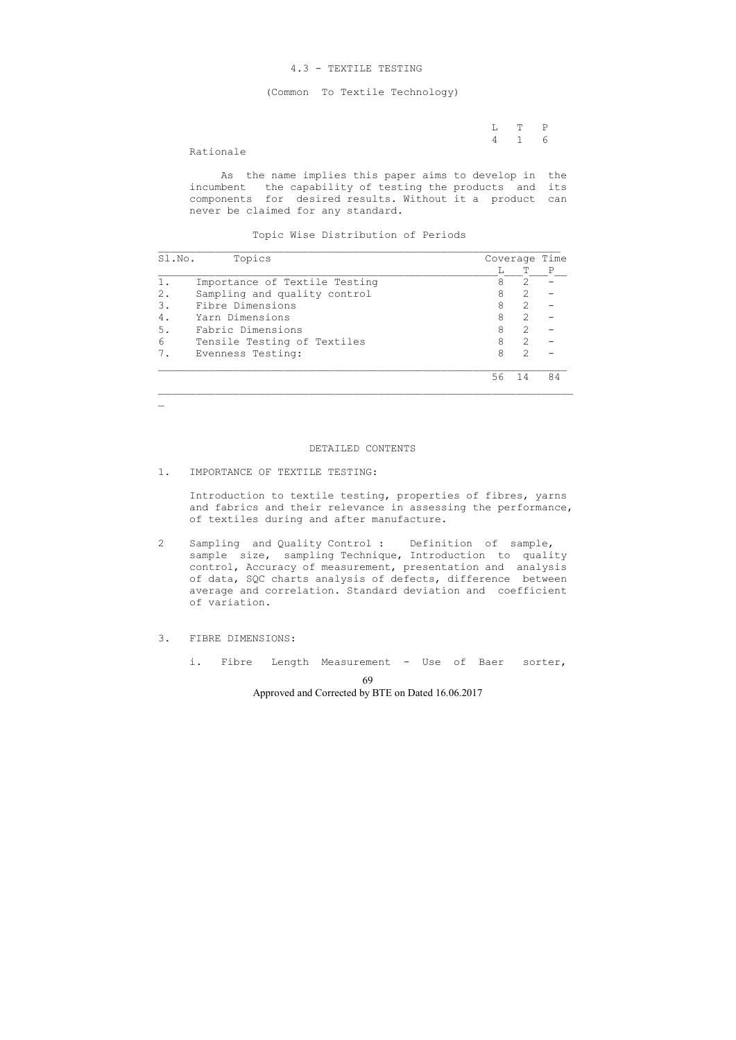## 4.3 - TEXTILE TESTING

(Common To Textile Technology)

| L | T | P |
|---|---|---|
| 4 | 1 | 6 |

### Rationale

As the name implies this paper aims to develop in the incumbent the capability of testing the products and its components for desired results. Without it a product can never be claimed for any standard.

### Topic Wise Distribution of Periods

| Sl.No. | Topics | Coverage Time L | T | P |
|---|---|---|---|---|
| 1. | Importance of Textile Testing | 8 | 2 | - |
| 2. | Sampling and quality control | 8 | 2 | - |
| 3. | Fibre Dimensions | 8 | 2 | - |
| 4. | Yarn Dimensions | 8 | 2 | - |
| 5. | Fabric Dimensions | 8 | 2 | - |
| 6 | Tensile Testing of Textiles | 8 | 2 | - |
| 7. | Evenness Testing: | 8 | 2 | - |
| | | 56 | 14 | 84 |

### DETAILED CONTENTS

1. IMPORTANCE OF TEXTILE TESTING:

   Introduction to textile testing, properties of fibres, yarns and fabrics and their relevance in assessing the performance, of textiles during and after manufacture.

2. Sampling and Quality Control : Definition of sample, sample size, sampling Technique, Introduction to quality control, Accuracy of measurement, presentation and analysis of data, SQC charts analysis of defects, difference between average and correlation. Standard deviation and coefficient of variation.

3. FIBRE DIMENSIONS:

   i. Fibre Length Measurement - Use of Baer sorter,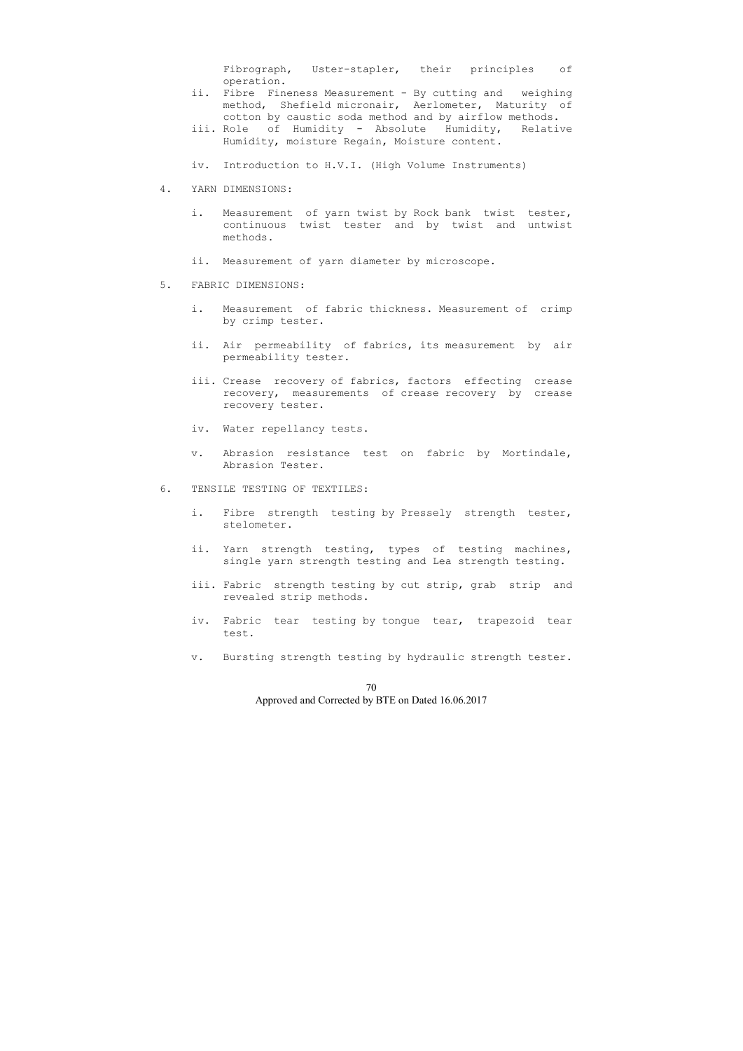Fibrograph, Uster-stapler, their principles of operation.

ii. Fibre Fineness Measurement - By cutting and weighing method, Shefield micronair, Aerlometer, Maturity of cotton by caustic soda method and by airflow methods.

iii. Role of Humidity - Absolute Humidity, Relative Humidity, moisture Regain, Moisture content.

iv. Introduction to H.V.I. (High Volume Instruments)

4. YARN DIMENSIONS:

   i. Measurement of yarn twist by Rock bank twist tester, continuous twist tester and by twist and untwist methods.

   ii. Measurement of yarn diameter by microscope.

5. FABRIC DIMENSIONS:

   i. Measurement of fabric thickness. Measurement of crimp by crimp tester.

   ii. Air permeability of fabrics, its measurement by air permeability tester.

   iii. Crease recovery of fabrics, factors effecting crease recovery, measurements of crease recovery by crease recovery tester.

   iv. Water repellancy tests.

   v. Abrasion resistance test on fabric by Mortindale, Abrasion Tester.

6. TENSILE TESTING OF TEXTILES:

   i. Fibre strength testing by Pressely strength tester, stelometer.

   ii. Yarn strength testing, types of testing machines, single yarn strength testing and Lea strength testing.

   iii. Fabric strength testing by cut strip, grab strip and revealed strip methods.

   iv. Fabric tear testing by tongue tear, trapezoid tear test.

   v. Bursting strength testing by hydraulic strength tester.

Approved and Corrected by BTE on Dated 16.06.2017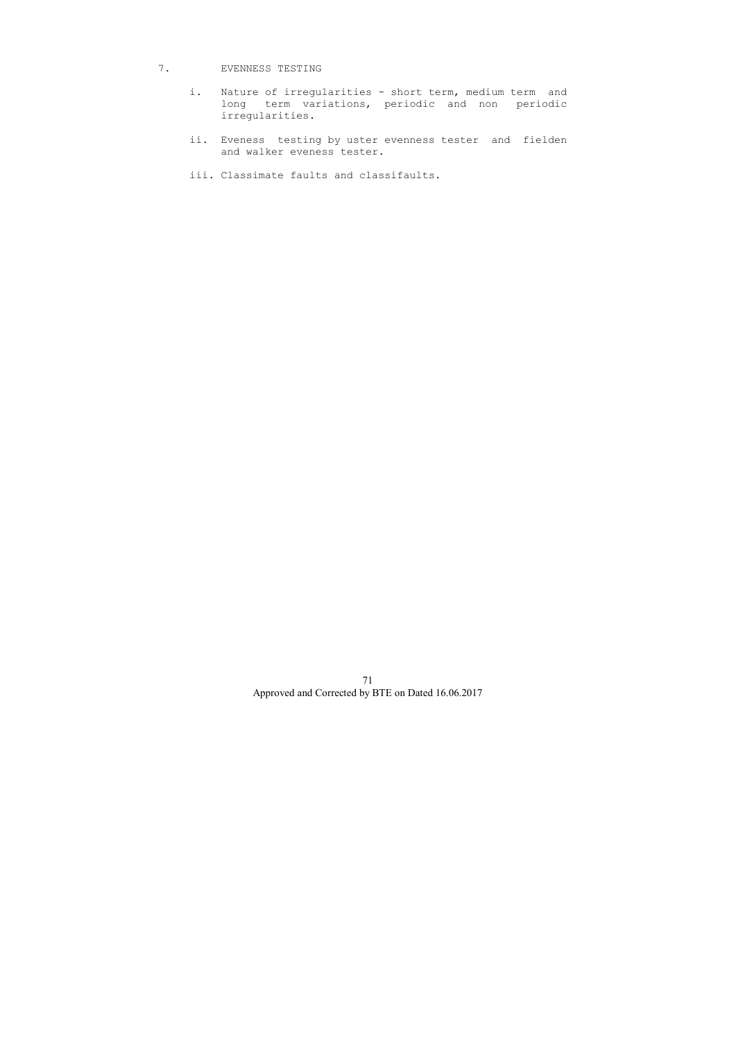7. EVENNESS TESTING

   i. Nature of irregularities - short term, medium term and long term variations, periodic and non periodic irregularities.

   ii. Eveness testing by uster evenness tester and fielden and walker eveness tester.

   iii. Classimate faults and classifaults.

Approved and Corrected by BTE on Dated 16.06.2017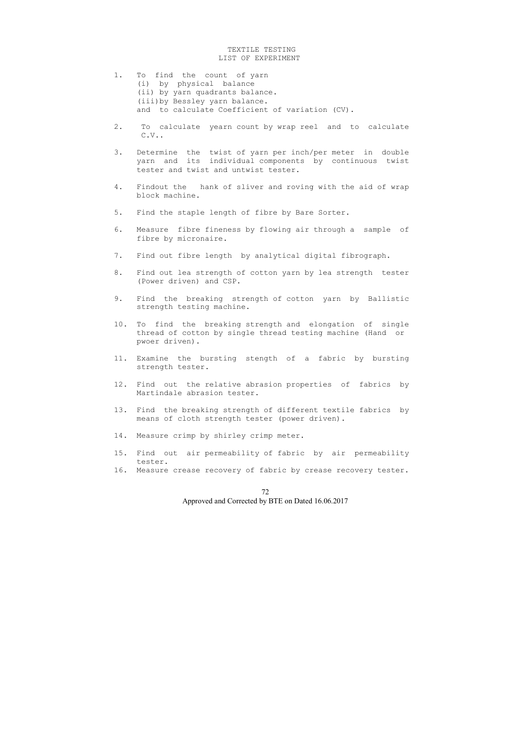# TEXTILE TESTING
## LIST OF EXPERIMENT

1. To find the count of yarn
   (i) by physical balance
   (ii) by yarn quadrants balance.
   (iii) by Bessley yarn balance.
   and to calculate Coefficient of variation (CV).

2. To calculate yearn count by wrap reel and to calculate C.V..

3. Determine the twist of yarn per inch/per meter in double yarn and its individual components by continuous twist tester and twist and untwist tester.

4. Findout the hank of sliver and roving with the aid of wrap block machine.

5. Find the staple length of fibre by Bare Sorter.

6. Measure fibre fineness by flowing air through a sample of fibre by micronaire.

7. Find out fibre length by analytical digital fibrograph.

8. Find out lea strength of cotton yarn by lea strength tester (Power driven) and CSP.

9. Find the breaking strength of cotton yarn by Ballistic strength testing machine.

10. To find the breaking strength and elongation of single thread of cotton by single thread testing machine (Hand or pwoer driven).

11. Examine the bursting stength of a fabric by bursting strength tester.

12. Find out the relative abrasion properties of fabrics by Martindale abrasion tester.

13. Find the breaking strength of different textile fabrics by means of cloth strength tester (power driven).

14. Measure crimp by shirley crimp meter.

15. Find out air permeability of fabric by air permeability tester.

16. Measure crease recovery of fabric by crease recovery tester.

Approved and Corrected by BTE on Dated 16.06.2017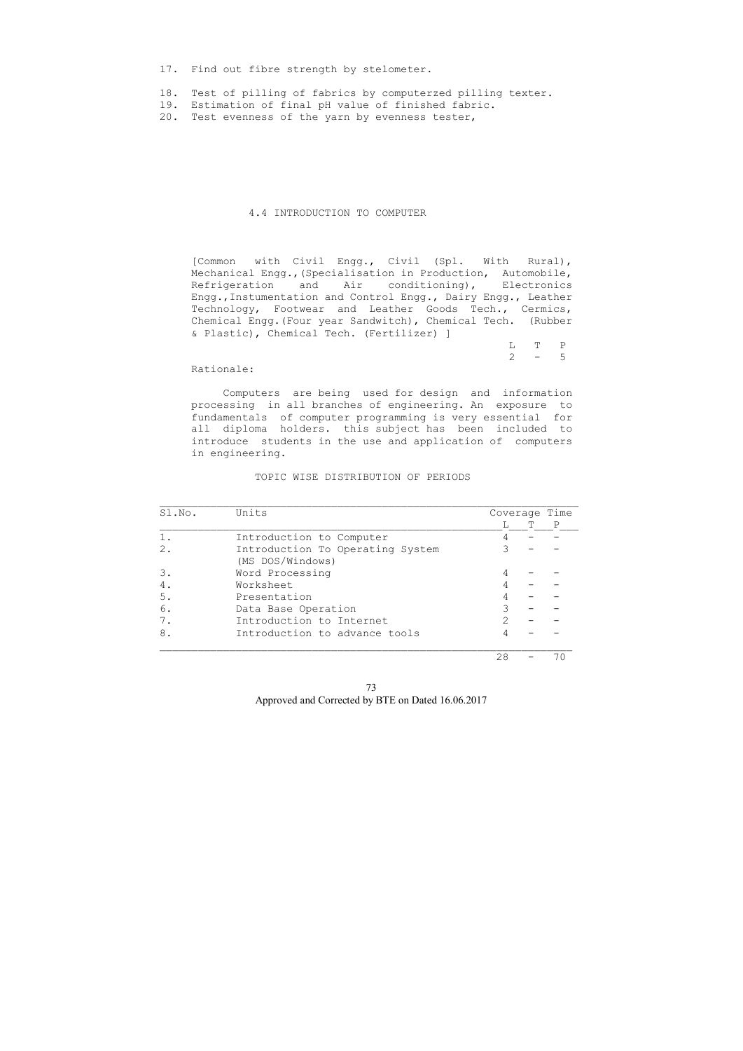17. Find out fibre strength by stelometer.

18. Test of pilling of fabrics by computerzed pilling texter.
19. Estimation of final pH value of finished fabric.
20. Test evenness of the yarn by evenness tester,

## 4.4 INTRODUCTION TO COMPUTER

[Common with Civil Engg., Civil (Spl. With Rural), Mechanical Engg.,(Specialisation in Production, Automobile, Refrigeration and Air conditioning), Electronics Engg.,Instumentation and Control Engg., Dairy Engg., Leather Technology, Footwear and Leather Goods Tech., Cermics, Chemical Engg.(Four year Sandwitch), Chemical Tech. (Rubber & Plastic), Chemical Tech. (Fertilizer) ]

| L | T | P |
|---|---|---|
| 2 | - | 5 |

Rationale:

Computers are being used for design and information processing in all branches of engineering. An exposure to fundamentals of computer programming is very essential for all diploma holders. this subject has been included to introduce students in the use and application of computers in engineering.

TOPIC WISE DISTRIBUTION OF PERIODS

| Sl.No. | Units | Coverage Time | | |
|---|---|---|---|---|
| | | L | T | P |
| 1. | Introduction to Computer | 4 | - | - |
| 2. | Introduction To Operating System (MS DOS/Windows) | 3 | - | - |
| 3. | Word Processing | 4 | - | - |
| 4. | Worksheet | 4 | - | - |
| 5. | Presentation | 4 | - | - |
| 6. | Data Base Operation | 3 | - | - |
| 7. | Introduction to Internet | 2 | - | - |
| 8. | Introduction to advance tools | 4 | - | - |
| | | 28 | - | 70 |

Approved and Corrected by BTE on Dated 16.06.2017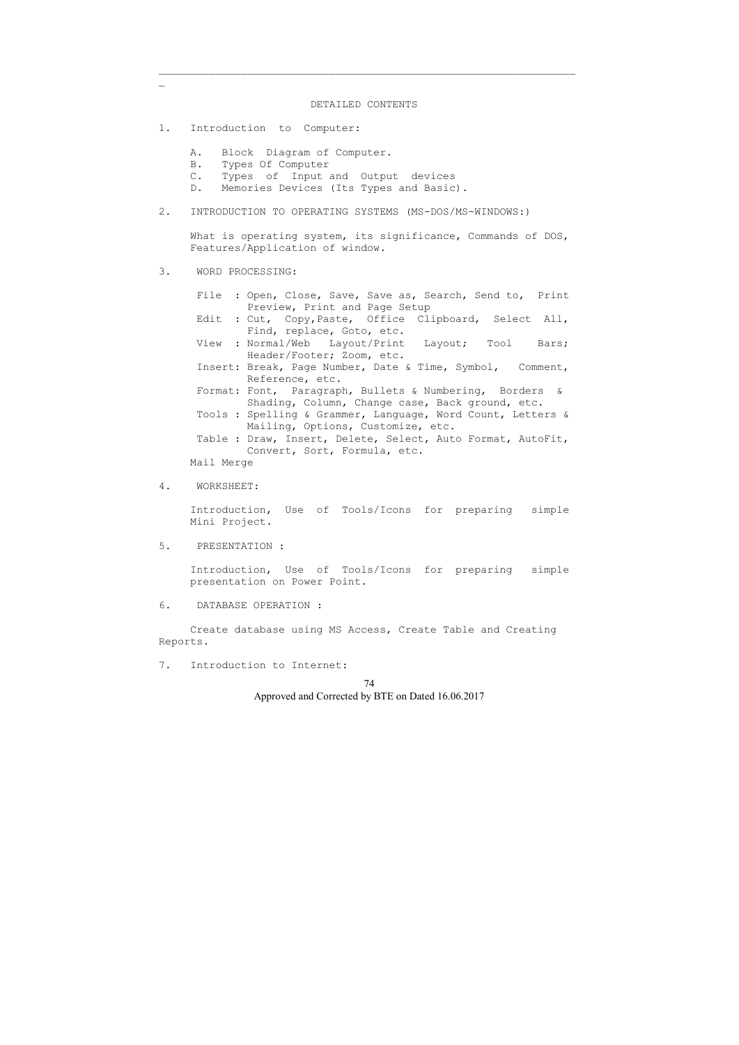## DETAILED CONTENTS

1. Introduction to Computer:

   A. Block Diagram of Computer.
   B. Types Of Computer
   C. Types of Input and Output devices
   D. Memories Devices (Its Types and Basic).

2. INTRODUCTION TO OPERATING SYSTEMS (MS-DOS/MS-WINDOWS:)

   What is operating system, its significance, Commands of DOS, Features/Application of window.

3. WORD PROCESSING:

   File : Open, Close, Save, Save as, Search, Send to, Print Preview, Print and Page Setup
   Edit : Cut, Copy,Paste, Office Clipboard, Select All, Find, replace, Goto, etc.
   View : Normal/Web Layout/Print Layout; Tool Bars; Header/Footer; Zoom, etc.
   Insert: Break, Page Number, Date & Time, Symbol, Comment, Reference, etc.
   Format: Font, Paragraph, Bullets & Numbering, Borders & Shading, Column, Change case, Back ground, etc.
   Tools : Spelling & Grammer, Language, Word Count, Letters & Mailing, Options, Customize, etc.
   Table : Draw, Insert, Delete, Select, Auto Format, AutoFit, Convert, Sort, Formula, etc.
   Mail Merge

4. WORKSHEET:

   Introduction, Use of Tools/Icons for preparing simple Mini Project.

5. PRESENTATION :

   Introduction, Use of Tools/Icons for preparing simple presentation on Power Point.

6. DATABASE OPERATION :

   Create database using MS Access, Create Table and Creating Reports.

7. Introduction to Internet:

Approved and Corrected by BTE on Dated 16.06.2017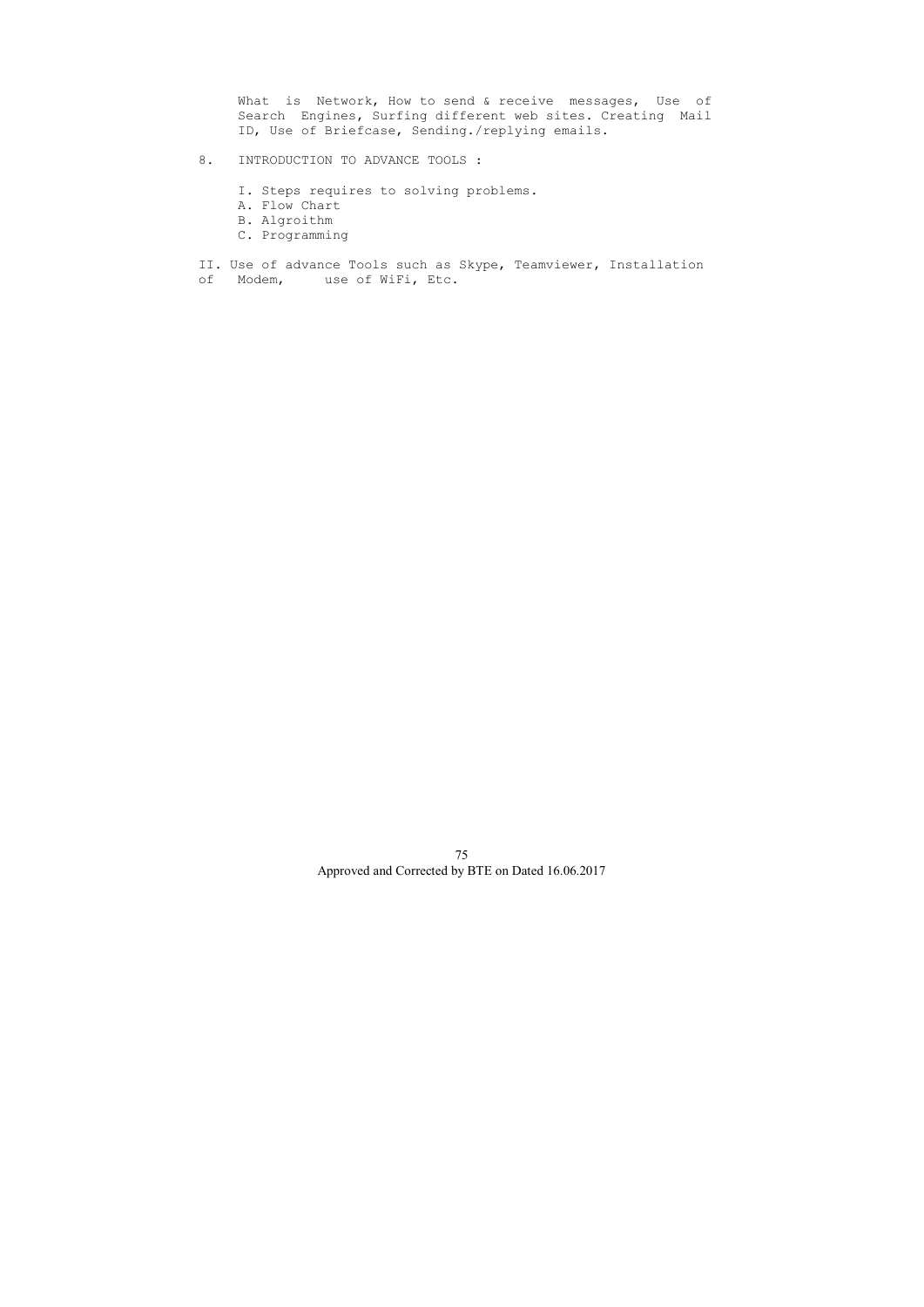What is Network, How to send & receive messages, Use of Search Engines, Surfing different web sites. Creating Mail ID, Use of Briefcase, Sending./replying emails.

8. INTRODUCTION TO ADVANCE TOOLS :

I. Steps requires to solving problems.

A. Flow Chart

B. Algroithm

C. Programming

II. Use of advance Tools such as Skype, Teamviewer, Installation of Modem, use of WiFi, Etc.

Approved and Corrected by BTE on Dated 16.06.2017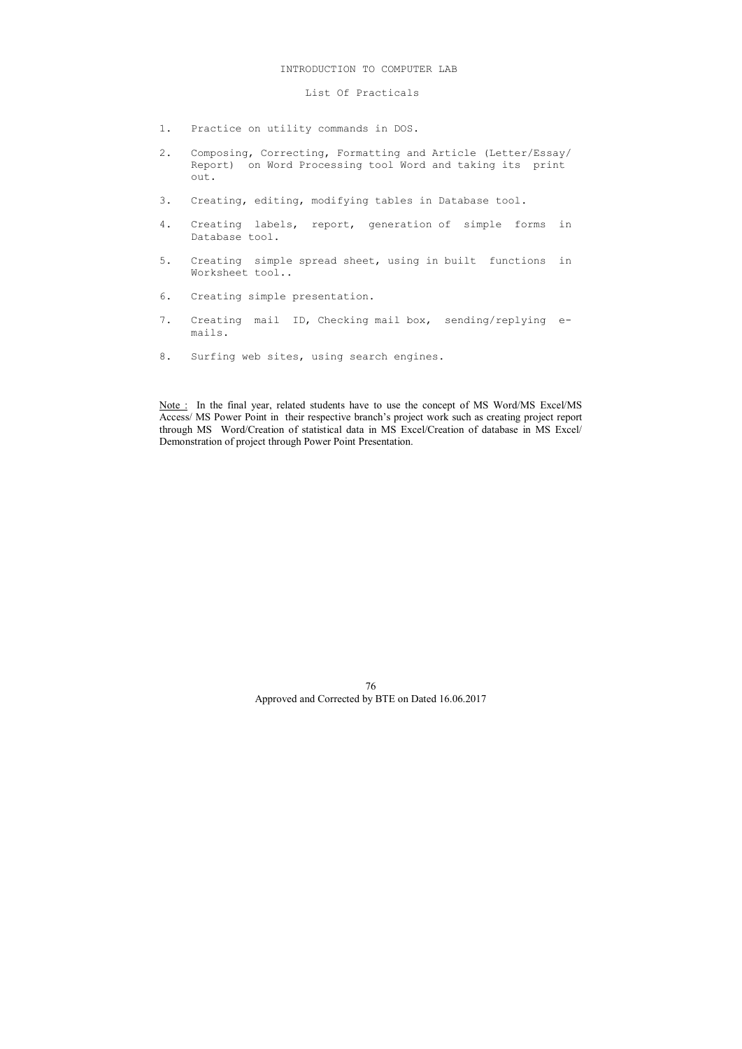# INTRODUCTION TO COMPUTER LAB

## List Of Practicals

1. Practice on utility commands in DOS.
2. Composing, Correcting, Formatting and Article (Letter/Essay/ Report) on Word Processing tool Word and taking its print out.
3. Creating, editing, modifying tables in Database tool.
4. Creating labels, report, generation of simple forms in Database tool.
5. Creating simple spread sheet, using in built functions in Worksheet tool..
6. Creating simple presentation.
7. Creating mail ID, Checking mail box, sending/replying e-mails.
8. Surfing web sites, using search engines.

<u>Note :</u> In the final year, related students have to use the concept of MS Word/MS Excel/MS Access/ MS Power Point in their respective branch's project work such as creating project report through MS Word/Creation of statistical data in MS Excel/Creation of database in MS Excel/ Demonstration of project through Power Point Presentation.

Approved and Corrected by BTE on Dated 16.06.2017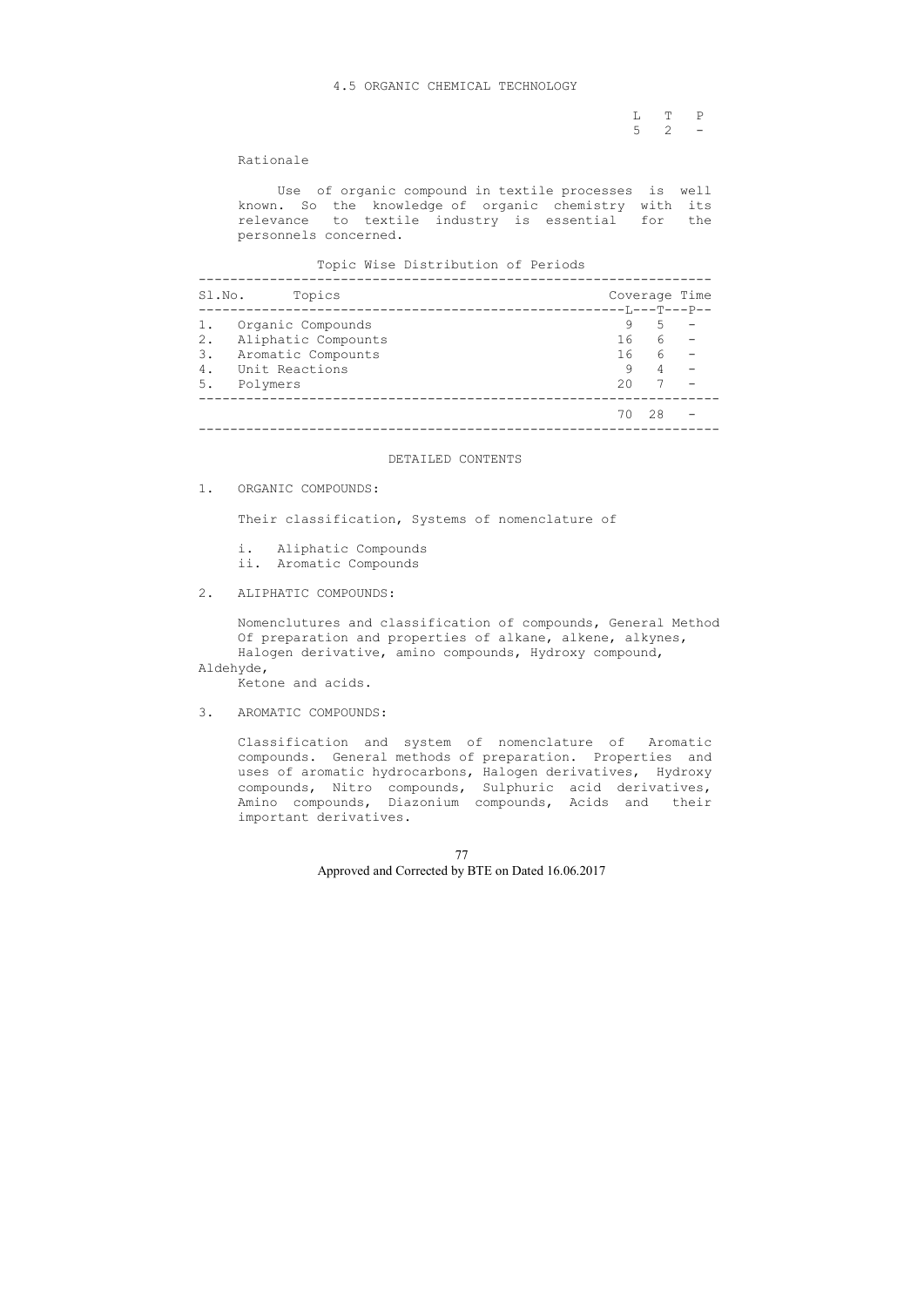# 4.5 ORGANIC CHEMICAL TECHNOLOGY

| L | T | P |
|---|---|---|
| 5 | 2 | - |

## Rationale

Use of organic compound in textile processes is well known. So the knowledge of organic chemistry with its relevance to textile industry is essential for the personnels concerned.

### Topic Wise Distribution of Periods

| Sl.No. | Topics | Coverage Time | | |
|---|---|---|---|---|
| | | L | T | P |
| 1. | Organic Compounds | 9 | 5 | - |
| 2. | Aliphatic Compounds | 16 | 6 | - |
| 3. | Aromatic Compounds | 16 | 6 | - |
| 4. | Unit Reactions | 9 | 4 | - |
| 5. | Polymers | 20 | 7 | - |
| | | 70 | 28 | - |

## DETAILED CONTENTS

1. ORGANIC COMPOUNDS:

   Their classification, Systems of nomenclature of

   i. Aliphatic Compounds
   ii. Aromatic Compounds

2. ALIPHATIC COMPOUNDS:

   Nomenclutures and classification of compounds, General Method Of preparation and properties of alkane, alkene, alkynes, Halogen derivative, amino compounds, Hydroxy compound, Aldehyde, Ketone and acids.

3. AROMATIC COMPOUNDS:

   Classification and system of nomenclature of Aromatic compounds. General methods of preparation. Properties and uses of aromatic hydrocarbons, Halogen derivatives, Hydroxy compounds, Nitro compounds, Sulphuric acid derivatives, Amino compounds, Diazonium compounds, Acids and their important derivatives.

Approved and Corrected by BTE on Dated 16.06.2017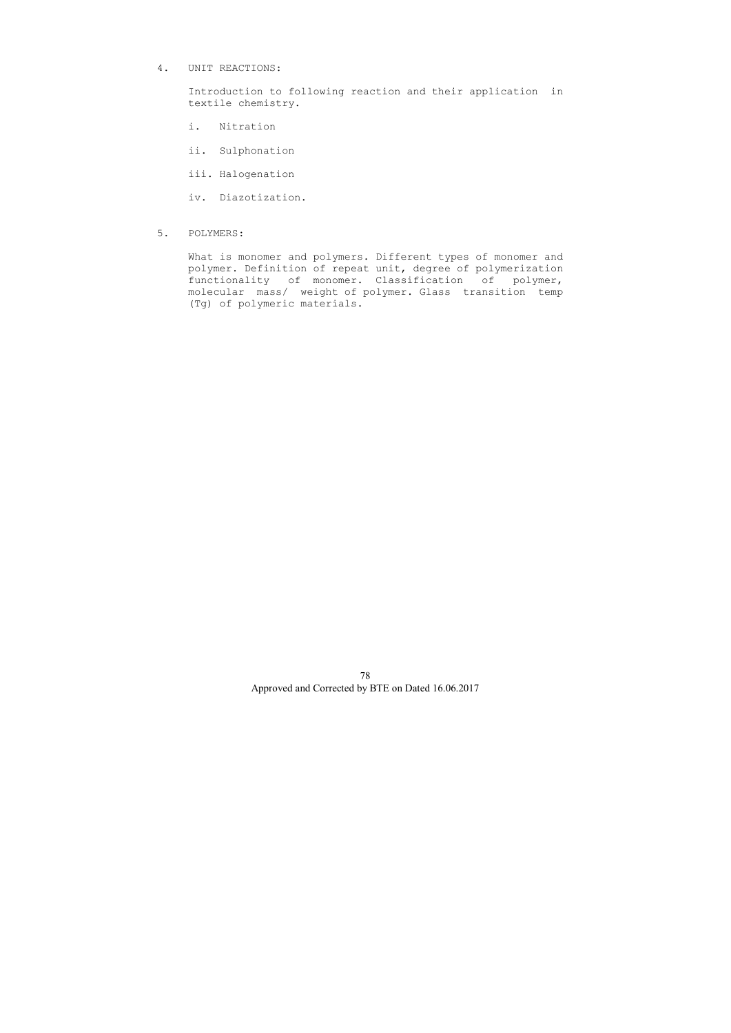4. UNIT REACTIONS:

   Introduction to following reaction and their application in textile chemistry.

   i. Nitration

   ii. Sulphonation

   iii. Halogenation

   iv. Diazotization.

5. POLYMERS:

   What is monomer and polymers. Different types of monomer and polymer. Definition of repeat unit, degree of polymerization functionality of monomer. Classification of polymer, molecular mass/ weight of polymer. Glass transition temp (Tg) of polymeric materials.

Approved and Corrected by BTE on Dated 16.06.2017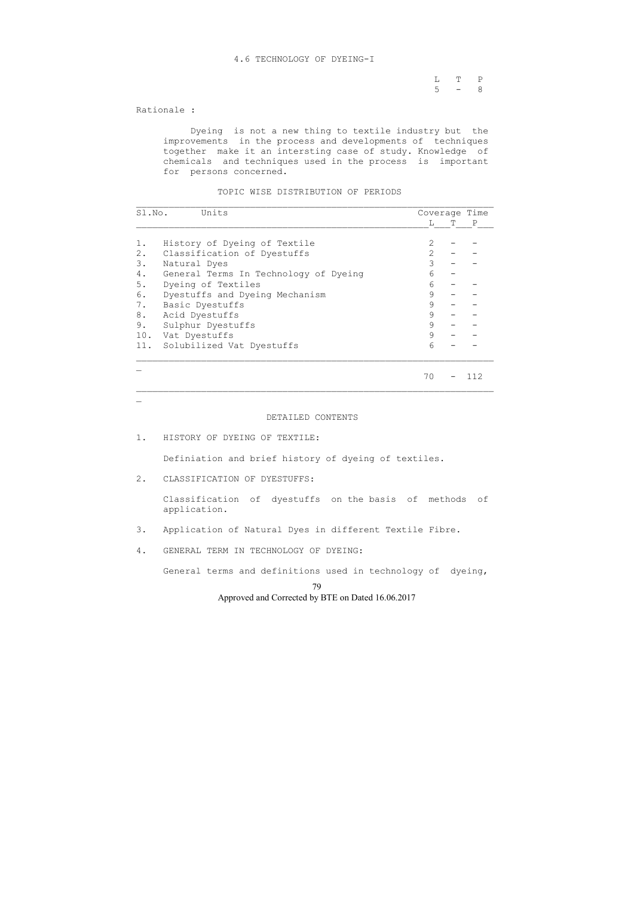## 4.6 TECHNOLOGY OF DYEING-I

| L | T | P |
|---|---|---|
| 5 | - | 8 |

Rationale :

Dyeing is not a new thing to textile industry but the improvements in the process and developments of techniques together make it an intersting case of study. Knowledge of chemicals and techniques used in the process is important for persons concerned.

### TOPIC WISE DISTRIBUTION OF PERIODS

| Sl.No. | Units | Coverage Time L | T | P |
|---|---|---|---|---|
| 1. | History of Dyeing of Textile | 2 | - | - |
| 2. | Classification of Dyestuffs | 2 | - | - |
| 3. | Natural Dyes | 3 | - | - |
| 4. | General Terms In Technology of Dyeing | 6 | - | |
| 5. | Dyeing of Textiles | 6 | - | - |
| 6. | Dyestuffs and Dyeing Mechanism | 9 | - | - |
| 7. | Basic Dyestuffs | 9 | - | - |
| 8. | Acid Dyestuffs | 9 | - | - |
| 9. | Sulphur Dyestuffs | 9 | - | - |
| 10. | Vat Dyestuffs | 9 | - | - |
| 11. | Solubilized Vat Dyestuffs | 6 | - | - |
| | | 70 | - | 112 |

### DETAILED CONTENTS

1. HISTORY OF DYEING OF TEXTILE:

   Definiation and brief history of dyeing of textiles.

2. CLASSIFICATION OF DYESTUFFS:

   Classification of dyestuffs on the basis of methods of application.

3. Application of Natural Dyes in different Textile Fibre.

4. GENERAL TERM IN TECHNOLOGY OF DYEING:

   General terms and definitions used in technology of dyeing,

Approved and Corrected by BTE on Dated 16.06.2017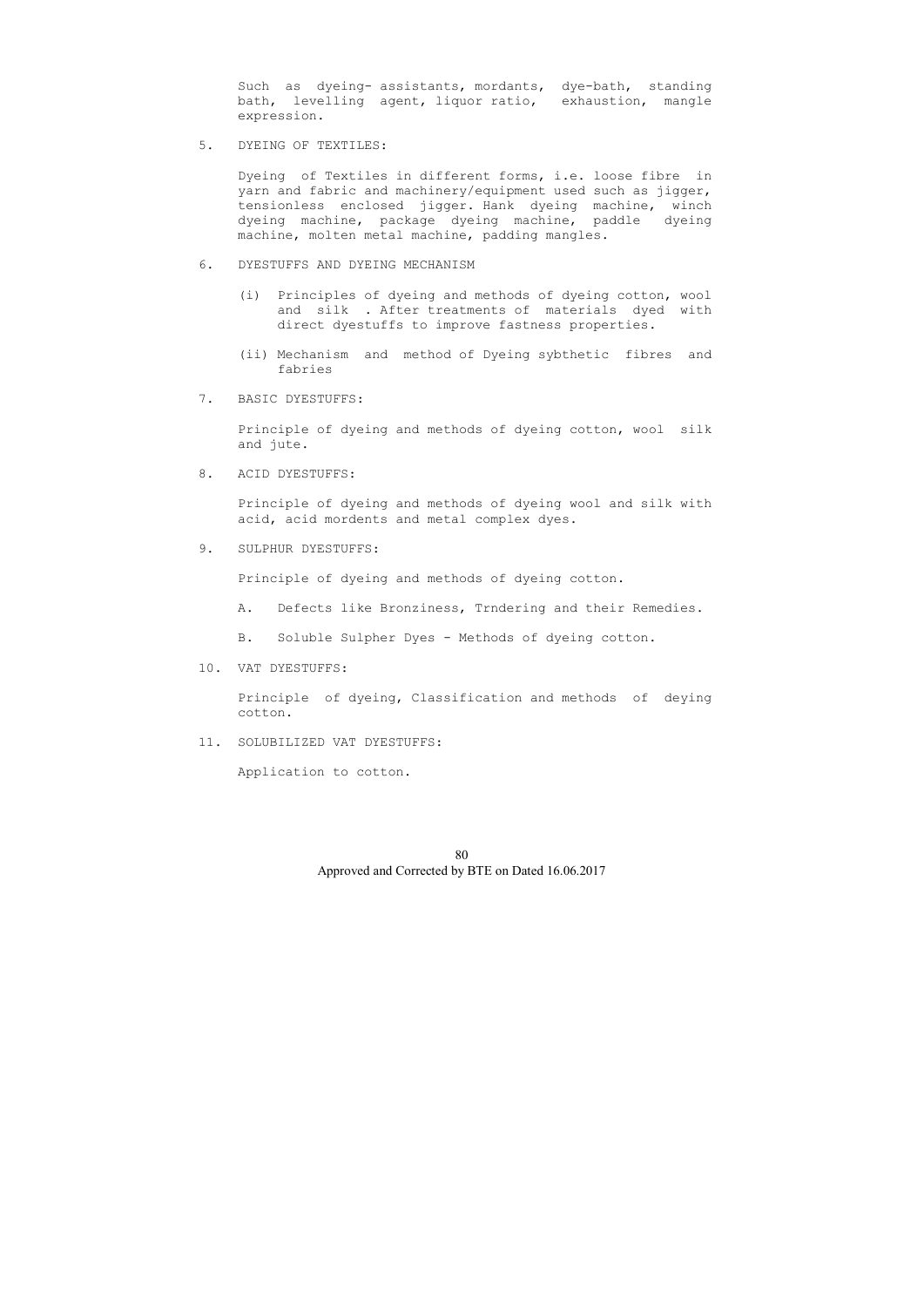Such as dyeing- assistants, mordants, dye-bath, standing bath, levelling agent, liquor ratio, exhaustion, mangle expression.

5. DYEING OF TEXTILES:

   Dyeing of Textiles in different forms, i.e. loose fibre in yarn and fabric and machinery/equipment used such as jigger, tensionless enclosed jigger. Hank dyeing machine, winch dyeing machine, package dyeing machine, paddle dyeing machine, molten metal machine, padding mangles.

6. DYESTUFFS AND DYEING MECHANISM

   (i) Principles of dyeing and methods of dyeing cotton, wool and silk . After treatments of materials dyed with direct dyestuffs to improve fastness properties.

   (ii) Mechanism and method of Dyeing sybthetic fibres and fabries

7. BASIC DYESTUFFS:

   Principle of dyeing and methods of dyeing cotton, wool silk and jute.

8. ACID DYESTUFFS:

   Principle of dyeing and methods of dyeing wool and silk with acid, acid mordents and metal complex dyes.

9. SULPHUR DYESTUFFS:

   Principle of dyeing and methods of dyeing cotton.

   A. Defects like Bronziness, Trndering and their Remedies.

   B. Soluble Sulpher Dyes - Methods of dyeing cotton.

10. VAT DYESTUFFS:

    Principle of dyeing, Classification and methods of deying cotton.

11. SOLUBILIZED VAT DYESTUFFS:

    Application to cotton.

Approved and Corrected by BTE on Dated 16.06.2017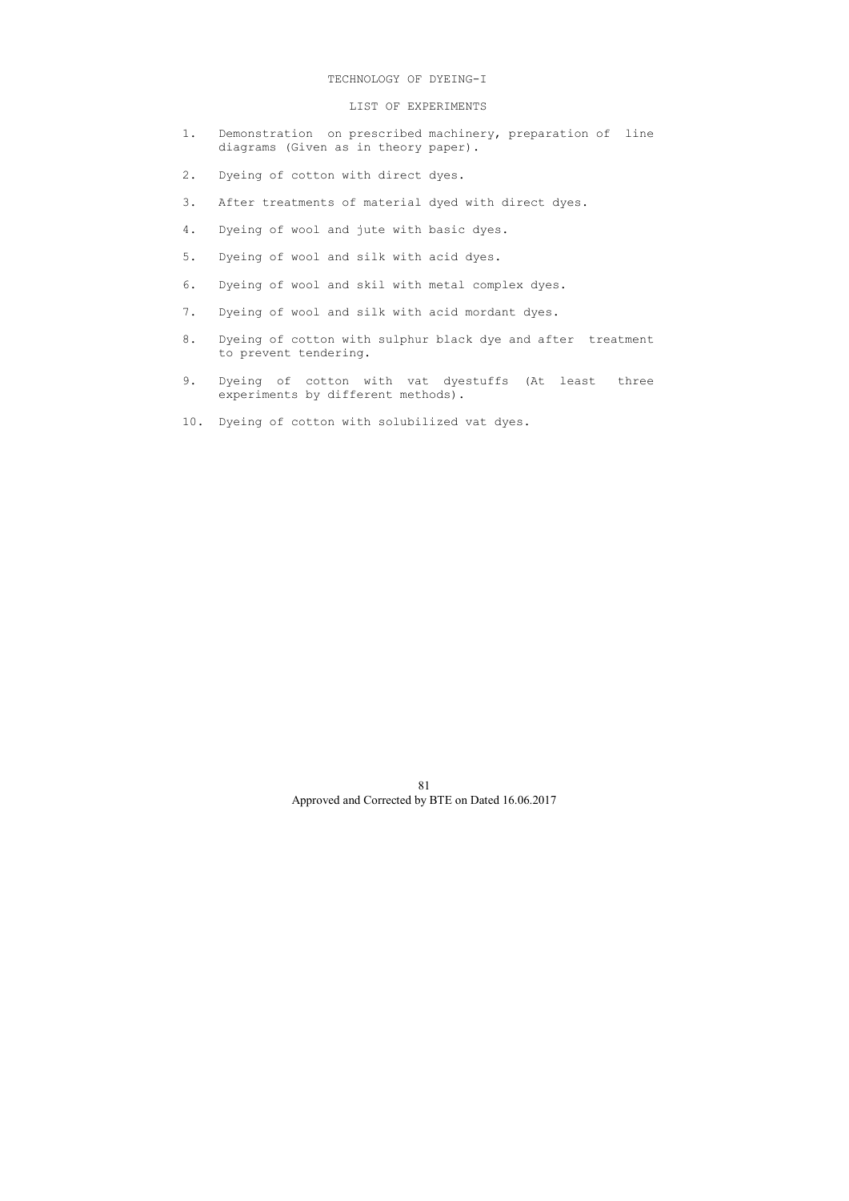# TECHNOLOGY OF DYEING-I

## LIST OF EXPERIMENTS

1. Demonstration on prescribed machinery, preparation of line diagrams (Given as in theory paper).
2. Dyeing of cotton with direct dyes.
3. After treatments of material dyed with direct dyes.
4. Dyeing of wool and jute with basic dyes.
5. Dyeing of wool and silk with acid dyes.
6. Dyeing of wool and skil with metal complex dyes.
7. Dyeing of wool and silk with acid mordant dyes.
8. Dyeing of cotton with sulphur black dye and after treatment to prevent tendering.
9. Dyeing of cotton with vat dyestuffs (At least three experiments by different methods).
10. Dyeing of cotton with solubilized vat dyes.

Approved and Corrected by BTE on Dated 16.06.2017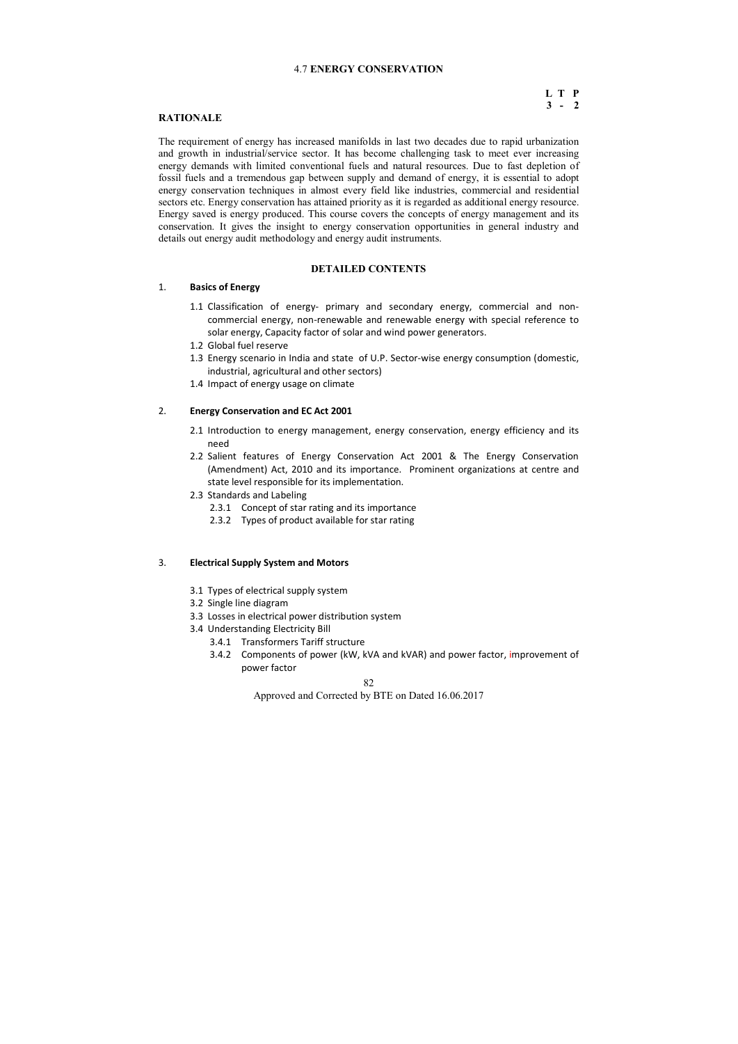# 4.7 ENERGY CONSERVATION

**L T P**
**3 - 2**

## RATIONALE

The requirement of energy has increased manifolds in last two decades due to rapid urbanization and growth in industrial/service sector. It has become challenging task to meet ever increasing energy demands with limited conventional fuels and natural resources. Due to fast depletion of fossil fuels and a tremendous gap between supply and demand of energy, it is essential to adopt energy conservation techniques in almost every field like industries, commercial and residential sectors etc. Energy conservation has attained priority as it is regarded as additional energy resource. Energy saved is energy produced. This course covers the concepts of energy management and its conservation. It gives the insight to energy conservation opportunities in general industry and details out energy audit methodology and energy audit instruments.

## DETAILED CONTENTS

### 1. Basics of Energy

- 1.1 Classification of energy- primary and secondary energy, commercial and non-commercial energy, non-renewable and renewable energy with special reference to solar energy, Capacity factor of solar and wind power generators.
- 1.2 Global fuel reserve
- 1.3 Energy scenario in India and state of U.P. Sector-wise energy consumption (domestic, industrial, agricultural and other sectors)
- 1.4 Impact of energy usage on climate

### 2. Energy Conservation and EC Act 2001

- 2.1 Introduction to energy management, energy conservation, energy efficiency and its need
- 2.2 Salient features of Energy Conservation Act 2001 & The Energy Conservation (Amendment) Act, 2010 and its importance. Prominent organizations at centre and state level responsible for its implementation.
- 2.3 Standards and Labeling
  - 2.3.1 Concept of star rating and its importance
  - 2.3.2 Types of product available for star rating

### 3. Electrical Supply System and Motors

- 3.1 Types of electrical supply system
- 3.2 Single line diagram
- 3.3 Losses in electrical power distribution system
- 3.4 Understanding Electricity Bill
  - 3.4.1 Transformers Tariff structure
  - 3.4.2 Components of power (kW, kVA and kVAR) and power factor, improvement of power factor

Approved and Corrected by BTE on Dated 16.06.2017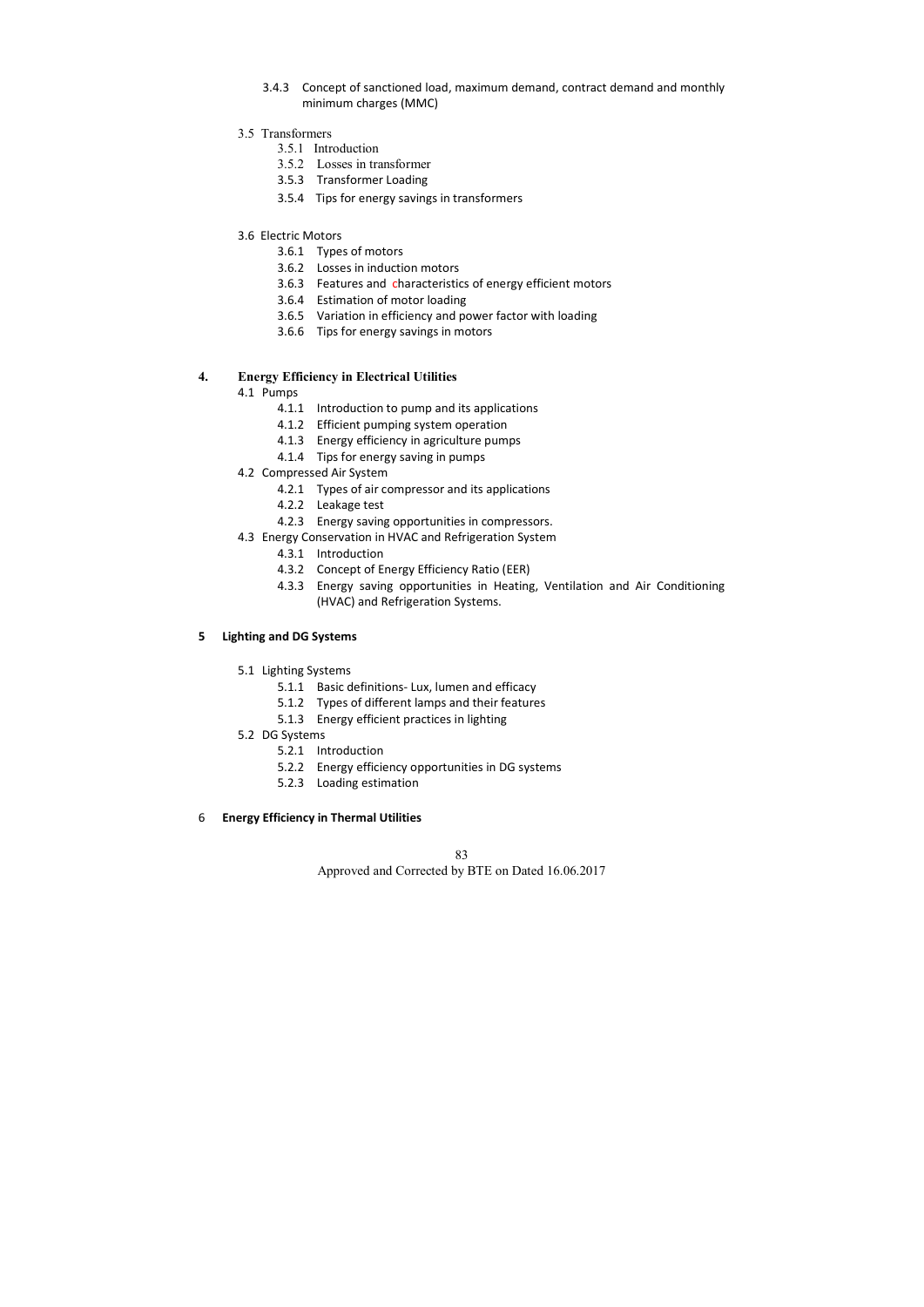3.4.3 Concept of sanctioned load, maximum demand, contract demand and monthly minimum charges (MMC)

3.5 Transformers

- 3.5.1 Introduction
- 3.5.2 Losses in transformer
- 3.5.3 Transformer Loading
- 3.5.4 Tips for energy savings in transformers

3.6 Electric Motors

- 3.6.1 Types of motors
- 3.6.2 Losses in induction motors
- 3.6.3 Features and characteristics of energy efficient motors
- 3.6.4 Estimation of motor loading
- 3.6.5 Variation in efficiency and power factor with loading
- 3.6.6 Tips for energy savings in motors

**4. Energy Efficiency in Electrical Utilities**

4.1 Pumps

- 4.1.1 Introduction to pump and its applications
- 4.1.2 Efficient pumping system operation
- 4.1.3 Energy efficiency in agriculture pumps
- 4.1.4 Tips for energy saving in pumps

4.2 Compressed Air System

- 4.2.1 Types of air compressor and its applications
- 4.2.2 Leakage test
- 4.2.3 Energy saving opportunities in compressors.

4.3 Energy Conservation in HVAC and Refrigeration System

- 4.3.1 Introduction
- 4.3.2 Concept of Energy Efficiency Ratio (EER)
- 4.3.3 Energy saving opportunities in Heating, Ventilation and Air Conditioning (HVAC) and Refrigeration Systems.

**5 Lighting and DG Systems**

5.1 Lighting Systems

- 5.1.1 Basic definitions- Lux, lumen and efficacy
- 5.1.2 Types of different lamps and their features
- 5.1.3 Energy efficient practices in lighting

5.2 DG Systems

- 5.2.1 Introduction
- 5.2.2 Energy efficiency opportunities in DG systems
- 5.2.3 Loading estimation

**6 Energy Efficiency in Thermal Utilities**

Approved and Corrected by BTE on Dated 16.06.2017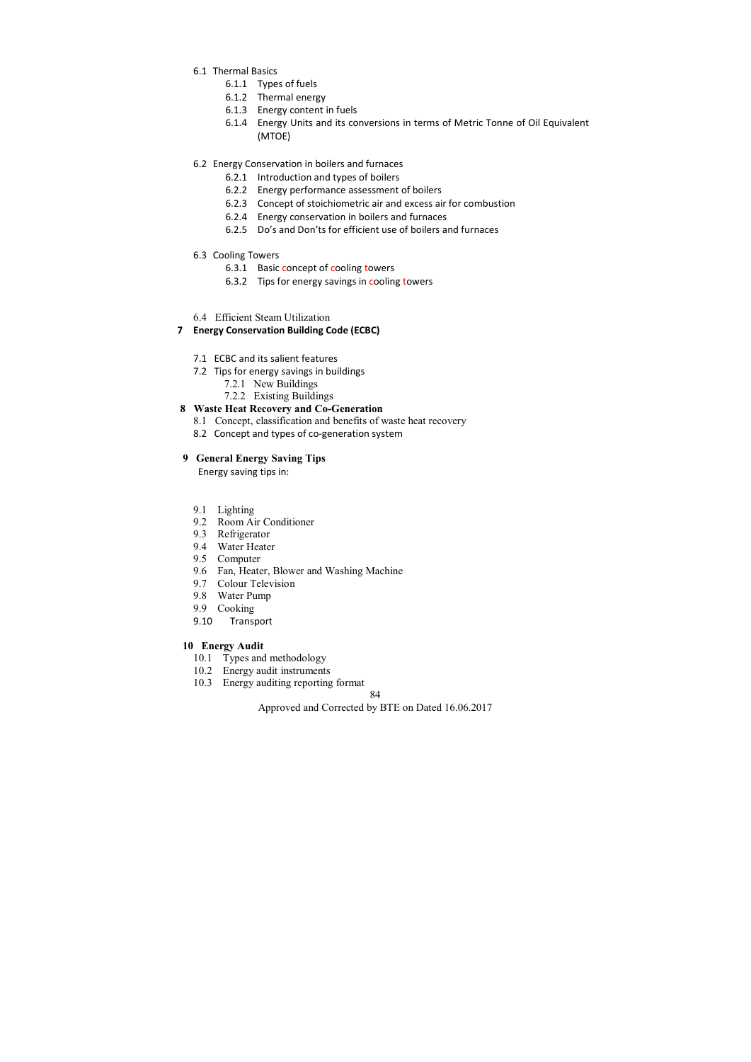- 6.1 Thermal Basics
  - 6.1.1 Types of fuels
  - 6.1.2 Thermal energy
  - 6.1.3 Energy content in fuels
  - 6.1.4 Energy Units and its conversions in terms of Metric Tonne of Oil Equivalent (MTOE)

- 6.2 Energy Conservation in boilers and furnaces
  - 6.2.1 Introduction and types of boilers
  - 6.2.2 Energy performance assessment of boilers
  - 6.2.3 Concept of stoichiometric air and excess air for combustion
  - 6.2.4 Energy conservation in boilers and furnaces
  - 6.2.5 Do's and Don'ts for efficient use of boilers and furnaces

- 6.3 Cooling Towers
  - 6.3.1 Basic concept of cooling towers
  - 6.3.2 Tips for energy savings in cooling towers

- 6.4 Efficient Steam Utilization

**7 Energy Conservation Building Code (ECBC)**

- 7.1 ECBC and its salient features
- 7.2 Tips for energy savings in buildings
  - 7.2.1 New Buildings
  - 7.2.2 Existing Buildings

**8 Waste Heat Recovery and Co-Generation**

- 8.1 Concept, classification and benefits of waste heat recovery
- 8.2 Concept and types of co-generation system

**9 General Energy Saving Tips**

Energy saving tips in:

- 9.1 Lighting
- 9.2 Room Air Conditioner
- 9.3 Refrigerator
- 9.4 Water Heater
- 9.5 Computer
- 9.6 Fan, Heater, Blower and Washing Machine
- 9.7 Colour Television
- 9.8 Water Pump
- 9.9 Cooking
- 9.10 Transport

**10 Energy Audit**

- 10.1 Types and methodology
- 10.2 Energy audit instruments
- 10.3 Energy auditing reporting format

Approved and Corrected by BTE on Dated 16.06.2017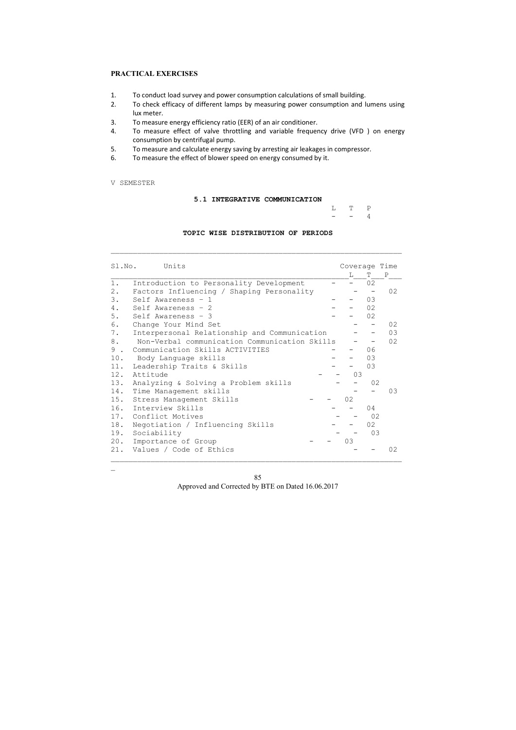## PRACTICAL EXERCISES

1. To conduct load survey and power consumption calculations of small building.
2. To check efficacy of different lamps by measuring power consumption and lumens using lux meter.
3. To measure energy efficiency ratio (EER) of an air conditioner.
4. To measure effect of valve throttling and variable frequency drive (VFD ) on energy consumption by centrifugal pump.
5. To measure and calculate energy saving by arresting air leakages in compressor.
6. To measure the effect of blower speed on energy consumed by it.

V SEMESTER

### 5.1 INTEGRATIVE COMMUNICATION

| L | T | P |
|---|---|---|
| - | - | 4 |

### TOPIC WISE DISTRIBUTION OF PERIODS

| Sl.No. | Units | Coverage Time L | T | P |
|---|---|---|---|---|
| 1. | Introduction to Personality Development | - | 02 | - |
| 2. | Factors Influencing / Shaping Personality | - | - | 02 |
| 3. | Self Awareness – 1 | - | 03 | - |
| 4. | Self Awareness – 2 | - | 02 | - |
| 5. | Self Awareness – 3 | - | 02 | - |
| 6. | Change Your Mind Set | - | - | 02 |
| 7. | Interpersonal Relationship and Communication | - | - | 03 |
| 8. | Non-Verbal communication Communication Skills | - | - | 02 |
| 9 . | Communication Skills ACTIVITIES | - | 06 | - |
| 10. | Body Language skills | - | 03 | - |
| 11. | Leadership Traits & Skills | - | 03 | - |
| 12. | Attitude | 03 | - | - |
| 13. | Analyzing & Solving a Problem skills | - | 02 | - |
| 14. | Time Management skills | - | - | 03 |
| 15. | Stress Management Skills | 02 | - | - |
| 16. | Interview Skills | - | 04 | - |
| 17. | Conflict Motives | - | 02 | - |
| 18. | Negotiation / Influencing Skills | - | 02 | - |
| 19. | Sociability | - | 03 | - |
| 20. | Importance of Group | 03 | - | - |
| 21. | Values / Code of Ethics | - | - | 02 |

Approved and Corrected by BTE on Dated 16.06.2017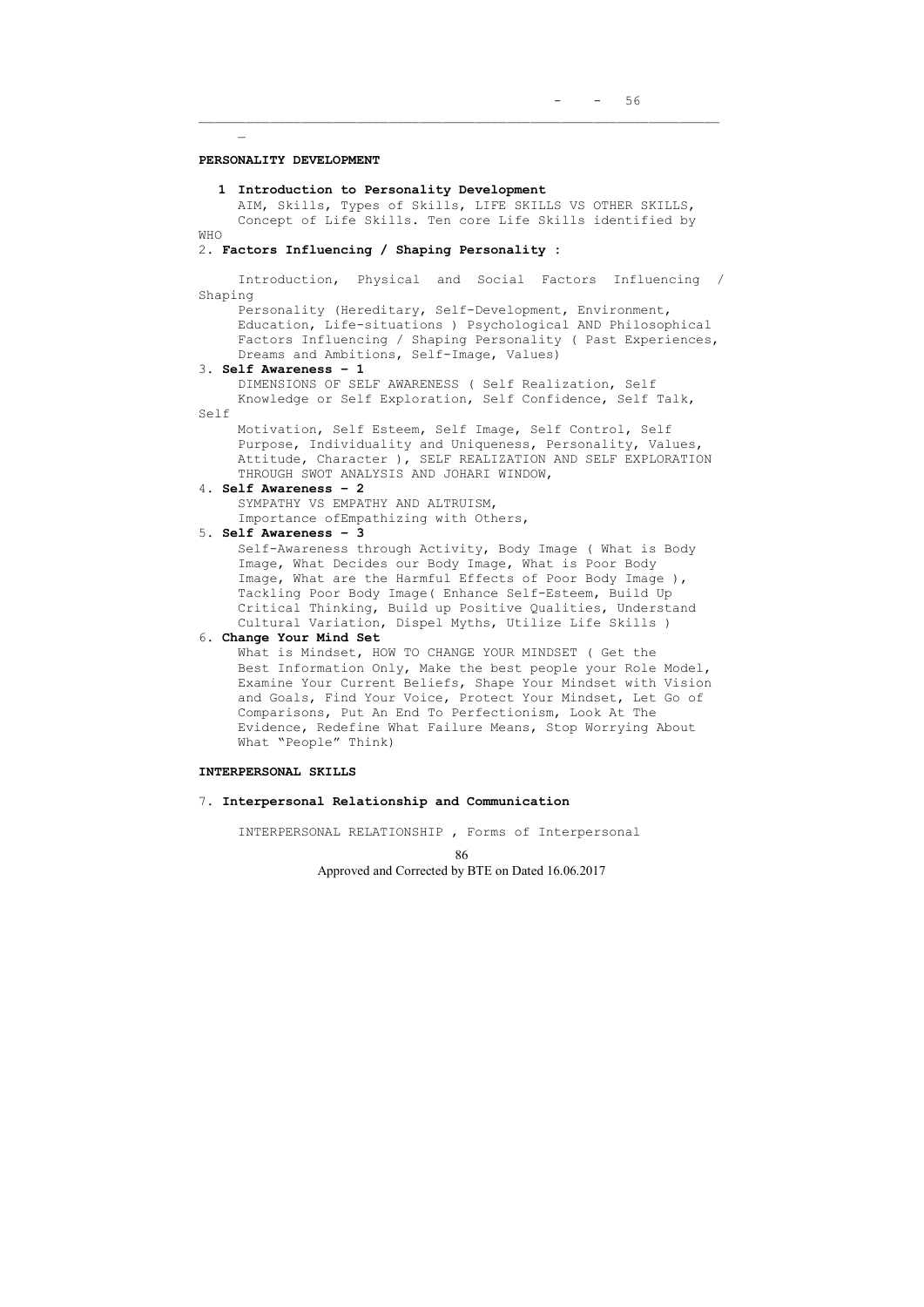**PERSONALITY DEVELOPMENT**

1. **Introduction to Personality Development**
   AIM, Skills, Types of Skills, LIFE SKILLS VS OTHER SKILLS, Concept of Life Skills. Ten core Life Skills identified by WHO

2. **Factors Influencing / Shaping Personality :**

   Introduction, Physical and Social Factors Influencing / Shaping Personality (Hereditary, Self-Development, Environment, Education, Life-situations ) Psychological AND Philosophical Factors Influencing / Shaping Personality ( Past Experiences, Dreams and Ambitions, Self-Image, Values)

3. **Self Awareness – 1**
   DIMENSIONS OF SELF AWARENESS ( Self Realization, Self Knowledge or Self Exploration, Self Confidence, Self Talk, Self Motivation, Self Esteem, Self Image, Self Control, Self Purpose, Individuality and Uniqueness, Personality, Values, Attitude, Character ), SELF REALIZATION AND SELF EXPLORATION THROUGH SWOT ANALYSIS AND JOHARI WINDOW,

4. **Self Awareness – 2**
   SYMPATHY VS EMPATHY AND ALTRUISM,
   Importance ofEmpathizing with Others,

5. **Self Awareness – 3**
   Self-Awareness through Activity, Body Image ( What is Body Image, What Decides our Body Image, What is Poor Body Image, What are the Harmful Effects of Poor Body Image ), Tackling Poor Body Image( Enhance Self-Esteem, Build Up Critical Thinking, Build up Positive Qualities, Understand Cultural Variation, Dispel Myths, Utilize Life Skills )

6. **Change Your Mind Set**
   What is Mindset, HOW TO CHANGE YOUR MINDSET ( Get the Best Information Only, Make the best people your Role Model, Examine Your Current Beliefs, Shape Your Mindset with Vision and Goals, Find Your Voice, Protect Your Mindset, Let Go of Comparisons, Put An End To Perfectionism, Look At The Evidence, Redefine What Failure Means, Stop Worrying About What "People" Think)

**INTERPERSONAL SKILLS**

7. **Interpersonal Relationship and Communication**

   INTERPERSONAL RELATIONSHIP , Forms of Interpersonal

Approved and Corrected by BTE on Dated 16.06.2017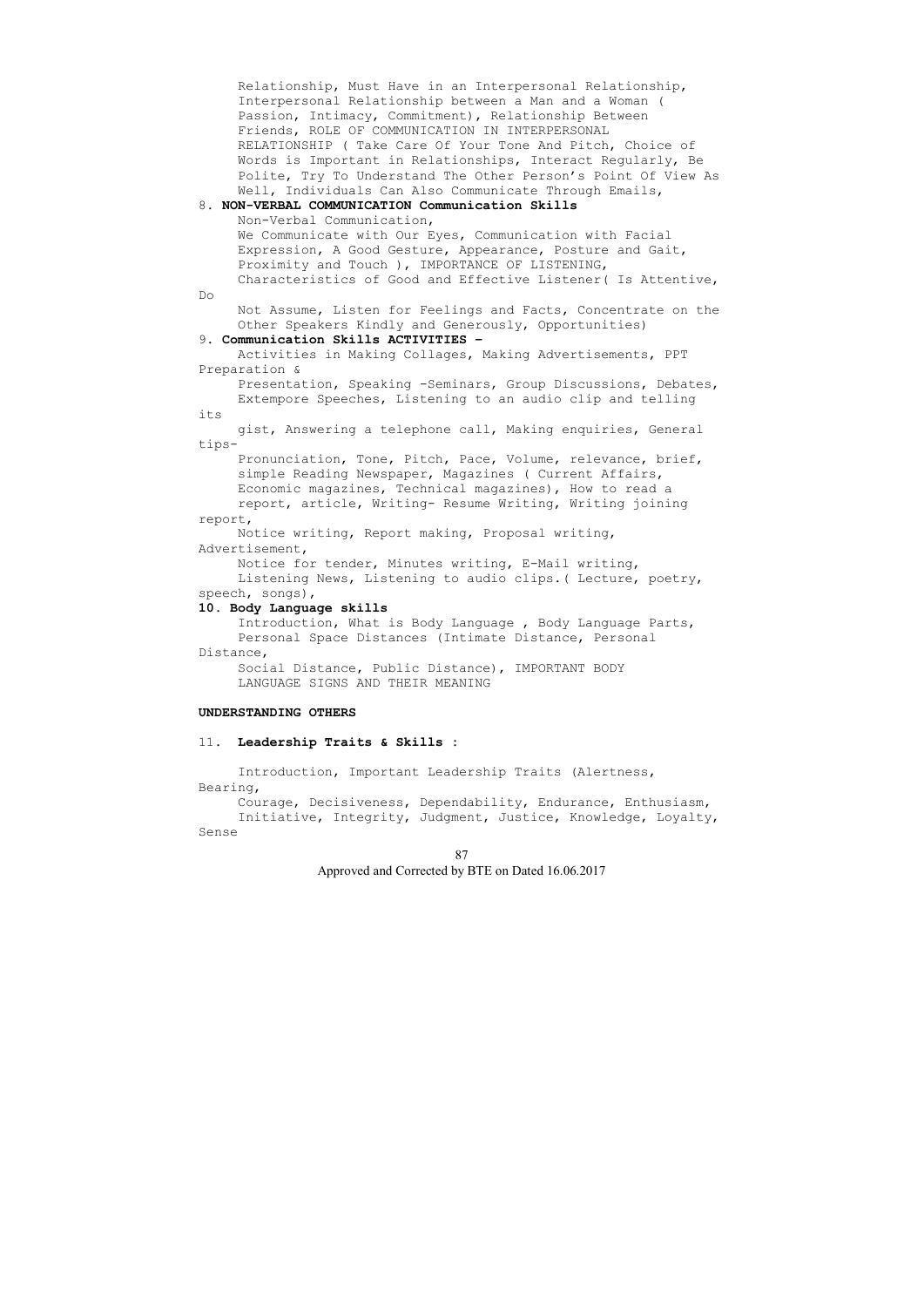Relationship, Must Have in an Interpersonal Relationship, Interpersonal Relationship between a Man and a Woman ( Passion, Intimacy, Commitment), Relationship Between Friends, ROLE OF COMMUNICATION IN INTERPERSONAL RELATIONSHIP ( Take Care Of Your Tone And Pitch, Choice of Words is Important in Relationships, Interact Regularly, Be Polite, Try To Understand The Other Person's Point Of View As Well, Individuals Can Also Communicate Through Emails,

8. **NON-VERBAL COMMUNICATION Communication Skills**

Non-Verbal Communication,
We Communicate with Our Eyes, Communication with Facial Expression, A Good Gesture, Appearance, Posture and Gait, Proximity and Touch ), IMPORTANCE OF LISTENING, Characteristics of Good and Effective Listener( Is Attentive, Do Not Assume, Listen for Feelings and Facts, Concentrate on the Other Speakers Kindly and Generously, Opportunities)

9. **Communication Skills ACTIVITIES –**

Activities in Making Collages, Making Advertisements, PPT Preparation & Presentation, Speaking -Seminars, Group Discussions, Debates, Extempore Speeches, Listening to an audio clip and telling its gist, Answering a telephone call, Making enquiries, General tips- Pronunciation, Tone, Pitch, Pace, Volume, relevance, brief, simple Reading Newspaper, Magazines ( Current Affairs, Economic magazines, Technical magazines), How to read a report, article, Writing- Resume Writing, Writing joining report, Notice writing, Report making, Proposal writing, Advertisement, Notice for tender, Minutes writing, E-Mail writing, Listening News, Listening to audio clips.( Lecture, poetry, speech, songs),

10. **Body Language skills**

Introduction, What is Body Language , Body Language Parts, Personal Space Distances (Intimate Distance, Personal Distance, Social Distance, Public Distance), IMPORTANT BODY LANGUAGE SIGNS AND THEIR MEANING

**UNDERSTANDING OTHERS**

11. **Leadership Traits & Skills :**

Introduction, Important Leadership Traits (Alertness, Bearing, Courage, Decisiveness, Dependability, Endurance, Enthusiasm, Initiative, Integrity, Judgment, Justice, Knowledge, Loyalty, Sense

Approved and Corrected by BTE on Dated 16.06.2017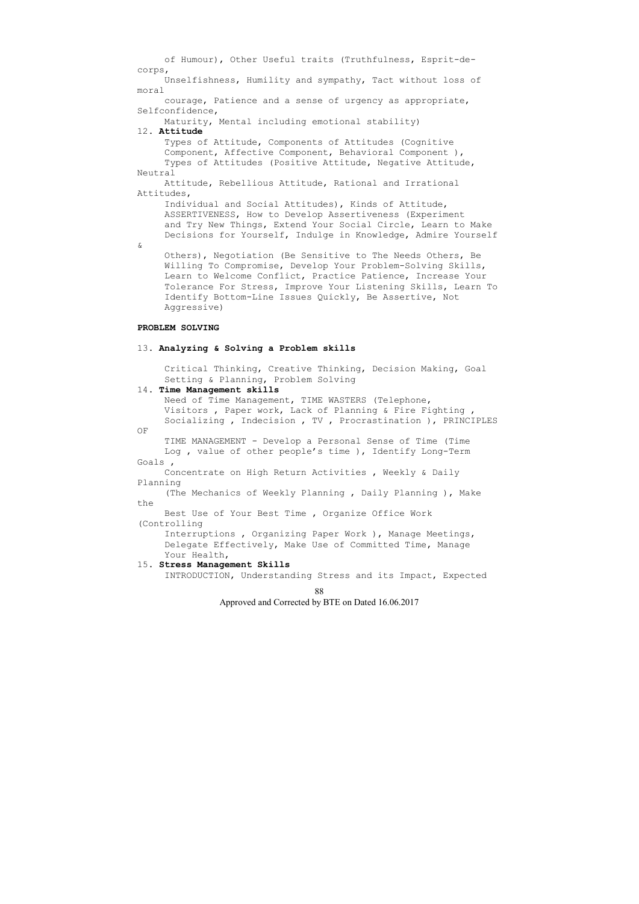of Humour), Other Useful traits (Truthfulness, Esprit-de-corps, Unselfishness, Humility and sympathy, Tact without loss of moral courage, Patience and a sense of urgency as appropriate, Selfconfidence, Maturity, Mental including emotional stability)

12. **Attitude**

    Types of Attitude, Components of Attitudes (Cognitive Component, Affective Component, Behavioral Component ), Types of Attitudes (Positive Attitude, Negative Attitude, Neutral Attitude, Rebellious Attitude, Rational and Irrational Attitudes, Individual and Social Attitudes), Kinds of Attitude, ASSERTIVENESS, How to Develop Assertiveness (Experiment and Try New Things, Extend Your Social Circle, Learn to Make Decisions for Yourself, Indulge in Knowledge, Admire Yourself & Others), Negotiation (Be Sensitive to The Needs Others, Be Willing To Compromise, Develop Your Problem-Solving Skills, Learn to Welcome Conflict, Practice Patience, Increase Your Tolerance For Stress, Improve Your Listening Skills, Learn To Identify Bottom-Line Issues Quickly, Be Assertive, Not Aggressive)

**PROBLEM SOLVING**

13. **Analyzing & Solving a Problem skills**

    Critical Thinking, Creative Thinking, Decision Making, Goal Setting & Planning, Problem Solving

14. **Time Management skills**

    Need of Time Management, TIME WASTERS (Telephone, Visitors , Paper work, Lack of Planning & Fire Fighting , Socializing , Indecision , TV , Procrastination ), PRINCIPLES OF TIME MANAGEMENT - Develop a Personal Sense of Time (Time Log , value of other people's time ), Identify Long-Term Goals , Concentrate on High Return Activities , Weekly & Daily Planning (The Mechanics of Weekly Planning , Daily Planning ), Make the Best Use of Your Best Time , Organize Office Work (Controlling Interruptions , Organizing Paper Work ), Manage Meetings, Delegate Effectively, Make Use of Committed Time, Manage Your Health,

15. **Stress Management Skills**

    INTRODUCTION, Understanding Stress and its Impact, Expected

Approved and Corrected by BTE on Dated 16.06.2017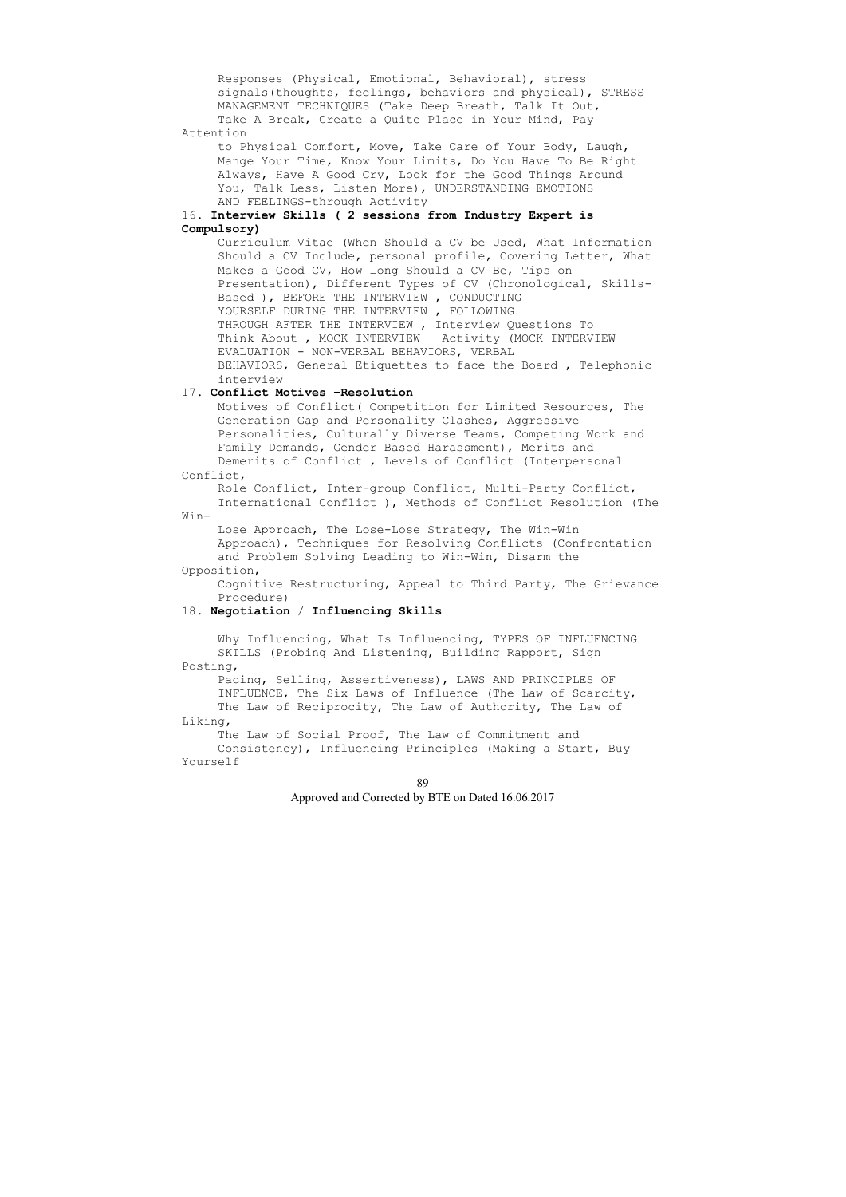Responses (Physical, Emotional, Behavioral), stress signals(thoughts, feelings, behaviors and physical), STRESS MANAGEMENT TECHNIQUES (Take Deep Breath, Talk It Out, Take A Break, Create a Quite Place in Your Mind, Pay Attention to Physical Comfort, Move, Take Care of Your Body, Laugh, Mange Your Time, Know Your Limits, Do You Have To Be Right Always, Have A Good Cry, Look for the Good Things Around You, Talk Less, Listen More), UNDERSTANDING EMOTIONS AND FEELINGS-through Activity

16. **Interview Skills ( 2 sessions from Industry Expert is Compulsory)**

Curriculum Vitae (When Should a CV be Used, What Information Should a CV Include, personal profile, Covering Letter, What Makes a Good CV, How Long Should a CV Be, Tips on Presentation), Different Types of CV (Chronological, Skills-Based ), BEFORE THE INTERVIEW , CONDUCTING YOURSELF DURING THE INTERVIEW , FOLLOWING THROUGH AFTER THE INTERVIEW , Interview Questions To Think About , MOCK INTERVIEW – Activity (MOCK INTERVIEW EVALUATION - NON-VERBAL BEHAVIORS, VERBAL BEHAVIORS, General Etiquettes to face the Board , Telephonic interview

17. **Conflict Motives –Resolution**

Motives of Conflict( Competition for Limited Resources, The Generation Gap and Personality Clashes, Aggressive Personalities, Culturally Diverse Teams, Competing Work and Family Demands, Gender Based Harassment), Merits and Demerits of Conflict , Levels of Conflict (Interpersonal Conflict, Role Conflict, Inter-group Conflict, Multi-Party Conflict, International Conflict ), Methods of Conflict Resolution (The Win-Lose Approach, The Lose-Lose Strategy, The Win-Win Approach), Techniques for Resolving Conflicts (Confrontation and Problem Solving Leading to Win-Win, Disarm the Opposition, Cognitive Restructuring, Appeal to Third Party, The Grievance Procedure)

18. **Negotiation** / **Influencing Skills**

Why Influencing, What Is Influencing, TYPES OF INFLUENCING SKILLS (Probing And Listening, Building Rapport, Sign Posting, Pacing, Selling, Assertiveness), LAWS AND PRINCIPLES OF INFLUENCE, The Six Laws of Influence (The Law of Scarcity, The Law of Reciprocity, The Law of Authority, The Law of Liking, The Law of Social Proof, The Law of Commitment and Consistency), Influencing Principles (Making a Start, Buy Yourself

Approved and Corrected by BTE on Dated 16.06.2017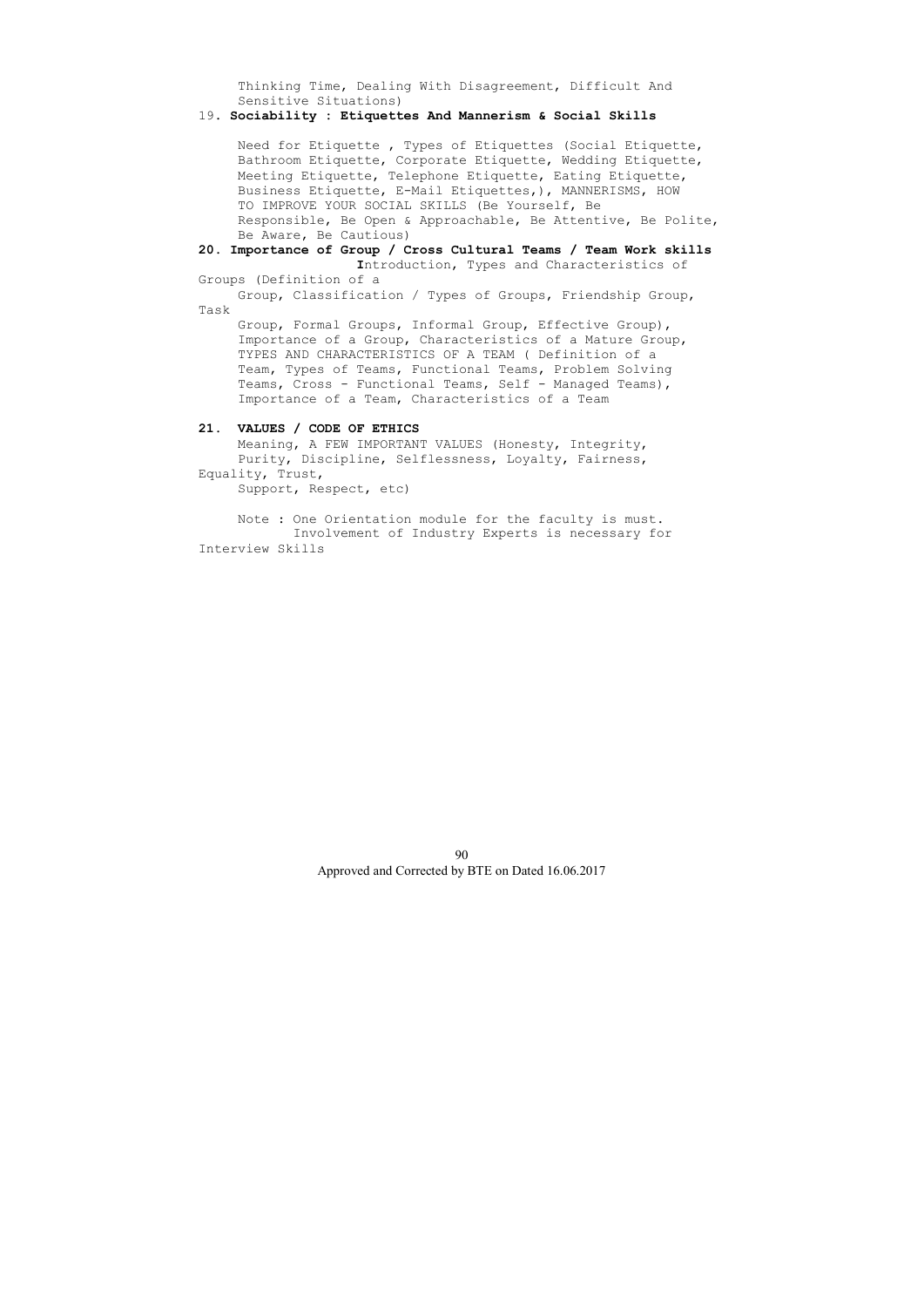Thinking Time, Dealing With Disagreement, Difficult And Sensitive Situations)

19. **Sociability : Etiquettes And Mannerism & Social Skills**

Need for Etiquette , Types of Etiquettes (Social Etiquette, Bathroom Etiquette, Corporate Etiquette, Wedding Etiquette, Meeting Etiquette, Telephone Etiquette, Eating Etiquette, Business Etiquette, E-Mail Etiquettes,), MANNERISMS, HOW TO IMPROVE YOUR SOCIAL SKILLS (Be Yourself, Be Responsible, Be Open & Approachable, Be Attentive, Be Polite, Be Aware, Be Cautious)

20. **Importance of Group / Cross Cultural Teams / Team Work skills**

Introduction, Types and Characteristics of Groups (Definition of a Group, Classification / Types of Groups, Friendship Group, Task Group, Formal Groups, Informal Group, Effective Group), Importance of a Group, Characteristics of a Mature Group, TYPES AND CHARACTERISTICS OF A TEAM ( Definition of a Team, Types of Teams, Functional Teams, Problem Solving Teams, Cross - Functional Teams, Self - Managed Teams), Importance of a Team, Characteristics of a Team

21. **VALUES / CODE OF ETHICS**

Meaning, A FEW IMPORTANT VALUES (Honesty, Integrity, Purity, Discipline, Selflessness, Loyalty, Fairness, Equality, Trust, Support, Respect, etc)

Note : One Orientation module for the faculty is must. Involvement of Industry Experts is necessary for Interview Skills

Approved and Corrected by BTE on Dated 16.06.2017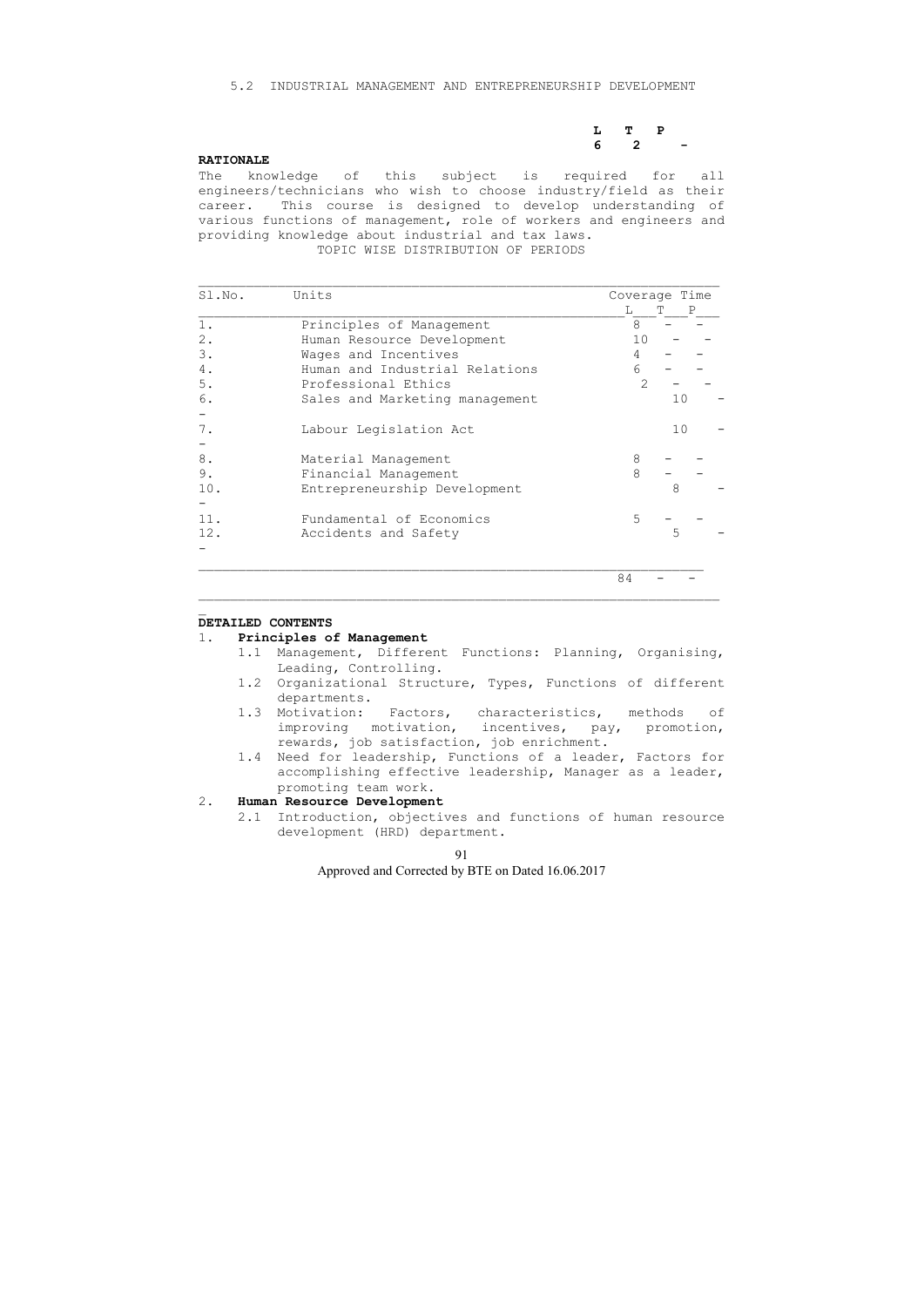## 5.2 INDUSTRIAL MANAGEMENT AND ENTREPRENEURSHIP DEVELOPMENT

| L | T | P |
|---|---|---|
| 6 | 2 | - |

**RATIONALE**

The knowledge of this subject is required for all engineers/technicians who wish to choose industry/field as their career. This course is designed to develop understanding of various functions of management, role of workers and engineers and providing knowledge about industrial and tax laws.

TOPIC WISE DISTRIBUTION OF PERIODS

| Sl.No. | Units | Coverage Time | | |
|---|---|---|---|---|
| | | L | T | P |
| 1. | Principles of Management | 8 | - | - |
| 2. | Human Resource Development | 10 | - | - |
| 3. | Wages and Incentives | 4 | - | - |
| 4. | Human and Industrial Relations | 6 | - | - |
| 5. | Professional Ethics | 2 | - | - |
| 6. | Sales and Marketing management | | 10 | - |
| - | | | | |
| 7. | Labour Legislation Act | | 10 | - |
| - | | | | |
| 8. | Material Management | 8 | - | - |
| 9. | Financial Management | 8 | - | - |
| 10. | Entrepreneurship Development | | 8 | - |
| - | | | | |
| 11. | Fundamental of Economics | 5 | - | - |
| 12. | Accidents and Safety | | 5 | - |
| - | | | | |
| | | 84 | - | - |

**DETAILED CONTENTS**

1. **Principles of Management**
   - 1.1 Management, Different Functions: Planning, Organising, Leading, Controlling.
   - 1.2 Organizational Structure, Types, Functions of different departments.
   - 1.3 Motivation: Factors, characteristics, methods of improving motivation, incentives, pay, promotion, rewards, job satisfaction, job enrichment.
   - 1.4 Need for leadership, Functions of a leader, Factors for accomplishing effective leadership, Manager as a leader, promoting team work.
2. **Human Resource Development**
   - 2.1 Introduction, objectives and functions of human resource development (HRD) department.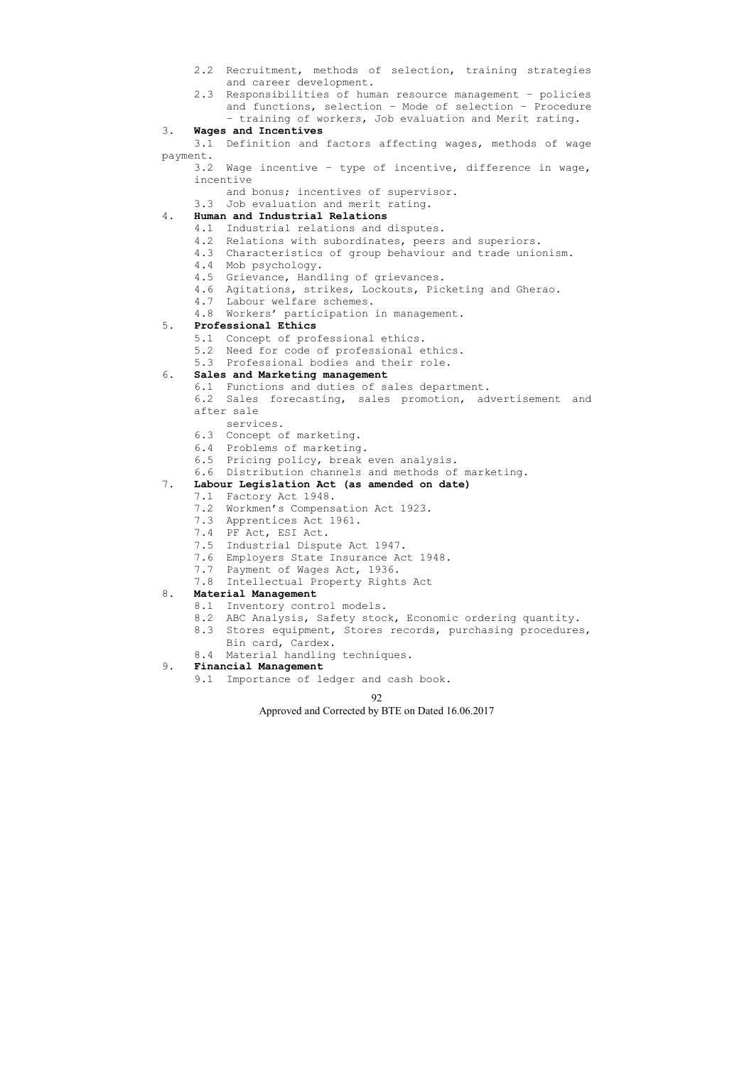2.2 Recruitment, methods of selection, training strategies and career development.

2.3 Responsibilities of human resource management – policies and functions, selection – Mode of selection – Procedure – training of workers, Job evaluation and Merit rating.

3. **Wages and Incentives**

3.1 Definition and factors affecting wages, methods of wage payment.

3.2 Wage incentive – type of incentive, difference in wage, incentive and bonus; incentives of supervisor.

3.3 Job evaluation and merit rating.

4. **Human and Industrial Relations**

4.1 Industrial relations and disputes.

4.2 Relations with subordinates, peers and superiors.

4.3 Characteristics of group behaviour and trade unionism.

4.4 Mob psychology.

4.5 Grievance, Handling of grievances.

4.6 Agitations, strikes, Lockouts, Picketing and Gherao.

4.7 Labour welfare schemes.

4.8 Workers' participation in management.

5. **Professional Ethics**

5.1 Concept of professional ethics.

5.2 Need for code of professional ethics.

5.3 Professional bodies and their role.

6. **Sales and Marketing management**

6.1 Functions and duties of sales department.

6.2 Sales forecasting, sales promotion, advertisement and after sale services.

6.3 Concept of marketing.

6.4 Problems of marketing.

6.5 Pricing policy, break even analysis.

6.6 Distribution channels and methods of marketing.

7. **Labour Legislation Act (as amended on date)**

7.1 Factory Act 1948.

7.2 Workmen's Compensation Act 1923.

7.3 Apprentices Act 1961.

7.4 PF Act, ESI Act.

7.5 Industrial Dispute Act 1947.

7.6 Employers State Insurance Act 1948.

7.7 Payment of Wages Act, 1936.

7.8 Intellectual Property Rights Act

8. **Material Management**

8.1 Inventory control models.

8.2 ABC Analysis, Safety stock, Economic ordering quantity.

8.3 Stores equipment, Stores records, purchasing procedures, Bin card, Cardex.

8.4 Material handling techniques.

9. **Financial Management**

9.1 Importance of ledger and cash book.

Approved and Corrected by BTE on Dated 16.06.2017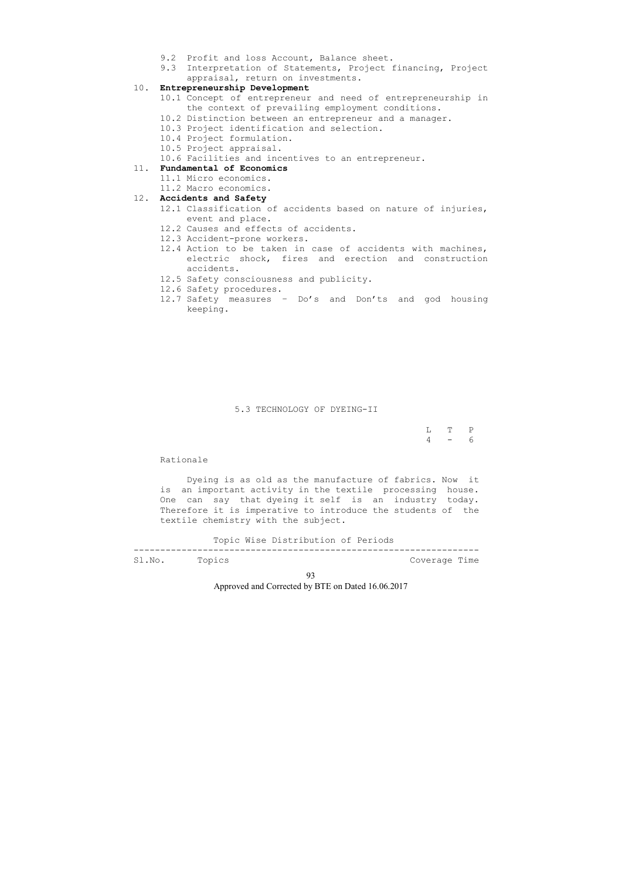9.2 Profit and loss Account, Balance sheet.
9.3 Interpretation of Statements, Project financing, Project appraisal, return on investments.

10. **Entrepreneurship Development**
    - 10.1 Concept of entrepreneur and need of entrepreneurship in the context of prevailing employment conditions.
    - 10.2 Distinction between an entrepreneur and a manager.
    - 10.3 Project identification and selection.
    - 10.4 Project formulation.
    - 10.5 Project appraisal.
    - 10.6 Facilities and incentives to an entrepreneur.

11. **Fundamental of Economics**
    - 11.1 Micro economics.
    - 11.2 Macro economics.

12. **Accidents and Safety**
    - 12.1 Classification of accidents based on nature of injuries, event and place.
    - 12.2 Causes and effects of accidents.
    - 12.3 Accident-prone workers.
    - 12.4 Action to be taken in case of accidents with machines, electric shock, fires and erection and construction accidents.
    - 12.5 Safety consciousness and publicity.
    - 12.6 Safety procedures.
    - 12.7 Safety measures – Do's and Don'ts and god housing keeping.

## 5.3 TECHNOLOGY OF DYEING-II

| L | T | P |
|---|---|---|
| 4 | - | 6 |

Rationale

Dyeing is as old as the manufacture of fabrics. Now it is an important activity in the textile processing house. One can say that dyeing it self is an industry today. Therefore it is imperative to introduce the students of the textile chemistry with the subject.

Topic Wise Distribution of Periods

| Sl.No. | Topics | Coverage Time |
|---|---|---|

Approved and Corrected by BTE on Dated 16.06.2017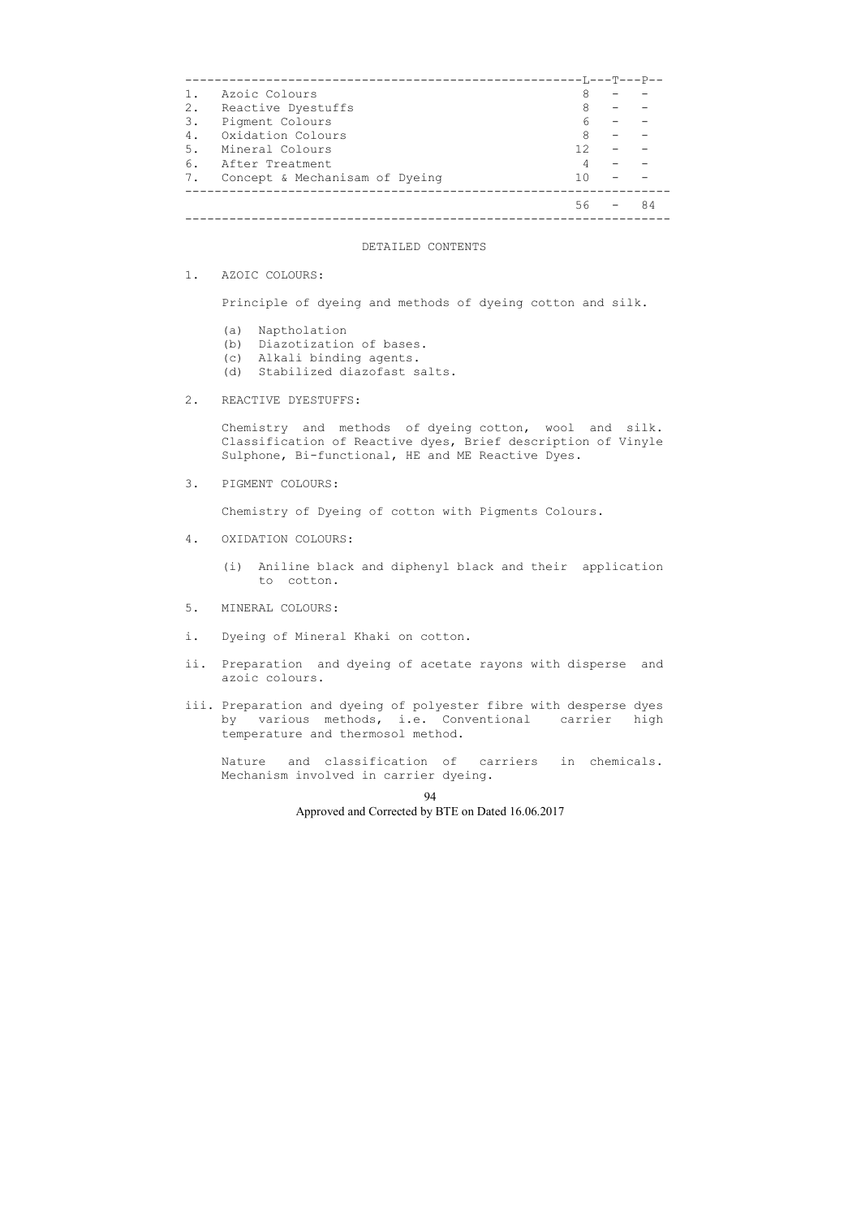| | | L | T | P |
|---|---|---|---|---|
| 1. | Azoic Colours | 8 | - | - |
| 2. | Reactive Dyestuffs | 8 | - | - |
| 3. | Pigment Colours | 6 | - | - |
| 4. | Oxidation Colours | 8 | - | - |
| 5. | Mineral Colours | 12 | - | - |
| 6. | After Treatment | 4 | - | - |
| 7. | Concept & Mechanisam of Dyeing | 10 | - | - |
| | | 56 | - | 84 |

## DETAILED CONTENTS

### 1. AZOIC COLOURS:

Principle of dyeing and methods of dyeing cotton and silk.

(a) Nsetholation
(b) Diazotization of bases.
(c) Alkali binding agents.
(d) Stabilized diazofast salts.

### 2. REACTIVE DYESTUFFS:

Chemistry and methods of dyeing cotton, wool and silk. Classification of Reactive dyes, Brief description of Vinyle Sulphone, Bi-functional, HE and ME Reactive Dyes.

### 3. PIGMENT COLOURS:

Chemistry of Dyeing of cotton with Pigments Colours.

### 4. OXIDATION COLOURS:

(i) Aniline black and diphenyl black and their application to cotton.

### 5. MINERAL COLOURS:

i. Dyeing of Mineral Khaki on cotton.

ii. Preparation and dyeing of acetate rayons with disperse and azoic colours.

iii. Preparation and dyeing of polyester fibre with desperse dyes by various methods, i.e. Conventional carrier high temperature and thermosol method.

Nature and classification of carriers in chemicals. Mechanism involved in carrier dyeing.

Approved and Corrected by BTE on Dated 16.06.2017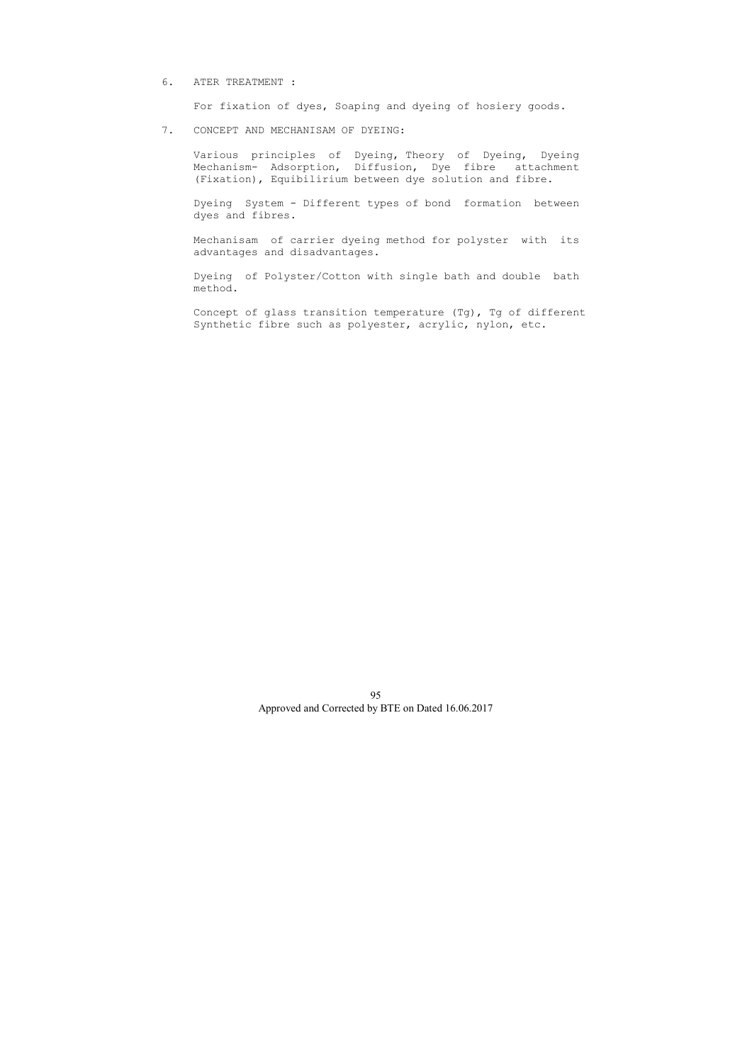6. ATER TREATMENT :

   For fixation of dyes, Soaping and dyeing of hosiery goods.

7. CONCEPT AND MECHANISAM OF DYEING:

   Various principles of Dyeing, Theory of Dyeing, Dyeing Mechanism- Adsorption, Diffusion, Dye fibre attachment (Fixation), Equibilirium between dye solution and fibre.

   Dyeing System - Different types of bond formation between dyes and fibres.

   Mechanisam of carrier dyeing method for polyster with its advantages and disadvantages.

   Dyeing of Polyster/Cotton with single bath and double bath method.

   Concept of glass transition temperature (Tg), Tg of different Synthetic fibre such as polyester, acrylic, nylon, etc.

Approved and Corrected by BTE on Dated 16.06.2017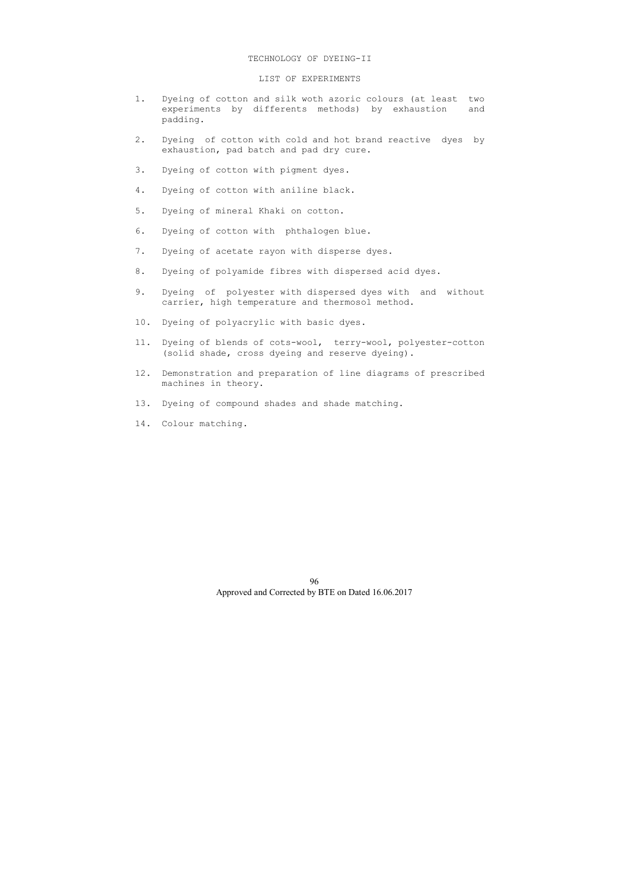## TECHNOLOGY OF DYEING-II

### LIST OF EXPERIMENTS

1. Dyeing of cotton and silk woth azoric colours (at least two experiments by differents methods) by exhaustion and padding.

2. Dyeing of cotton with cold and hot brand reactive dyes by exhaustion, pad batch and pad dry cure.

3. Dyeing of cotton with pigment dyes.

4. Dyeing of cotton with aniline black.

5. Dyeing of mineral Khaki on cotton.

6. Dyeing of cotton with phthalogen blue.

7. Dyeing of acetate rayon with disperse dyes.

8. Dyeing of polyamide fibres with dispersed acid dyes.

9. Dyeing of polyester with dispersed dyes with and without carrier, high temperature and thermosol method.

10. Dyeing of polyacrylic with basic dyes.

11. Dyeing of blends of cots-wool, terry-wool, polyester-cotton (solid shade, cross dyeing and reserve dyeing).

12. Demonstration and preparation of line diagrams of prescribed machines in theory.

13. Dyeing of compound shades and shade matching.

14. Colour matching.

Approved and Corrected by BTE on Dated 16.06.2017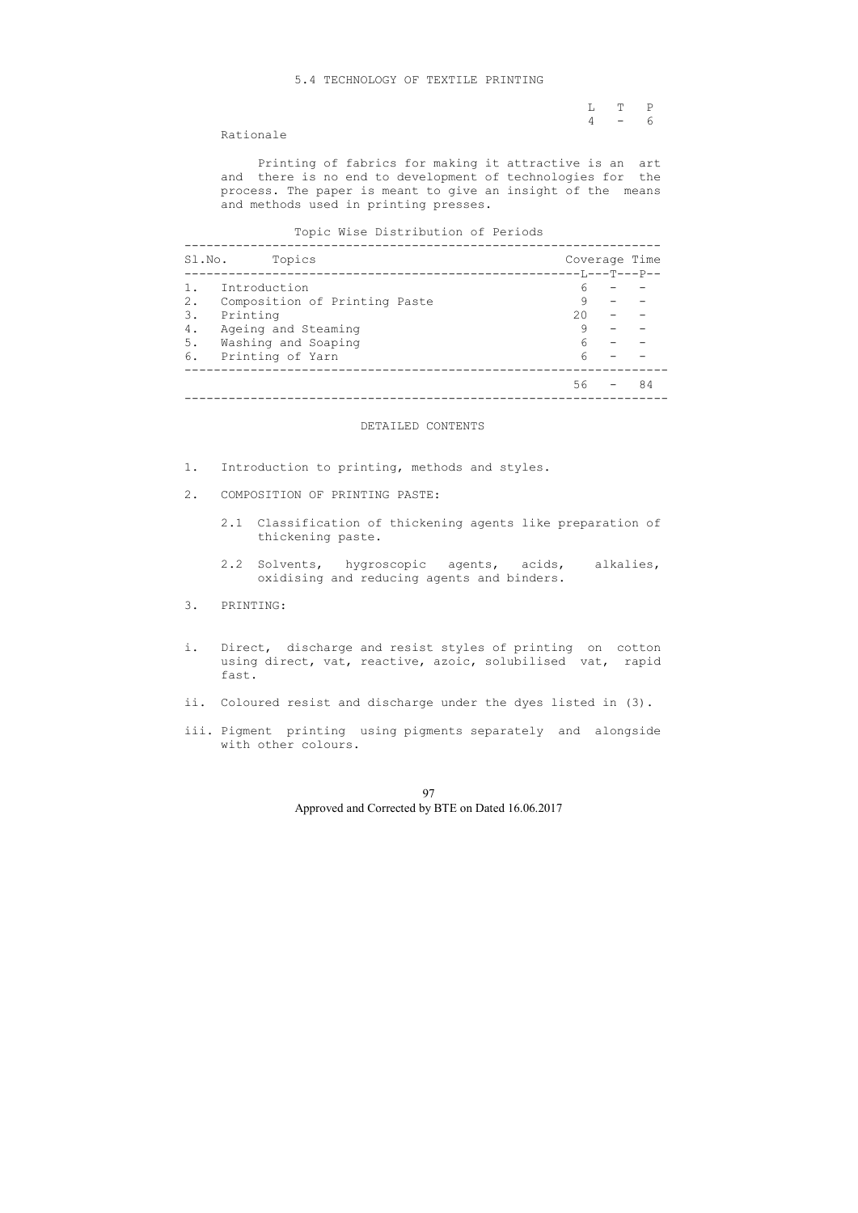# 5.4 TECHNOLOGY OF TEXTILE PRINTING

| L | T | P |
|---|---|---|
| 4 | - | 6 |

## Rationale

Printing of fabrics for making it attractive is an art and there is no end to development of technologies for the process. The paper is meant to give an insight of the means and methods used in printing presses.

### Topic Wise Distribution of Periods

| Sl.No. | Topics | L | T | P |
|---|---|---|---|---|
| 1. | Introduction | 6 | - | - |
| 2. | Composition of Printing Paste | 9 | - | - |
| 3. | Printing | 20 | - | - |
| 4. | Ageing and Steaming | 9 | - | - |
| 5. | Washing and Soaping | 6 | - | - |
| 6. | Printing of Yarn | 6 | - | - |
| | | 56 | - | 84 |

## DETAILED CONTENTS

1. Introduction to printing, methods and styles.

2. COMPOSITION OF PRINTING PASTE:

   2.1 Classification of thickening agents like preparation of thickening paste.

   2.2 Solvents, hygroscopic agents, acids, alkalies, oxidising and reducing agents and binders.

3. PRINTING:

i. Direct, discharge and resist styles of printing on cotton using direct, vat, reactive, azoic, solubilised vat, rapid fast.

ii. Coloured resist and discharge under the dyes listed in (3).

iii. Pigment printing using pigments separately and alongside with other colours.

Approved and Corrected by BTE on Dated 16.06.2017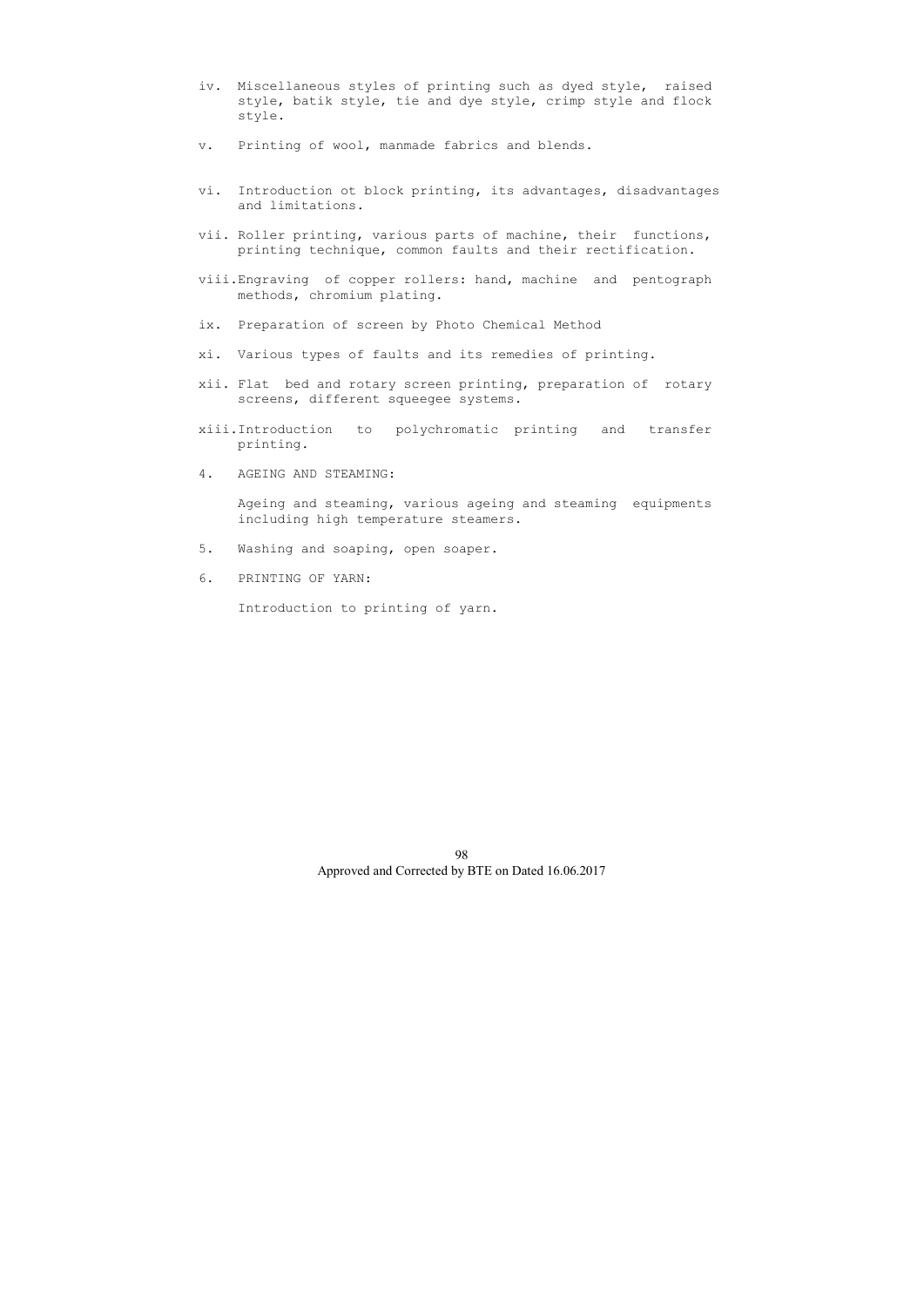iv. Miscellaneous styles of printing such as dyed style, raised style, batik style, tie and dye style, crimp style and flock style.

v. Printing of wool, manmade fabrics and blends.

vi. Introduction ot block printing, its advantages, disadvantages and limitations.

vii. Roller printing, various parts of machine, their functions, printing technique, common faults and their rectification.

viii. Engraving of copper rollers: hand, machine and pentograph methods, chromium plating.

ix. Preparation of screen by Photo Chemical Method

xi. Various types of faults and its remedies of printing.

xii. Flat bed and rotary screen printing, preparation of rotary screens, different squeegee systems.

xiii. Introduction to polychromatic printing and transfer printing.

4. AGEING AND STEAMING:

   Ageing and steaming, various ageing and steaming equipments including high temperature steamers.

5. Washing and soaping, open soaper.

6. PRINTING OF YARN:

   Introduction to printing of yarn.

Approved and Corrected by BTE on Dated 16.06.2017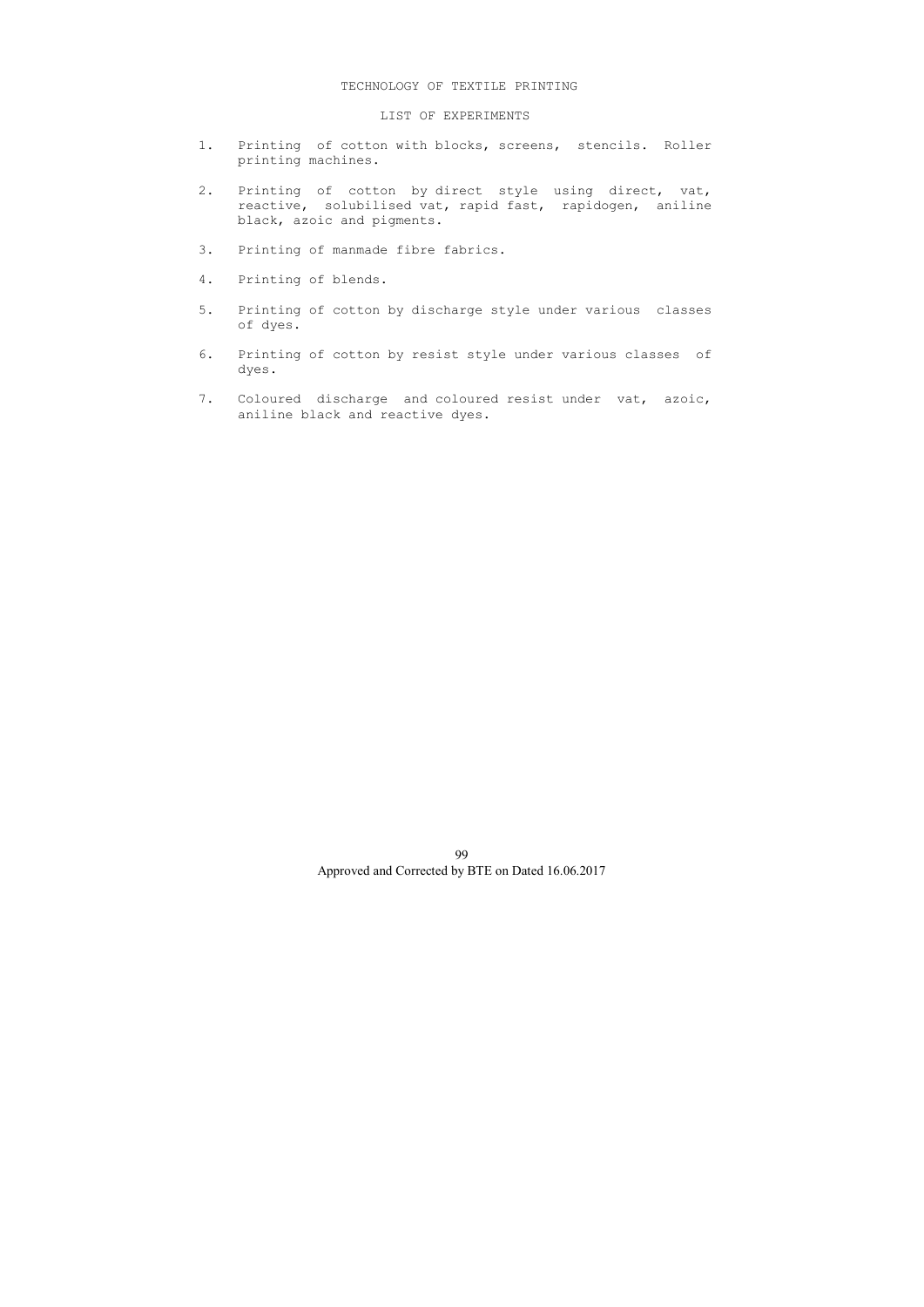# TECHNOLOGY OF TEXTILE PRINTING

## LIST OF EXPERIMENTS

1. Printing of cotton with blocks, screens, stencils. Roller printing machines.
2. Printing of cotton by direct style using direct, vat, reactive, solubilised vat, rapid fast, rapidogen, aniline black, azoic and pigments.
3. Printing of manmade fibre fabrics.
4. Printing of blends.
5. Printing of cotton by discharge style under various classes of dyes.
6. Printing of cotton by resist style under various classes of dyes.
7. Coloured discharge and coloured resist under vat, azoic, aniline black and reactive dyes.

Approved and Corrected by BTE on Dated 16.06.2017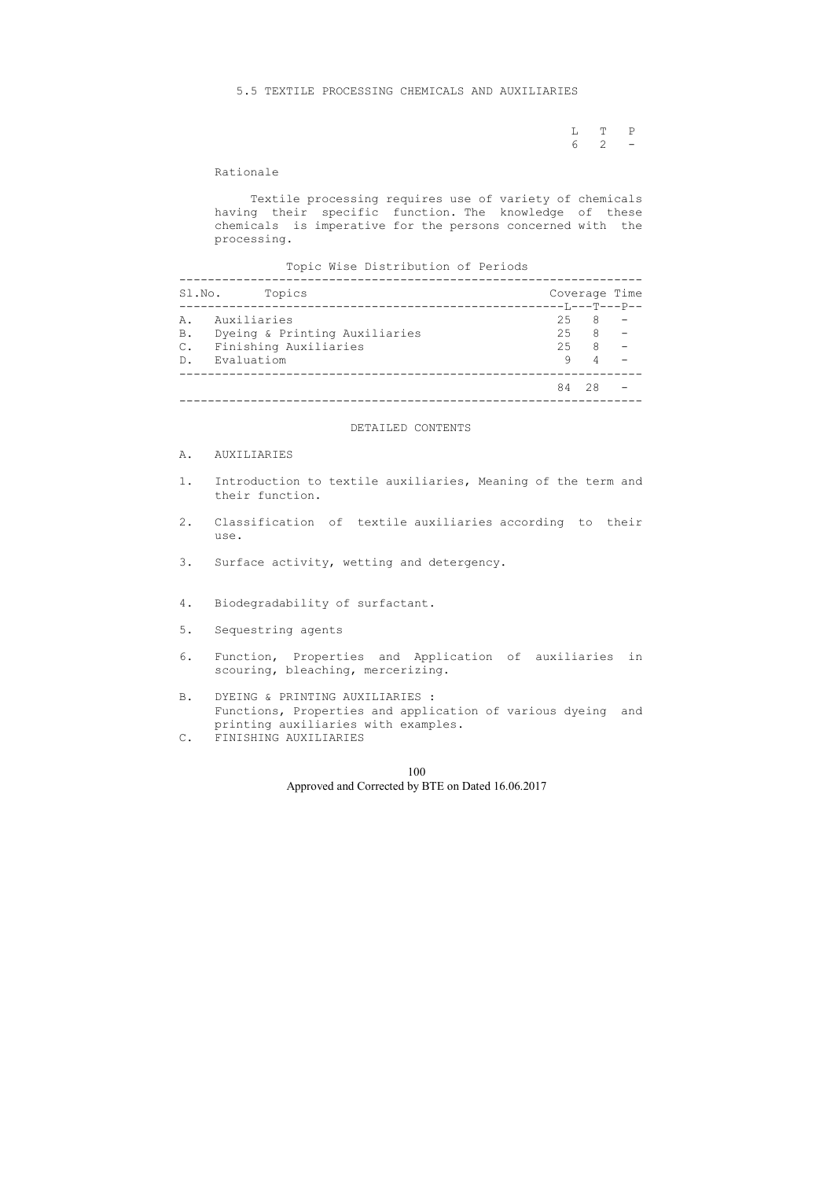## 5.5 TEXTILE PROCESSING CHEMICALS AND AUXILIARIES

| L | T | P |
|---|---|---|
| 6 | 2 | - |

### Rationale

Textile processing requires use of variety of chemicals having their specific function. The knowledge of these chemicals is imperative for the persons concerned with the processing.

Topic Wise Distribution of Periods

| Sl.No. | Topics | L | T | P |
|---|---|---|---|---|
| | | Coverage Time | | |
| A. | Auxiliaries | 25 | 8 | - |
| B. | Dyeing & Printing Auxiliaries | 25 | 8 | - |
| C. | Finishing Auxiliaries | 25 | 8 | - |
| D. | Evaluatiom | 9 | 4 | - |
| | | 84 | 28 | - |

### DETAILED CONTENTS

A. AUXILIARIES

1. Introduction to textile auxiliaries, Meaning of the term and their function.
2. Classification of textile auxiliaries according to their use.
3. Surface activity, wetting and detergency.
4. Biodegradability of surfactant.
5. Sequestring agents
6. Function, Properties and Application of auxiliaries in scouring, bleaching, mercerizing.

B. DYEING & PRINTING AUXILIARIES :
Functions, Properties and application of various dyeing and printing auxiliaries with examples.

C. FINISHING AUXILIARIES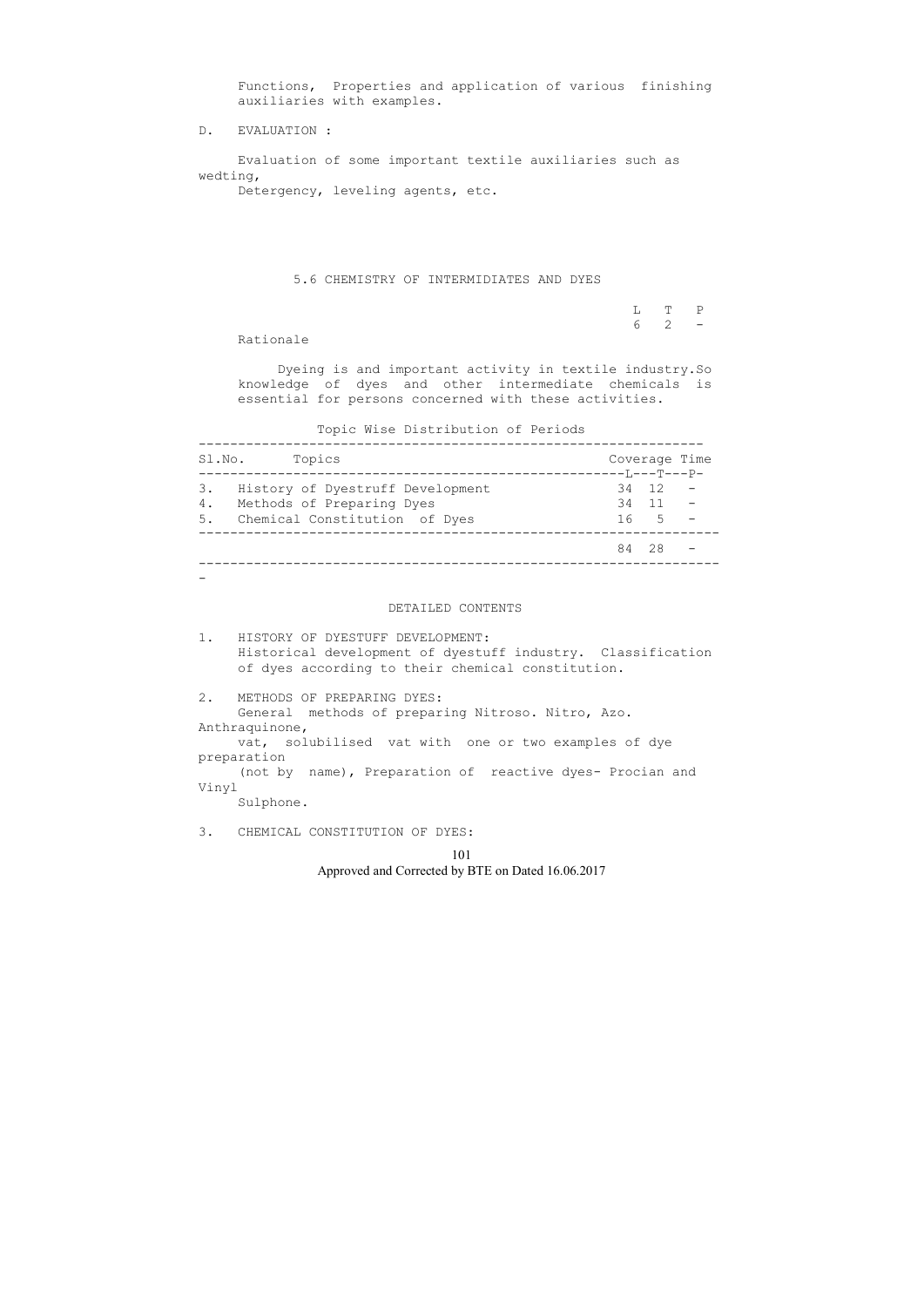Functions, Properties and application of various finishing auxiliaries with examples.

D. EVALUATION :

Evaluation of some important textile auxiliaries such as wedting, Detergency, leveling agents, etc.

## 5.6 CHEMISTRY OF INTERMIDIATES AND DYES

| L | T | P |
|---|---|---|
| 6 | 2 | - |

Rationale

Dyeing is and important activity in textile industry.So knowledge of dyes and other intermediate chemicals is essential for persons concerned with these activities.

Topic Wise Distribution of Periods

| Sl.No. | Topics | L | T | P |
|---|---|---|---|---|
| 3. | History of Dyestruff Development | 34 | 12 | - |
| 4. | Methods of Preparing Dyes | 34 | 11 | - |
| 5. | Chemical Constitution of Dyes | 16 | 5 | - |
| | | 84 | 28 | - |

DETAILED CONTENTS

1. HISTORY OF DYESTUFF DEVELOPMENT:
   Historical development of dyestuff industry. Classification of dyes according to their chemical constitution.

2. METHODS OF PREPARING DYES:
   General methods of preparing Nitroso. Nitro, Azo. Anthraquinone, vat, solubilised vat with one or two examples of dye preparation (not by name), Preparation of reactive dyes- Procian and Vinyl Sulphone.

3. CHEMICAL CONSTITUTION OF DYES: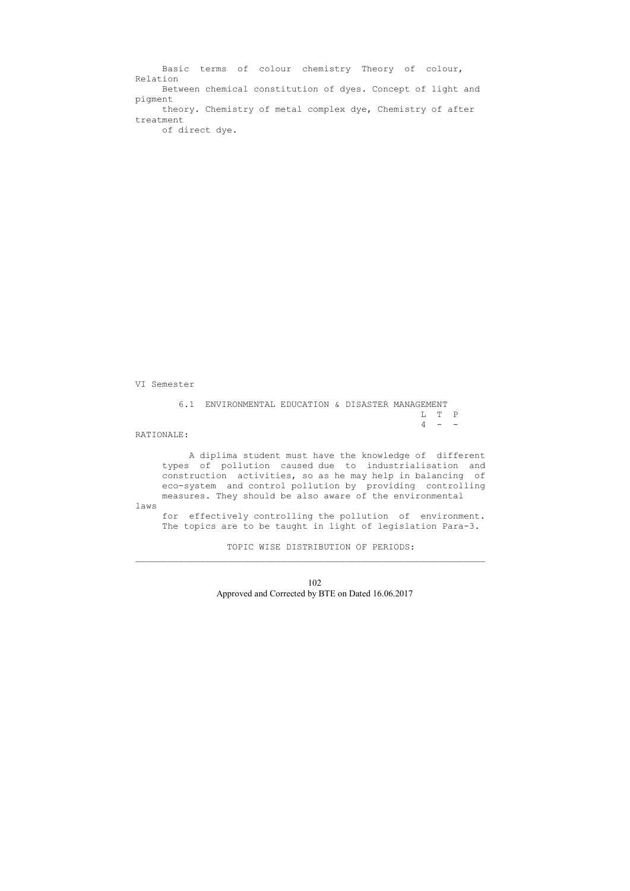Basic terms of colour chemistry Theory of colour, Relation Between chemical constitution of dyes. Concept of light and pigment theory. Chemistry of metal complex dye, Chemistry of after treatment of direct dye.

VI Semester

## 6.1 ENVIRONMENTAL EDUCATION & DISASTER MANAGEMENT

| L | T | P |
|---|---|---|
| 4 | - | - |

RATIONALE:

A diplima student must have the knowledge of different types of pollution caused due to industrialisation and construction activities, so as he may help in balancing of eco-system and control pollution by providing controlling measures. They should be also aware of the environmental laws for effectively controlling the pollution of environment. The topics are to be taught in light of legislation Para-3.

TOPIC WISE DISTRIBUTION OF PERIODS:

Approved and Corrected by BTE on Dated 16.06.2017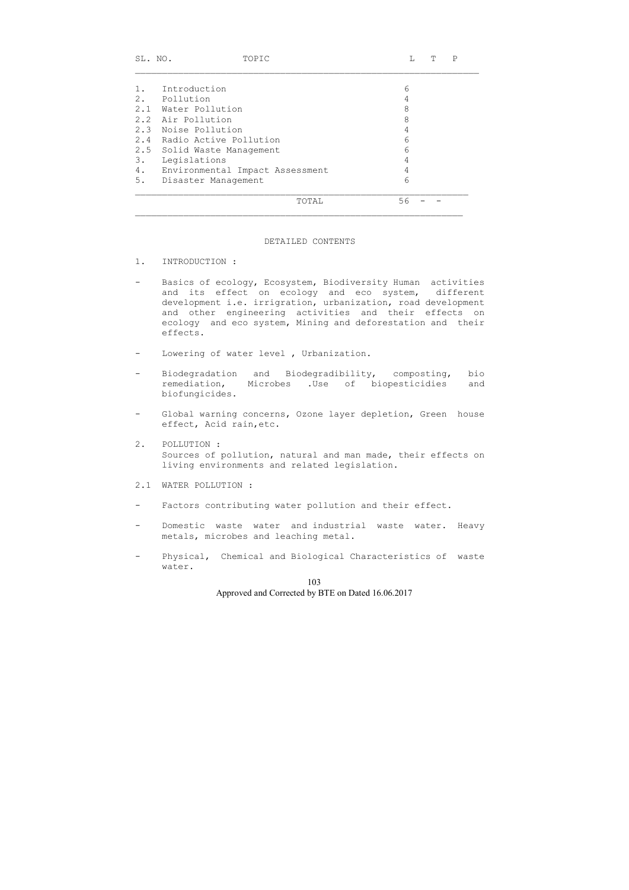| SL. NO. | TOPIC | L | T | P |
|---|---|---|---|---|
| 1. | Introduction | 6 | | |
| 2. | Pollution | 4 | | |
| 2.1 | Water Pollution | 8 | | |
| 2.2 | Air Pollution | 8 | | |
| 2.3 | Noise Pollution | 4 | | |
| 2.4 | Radio Active Pollution | 6 | | |
| 2.5 | Solid Waste Management | 6 | | |
| 3. | Legislations | 4 | | |
| 4. | Environmental Impact Assessment | 4 | | |
| 5. | Disaster Management | 6 | | |
| | TOTAL | 56 | - | - |

## DETAILED CONTENTS

1. INTRODUCTION :

- Basics of ecology, Ecosystem, Biodiversity Human activities and its effect on ecology and eco system, different development i.e. irrigration, urbanization, road development and other engineering activities and their effects on ecology and eco system, Mining and deforestation and their effects.

- Lowering of water level , Urbanization.

- Biodegradation and Biodegradibility, composting, bio remediation, Microbes .Use of biopesticidies and biofungicides.

- Global warning concerns, Ozone layer depletion, Green house effect, Acid rain,etc.

2. POLLUTION :
Sources of pollution, natural and man made, their effects on living environments and related legislation.

2.1 WATER POLLUTION :

- Factors contributing water pollution and their effect.

- Domestic waste water and industrial waste water. Heavy metals, microbes and leaching metal.

- Physical, Chemical and Biological Characteristics of waste water.

Approved and Corrected by BTE on Dated 16.06.2017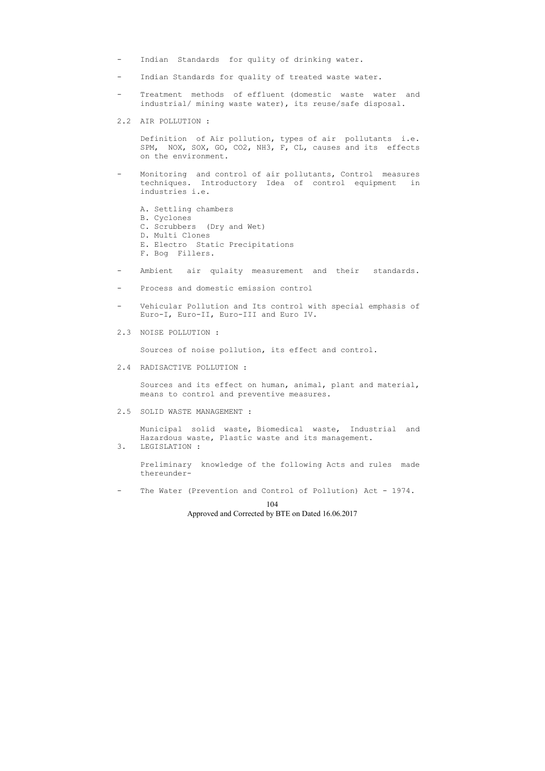- Indian Standards for qulity of drinking water.
- Indian Standards for quality of treated waste water.
- Treatment methods of effluent (domestic waste water and industrial/ mining waste water), its reuse/safe disposal.

2.2 AIR POLLUTION :

Definition of Air pollution, types of air pollutants i.e. SPM, NOX, SOX, GO, CO2, NH3, F, CL, causes and its effects on the environment.

- Monitoring and control of air pollutants, Control measures techniques. Introductory Idea of control equipment in industries i.e.

  A. Settling chambers
  B. Cyclones
  C. Scrubbers (Dry and Wet)
  D. Multi Clones
  E. Electro Static Precipitations
  F. Bog Fillers.

- Ambient air qulaity measurement and their standards.
- Process and domestic emission control
- Vehicular Pollution and Its control with special emphasis of Euro-I, Euro-II, Euro-III and Euro IV.

2.3 NOISE POLLUTION :

Sources of noise pollution, its effect and control.

2.4 RADISACTIVE POLLUTION :

Sources and its effect on human, animal, plant and material, means to control and preventive measures.

2.5 SOLID WASTE MANAGEMENT :

Municipal solid waste, Biomedical waste, Industrial and Hazardous waste, Plastic waste and its management.

3. LEGISLATION :

Preliminary knowledge of the following Acts and rules made thereunder-

- The Water (Prevention and Control of Pollution) Act - 1974.

Approved and Corrected by BTE on Dated 16.06.2017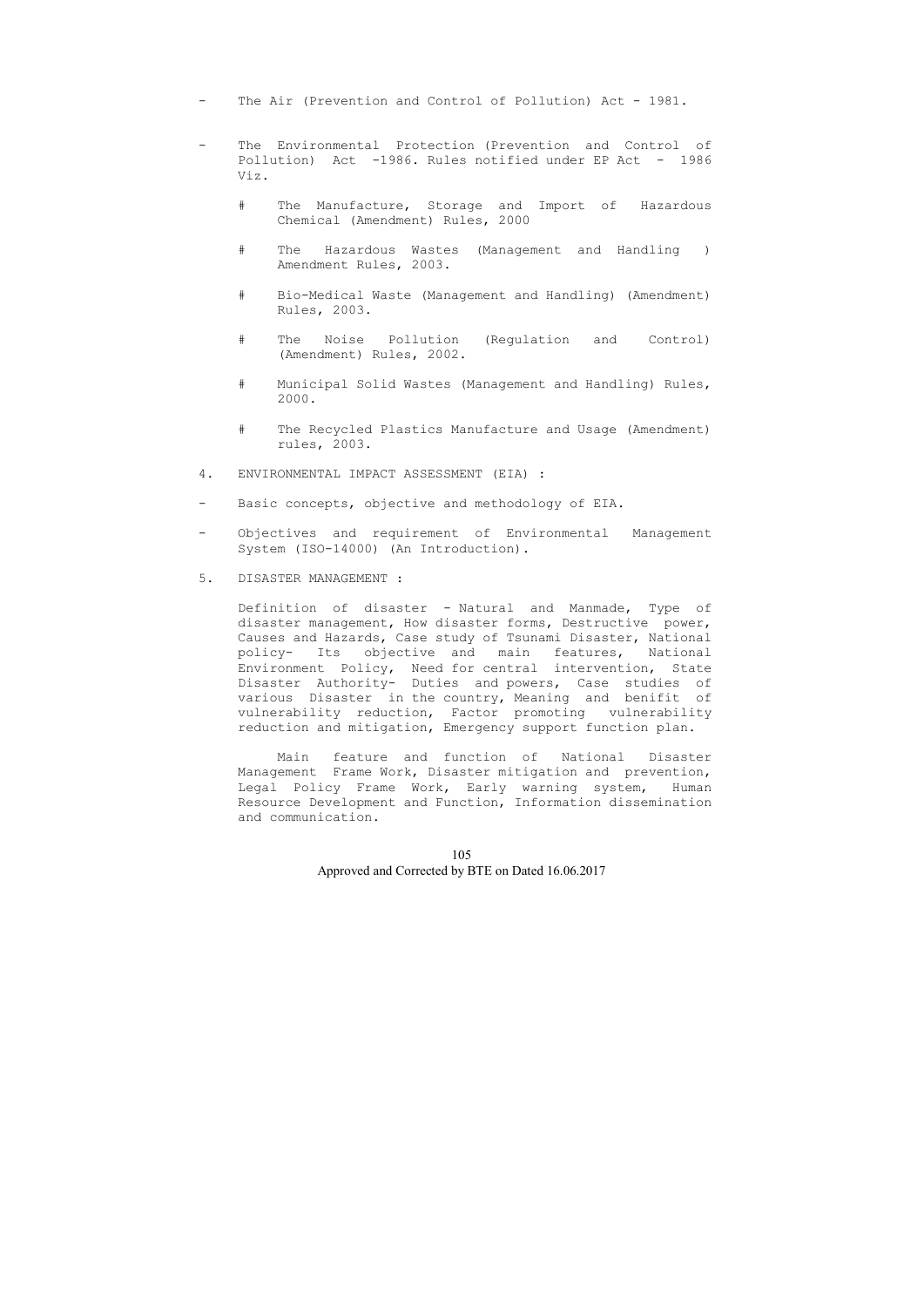- The Air (Prevention and Control of Pollution) Act - 1981.

- The Environmental Protection (Prevention and Control of Pollution) Act -1986. Rules notified under EP Act - 1986 Viz.

  - # The Manufacture, Storage and Import of Hazardous Chemical (Amendment) Rules, 2000

  - # The Hazardous Wastes (Management and Handling ) Amendment Rules, 2003.

  - # Bio-Medical Waste (Management and Handling) (Amendment) Rules, 2003.

  - # The Noise Pollution (Regulation and Control) (Amendment) Rules, 2002.

  - # Municipal Solid Wastes (Management and Handling) Rules, 2000.

  - # The Recycled Plastics Manufacture and Usage (Amendment) rules, 2003.

4. ENVIRONMENTAL IMPACT ASSESSMENT (EIA) :

- Basic concepts, objective and methodology of EIA.

- Objectives and requirement of Environmental Management System (ISO-14000) (An Introduction).

5. DISASTER MANAGEMENT :

Definition of disaster - Natural and Manmade, Type of disaster management, How disaster forms, Destructive power, Causes and Hazards, Case study of Tsunami Disaster, National policy- Its objective and main features, National Environment Policy, Need for central intervention, State Disaster Authority- Duties and powers, Case studies of various Disaster in the country, Meaning and benifit of vulnerability reduction, Factor promoting vulnerability reduction and mitigation, Emergency support function plan.

Main feature and function of National Disaster Management Frame Work, Disaster mitigation and prevention, Legal Policy Frame Work, Early warning system, Human Resource Development and Function, Information dissemination and communication.

Approved and Corrected by BTE on Dated 16.06.2017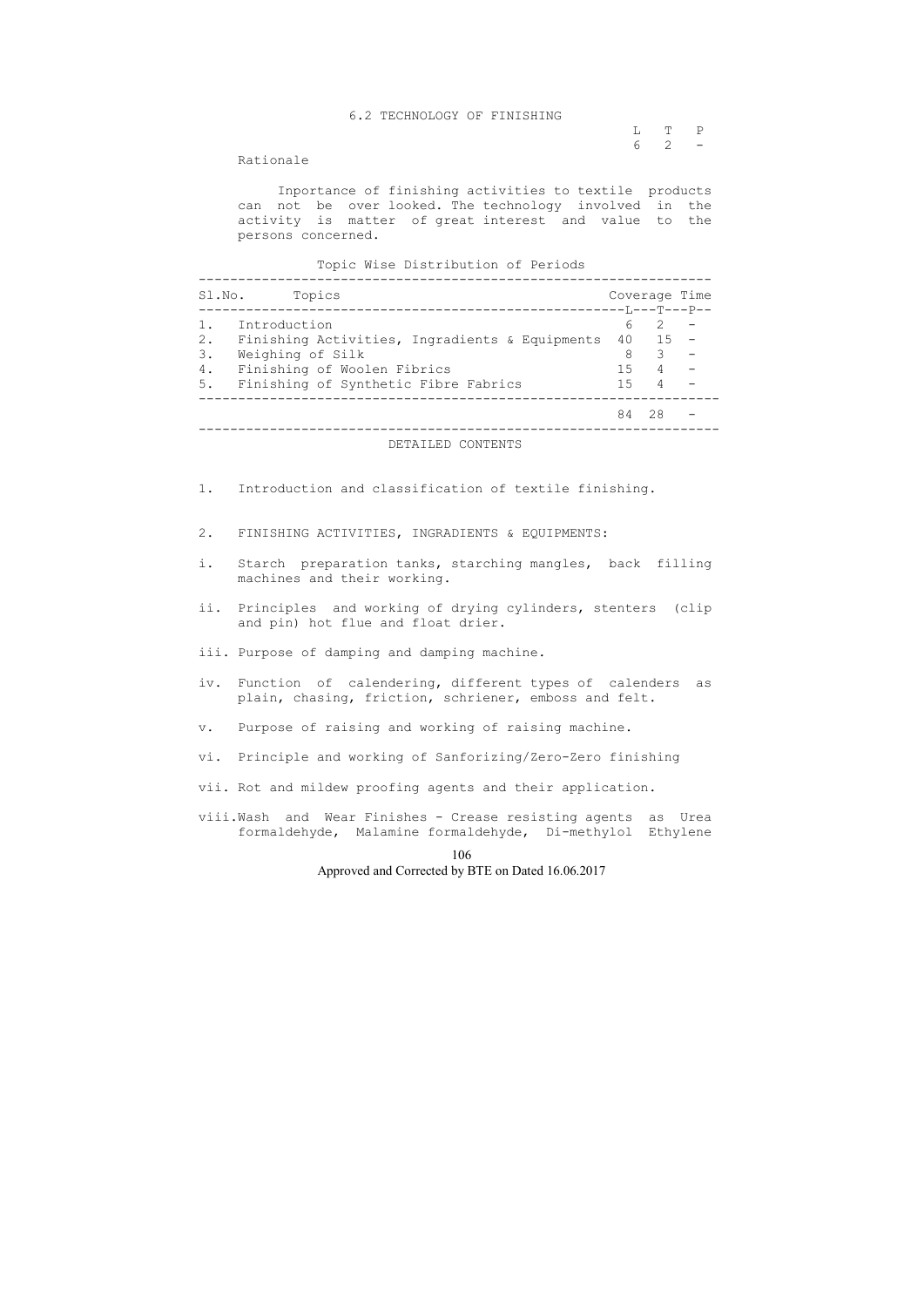## 6.2 TECHNOLOGY OF FINISHING

| L | T | P |
|---|---|---|
| 6 | 2 | - |

### Rationale

Inportance of finishing activities to textile products can not be over looked. The technology involved in the activity is matter of great interest and value to the persons concerned.

### Topic Wise Distribution of Periods

| Sl.No. | Topics | L | T | P |
|---|---|---|---|---|
| 1. | Introduction | 6 | 2 | - |
| 2. | Finishing Activities, Ingradients & Equipments | 40 | 15 | - |
| 3. | Weighing of Silk | 8 | 3 | - |
| 4. | Finishing of Woolen Fibrics | 15 | 4 | - |
| 5. | Finishing of Synthetic Fibre Fabrics | 15 | 4 | - |
| | | 84 | 28 | - |

### DETAILED CONTENTS

1. Introduction and classification of textile finishing.

2. FINISHING ACTIVITIES, INGRADIENTS & EQUIPMENTS:

i. Starch preparation tanks, starching mangles, back filling machines and their working.

ii. Principles and working of drying cylinders, stenters (clip and pin) hot flue and float drier.

iii. Purpose of damping and damping machine.

iv. Function of calendering, different types of calenders as plain, chasing, friction, schriener, emboss and felt.

v. Purpose of raising and working of raising machine.

vi. Principle and working of Sanforizing/Zero-Zero finishing

vii. Rot and mildew proofing agents and their application.

viii. Wash and Wear Finishes - Crease resisting agents as Urea formaldehyde, Malamine formaldehyde, Di-methylol Ethylene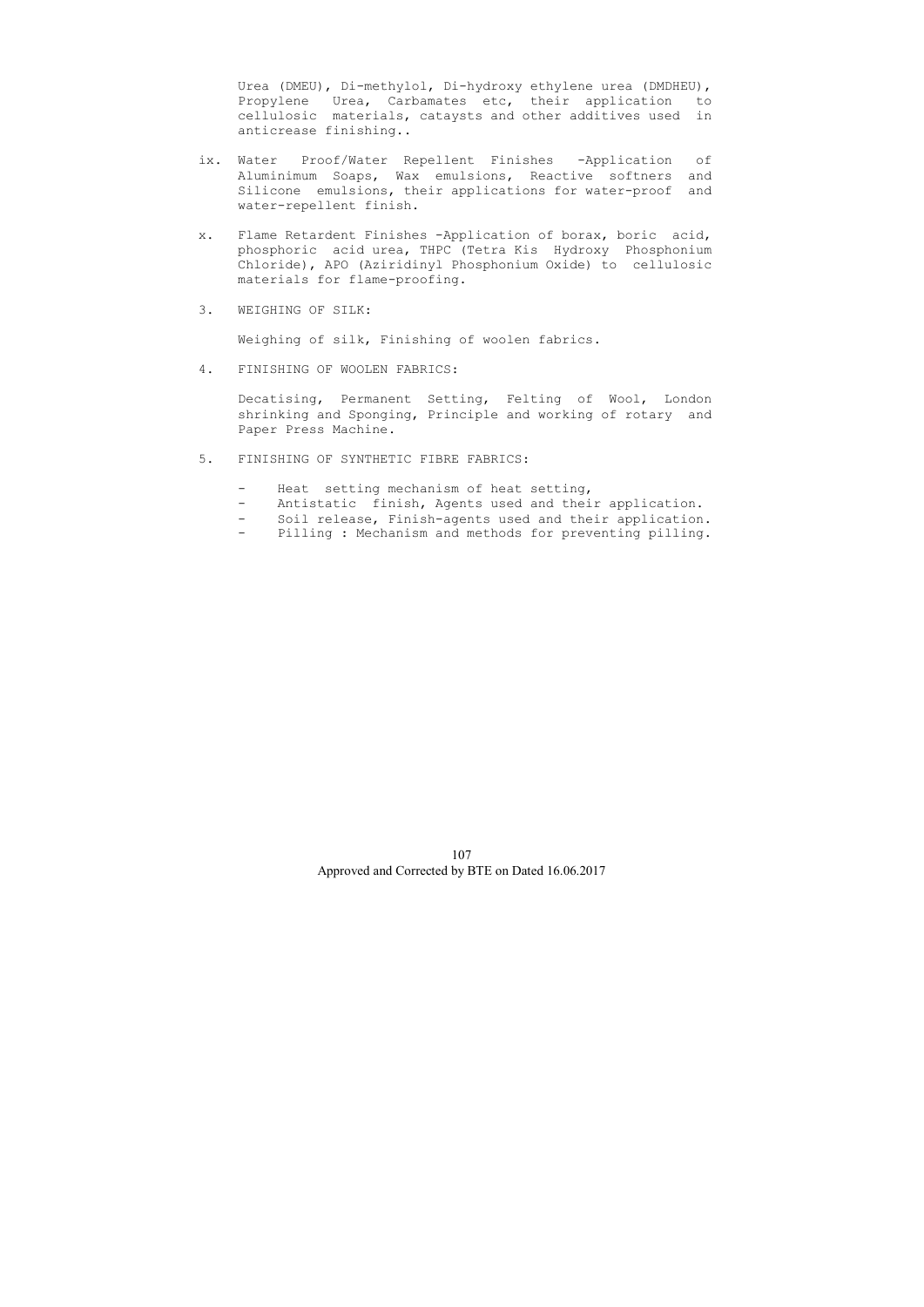Urea (DMEU), Di-methylol, Di-hydroxy ethylene urea (DMDHEU), Propylene Urea, Carbamates etc, their application to cellulosic materials, cataysts and other additives used in anticrease finishing..

ix. Water Proof/Water Repellent Finishes -Application of Aluminimum Soaps, Wax emulsions, Reactive softners and Silicone emulsions, their applications for water-proof and water-repellent finish.

x. Flame Retardent Finishes -Application of borax, boric acid, phosphoric acid urea, THPC (Tetra Kis Hydroxy Phosphonium Chloride), APO (Aziridinyl Phosphonium Oxide) to cellulosic materials for flame-proofing.

3. WEIGHING OF SILK:

   Weighing of silk, Finishing of woolen fabrics.

4. FINISHING OF WOOLEN FABRICS:

   Decatising, Permanent Setting, Felting of Wool, London shrinking and Sponging, Principle and working of rotary and Paper Press Machine.

5. FINISHING OF SYNTHETIC FIBRE FABRICS:

   - Heat setting mechanism of heat setting,
   - Antistatic finish, Agents used and their application.
   - Soil release, Finish-agents used and their application.
   - Pilling : Mechanism and methods for preventing pilling.

Approved and Corrected by BTE on Dated 16.06.2017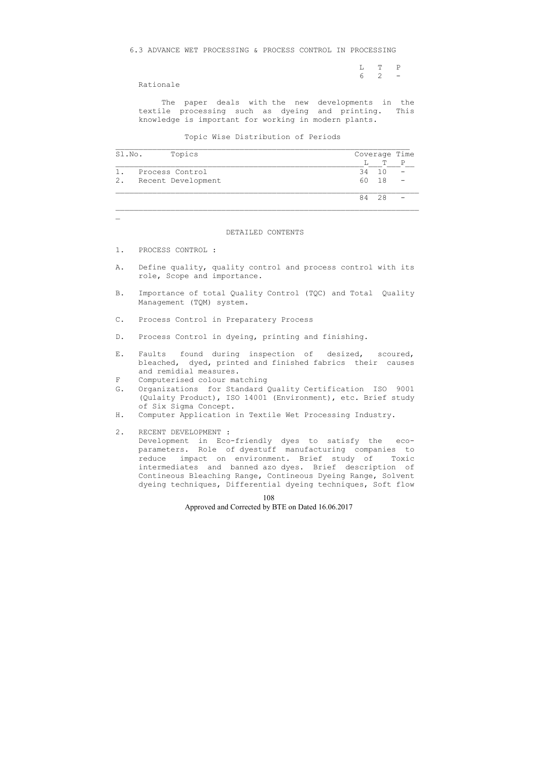## 6.3 ADVANCE WET PROCESSING & PROCESS CONTROL IN PROCESSING

| L | T | P |
|---|---|---|
| 6 | 2 | - |

### Rationale

The paper deals with the new developments in the textile processing such as dyeing and printing. This knowledge is important for working in modern plants.

### Topic Wise Distribution of Periods

| Sl.No. | Topics | L | T | P |
|---|---|---|---|---|
| | | Coverage Time | | |
| 1. | Process Control | 34 | 10 | - |
| 2. | Recent Development | 60 | 18 | - |
| | | 84 | 28 | - |

### DETAILED CONTENTS

1. PROCESS CONTROL :

A. Define quality, quality control and process control with its role, Scope and importance.

B. Importance of total Quality Control (TQC) and Total Quality Management (TQM) system.

C. Process Control in Preparatery Process

D. Process Control in dyeing, printing and finishing.

E. Faults found during inspection of desized, scoured, bleached, dyed, printed and finished fabrics their causes and remidial measures.

F Computerised colour matching

G. Organizations for Standard Quality Certification ISO 9001 (Qulaity Product), ISO 14001 (Environment), etc. Brief study of Six Sigma Concept.

H. Computer Application in Textile Wet Processing Industry.

2. RECENT DEVELOPMENT :
Development in Eco-friendly dyes to satisfy the eco-parameters. Role of dyestuff manufacturing companies to reduce impact on environment. Brief study of Toxic intermediates and banned azo dyes. Brief description of Contineous Bleaching Range, Contineous Dyeing Range, Solvent dyeing techniques, Differential dyeing techniques, Soft flow

Approved and Corrected by BTE on Dated 16.06.2017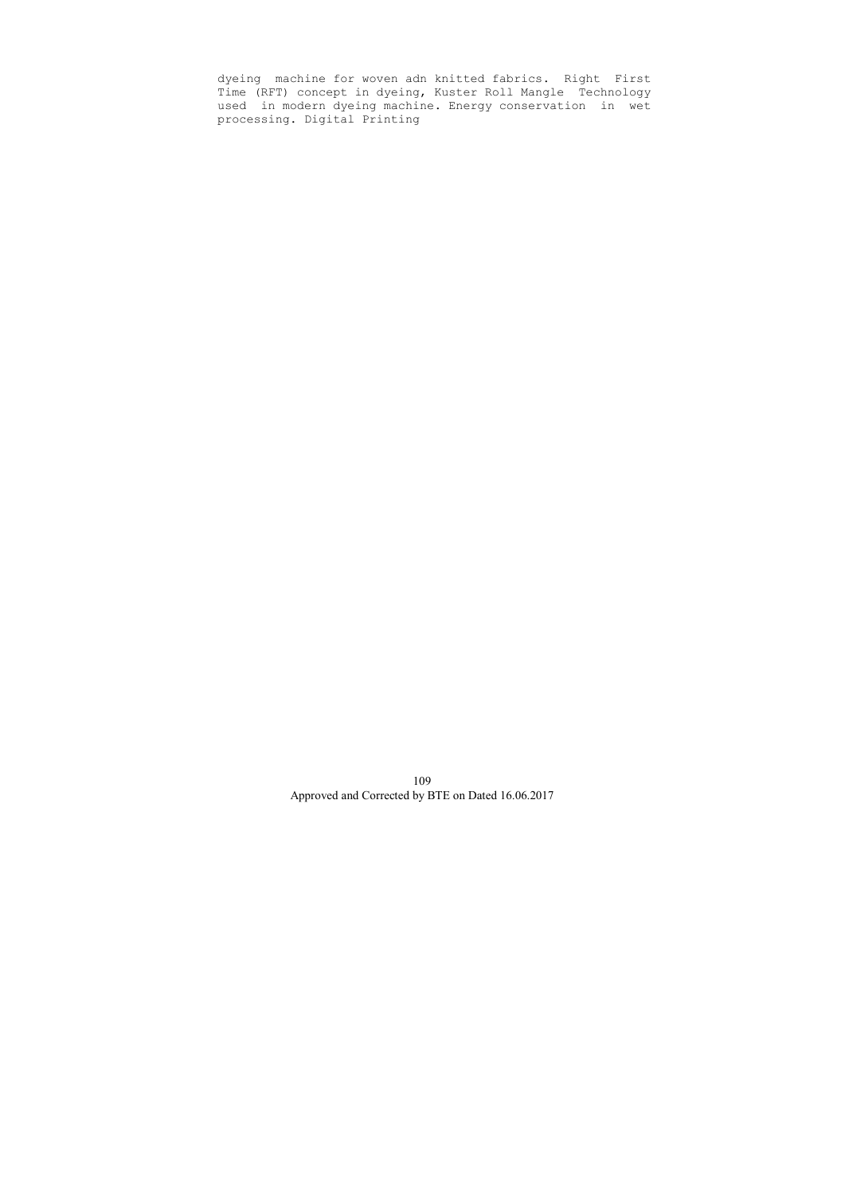dyeing machine for woven adn knitted fabrics. Right First Time (RFT) concept in dyeing, Kuster Roll Mangle Technology used in modern dyeing machine. Energy conservation in wet processing. Digital Printing

Approved and Corrected by BTE on Dated 16.06.2017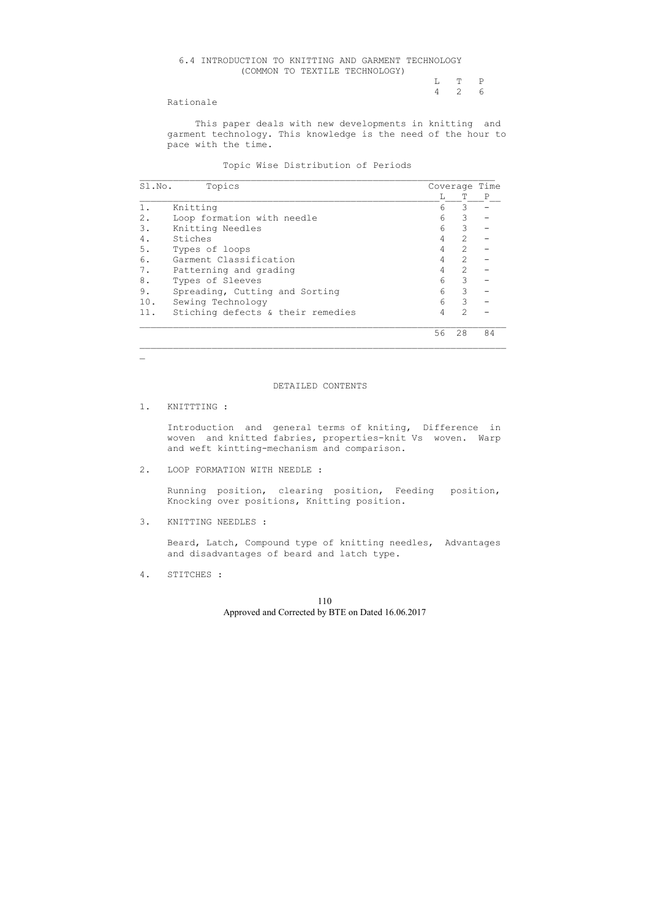## 6.4 INTRODUCTION TO KNITTING AND GARMENT TECHNOLOGY
### (COMMON TO TEXTILE TECHNOLOGY)

| L | T | P |
|---|---|---|
| 4 | 2 | 6 |

**Rationale**

This paper deals with new developments in knitting and garment technology. This knowledge is the need of the hour to pace with the time.

**Topic Wise Distribution of Periods**

| Sl.No. | Topics | Coverage Time L | T | P |
|---|---|---|---|---|
| 1. | Knitting | 6 | 3 | - |
| 2. | Loop formation with needle | 6 | 3 | - |
| 3. | Knitting Needles | 6 | 3 | - |
| 4. | Stiches | 4 | 2 | - |
| 5. | Types of loops | 4 | 2 | - |
| 6. | Garment Classification | 4 | 2 | - |
| 7. | Patterning and grading | 4 | 2 | - |
| 8. | Types of Sleeves | 6 | 3 | - |
| 9. | Spreading, Cutting and Sorting | 6 | 3 | - |
| 10. | Sewing Technology | 6 | 3 | - |
| 11. | Stiching defects & their remedies | 4 | 2 | - |
| | | 56 | 28 | 84 |

**DETAILED CONTENTS**

1. KNITTTING :

   Introduction and general terms of kniting, Difference in woven and knitted fabries, properties-knit Vs woven. Warp and weft kintting-mechanism and comparison.

2. LOOP FORMATION WITH NEEDLE :

   Running position, clearing position, Feeding position, Knocking over positions, Knitting position.

3. KNITTING NEEDLES :

   Beard, Latch, Compound type of knitting needles, Advantages and disadvantages of beard and latch type.

4. STITCHES :

Approved and Corrected by BTE on Dated 16.06.2017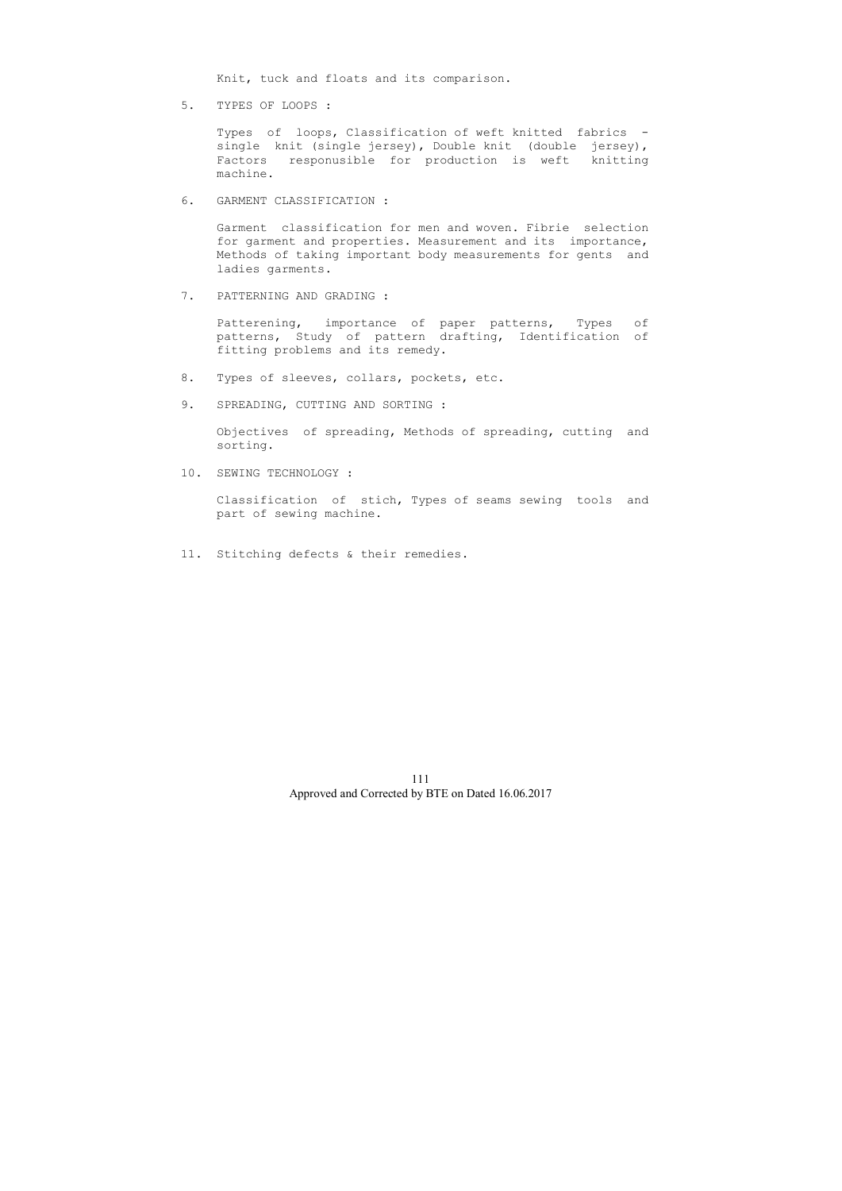Knit, tuck and floats and its comparison.

5. TYPES OF LOOPS :

   Types of loops, Classification of weft knitted fabrics - single knit (single jersey), Double knit (double jersey), Factors responusible for production is weft knitting machine.

6. GARMENT CLASSIFICATION :

   Garment classification for men and woven. Fibrie selection for garment and properties. Measurement and its importance, Methods of taking important body measurements for gents and ladies garments.

7. PATTERNING AND GRADING :

   Patterening, importance of paper patterns, Types of patterns, Study of pattern drafting, Identification of fitting problems and its remedy.

8. Types of sleeves, collars, pockets, etc.

9. SPREADING, CUTTING AND SORTING :

   Objectives of spreading, Methods of spreading, cutting and sorting.

10. SEWING TECHNOLOGY :

    Classification of stich, Types of seams sewing tools and part of sewing machine.

11. Stitching defects & their remedies.

Approved and Corrected by BTE on Dated 16.06.2017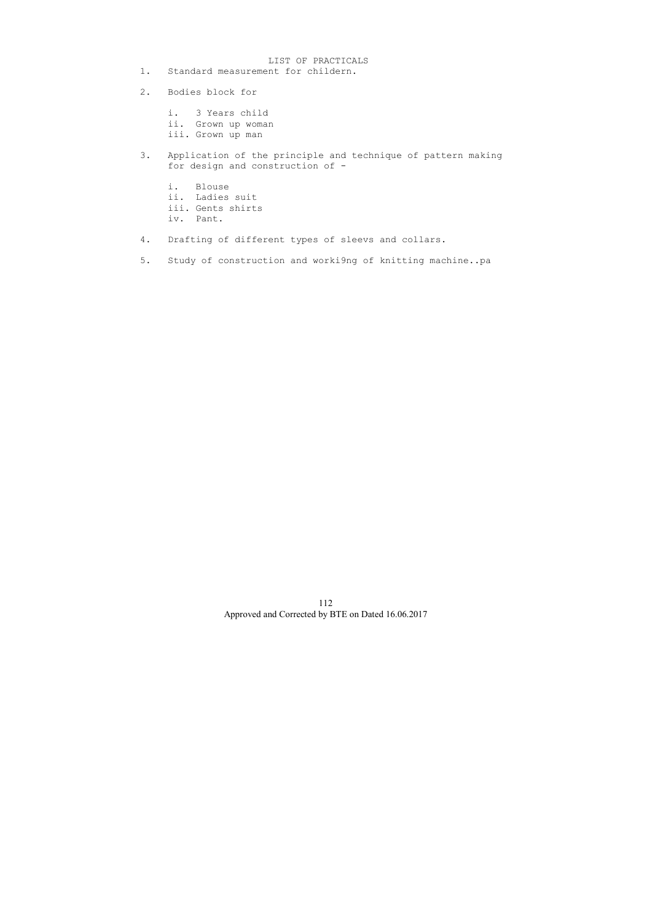## LIST OF PRACTICALS

1. Standard measurement for childern.

2. Bodies block for

   i. 3 Years child
   ii. Grown up woman
   iii. Grown up man

3. Application of the principle and technique of pattern making for design and construction of -

   i. Blouse
   ii. Ladies suit
   iii. Gents shirts
   iv. Pant.

4. Drafting of different types of sleevs and collars.

5. Study of construction and worki9ng of knitting machine..pa

Approved and Corrected by BTE on Dated 16.06.2017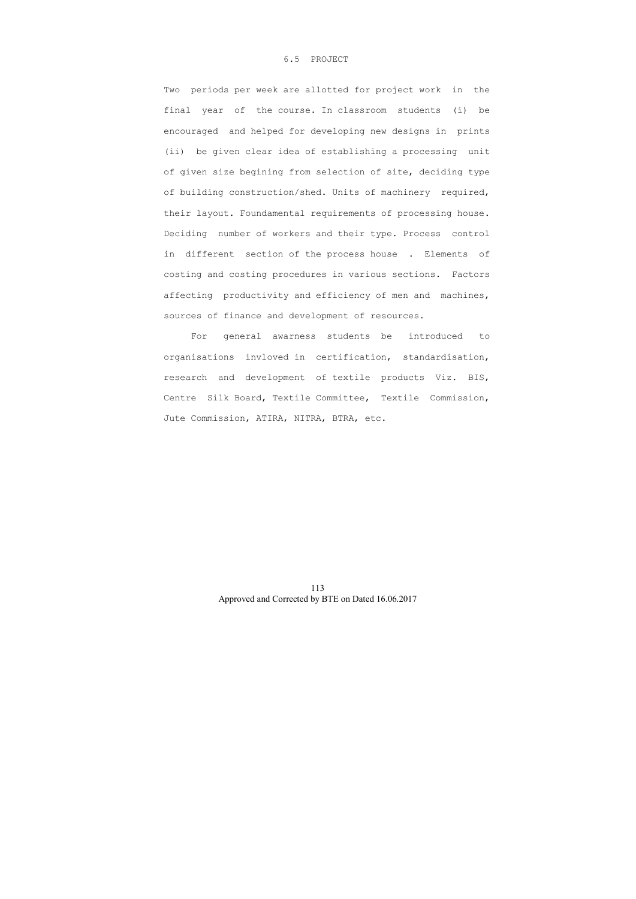## 6.5 PROJECT

Two periods per week are allotted for project work in the final year of the course. In classroom students (i) be encouraged and helped for developing new designs in prints (ii) be given clear idea of establishing a processing unit of given size begining from selection of site, deciding type of building construction/shed. Units of machinery required, their layout. Foundamental requirements of processing house. Deciding number of workers and their type. Process control in different section of the process house . Elements of costing and costing procedures in various sections. Factors affecting productivity and efficiency of men and machines, sources of finance and development of resources.

For general awarness students be introduced to organisations invloved in certification, standardisation, research and development of textile products Viz. BIS, Centre Silk Board, Textile Committee, Textile Commission, Jute Commission, ATIRA, NITRA, BTRA, etc.

Approved and Corrected by BTE on Dated 16.06.2017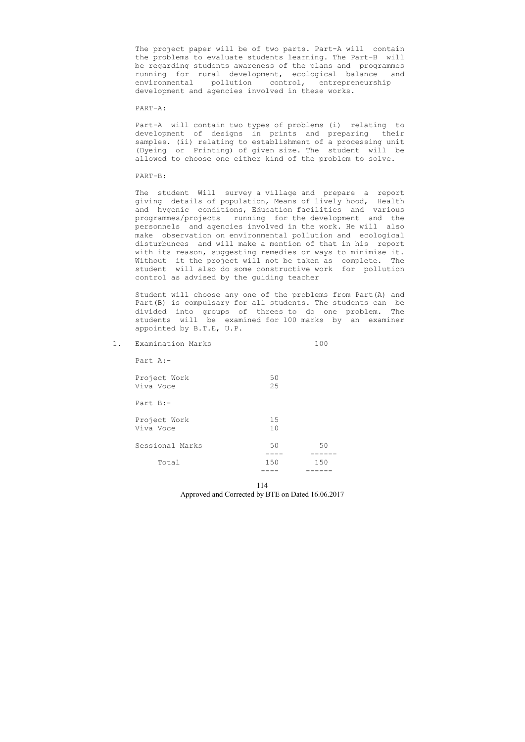The project paper will be of two parts. Part-A will contain the problems to evaluate students learning. The Part-B will be regarding students awareness of the plans and programmes running for rural development, ecological balance and environmental pollution control, entrepreneurship development and agencies involved in these works.

PART-A:

Part-A will contain two types of problems (i) relating to development of designs in prints and preparing their samples. (ii) relating to establishment of a processing unit (Dyeing or Printing) of given size. The student will be allowed to choose one either kind of the problem to solve.

PART-B:

The student Will survey a village and prepare a report giving details of population, Means of lively hood, Health and hygenic conditions, Education facilities and various programmes/projects running for the development and the personnels and agencies involved in the work. He will also make observation on environmental pollution and ecological disturbunces and will make a mention of that in his report with its reason, suggesting remedies or ways to minimise it. Without it the project will not be taken as complete. The student will also do some constructive work for pollution control as advised by the guiding teacher

Student will choose any one of the problems from Part(A) and Part(B) is compulsary for all students. The students can be divided into groups of threes to do one problem. The students will be examined for 100 marks by an examiner appointed by B.T.E, U.P.

1. Examination Marks 100

| | | |
|---|---|---|
| Part A:- | | |
| Project Work | 50 | |
| Viva Voce | 25 | |
| Part B:- | | |
| Project Work | 15 | |
| Viva Voce | 10 | |
| Sessional Marks | 50 | 50 |
| Total | 150 | 150 |

Approved and Corrected by BTE on Dated 16.06.2017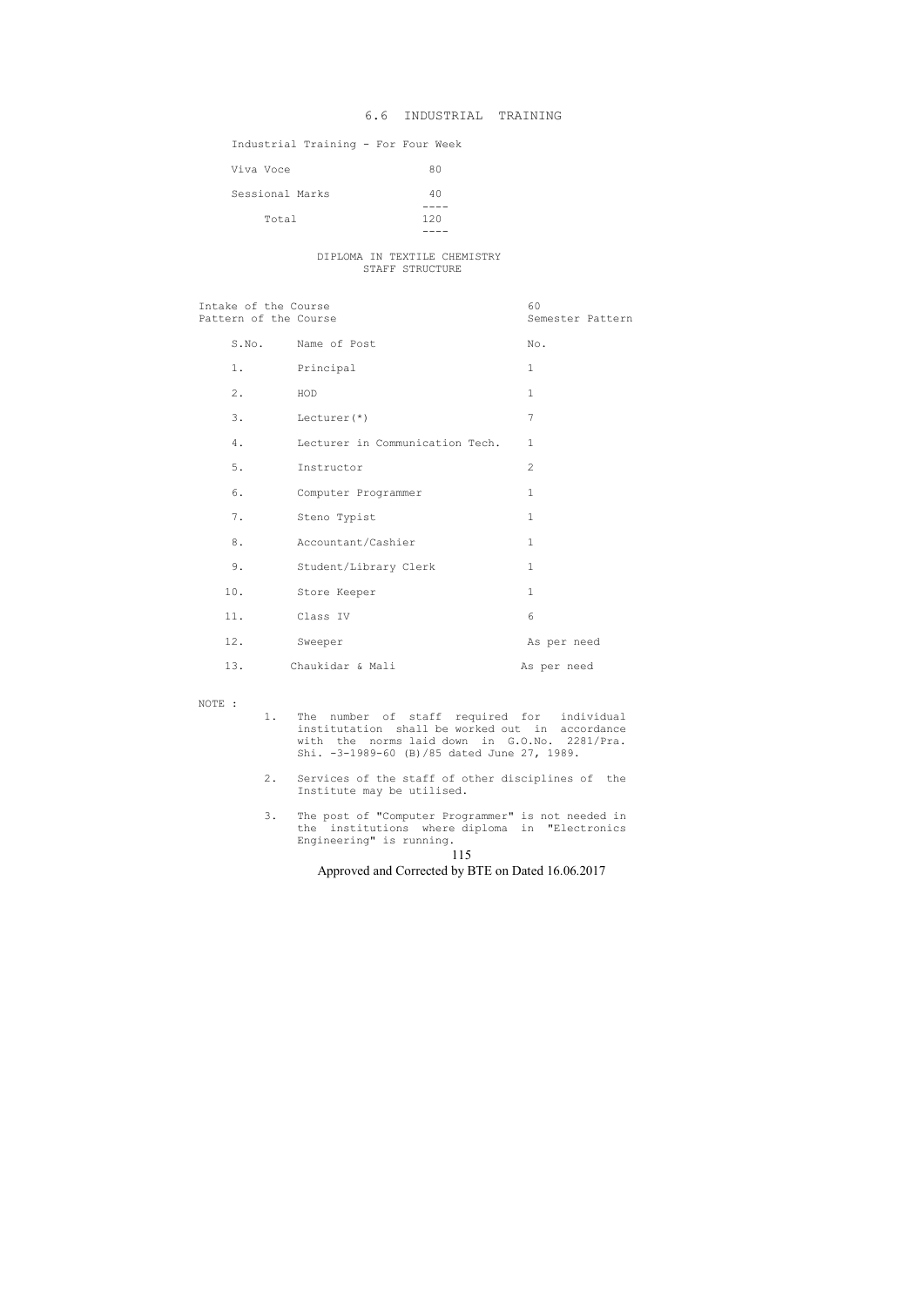## 6.6 INDUSTRIAL TRAINING

Industrial Training - For Four Week

| | |
|---|---|
| Viva Voce | 80 |
| Sessional Marks | 40 |
| Total | 120 |

### DIPLOMA IN TEXTILE CHEMISTRY
### STAFF STRUCTURE

| | |
|---|---|
| Intake of the Course | 60 |
| Pattern of the Course | Semester Pattern |

| S.No. | Name of Post | No. |
|---|---|---|
| 1. | Principal | 1 |
| 2. | HOD | 1 |
| 3. | Lecturer(*) | 7 |
| 4. | Lecturer in Communication Tech. | 1 |
| 5. | Instructor | 2 |
| 6. | Computer Programmer | 1 |
| 7. | Steno Typist | 1 |
| 8. | Accountant/Cashier | 1 |
| 9. | Student/Library Clerk | 1 |
| 10. | Store Keeper | 1 |
| 11. | Class IV | 6 |
| 12. | Sweeper | As per need |
| 13. | Chaukidar & Mali | As per need |

NOTE :

1. The number of staff required for individual institutation shall be worked out in accordance with the norms laid down in G.O.No. 2281/Pra. Shi. -3-1989-60 (B)/85 dated June 27, 1989.
2. Services of the staff of other disciplines of the Institute may be utilised.
3. The post of "Computer Programmer" is not needed in the institutions where diploma in "Electronics Engineering" is running.

Approved and Corrected by BTE on Dated 16.06.2017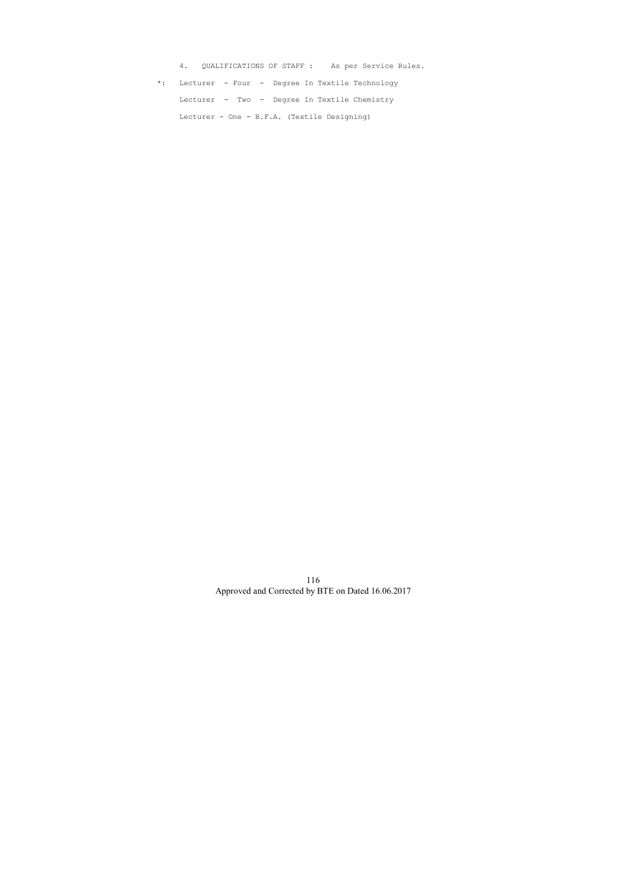4. QUALIFICATIONS OF STAFF : As per Service Rules.

*: Lecturer - Four - Degree In Textile Technology

Lecturer - Two - Degree In Textile Chemistry

Lecturer - One - B.F.A. (Textile Designing)

Approved and Corrected by BTE on Dated 16.06.2017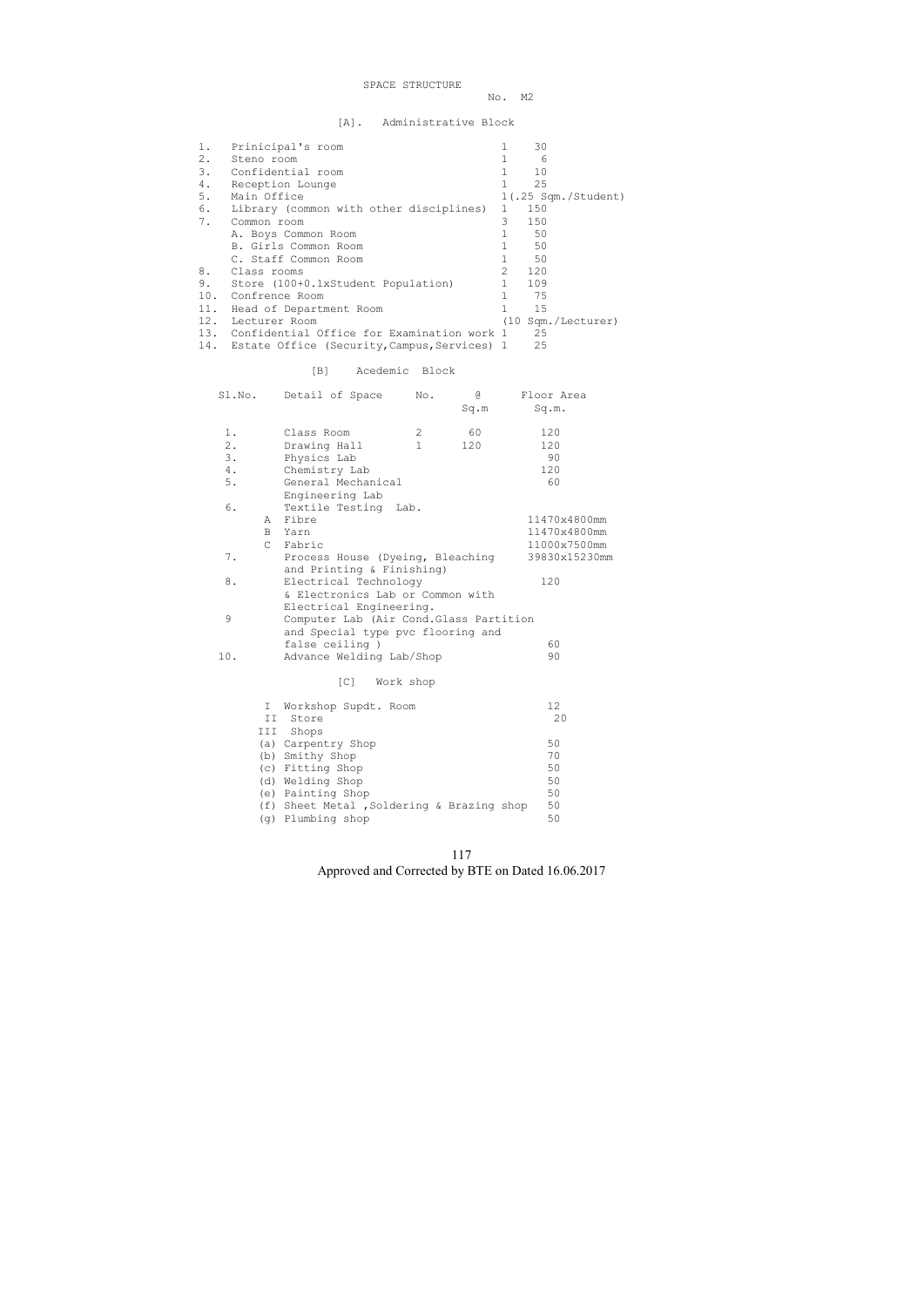# SPACE STRUCTURE

No. M2

## [A]. Administrative Block

| | | | |
|---|---|---|---|
| 1. | Prinicipal's room | 1 | 30 |
| 2. | Steno room | 1 | 6 |
| 3. | Confidential room | 1 | 10 |
| 4. | Reception Lounge | 1 | 25 |
| 5. | Main Office | 1(.25 Sqm./Student) | |
| 6. | Library (common with other disciplines) | 1 | 150 |
| 7. | Common room | 3 | 150 |
| | A. Boys Common Room | 1 | 50 |
| | B. Girls Common Room | 1 | 50 |
| | C. Staff Common Room | 1 | 50 |
| 8. | Class rooms | 2 | 120 |
| 9. | Store (100+0.1xStudent Population) | 1 | 109 |
| 10. | Confrence Room | 1 | 75 |
| 11. | Head of Department Room | 1 | 15 |
| 12. | Lecturer Room | (10 Sqm./Lecturer) | |
| 13. | Confidential Office for Examination work | 1 | 25 |
| 14. | Estate Office (Security,Campus,Services) | 1 | 25 |

## [B] Acedemic Block

| Sl.No. | Detail of Space | No. | @ Sq.m | Floor Area Sq.m. |
|---|---|---|---|---|
| 1. | Class Room | 2 | 60 | 120 |
| 2. | Drawing Hall | 1 | 120 | 120 |
| 3. | Physics Lab | | | 90 |
| 4. | Chemistry Lab | | | 120 |
| 5. | General Mechanical Engineering Lab | | | 60 |
| 6. | Textile Testing Lab. | | | |
| | A Fibre | | | 11470x4800mm |
| | B Yarn | | | 11470x4800mm |
| | C Fabric | | | 11000x7500mm |
| 7. | Process House (Dyeing, Bleaching and Printing & Finishing) | | | 39830x15230mm |
| 8. | Electrical Technology & Electronics Lab or Common with Electrical Engineering. | | | 120 |
| 9 | Computer Lab (Air Cond.Glass Partition and Special type pvc flooring and false ceiling ) | | | 60 |
| 10. | Advance Welding Lab/Shop | | | 90 |

## [C] Work shop

| | | |
|---|---|---|
| I | Workshop Supdt. Room | 12 |
| II | Store | 20 |
| III | Shops | |
| (a) | Carpentry Shop | 50 |
| (b) | Smithy Shop | 70 |
| (c) | Fitting Shop | 50 |
| (d) | Welding Shop | 50 |
| (e) | Painting Shop | 50 |
| (f) | Sheet Metal ,Soldering & Brazing shop | 50 |
| (g) | Plumbing shop | 50 |

Approved and Corrected by BTE on Dated 16.06.2017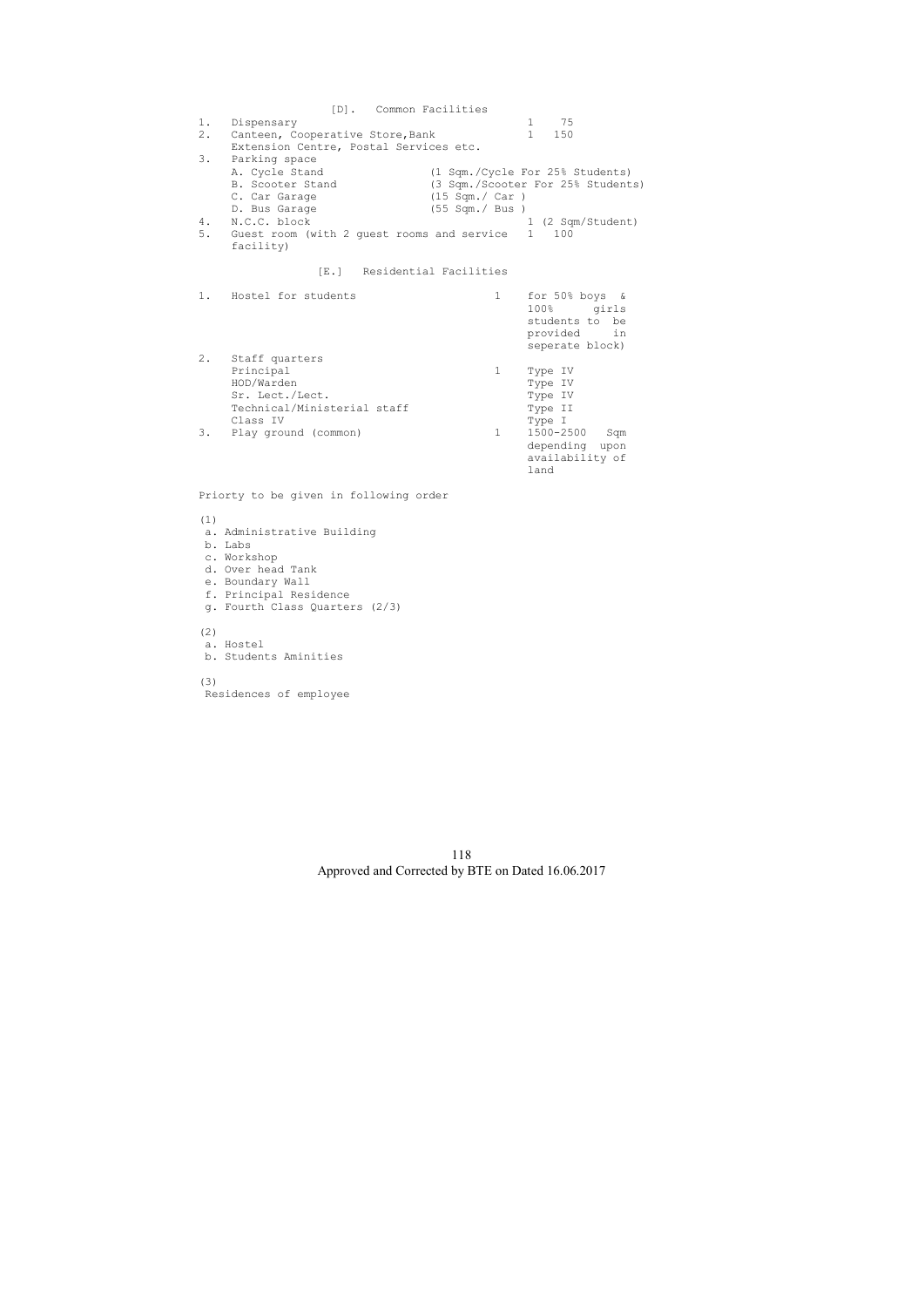### [D]. Common Facilities

| S.No. | Item | No. | Area |
|---|---|---|---|
| 1. | Dispensary | 1 | 75 |
| 2. | Canteen, Cooperative Store, Bank Extension Centre, Postal Services etc. | 1 | 150 |
| 3. | Parking space | | |
| | A. Cycle Stand | | (1 Sqm./Cycle For 25% Students) |
| | B. Scooter Stand | | (3 Sqm./Scooter For 25% Students) |
| | C. Car Garage | | (15 Sqm./ Car ) |
| | D. Bus Garage | | (55 Sqm./ Bus ) |
| 4. | N.C.C. block | 1 | (2 Sqm/Student) |
| 5. | Guest room (with 2 guest rooms and service facility) | 1 | 100 |

### [E.] Residential Facilities

| S.No. | Item | No. | Details |
|---|---|---|---|
| 1. | Hostel for students | 1 | for 50% boys & 100% girls students to be provided in seperate block) |
| 2. | Staff quarters | | |
| | Principal | 1 | Type IV |
| | HOD/Warden | | Type IV |
| | Sr. Lect./Lect. | | Type IV |
| | Technical/Ministerial staff | | Type II |
| | Class IV | | Type I |
| 3. | Play ground (common) | 1 | 1500-2500 Sqm depending upon availability of land |

Priorty to be given in following order

(1)
- a. Administrative Building
- b. Labs
- c. Workshop
- d. Over head Tank
- e. Boundary Wall
- f. Principal Residence
- g. Fourth Class Quarters (2/3)

(2)
- a. Hostel
- b. Students Aminities

(3)
Residences of employee

Approved and Corrected by BTE on Dated 16.06.2017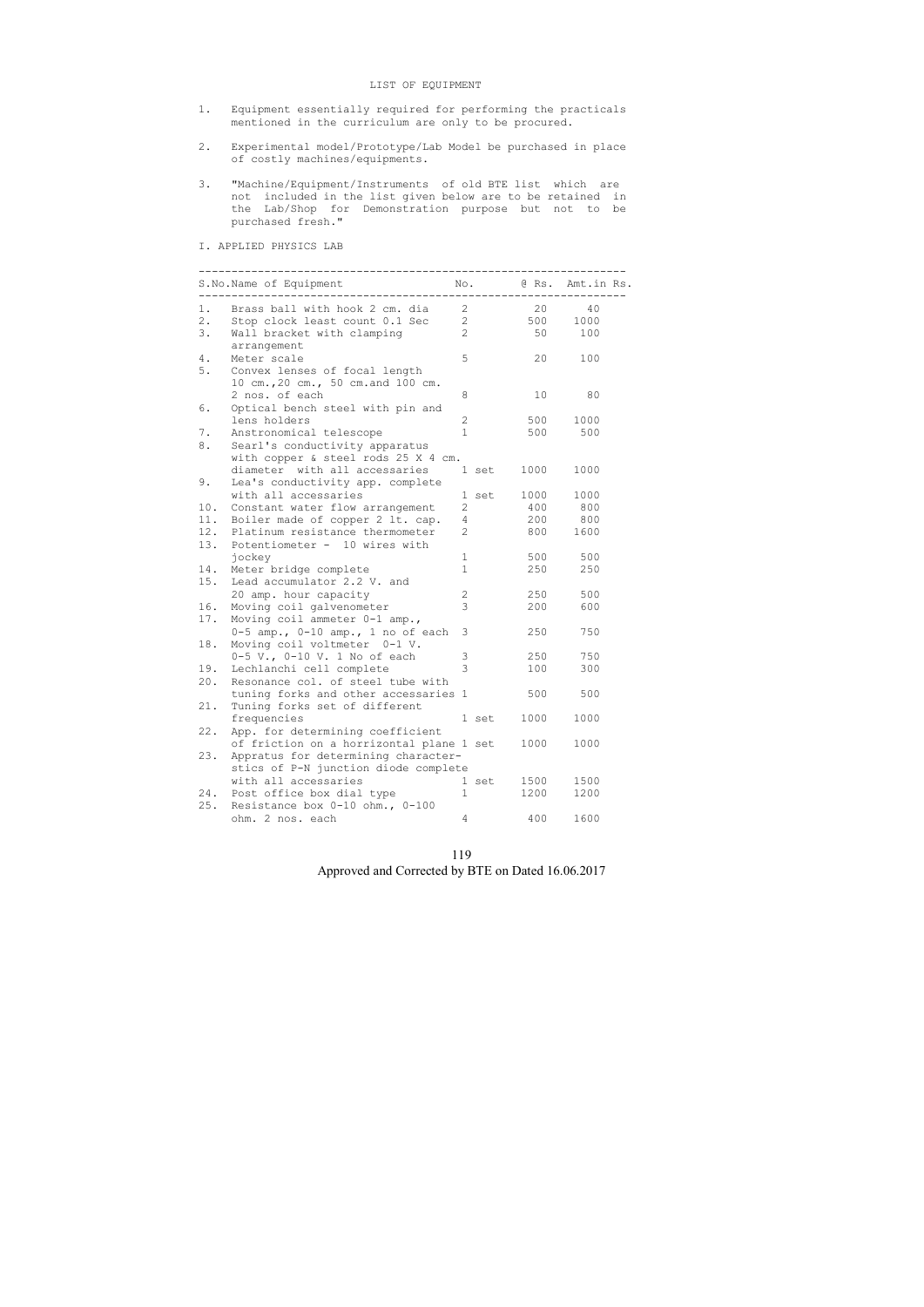# LIST OF EQUIPMENT

1. Equipment essentially required for performing the practicals mentioned in the curriculum are only to be procured.

2. Experimental model/Prototype/Lab Model be purchased in place of costly machines/equipments.

3. "Machine/Equipment/Instruments of old BTE list which are not included in the list given below are to be retained in the Lab/Shop for Demonstration purpose but not to be purchased fresh."

## I. APPLIED PHYSICS LAB

| S.No. | Name of Equipment | No. | @ Rs. | Amt.in Rs. |
|---|---|---|---|---|
| 1. | Brass ball with hook 2 cm. dia | 2 | 20 | 40 |
| 2. | Stop clock least count 0.1 Sec | 2 | 500 | 1000 |
| 3. | Wall bracket with clamping arrangement | 2 | 50 | 100 |
| 4. | Meter scale | 5 | 20 | 100 |
| 5. | Convex lenses of focal length 10 cm.,20 cm., 50 cm.and 100 cm. 2 nos. of each | 8 | 10 | 80 |
| 6. | Optical bench steel with pin and lens holders | 2 | 500 | 1000 |
| 7. | Anstronomical telescope | 1 | 500 | 500 |
| 8. | Searl's conductivity apparatus with copper & steel rods 25 X 4 cm. diameter with all accessaries | 1 set | 1000 | 1000 |
| 9. | Lea's conductivity app. complete with all accessaries | 1 set | 1000 | 1000 |
| 10. | Constant water flow arrangement | 2 | 400 | 800 |
| 11. | Boiler made of copper 2 lt. cap. | 4 | 200 | 800 |
| 12. | Platinum resistance thermometer | 2 | 800 | 1600 |
| 13. | Potentiometer - 10 wires with jockey | 1 | 500 | 500 |
| 14. | Meter bridge complete | 1 | 250 | 250 |
| 15. | Lead accumulator 2.2 V. and 20 amp. hour capacity | 2 | 250 | 500 |
| 16. | Moving coil galvenometer | 3 | 200 | 600 |
| 17. | Moving coil ammeter 0-1 amp., 0-5 amp., 0-10 amp., 1 no of each | 3 | 250 | 750 |
| 18. | Moving coil voltmeter 0-1 V. 0-5 V., 0-10 V. 1 No of each | 3 | 250 | 750 |
| 19. | Lechlanchi cell complete | 3 | 100 | 300 |
| 20. | Resonance col. of steel tube with tuning forks and other accessaries | 1 | 500 | 500 |
| 21. | Tuning forks set of different frequencies | 1 set | 1000 | 1000 |
| 22. | App. for determining coefficient of friction on a horrizontal plane | 1 set | 1000 | 1000 |
| 23. | Appratus for determining characterstics of P-N junction diode complete with all accessaries | 1 set | 1500 | 1500 |
| 24. | Post office box dial type | 1 | 1200 | 1200 |
| 25. | Resistance box 0-10 ohm., 0-100 ohm. 2 nos. each | 4 | 400 | 1600 |

Approved and Corrected by BTE on Dated 16.06.2017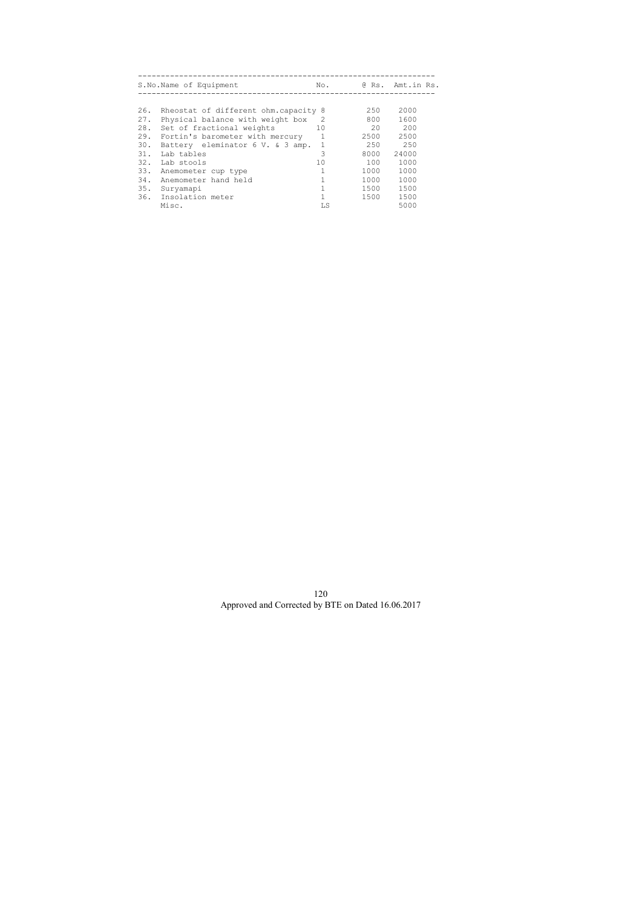| S.No. | Name of Equipment | No. | @ Rs. | Amt.in Rs. |
|---|---|---|---|---|
| 26. | Rheostat of different ohm.capacity | 8 | 250 | 2000 |
| 27. | Physical balance with weight box | 2 | 800 | 1600 |
| 28. | Set of fractional weights | 10 | 20 | 200 |
| 29. | Fortin's barometer with mercury | 1 | 2500 | 2500 |
| 30. | Battery eleminator 6 V. & 3 amp. | 1 | 250 | 250 |
| 31. | Lab tables | 3 | 8000 | 24000 |
| 32. | Lab stools | 10 | 100 | 1000 |
| 33. | Anemometer cup type | 1 | 1000 | 1000 |
| 34. | Anemometer hand held | 1 | 1000 | 1000 |
| 35. | Suryamapi | 1 | 1500 | 1500 |
| 36. | Insolation meter | 1 | 1500 | 1500 |
| | Misc. | LS | | 5000 |

Approved and Corrected by BTE on Dated 16.06.2017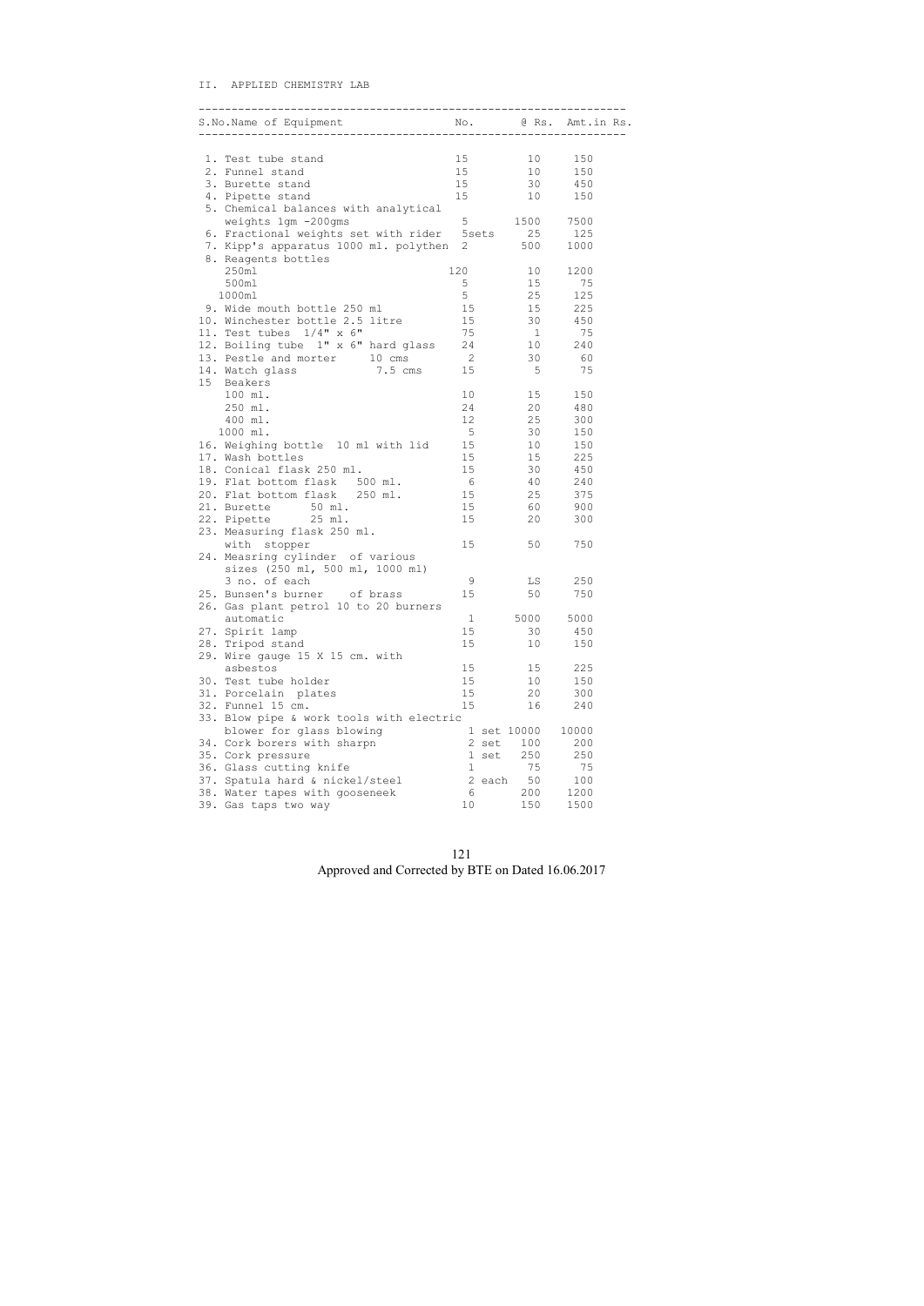II. APPLIED CHEMISTRY LAB

| S.No. | Name of Equipment | No. | @ Rs. | Amt.in Rs. |
|---|---|---|---|---|
| 1. | Test tube stand | 15 | 10 | 150 |
| 2. | Funnel stand | 15 | 10 | 150 |
| 3. | Burette stand | 15 | 30 | 450 |
| 4. | Pipette stand | 15 | 10 | 150 |
| 5. | Chemical balances with analytical weights 1gm -200gms | 5 | 1500 | 7500 |
| 6. | Fractional weights set with rider | 5sets | 25 | 125 |
| 7. | Kipp's apparatus 1000 ml. polythen | 2 | 500 | 1000 |
| 8. | Reagents bottles | | | |
| | 250ml | 120 | 10 | 1200 |
| | 500ml | 5 | 15 | 75 |
| | 1000ml | 5 | 25 | 125 |
| 9. | Wide mouth bottle 250 ml | 15 | 15 | 225 |
| 10. | Winchester bottle 2.5 litre | 15 | 30 | 450 |
| 11. | Test tubes 1/4" x 6" | 75 | 1 | 75 |
| 12. | Boiling tube 1" x 6" hard glass | 24 | 10 | 240 |
| 13. | Pestle and morter 10 cms | 2 | 30 | 60 |
| 14. | Watch glass 7.5 cms | 15 | 5 | 75 |
| 15 | Beakers | | | |
| | 100 ml. | 10 | 15 | 150 |
| | 250 ml. | 24 | 20 | 480 |
| | 400 ml. | 12 | 25 | 300 |
| | 1000 ml. | 5 | 30 | 150 |
| 16. | Weighing bottle 10 ml with lid | 15 | 10 | 150 |
| 17. | Wash bottles | 15 | 15 | 225 |
| 18. | Conical flask 250 ml. | 15 | 30 | 450 |
| 19. | Flat bottom flask 500 ml. | 6 | 40 | 240 |
| 20. | Flat bottom flask 250 ml. | 15 | 25 | 375 |
| 21. | Burette 50 ml. | 15 | 60 | 900 |
| 22. | Pipette 25 ml. | 15 | 20 | 300 |
| 23. | Measuring flask 250 ml. with stopper | 15 | 50 | 750 |
| 24. | Measring cylinder of various sizes (250 ml, 500 ml, 1000 ml) 3 no. of each | 9 | LS | 250 |
| 25. | Bunsen's burner of brass | 15 | 50 | 750 |
| 26. | Gas plant petrol 10 to 20 burners automatic | 1 | 5000 | 5000 |
| 27. | Spirit lamp | 15 | 30 | 450 |
| 28. | Tripod stand | 15 | 10 | 150 |
| 29. | Wire gauge 15 X 15 cm. with asbestos | 15 | 15 | 225 |
| 30. | Test tube holder | 15 | 10 | 150 |
| 31. | Porcelain plates | 15 | 20 | 300 |
| 32. | Funnel 15 cm. | 15 | 16 | 240 |
| 33. | Blow pipe & work tools with electric blower for glass blowing | 1 set | 10000 | 10000 |
| 34. | Cork borers with sharpn | 2 set | 100 | 200 |
| 35. | Cork pressure | 1 set | 250 | 250 |
| 36. | Glass cutting knife | 1 | 75 | 75 |
| 37. | Spatula hard & nickel/steel | 2 each | 50 | 100 |
| 38. | Water tapes with gooseneek | 6 | 200 | 1200 |
| 39. | Gas taps two way | 10 | 150 | 1500 |

Approved and Corrected by BTE on Dated 16.06.2017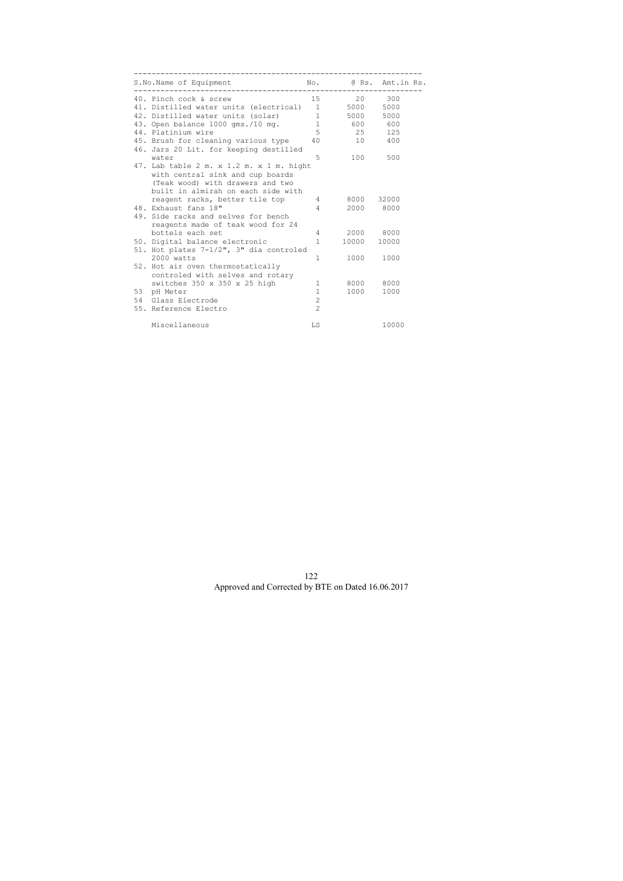| S.No. | Name of Equipment | No. | @ Rs. | Amt.in Rs. |
|---|---|---|---|---|
| 40. | Pinch cock & screw | 15 | 20 | 300 |
| 41. | Distilled water units (electrical) | 1 | 5000 | 5000 |
| 42. | Distilled water units (solar) | 1 | 5000 | 5000 |
| 43. | Open balance 1000 gms./10 mg. | 1 | 600 | 600 |
| 44. | Platinium wire | 5 | 25 | 125 |
| 45. | Brush for cleaning various type | 40 | 10 | 400 |
| 46. | Jars 20 Lit. for keeping destilled water | 5 | 100 | 500 |
| 47. | Lab table 2 m. x 1.2 m. x 1 m. hight with central sink and cup boards (Teak wood) with drawers and two built in almirah on each side with reagent racks, better tile top | 4 | 8000 | 32000 |
| 48. | Exhaust fans 18" | 4 | 2000 | 8000 |
| 49. | Side racks and selves for bench reagents made of teak wood for 24 bottels each set | 4 | 2000 | 8000 |
| 50. | Digital balance electronic | 1 | 10000 | 10000 |
| 51. | Hot plates 7-1/2", 3" dia controled 2000 watts | 1 | 1000 | 1000 |
| 52. | Hot air oven thermostatically controled with selves and rotary switches 350 x 350 x 25 high | 1 | 8000 | 8000 |
| 53 | pH Meter | 1 | 1000 | 1000 |
| 54 | Glass Electrode | 2 | | |
| 55. | Reference Electro | 2 | | |
| | Miscellaneous | LS | | 10000 |

Approved and Corrected by BTE on Dated 16.06.2017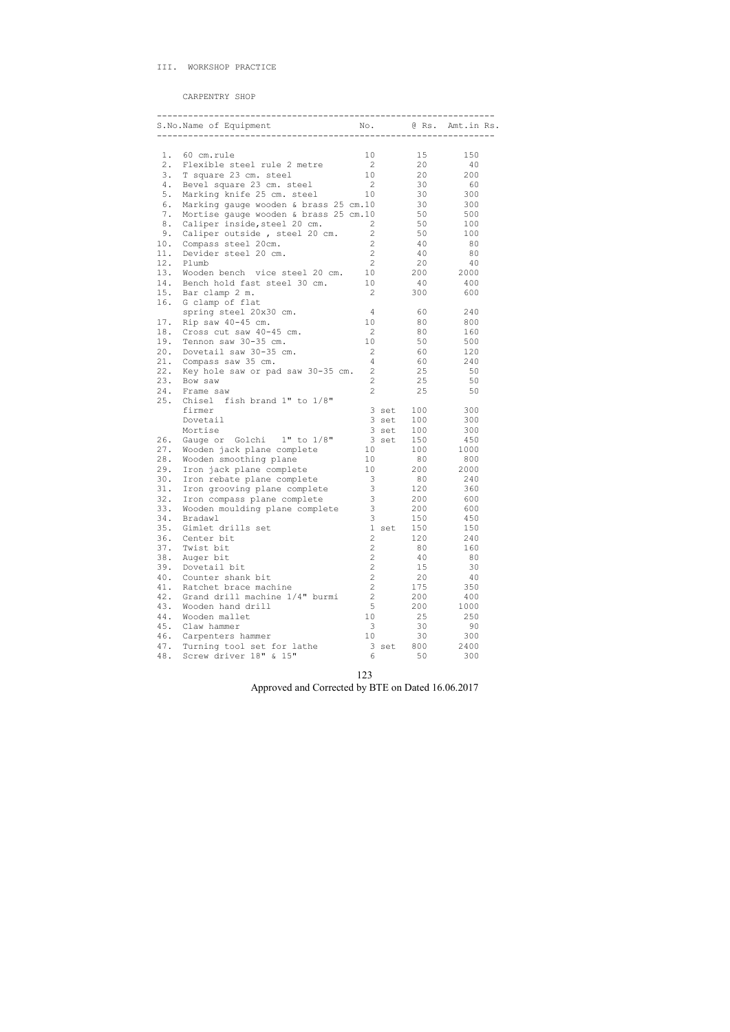III. WORKSHOP PRACTICE

CARPENTRY SHOP

| S.No. | Name of Equipment | No. | @ Rs. | Amt.in Rs. |
|---|---|---|---|---|
| 1. | 60 cm.rule | 10 | 15 | 150 |
| 2. | Flexible steel rule 2 metre | 2 | 20 | 40 |
| 3. | T square 23 cm. steel | 10 | 20 | 200 |
| 4. | Bevel square 23 cm. steel | 2 | 30 | 60 |
| 5. | Marking knife 25 cm. steel | 10 | 30 | 300 |
| 6. | Marking gauge wooden & brass 25 cm. | 10 | 30 | 300 |
| 7. | Mortise gauge wooden & brass 25 cm. | 10 | 50 | 500 |
| 8. | Caliper inside,steel 20 cm. | 2 | 50 | 100 |
| 9. | Caliper outside , steel 20 cm. | 2 | 50 | 100 |
| 10. | Compass steel 20cm. | 2 | 40 | 80 |
| 11. | Devider steel 20 cm. | 2 | 40 | 80 |
| 12. | Plumb | 2 | 20 | 40 |
| 13. | Wooden bench vice steel 20 cm. | 10 | 200 | 2000 |
| 14. | Bench hold fast steel 30 cm. | 10 | 40 | 400 |
| 15. | Bar clamp 2 m. | 2 | 300 | 600 |
| 16. | G clamp of flat spring steel 20x30 cm. | 4 | 60 | 240 |
| 17. | Rip saw 40-45 cm. | 10 | 80 | 800 |
| 18. | Cross cut saw 40-45 cm. | 2 | 80 | 160 |
| 19. | Tennon saw 30-35 cm. | 10 | 50 | 500 |
| 20. | Dovetail saw 30-35 cm. | 2 | 60 | 120 |
| 21. | Compass saw 35 cm. | 4 | 60 | 240 |
| 22. | Key hole saw or pad saw 30-35 cm. | 2 | 25 | 50 |
| 23. | Bow saw | 2 | 25 | 50 |
| 24. | Frame saw | 2 | 25 | 50 |
| 25. | Chisel fish brand 1" to 1/8" | | | |
| | firmer | 3 set | 100 | 300 |
| | Dovetail | 3 set | 100 | 300 |
| | Mortise | 3 set | 100 | 300 |
| 26. | Gauge or Golchi 1" to 1/8" | 3 set | 150 | 450 |
| 27. | Wooden jack plane complete | 10 | 100 | 1000 |
| 28. | Wooden smoothing plane | 10 | 80 | 800 |
| 29. | Iron jack plane complete | 10 | 200 | 2000 |
| 30. | Iron rebate plane complete | 3 | 80 | 240 |
| 31. | Iron grooving plane complete | 3 | 120 | 360 |
| 32. | Iron compass plane complete | 3 | 200 | 600 |
| 33. | Wooden moulding plane complete | 3 | 200 | 600 |
| 34. | Bradawl | 3 | 150 | 450 |
| 35. | Gimlet drills set | 1 set | 150 | 150 |
| 36. | Center bit | 2 | 120 | 240 |
| 37. | Twist bit | 2 | 80 | 160 |
| 38. | Auger bit | 2 | 40 | 80 |
| 39. | Dovetail bit | 2 | 15 | 30 |
| 40. | Counter shank bit | 2 | 20 | 40 |
| 41. | Ratchet brace machine | 2 | 175 | 350 |
| 42. | Grand drill machine 1/4" burmi | 2 | 200 | 400 |
| 43. | Wooden hand drill | 5 | 200 | 1000 |
| 44. | Wooden mallet | 10 | 25 | 250 |
| 45. | Claw hammer | 3 | 30 | 90 |
| 46. | Carpenters hammer | 10 | 30 | 300 |
| 47. | Turning tool set for lathe | 3 set | 800 | 2400 |
| 48. | Screw driver 18" & 15" | 6 | 50 | 300 |

Approved and Corrected by BTE on Dated 16.06.2017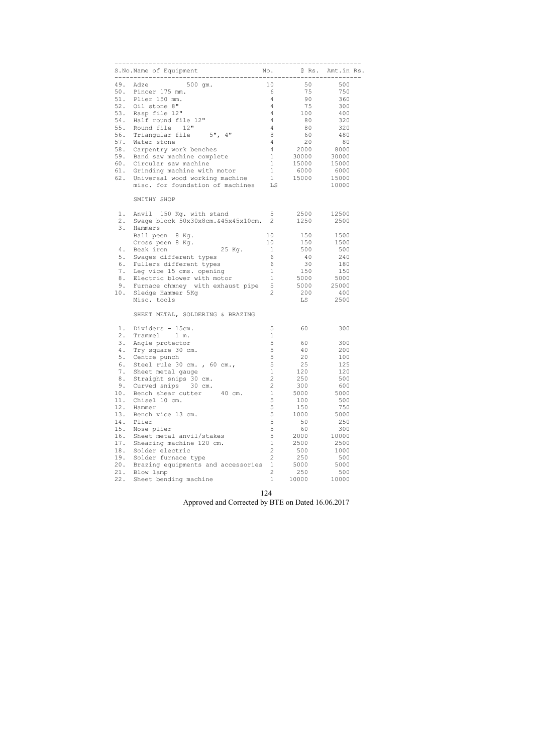| S.No. | Name of Equipment | No. | @ Rs. | Amt.in Rs. |
|---|---|---|---|---|
| 49. | Adze 500 gm. | 10 | 50 | 500 |
| 50. | Pincer 175 mm. | 6 | 75 | 750 |
| 51. | Plier 150 mm. | 4 | 90 | 360 |
| 52. | Oil stone 8" | 4 | 75 | 300 |
| 53. | Rasp file 12" | 4 | 100 | 400 |
| 54. | Half round file 12" | 4 | 80 | 320 |
| 55. | Round file 12" | 4 | 80 | 320 |
| 56. | Triangular file 5", 4" | 8 | 60 | 480 |
| 57. | Water stone | 4 | 20 | 80 |
| 58. | Carpentry work benches | 4 | 2000 | 8000 |
| 59. | Band saw machine complete | 1 | 30000 | 30000 |
| 60. | Circular saw machine | 1 | 15000 | 15000 |
| 61. | Grinding machine with motor | 1 | 6000 | 6000 |
| 62. | Universal wood working machine | 1 | 15000 | 15000 |
| | misc. for foundation of machines | LS | | 10000 |
| | **SMITHY SHOP** | | | |
| 1. | Anvil 150 Kg. with stand | 5 | 2500 | 12500 |
| 2. | Swage block 50x30x8cm.&45x45x10cm. | 2 | 1250 | 2500 |
| 3. | Hammers | | | |
| | Ball peen 8 Kg. | 10 | 150 | 1500 |
| | Cross peen 8 Kg. | 10 | 150 | 1500 |
| 4. | Beak iron 25 Kg. | 1 | 500 | 500 |
| 5. | Swages different types | 6 | 40 | 240 |
| 6. | Fullers different types | 6 | 30 | 180 |
| 7. | Leg vice 15 cms. opening | 1 | 150 | 150 |
| 8. | Electric blower with motor | 1 | 5000 | 5000 |
| 9. | Furnace chmney with exhaust pipe | 5 | 5000 | 25000 |
| 10. | Sledge Hammer 5Kg | 2 | 200 | 400 |
| | Misc. tools | | LS | 2500 |
| | **SHEET METAL, SOLDERING & BRAZING** | | | |
| 1. | Dividers - 15cm. | 5 | 60 | 300 |
| 2. | Trammel 1 m. | 1 | | |
| 3. | Angle protector | 5 | 60 | 300 |
| 4. | Try square 30 cm. | 5 | 40 | 200 |
| 5. | Centre punch | 5 | 20 | 100 |
| 6. | Steel rule 30 cm. , 60 cm., | 5 | 25 | 125 |
| 7. | Sheet metal gauge | 1 | 120 | 120 |
| 8. | Straight snips 30 cm. | 2 | 250 | 500 |
| 9. | Curved snips 30 cm. | 2 | 300 | 600 |
| 10. | Bench shear cutter 40 cm. | 1 | 5000 | 5000 |
| 11. | Chisel 10 cm. | 5 | 100 | 500 |
| 12. | Hammer | 5 | 150 | 750 |
| 13. | Bench vice 13 cm. | 5 | 1000 | 5000 |
| 14. | Plier | 5 | 50 | 250 |
| 15. | Nose plier | 5 | 60 | 300 |
| 16. | Sheet metal anvil/stakes | 5 | 2000 | 10000 |
| 17. | Shearing machine 120 cm. | 1 | 2500 | 2500 |
| 18. | Solder electric | 2 | 500 | 1000 |
| 19. | Solder furnace type | 2 | 250 | 500 |
| 20. | Brazing equipments and accessories | 1 | 5000 | 5000 |
| 21. | Blow lamp | 2 | 250 | 500 |
| 22. | Sheet bending machine | 1 | 10000 | 10000 |

Approved and Corrected by BTE on Dated 16.06.2017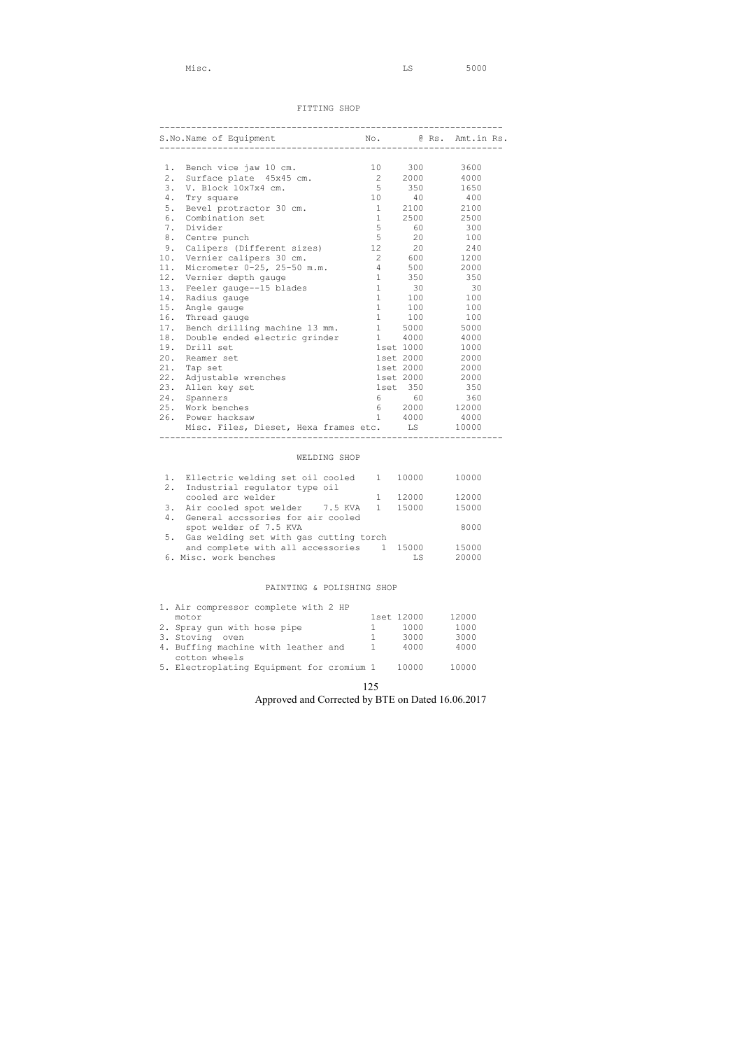| Misc. | LS | 5000 |
|---|---|---|

## FITTING SHOP

| S.No. | Name of Equipment | No. | @ Rs. | Amt.in Rs. |
|---|---|---|---|---|
| 1. | Bench vice jaw 10 cm. | 10 | 300 | 3600 |
| 2. | Surface plate 45x45 cm. | 2 | 2000 | 4000 |
| 3. | V. Block 10x7x4 cm. | 5 | 350 | 1650 |
| 4. | Try square | 10 | 40 | 400 |
| 5. | Bevel protractor 30 cm. | 1 | 2100 | 2100 |
| 6. | Combination set | 1 | 2500 | 2500 |
| 7. | Divider | 5 | 60 | 300 |
| 8. | Centre punch | 5 | 20 | 100 |
| 9. | Calipers (Different sizes) | 12 | 20 | 240 |
| 10. | Vernier calipers 30 cm. | 2 | 600 | 1200 |
| 11. | Micrometer 0-25, 25-50 m.m. | 4 | 500 | 2000 |
| 12. | Vernier depth gauge | 1 | 350 | 350 |
| 13. | Feeler gauge--15 blades | 1 | 30 | 30 |
| 14. | Radius gauge | 1 | 100 | 100 |
| 15. | Angle gauge | 1 | 100 | 100 |
| 16. | Thread gauge | 1 | 100 | 100 |
| 17. | Bench drilling machine 13 mm. | 1 | 5000 | 5000 |
| 18. | Double ended electric grinder | 1 | 4000 | 4000 |
| 19. | Drill set | 1set | 1000 | 1000 |
| 20. | Reamer set | 1set | 2000 | 2000 |
| 21. | Tap set | 1set | 2000 | 2000 |
| 22. | Adjustable wrenches | 1set | 2000 | 2000 |
| 23. | Allen key set | 1set | 350 | 350 |
| 24. | Spanners | 6 | 60 | 360 |
| 25. | Work benches | 6 | 2000 | 12000 |
| 26. | Power hacksaw | 1 | 4000 | 4000 |
| | Misc. Files, Dieset, Hexa frames etc. | | LS | 10000 |

## WELDING SHOP

| S.No. | Name of Equipment | No. | @ Rs. | Amt.in Rs. |
|---|---|---|---|---|
| 1. | Ellectric welding set oil cooled | 1 | 10000 | 10000 |
| 2. | Industrial regulator type oil cooled arc welder | 1 | 12000 | 12000 |
| 3. | Air cooled spot welder 7.5 KVA | 1 | 15000 | 15000 |
| 4. | General accssories for air cooled spot welder of 7.5 KVA | | | 8000 |
| 5. | Gas welding set with gas cutting torch and complete with all accessories | 1 | 15000 | 15000 |
| 6. | Misc. work benches | | LS | 20000 |

## PAINTING & POLISHING SHOP

| S.No. | Name of Equipment | No. | @ Rs. | Amt.in Rs. |
|---|---|---|---|---|
| 1. | Air compressor complete with 2 HP motor | 1set | 12000 | 12000 |
| 2. | Spray gun with hose pipe | 1 | 1000 | 1000 |
| 3. | Stoving oven | 1 | 3000 | 3000 |
| 4. | Buffing machine with leather and cotton wheels | 1 | 4000 | 4000 |
| 5. | Electroplating Equipment for cromium | 1 | 10000 | 10000 |

Approved and Corrected by BTE on Dated 16.06.2017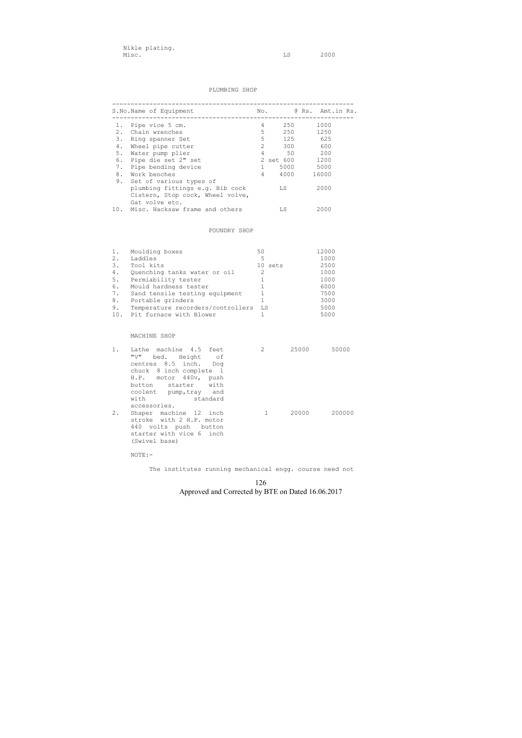Nikle plating.
Misc. LS 2000

## PLUMBING SHOP

| S.No. | Name of Equipment | No. | @ Rs. | Amt.in Rs. |
|---|---|---|---|---|
| 1. | Pipe vice 5 cm. | 4 | 250 | 1000 |
| 2. | Chain wrenches | 5 | 250 | 1250 |
| 3. | Ring spanner Set | 5 | 125 | 625 |
| 4. | Wheel pipe cutter | 2 | 300 | 600 |
| 5. | Water pump plier | 4 | 50 | 200 |
| 6. | Pipe die set 2" set | 2 set | 600 | 1200 |
| 7. | Pipe bending device | 1 | 5000 | 5000 |
| 8. | Work benches | 4 | 4000 | 16000 |
| 9. | Set of various types of plumbing fittings e.g. Bib cock Cistern, Stop cock, Wheel volve, Gat volve etc. | LS | | 2000 |
| 10. | Misc. Hacksaw frame and others | LS | | 2000 |

## FOUNDRY SHOP

| S.No. | Name of Equipment | No. | @ Rs. | Amt.in Rs. |
|---|---|---|---|---|
| 1. | Moulding boxes | 50 | | 12000 |
| 2. | Laddles | 5 | | 1000 |
| 3. | Tool kits | 10 sets | | 2500 |
| 4. | Quenching tanks water or oil | 2 | | 1000 |
| 5. | Permiability tester | 1 | | 1000 |
| 6. | Mould hardness tester | 1 | | 6000 |
| 7. | Sand tensile testing equipment | 1 | | 7500 |
| 8. | Portable grinders | 1 | | 3000 |
| 9. | Temperature recorders/controllers | LS | | 5000 |
| 10. | Pit furnace with Blower | 1 | | 5000 |

## MACHINE SHOP

| S.No. | Name of Equipment | No. | @ Rs. | Amt.in Rs. |
|---|---|---|---|---|
| 1. | Lathe machine 4.5 feet "V" bed. Height of centres 8.5 inch. Dog chuck 8 inch complete 1 H.P. motor 440v, push button starter with coolent pump,tray and with standard accessories. | 2 | 25000 | 50000 |
| 2. | Shaper machine 12 inch stroke with 2 H.P. motor 440 volts push button starter with vice 6 inch (Swivel base) | 1 | 20000 | 200000 |

NOTE:-

The institutes running mechanical engg. course need not

Approved and Corrected by BTE on Dated 16.06.2017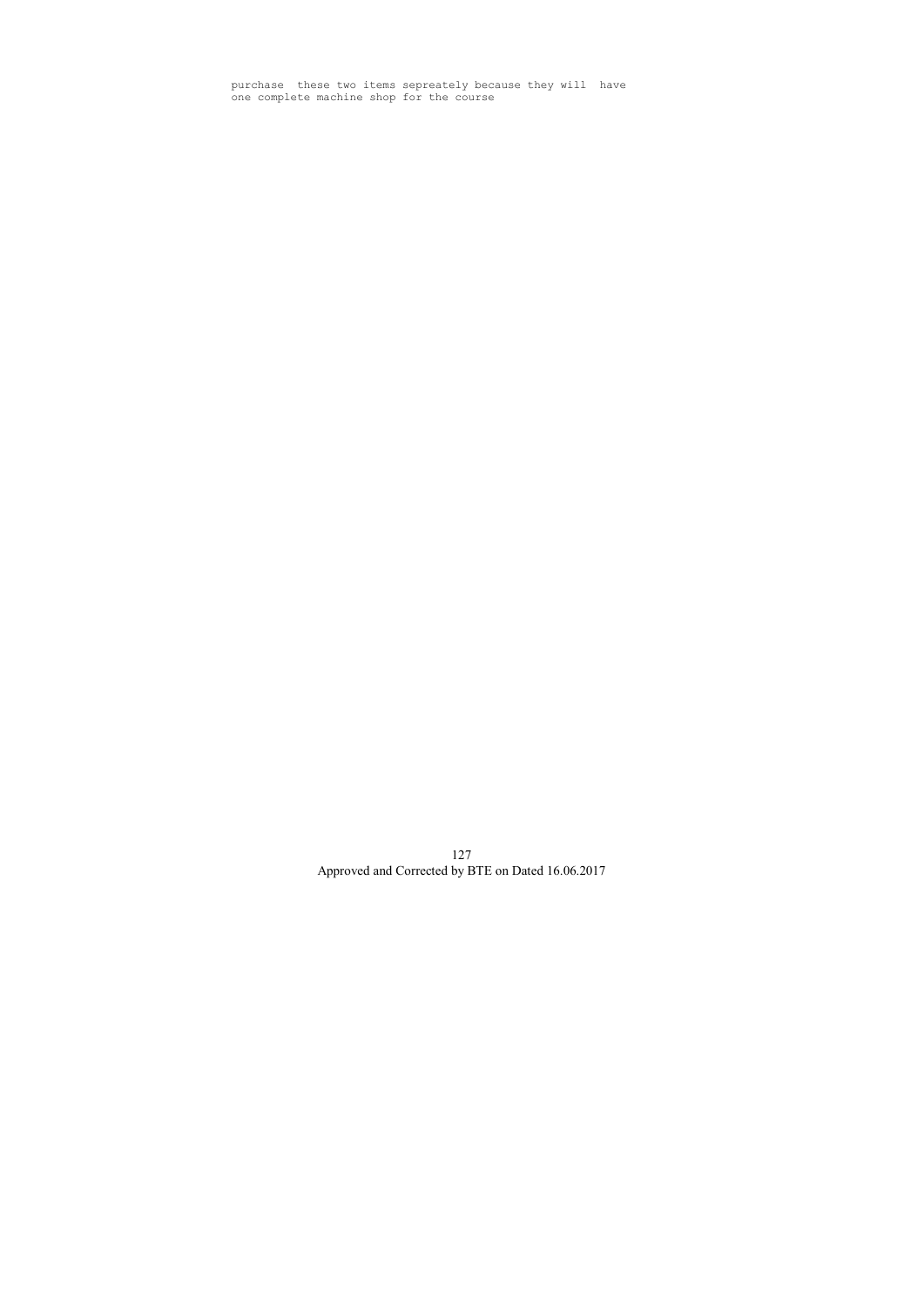purchase these two items sepreately because they will have one complete machine shop for the course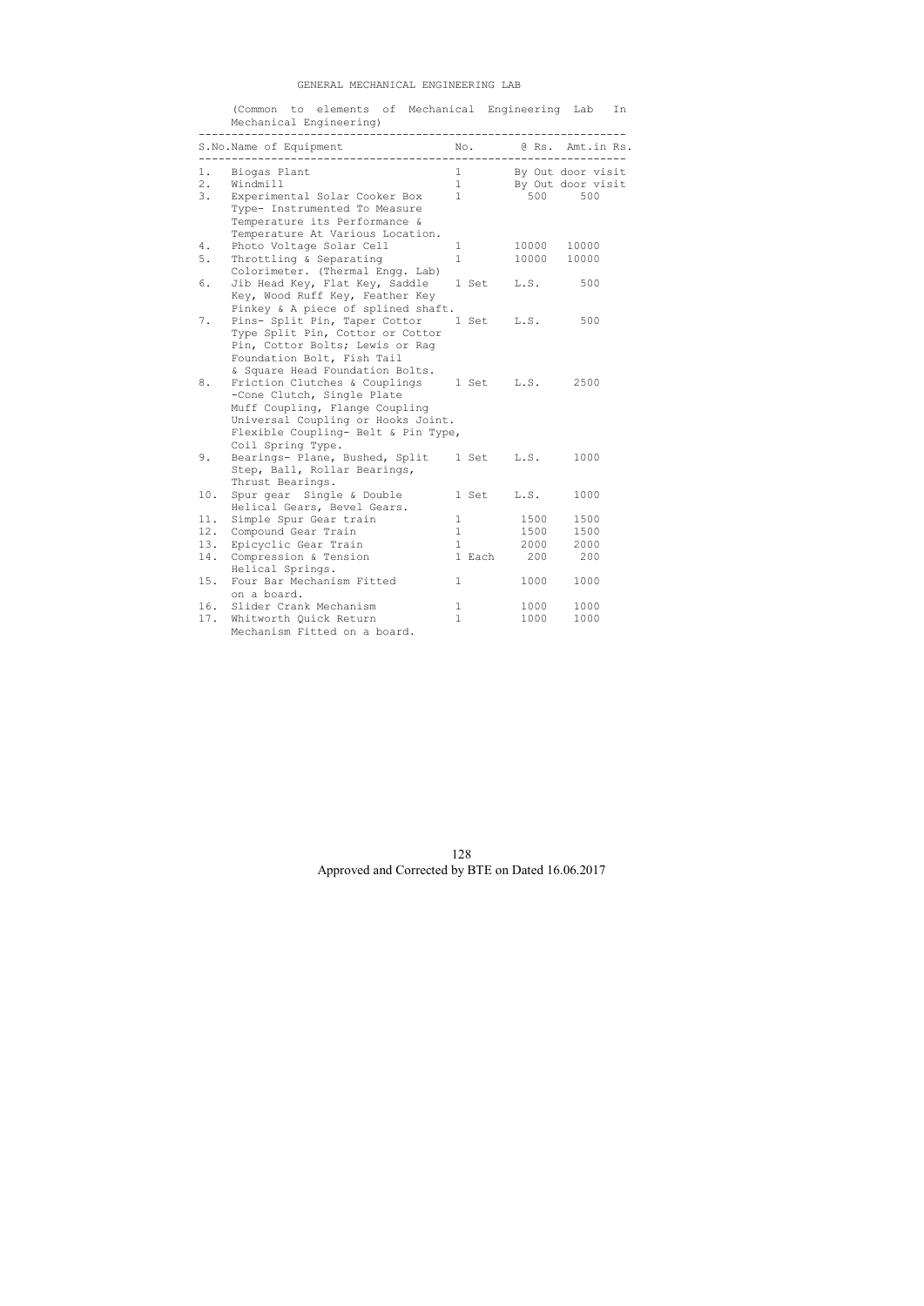# GENERAL MECHANICAL ENGINEERING LAB

(Common to elements of Mechanical Engineering Lab In Mechanical Engineering)

| S.No. | Name of Equipment | No. | @ Rs. | Amt.in Rs. |
|---|---|---|---|---|
| 1. | Biogas Plant | 1 | By Out door visit | |
| 2. | Windmill | 1 | By Out door visit | |
| 3. | Experimental Solar Cooker Box Type- Instrumented To Measure Temperature its Performance & Temperature At Various Location. | 1 | 500 | 500 |
| 4. | Photo Voltage Solar Cell | 1 | 10000 | 10000 |
| 5. | Throttling & Separating Colorimeter. (Thermal Engg. Lab) | 1 | 10000 | 10000 |
| 6. | Jib Head Key, Flat Key, Saddle Key, Wood Ruff Key, Feather Key Pinkey & A piece of splined shaft. | 1 Set | L.S. | 500 |
| 7. | Pins- Split Pin, Taper Cottor Type Split Pin, Cottor or Cottor Pin, Cottor Bolts; Lewis or Rag Foundation Bolt, Fish Tail & Square Head Foundation Bolts. | 1 Set | L.S. | 500 |
| 8. | Friction Clutches & Couplings -Cone Clutch, Single Plate Muff Coupling, Flange Coupling Universal Coupling or Hooks Joint. Flexible Coupling- Belt & Pin Type, Coil Spring Type. | 1 Set | L.S. | 2500 |
| 9. | Bearings- Plane, Bushed, Split Step, Ball, Rollar Bearings, Thrust Bearings. | 1 Set | L.S. | 1000 |
| 10. | Spur gear Single & Double Helical Gears, Bevel Gears. | 1 Set | L.S. | 1000 |
| 11. | Simple Spur Gear train | 1 | 1500 | 1500 |
| 12. | Compound Gear Train | 1 | 1500 | 1500 |
| 13. | Epicyclic Gear Train | 1 | 2000 | 2000 |
| 14. | Compression & Tension Helical Springs. | 1 Each | 200 | 200 |
| 15. | Four Bar Mechanism Fitted on a board. | 1 | 1000 | 1000 |
| 16. | Slider Crank Mechanism | 1 | 1000 | 1000 |
| 17. | Whitworth Quick Return Mechanism Fitted on a board. | 1 | 1000 | 1000 |

Approved and Corrected by BTE on Dated 16.06.2017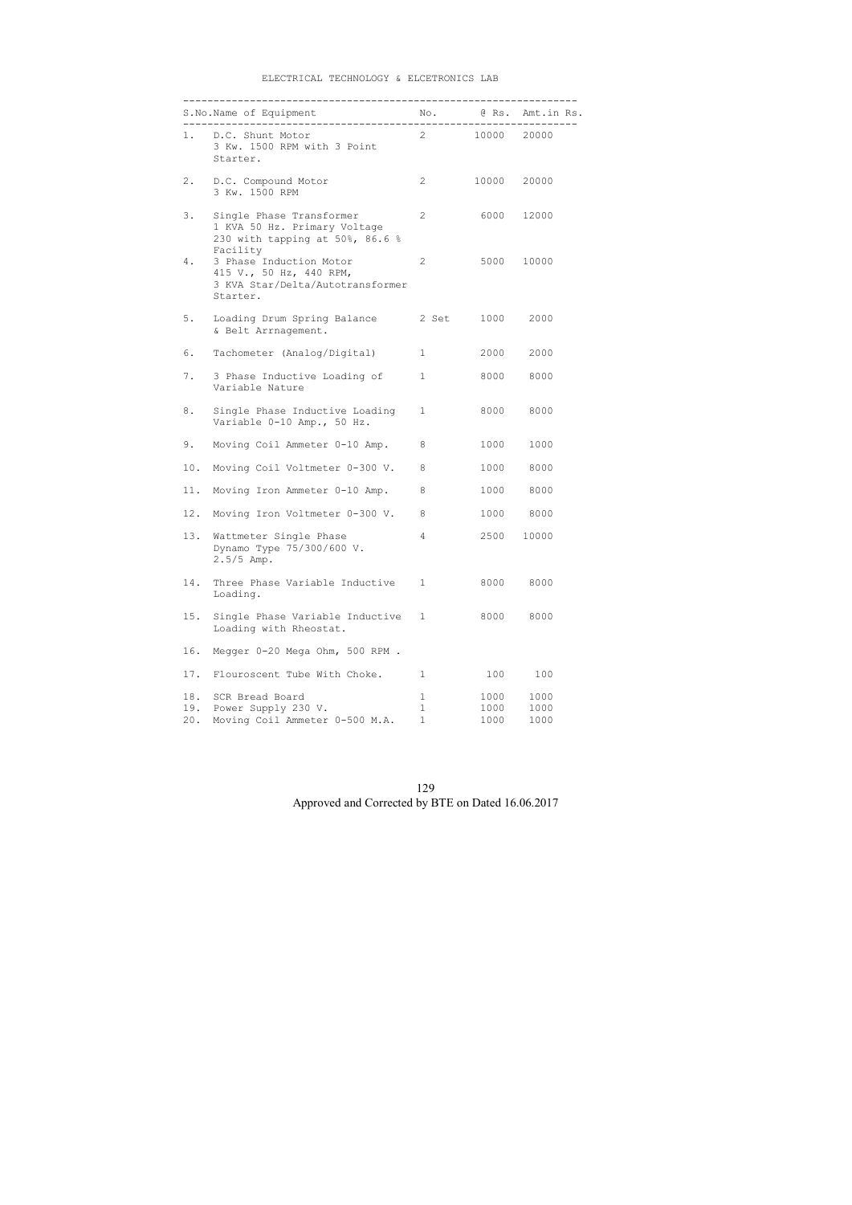ELECTRICAL TECHNOLOGY & ELCETRONICS LAB

| S.No. | Name of Equipment | No. | @ Rs. | Amt.in Rs. |
|---|---|---|---|---|
| 1. | D.C. Shunt Motor 3 Kw. 1500 RPM with 3 Point Starter. | 2 | 10000 | 20000 |
| 2. | D.C. Compound Motor 3 Kw. 1500 RPM | 2 | 10000 | 20000 |
| 3. | Single Phase Transformer 1 KVA 50 Hz. Primary Voltage 230 with tapping at 50%, 86.6 % Facility | 2 | 6000 | 12000 |
| 4. | 3 Phase Induction Motor 415 V., 50 Hz, 440 RPM, 3 KVA Star/Delta/Autotransformer Starter. | 2 | 5000 | 10000 |
| 5. | Loading Drum Spring Balance & Belt Arrnagement. | 2 Set | 1000 | 2000 |
| 6. | Tachometer (Analog/Digital) | 1 | 2000 | 2000 |
| 7. | 3 Phase Inductive Loading of Variable Nature | 1 | 8000 | 8000 |
| 8. | Single Phase Inductive Loading Variable 0-10 Amp., 50 Hz. | 1 | 8000 | 8000 |
| 9. | Moving Coil Ammeter 0-10 Amp. | 8 | 1000 | 1000 |
| 10. | Moving Coil Voltmeter 0-300 V. | 8 | 1000 | 8000 |
| 11. | Moving Iron Ammeter 0-10 Amp. | 8 | 1000 | 8000 |
| 12. | Moving Iron Voltmeter 0-300 V. | 8 | 1000 | 8000 |
| 13. | Wattmeter Single Phase Dynamo Type 75/300/600 V. 2.5/5 Amp. | 4 | 2500 | 10000 |
| 14. | Three Phase Variable Inductive Loading. | 1 | 8000 | 8000 |
| 15. | Single Phase Variable Inductive Loading with Rheostat. | 1 | 8000 | 8000 |
| 16. | Megger 0-20 Mega Ohm, 500 RPM . | | | |
| 17. | Flouroscent Tube With Choke. | 1 | 100 | 100 |
| 18. | SCR Bread Board | 1 | 1000 | 1000 |
| 19. | Power Supply 230 V. | 1 | 1000 | 1000 |
| 20. | Moving Coil Ammeter 0-500 M.A. | 1 | 1000 | 1000 |

Approved and Corrected by BTE on Dated 16.06.2017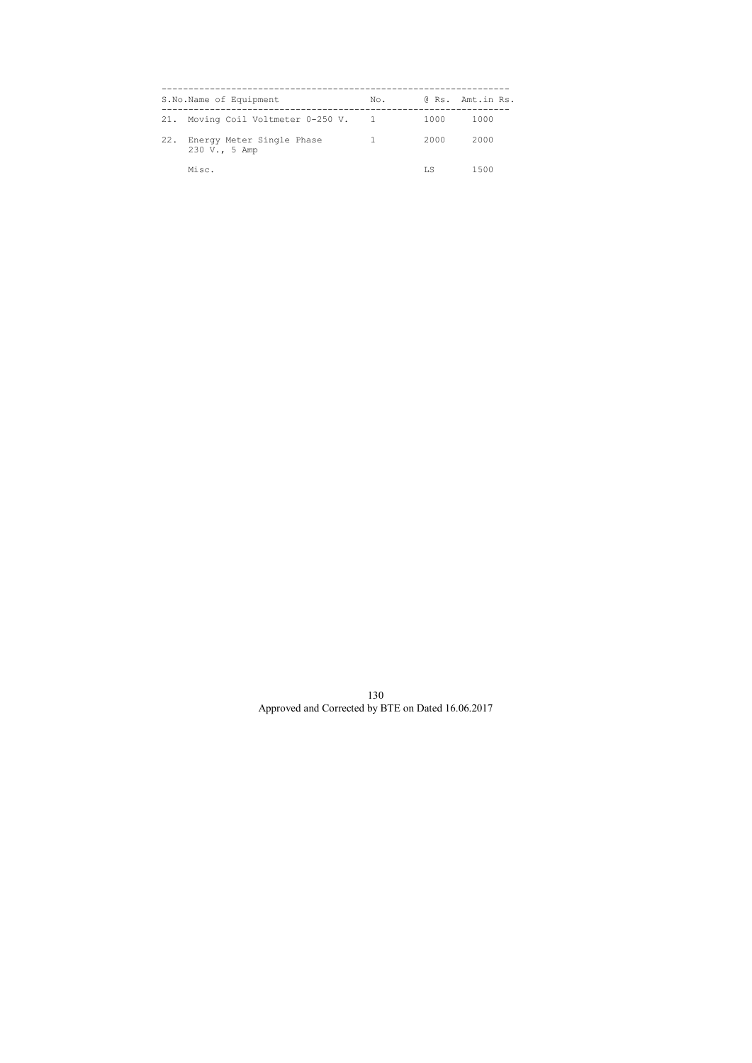| S.No. | Name of Equipment | No. | @ Rs. | Amt.in Rs. |
|---|---|---|---|---|
| 21. | Moving Coil Voltmeter 0-250 V. | 1 | 1000 | 1000 |
| 22. | Energy Meter Single Phase 230 V., 5 Amp | 1 | 2000 | 2000 |
| | Misc. | | LS | 1500 |

Approved and Corrected by BTE on Dated 16.06.2017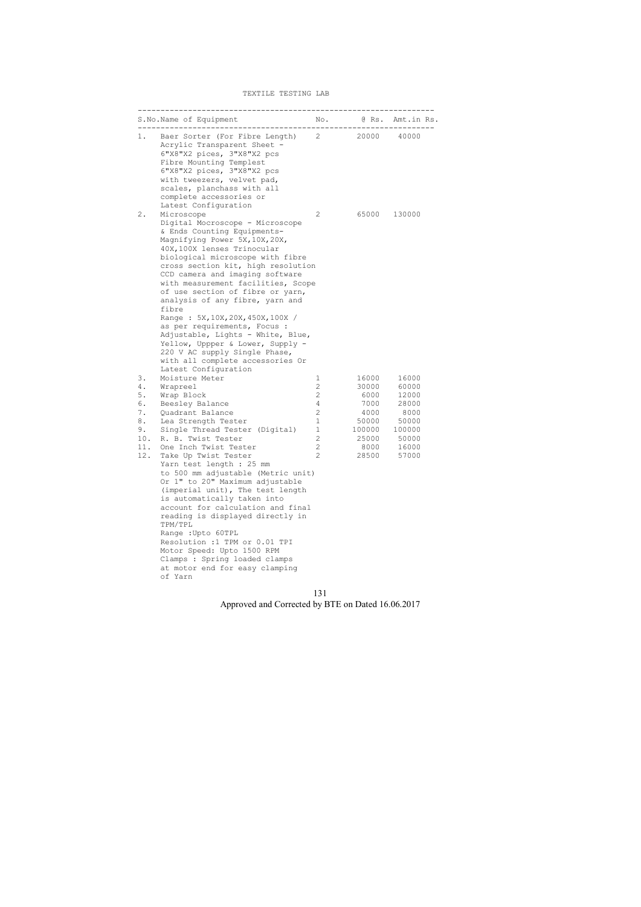# TEXTILE TESTING LAB

| S.No. | Name of Equipment | No. | @ Rs. | Amt.in Rs. |
|---|---|---|---|---|
| 1. | Baer Sorter (For Fibre Length) Acrylic Transparent Sheet - 6"X8"X2 pices, 3"X8"X2 pcs Fibre Mounting Templest 6"X8"X2 pices, 3"X8"X2 pcs with tweezers, velvet pad, scales, planchass with all complete accessories or Latest Configuration | 2 | 20000 | 40000 |
| 2. | Microscope Digital Mocroscope - Microscope & Ends Counting Equipments- Magnifying Power 5X,10X,20X, 40X,100X lenses Trinocular biological microscope with fibre cross section kit, high resolution CCD camera and imaging software with measurement facilities, Scope of use section of fibre or yarn, analysis of any fibre, yarn and fibre Range : 5X,10X,20X,450X,100X / as per requirements, Focus : Adjustable, Lights - White, Blue, Yellow, Uppper & Lower, Supply - 220 V AC supply Single Phase, with all complete accessories Or Latest Configuration | 2 | 65000 | 130000 |
| 3. | Moisture Meter | 1 | 16000 | 16000 |
| 4. | Wrapreel | 2 | 30000 | 60000 |
| 5. | Wrap Block | 2 | 6000 | 12000 |
| 6. | Beesley Balance | 4 | 7000 | 28000 |
| 7. | Quadrant Balance | 2 | 4000 | 8000 |
| 8. | Lea Strength Tester | 1 | 50000 | 50000 |
| 9. | Single Thread Tester (Digital) | 1 | 100000 | 100000 |
| 10. | R. B. Twist Tester | 2 | 25000 | 50000 |
| 11. | One Inch Twist Tester | 2 | 8000 | 16000 |
| 12. | Take Up Twist Tester Yarn test length : 25 mm to 500 mm adjustable (Metric unit) Or 1" to 20" Maximum adjustable (imperial unit), The test length is automatically taken into account for calculation and final reading is displayed directly in TPM/TPL Range :Upto 60TPL Resolution :1 TPM or 0.01 TPI Motor Speed: Upto 1500 RPM Clamps : Spring loaded clamps at motor end for easy clamping of Yarn | 2 | 28500 | 57000 |

Approved and Corrected by BTE on Dated 16.06.2017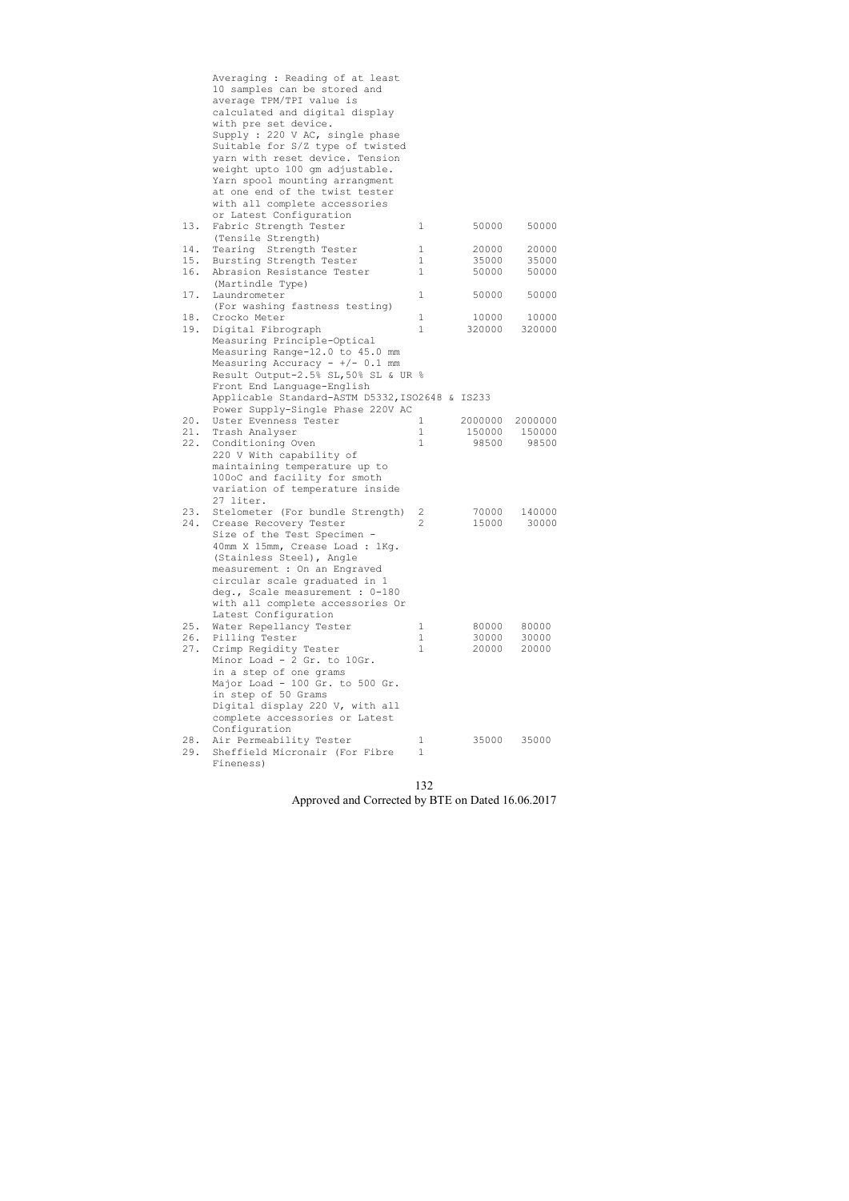| | | | | |
|---|---|---|---|---|
| | Averaging : Reading of at least 10 samples can be stored and average TPM/TPI value is calculated and digital display with pre set device. Supply : 220 V AC, single phase Suitable for S/Z type of twisted yarn with reset device. Tension weight upto 100 gm adjustable. Yarn spool mounting arrangment at one end of the twist tester with all complete accessories or Latest Configuration | | | |
| 13. | Fabric Strength Tester (Tensile Strength) | 1 | 50000 | 50000 |
| 14. | Tearing Strength Tester | 1 | 20000 | 20000 |
| 15. | Bursting Strength Tester | 1 | 35000 | 35000 |
| 16. | Abrasion Resistance Tester (Martindle Type) | 1 | 50000 | 50000 |
| 17. | Laundrometer (For washing fastness testing) | 1 | 50000 | 50000 |
| 18. | Crocko Meter | 1 | 10000 | 10000 |
| 19. | Digital Fibrograph Measuring Principle-Optical Measuring Range-12.0 to 45.0 mm Measuring Accuracy - +/- 0.1 mm Result Output-2.5% SL,50% SL & UR % Front End Language-English Applicable Standard-ASTM D5332,ISO2648 & IS233 Power Supply-Single Phase 220V AC | 1 | 320000 | 320000 |
| 20. | Uster Evenness Tester | 1 | 2000000 | 2000000 |
| 21. | Trash Analyser | 1 | 150000 | 150000 |
| 22. | Conditioning Oven 220 V With capability of maintaining temperature up to 100oC and facility for smoth variation of temperature inside 27 liter. | 1 | 98500 | 98500 |
| 23. | Stelometer (For bundle Strength) | 2 | 70000 | 140000 |
| 24. | Crease Recovery Tester Size of the Test Specimen - 40mm X 15mm, Crease Load : 1Kg. (Stainless Steel), Angle measurement : On an Engraved circular scale graduated in 1 deg., Scale measurement : 0-180 with all complete accessories Or Latest Configuration | 2 | 15000 | 30000 |
| 25. | Water Repellancy Tester | 1 | 80000 | 80000 |
| 26. | Pilling Tester | 1 | 30000 | 30000 |
| 27. | Crimp Regidity Tester Minor Load - 2 Gr. to 10Gr. in a step of one grams Major Load - 100 Gr. to 500 Gr. in step of 50 Grams Digital display 220 V, with all complete accessories or Latest Configuration | 1 | 20000 | 20000 |
| 28. | Air Permeability Tester | 1 | 35000 | 35000 |
| 29. | Sheffield Micronair (For Fibre Fineness) | 1 | | |

Approved and Corrected by BTE on Dated 16.06.2017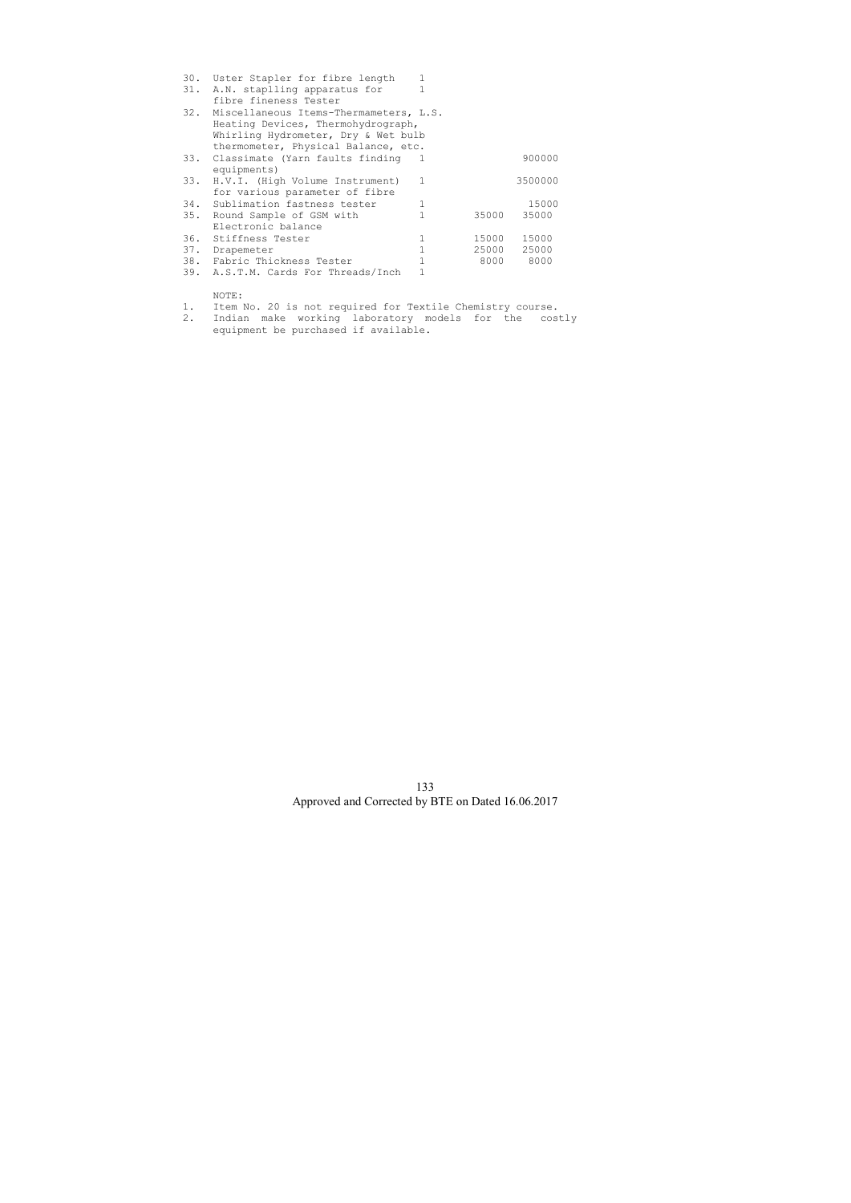| S.No. | Item | Qty | Rate | Amount |
|---|---|---|---|---|
| 30. | Uster Stapler for fibre length | 1 | | |
| 31. | A.N. staplling apparatus for fibre fineness Tester | 1 | | |
| 32. | Miscellaneous Items-Thermameters, L.S. Heating Devices, Thermohydrograph, Whirling Hydrometer, Dry & Wet bulb thermometer, Physical Balance, etc. | | | |
| 33. | Classimate (Yarn faults finding equipments) | 1 | | 900000 |
| 33. | H.V.I. (High Volume Instrument) for various parameter of fibre | 1 | | 3500000 |
| 34. | Sublimation fastness tester | 1 | | 15000 |
| 35. | Round Sample of GSM with Electronic balance | 1 | 35000 | 35000 |
| 36. | Stiffness Tester | 1 | 15000 | 15000 |
| 37. | Drapemeter | 1 | 25000 | 25000 |
| 38. | Fabric Thickness Tester | 1 | 8000 | 8000 |
| 39. | A.S.T.M. Cards For Threads/Inch | 1 | | |

NOTE:

1. Item No. 20 is not required for Textile Chemistry course.
2. Indian make working laboratory models for the costly equipment be purchased if available.

Approved and Corrected by BTE on Dated 16.06.2017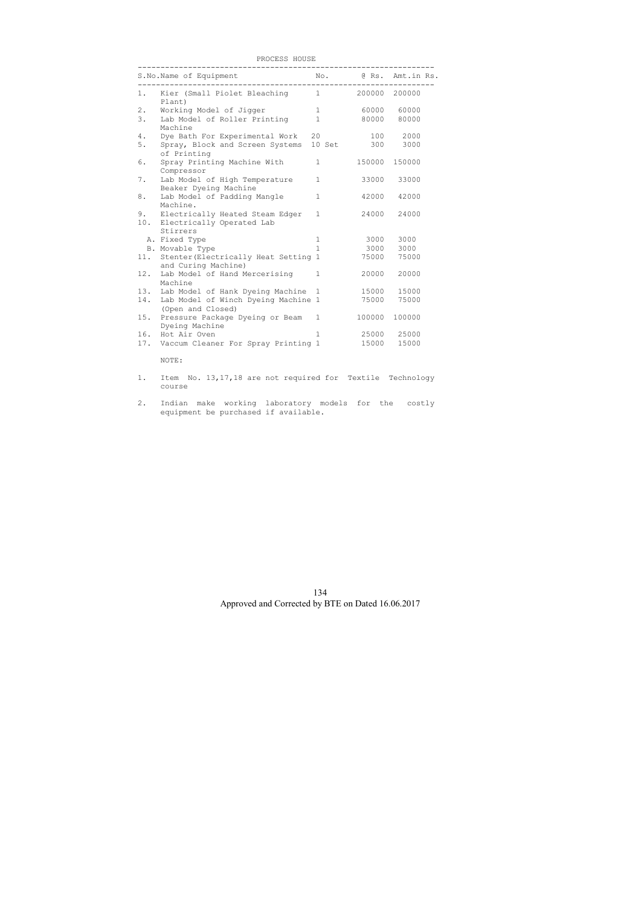## PROCESS HOUSE

| S.No. | Name of Equipment | No. | @ Rs. | Amt.in Rs. |
|---|---|---|---|---|
| 1. | Kier (Small Piolet Bleaching Plant) | 1 | 200000 | 200000 |
| 2. | Working Model of Jigger | 1 | 60000 | 60000 |
| 3. | Lab Model of Roller Printing Machine | 1 | 80000 | 80000 |
| 4. | Dye Bath For Experimental Work | 20 | 100 | 2000 |
| 5. | Spray, Block and Screen Systems of Printing | 10 Set | 300 | 3000 |
| 6. | Spray Printing Machine With Compressor | 1 | 150000 | 150000 |
| 7. | Lab Model of High Temperature Beaker Dyeing Machine | 1 | 33000 | 33000 |
| 8. | Lab Model of Padding Mangle Machine. | 1 | 42000 | 42000 |
| 9. | Electrically Heated Steam Edger | 1 | 24000 | 24000 |
| 10. | Electrically Operated Lab Stirrers | | | |
| | A. Fixed Type | 1 | 3000 | 3000 |
| | B. Movable Type | 1 | 3000 | 3000 |
| 11. | Stenter(Electrically Heat Setting and Curing Machine) | 1 | 75000 | 75000 |
| 12. | Lab Model of Hand Mercerising Machine | 1 | 20000 | 20000 |
| 13. | Lab Model of Hank Dyeing Machine | 1 | 15000 | 15000 |
| 14. | Lab Model of Winch Dyeing Machine (Open and Closed) | 1 | 75000 | 75000 |
| 15. | Pressure Package Dyeing or Beam Dyeing Machine | 1 | 100000 | 100000 |
| 16. | Hot Air Oven | 1 | 25000 | 25000 |
| 17. | Vaccum Cleaner For Spray Printing | 1 | 15000 | 15000 |

NOTE:

1. Item No. 13,17,18 are not required for Textile Technology course
2. Indian make working laboratory models for the costly equipment be purchased if available.

Approved and Corrected by BTE on Dated 16.06.2017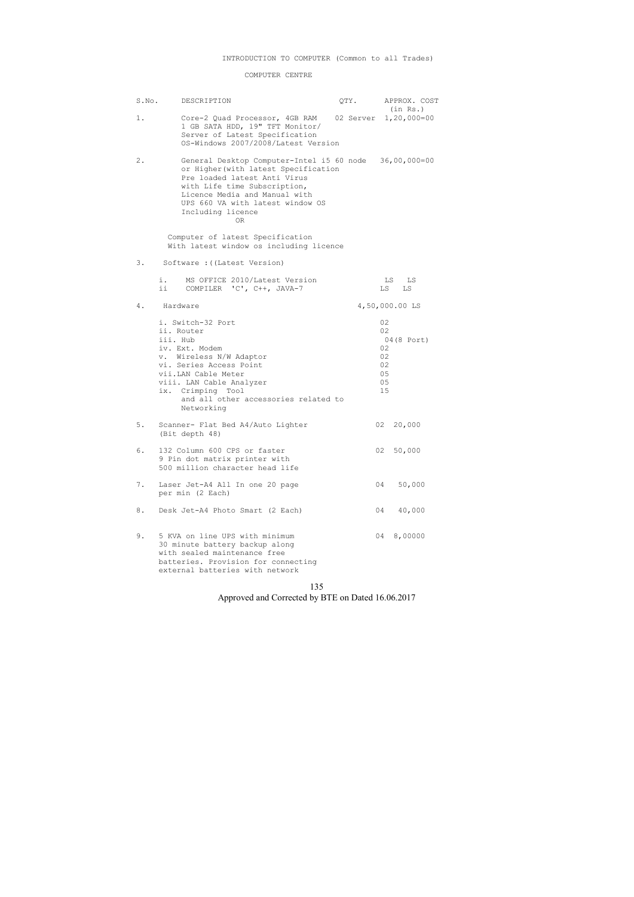# INTRODUCTION TO COMPUTER (Common to all Trades)

## COMPUTER CENTRE

| S.No. | DESCRIPTION | QTY. | APPROX. COST (in Rs.) |
|---|---|---|---|
| 1. | Core-2 Quad Processor, 4GB RAM 1 GB SATA HDD, 19" TFT Monitor/ Server of Latest Specification OS-Windows 2007/2008/Latest Version | 02 Server | 1,20,000=00 |
| 2. | General Desktop Computer-Intel i5 or Higher(with latest Specification Pre loaded latest Anti Virus with Life time Subscription, Licence Media and Manual with UPS 660 VA with latest window OS Including licence<br>OR<br>Computer of latest Specification With latest window os including licence | 60 node | 36,00,000=00 |
| 3. | Software :((Latest Version) | | |
| | i. MS OFFICE 2010/Latest Version | LS | LS |
| | ii COMPILER 'C', C++, JAVA-7 | LS | LS |
| 4. | Hardware | | 4,50,000.00 LS |
| | i. Switch-32 Port | 02 | |
| | ii. Router | 02 | |
| | iii. Hub | 04(8 Port) | |
| | iv. Ext. Modem | 02 | |
| | v. Wireless N/W Adaptor | 02 | |
| | vi. Series Access Point | 02 | |
| | vii.LAN Cable Meter | 05 | |
| | viii. LAN Cable Analyzer | 05 | |
| | ix. Crimping Tool and all other accessories related to Networking | 15 | |
| 5. | Scanner- Flat Bed A4/Auto Lighter (Bit depth 48) | 02 | 20,000 |
| 6. | 132 Column 600 CPS or faster 9 Pin dot matrix printer with 500 million character head life | 02 | 50,000 |
| 7. | Laser Jet-A4 All In one 20 page per min (2 Each) | 04 | 50,000 |
| 8. | Desk Jet-A4 Photo Smart (2 Each) | 04 | 40,000 |
| 9. | 5 KVA on line UPS with minimum 30 minute battery backup along with sealed maintenance free batteries. Provision for connecting external batteries with network | 04 | 8,00000 |

Approved and Corrected by BTE on Dated 16.06.2017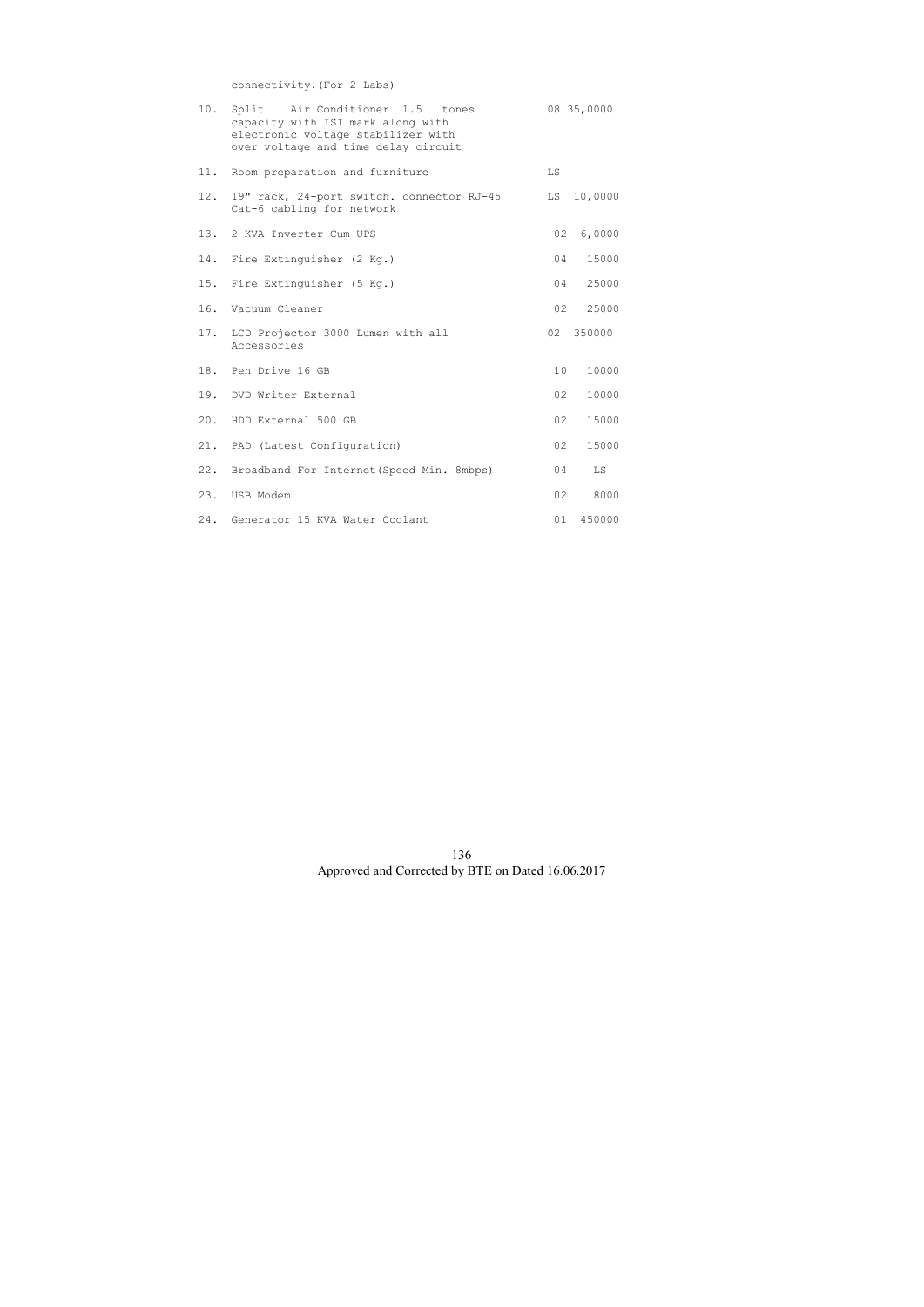connectivity.(For 2 Labs)

| | | | |
|---|---|---|---|
| 10. | Split Air Conditioner 1.5 tones capacity with ISI mark along with electronic voltage stabilizer with over voltage and time delay circuit | 08 | 35,0000 |
| 11. | Room preparation and furniture | LS | |
| 12. | 19" rack, 24-port switch. connector RJ-45 Cat-6 cabling for network | LS | 10,0000 |
| 13. | 2 KVA Inverter Cum UPS | 02 | 6,0000 |
| 14. | Fire Extinguisher (2 Kg.) | 04 | 15000 |
| 15. | Fire Extinguisher (5 Kg.) | 04 | 25000 |
| 16. | Vacuum Cleaner | 02 | 25000 |
| 17. | LCD Projector 3000 Lumen with all Accessories | 02 | 350000 |
| 18. | Pen Drive 16 GB | 10 | 10000 |
| 19. | DVD Writer External | 02 | 10000 |
| 20. | HDD External 500 GB | 02 | 15000 |
| 21. | PAD (Latest Configuration) | 02 | 15000 |
| 22. | Broadband For Internet(Speed Min. 8mbps) | 04 | LS |
| 23. | USB Modem | 02 | 8000 |
| 24. | Generator 15 KVA Water Coolant | 01 | 450000 |

Approved and Corrected by BTE on Dated 16.06.2017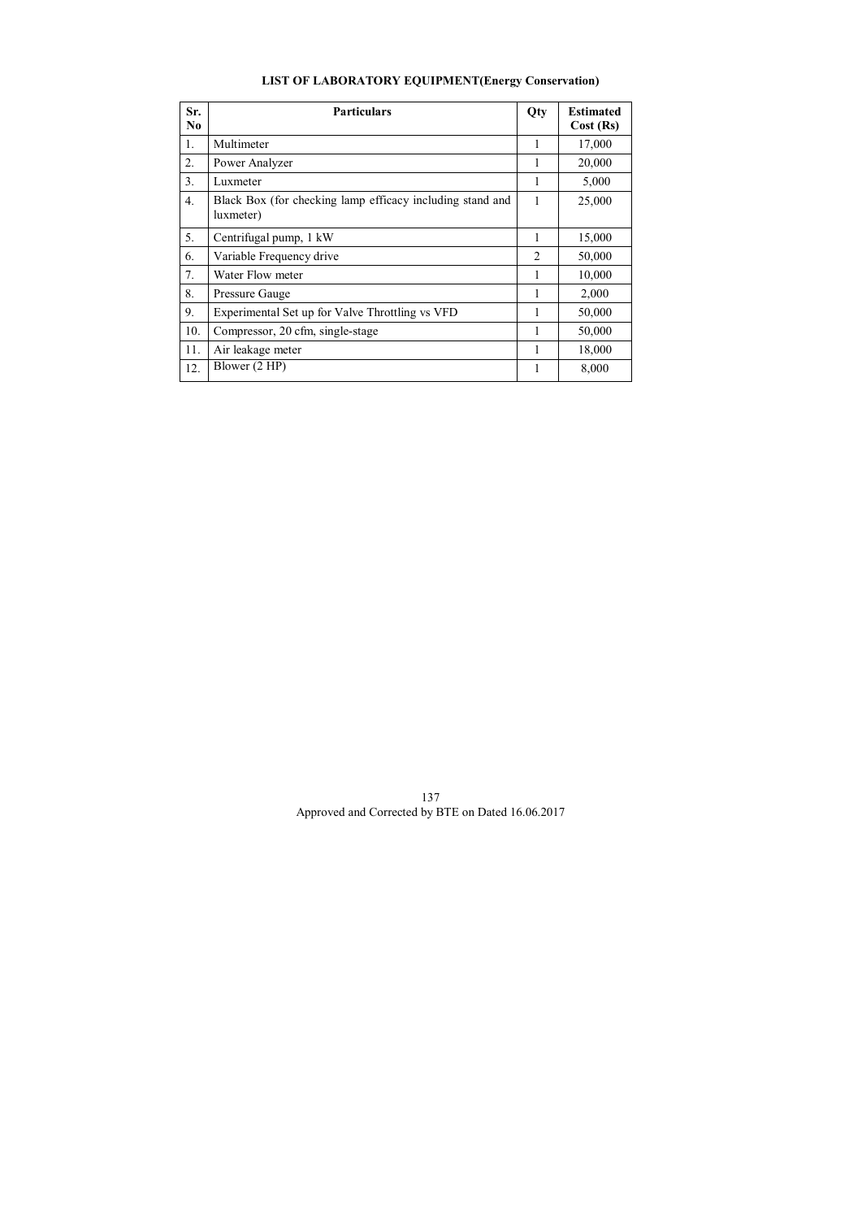**LIST OF LABORATORY EQUIPMENT(Energy Conservation)**

| Sr. No | Particulars | Qty | Estimated Cost (Rs) |
|---|---|---|---|
| 1. | Multimeter | 1 | 17,000 |
| 2. | Power Analyzer | 1 | 20,000 |
| 3. | Luxmeter | 1 | 5,000 |
| 4. | Black Box (for checking lamp efficacy including stand and luxmeter) | 1 | 25,000 |
| 5. | Centrifugal pump, 1 kW | 1 | 15,000 |
| 6. | Variable Frequency drive | 2 | 50,000 |
| 7. | Water Flow meter | 1 | 10,000 |
| 8. | Pressure Gauge | 1 | 2,000 |
| 9. | Experimental Set up for Valve Throttling vs VFD | 1 | 50,000 |
| 10. | Compressor, 20 cfm, single-stage | 1 | 50,000 |
| 11. | Air leakage meter | 1 | 18,000 |
| 12. | Blower (2 HP) | 1 | 8,000 |

Approved and Corrected by BTE on Dated 16.06.2017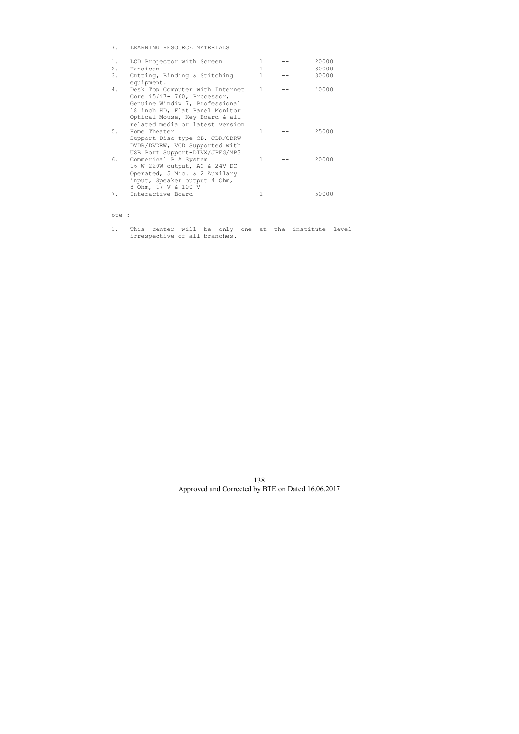7. LEARNING RESOURCE MATERIALS

| | | | | |
|---|---|---|---|---|
| 1. | LCD Projector with Screen | 1 | -- | 20000 |
| 2. | Handicam | 1 | -- | 30000 |
| 3. | Cutting, Binding & Stitching equipment. | 1 | -- | 30000 |
| 4. | Desk Top Computer with Internet Core i5/i7- 760, Processor, Genuine Windiw 7, Professional 18 inch HD, Flat Panel Monitor Optical Mouse, Key Board & all related media or latest version | 1 | -- | 40000 |
| 5. | Home Theater Support Disc type CD. CDR/CDRW DVDR/DVDRW, VCD Supported with USB Port Support-DIVX/JPEG/MP3 | 1 | -- | 25000 |
| 6. | Commerical P A System 16 W-220W output, AC & 24V DC Operated, 5 Mic. & 2 Auxilary input, Speaker output 4 Ohm, 8 Ohm, 17 V & 100 V | 1 | -- | 20000 |
| 7. | Interactive Board | 1 | -- | 50000 |

ote :

1. This center will be only one at the institute level irrespective of all branches.

Approved and Corrected by BTE on Dated 16.06.2017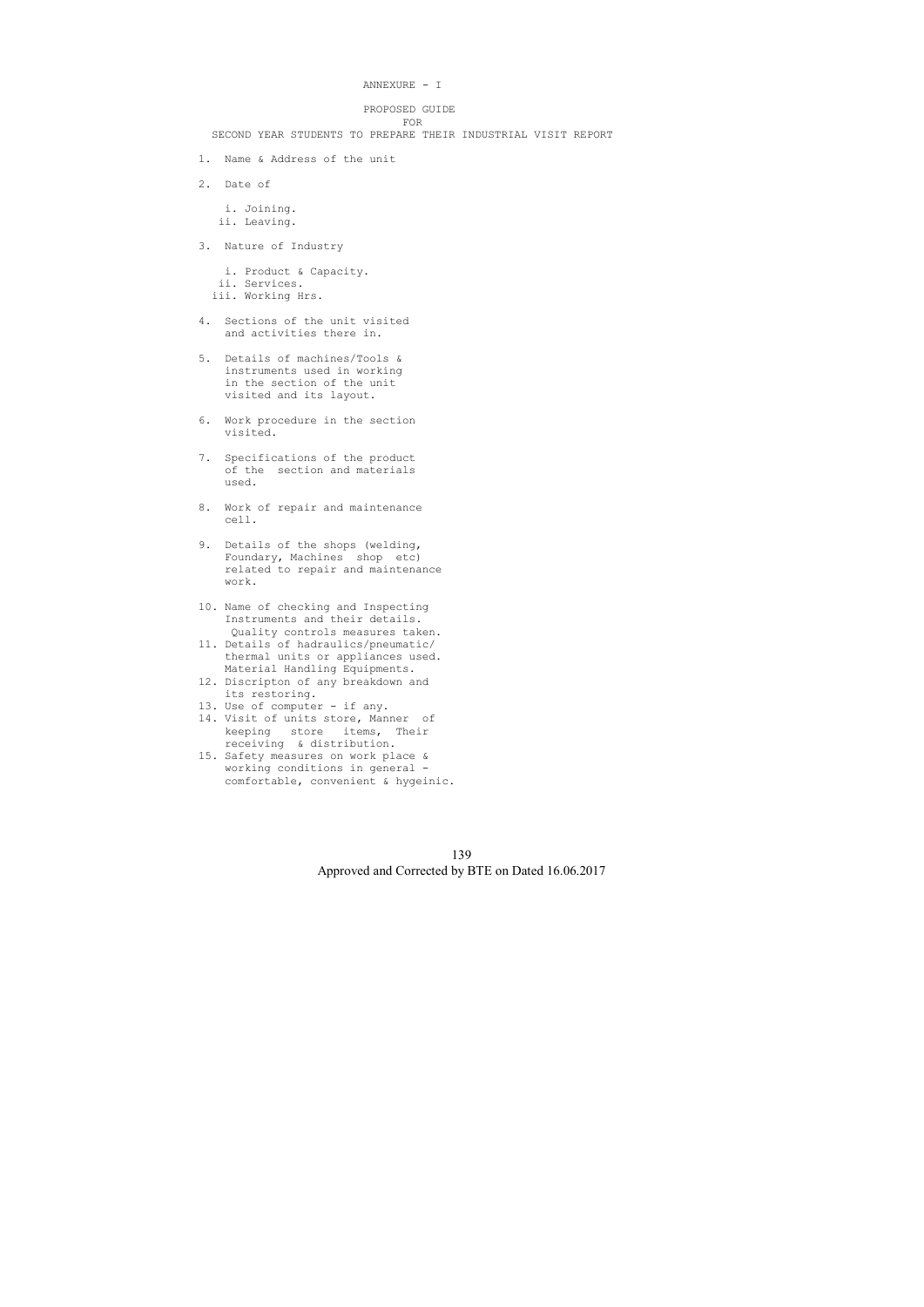# ANNEXURE - I

## PROPOSED GUIDE FOR SECOND YEAR STUDENTS TO PREPARE THEIR INDUSTRIAL VISIT REPORT

1. Name & Address of the unit
2. Date of
   i. Joining.
   ii. Leaving.
3. Nature of Industry
   i. Product & Capacity.
   ii. Services.
   iii. Working Hrs.
4. Sections of the unit visited and activities there in.
5. Details of machines/Tools & instruments used in working in the section of the unit visited and its layout.
6. Work procedure in the section visited.
7. Specifications of the product of the section and materials used.
8. Work of repair and maintenance cell.
9. Details of the shops (welding, Foundary, Machines shop etc) related to repair and maintenance work.
10. Name of checking and Inspecting Instruments and their details. Quality controls measures taken.
11. Details of hadraulics/pneumatic/ thermal units or appliances used. Material Handling Equipments.
12. Discripton of any breakdown and its restoring.
13. Use of computer - if any.
14. Visit of units store, Manner of keeping store items, Their receiving & distribution.
15. Safety measures on work place & working conditions in general - comfortable, convenient & hygeinic.

Approved and Corrected by BTE on Dated 16.06.2017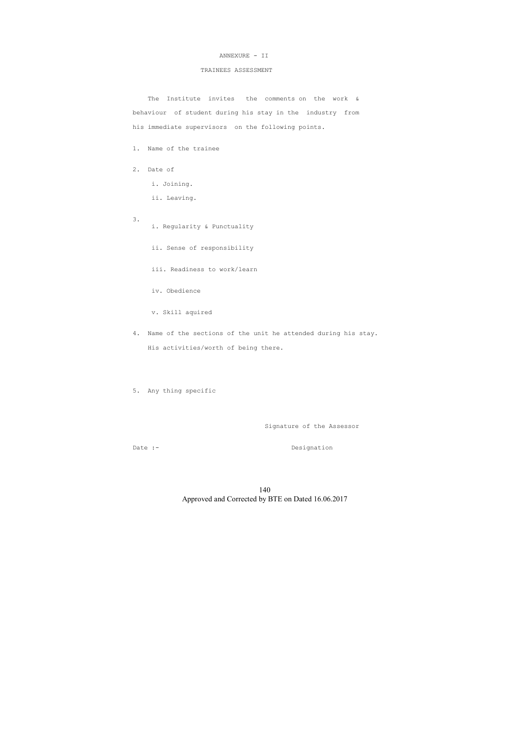# ANNEXURE - II

## TRAINEES ASSESSMENT

The Institute invites the comments on the work & behaviour of student during his stay in the industry from his immediate supervisors on the following points.

1. Name of the trainee

2. Date of

   i. Joining.

   ii. Leaving.

3.
   i. Regularity & Punctuality

   ii. Sense of responsibility

   iii. Readiness to work/learn

   iv. Obedience

   v. Skill aquired

4. Name of the sections of the unit he attended during his stay.

   His activities/worth of being there.

5. Any thing specific

Signature of the Assessor

Date :- Designation

Approved and Corrected by BTE on Dated 16.06.2017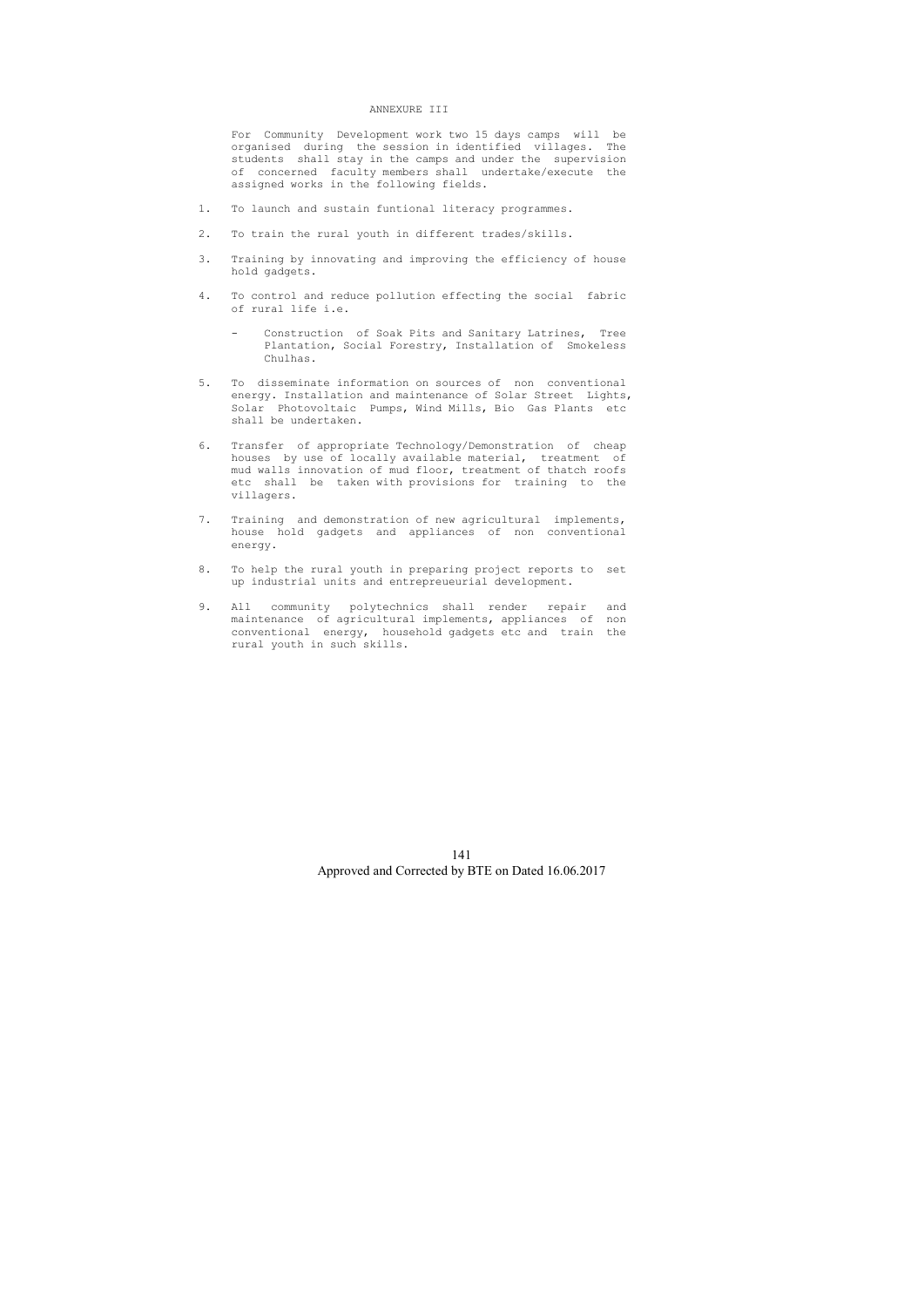# ANNEXURE III

For Community Development work two 15 days camps will be organised during the session in identified villages. The students shall stay in the camps and under the supervision of concerned faculty members shall undertake/execute the assigned works in the following fields.

1. To launch and sustain funtional literacy programmes.

2. To train the rural youth in different trades/skills.

3. Training by innovating and improving the efficiency of house hold gadgets.

4. To control and reduce pollution effecting the social fabric of rural life i.e.

   - Construction of Soak Pits and Sanitary Latrines, Tree Plantation, Social Forestry, Installation of Smokeless Chulhas.

5. To disseminate information on sources of non conventional energy. Installation and maintenance of Solar Street Lights, Solar Photovoltaic Pumps, Wind Mills, Bio Gas Plants etc shall be undertaken.

6. Transfer of appropriate Technology/Demonstration of cheap houses by use of locally available material, treatment of mud walls innovation of mud floor, treatment of thatch roofs etc shall be taken with provisions for training to the villagers.

7. Training and demonstration of new agricultural implements, house hold gadgets and appliances of non conventional energy.

8. To help the rural youth in preparing project reports to set up industrial units and entrepreueurial development.

9. All community polytechnics shall render repair and maintenance of agricultural implements, appliances of non conventional energy, household gadgets etc and train the rural youth in such skills.

Approved and Corrected by BTE on Dated 16.06.2017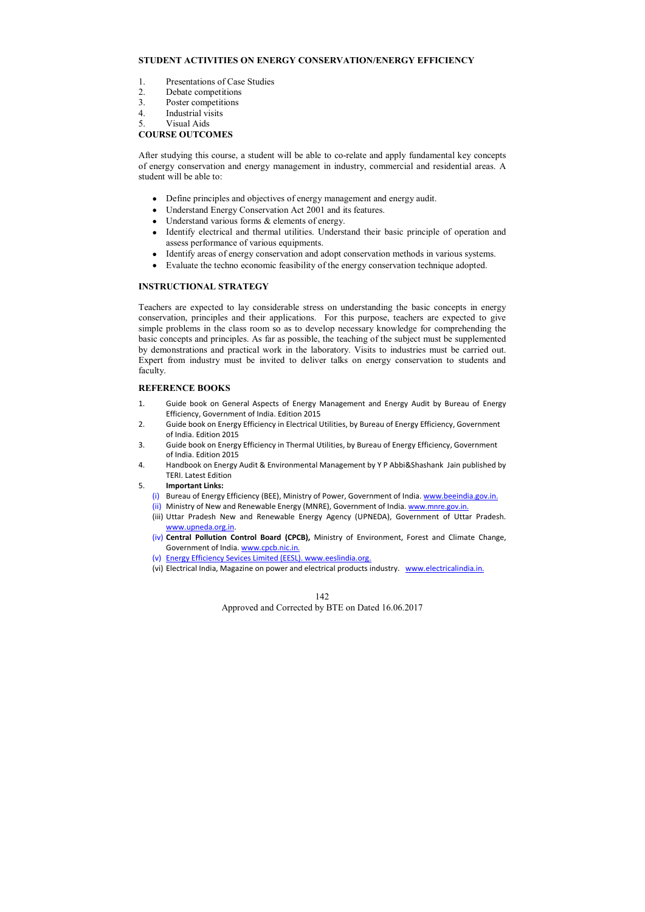## STUDENT ACTIVITIES ON ENERGY CONSERVATION/ENERGY EFFICIENCY

1. Presentations of Case Studies
2. Debate competitions
3. Poster competitions
4. Industrial visits
5. Visual Aids

## COURSE OUTCOMES

After studying this course, a student will be able to co-relate and apply fundamental key concepts of energy conservation and energy management in industry, commercial and residential areas. A student will be able to:

- Define principles and objectives of energy management and energy audit.
- Understand Energy Conservation Act 2001 and its features.
- Understand various forms & elements of energy.
- Identify electrical and thermal utilities. Understand their basic principle of operation and assess performance of various equipments.
- Identify areas of energy conservation and adopt conservation methods in various systems.
- Evaluate the techno economic feasibility of the energy conservation technique adopted.

## INSTRUCTIONAL STRATEGY

Teachers are expected to lay considerable stress on understanding the basic concepts in energy conservation, principles and their applications. For this purpose, teachers are expected to give simple problems in the class room so as to develop necessary knowledge for comprehending the basic concepts and principles. As far as possible, the teaching of the subject must be supplemented by demonstrations and practical work in the laboratory. Visits to industries must be carried out. Expert from industry must be invited to deliver talks on energy conservation to students and faculty.

## REFERENCE BOOKS

1. Guide book on General Aspects of Energy Management and Energy Audit by Bureau of Energy Efficiency, Government of India. Edition 2015
2. Guide book on Energy Efficiency in Electrical Utilities, by Bureau of Energy Efficiency, Government of India. Edition 2015
3. Guide book on Energy Efficiency in Thermal Utilities, by Bureau of Energy Efficiency, Government of India. Edition 2015
4. Handbook on Energy Audit & Environmental Management by Y P Abbi&Shashank Jain published by TERI. Latest Edition
5. **Important Links:**
   - (i) Bureau of Energy Efficiency (BEE), Ministry of Power, Government of India. www.beeindia.gov.in.
   - (ii) Ministry of New and Renewable Energy (MNRE), Government of India. www.mnre.gov.in.
   - (iii) Uttar Pradesh New and Renewable Energy Agency (UPNEDA), Government of Uttar Pradesh. www.upneda.org.in.
   - (iv) **Central Pollution Control Board (CPCB),** Ministry of Environment, Forest and Climate Change, Government of India. www.cpcb.nic.in.
   - (v) Energy Efficiency Sevices Limited (EESL). www.eeslindia.org.
   - (vi) Electrical India, Magazine on power and electrical products industry. www.electricalindia.in.

Approved and Corrected by BTE on Dated 16.06.2017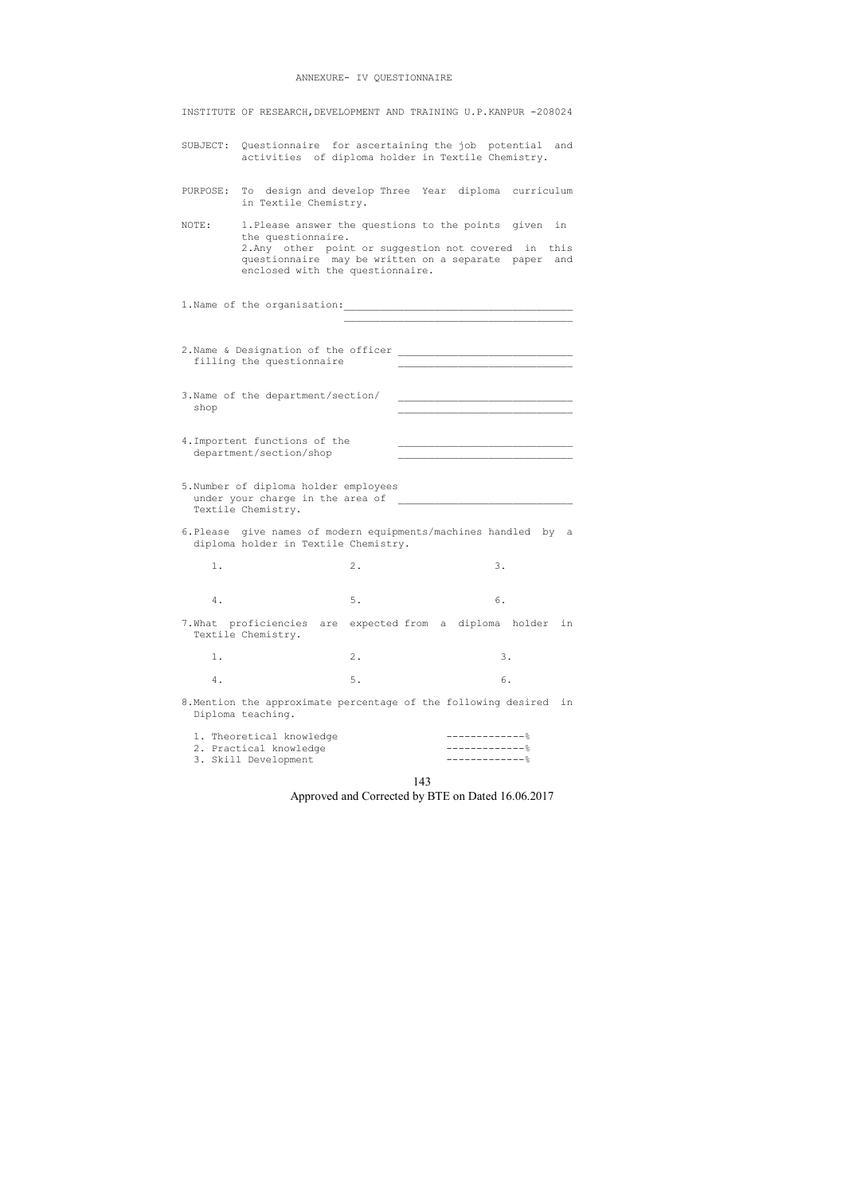# ANNEXURE- IV QUESTIONNAIRE

INSTITUTE OF RESEARCH,DEVELOPMENT AND TRAINING U.P.KANPUR -208024

SUBJECT: Questionnaire for ascertaining the job potential and activities of diploma holder in Textile Chemistry.

PURPOSE: To design and develop Three Year diploma curriculum in Textile Chemistry.

NOTE: 1.Please answer the questions to the points given in the questionnaire.
2.Any other point or suggestion not covered in this questionnaire may be written on a separate paper and enclosed with the questionnaire.

1.Name of the organisation:_____________________________________
_____________________________________

2.Name & Designation of the officer filling the questionnaire _____________________________
_____________________________

3.Name of the department/section/ shop _____________________________
_____________________________

4.Importent functions of the department/section/shop _____________________________
_____________________________

5.Number of diploma holder employees under your charge in the area of Textile Chemistry. _____________________________

6.Please give names of modern equipments/machines handled by a diploma holder in Textile Chemistry.

1.                    2.                    3.

4.                    5.                    6.

7.What proficiencies are expected from a diploma holder in Textile Chemistry.

1.                    2.                    3.

4.                    5.                    6.

8.Mention the approximate percentage of the following desired in Diploma teaching.

1. Theoretical knowledge -------------%
2. Practical knowledge -------------%
3. Skill Development -------------%

Approved and Corrected by BTE on Dated 16.06.2017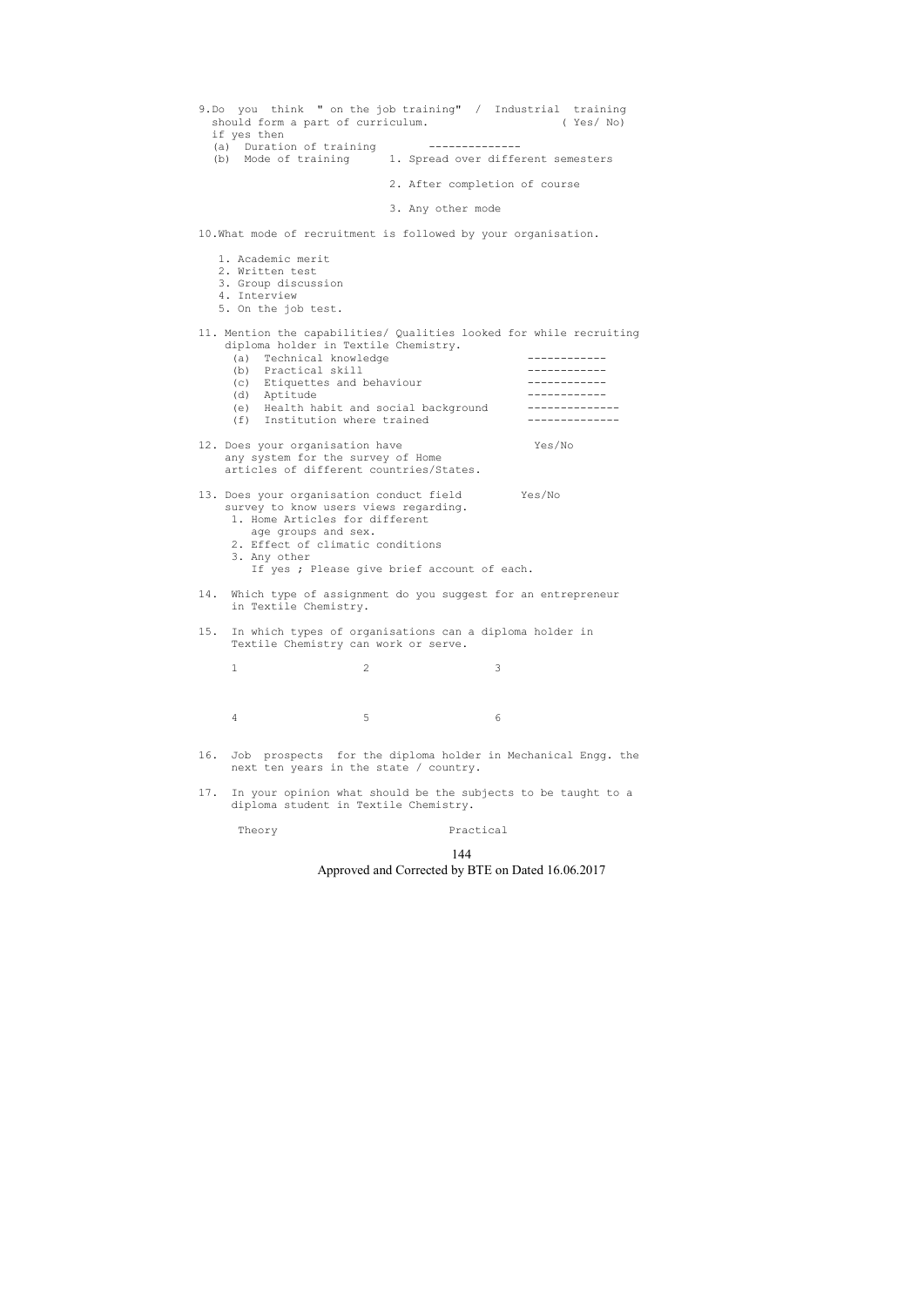9. Do you think " on the job training" / Industrial training should form a part of curriculum. ( Yes/ No)
if yes then
(a) Duration of training --------------
(b) Mode of training
1. Spread over different semesters
2. After completion of course
3. Any other mode

10. What mode of recruitment is followed by your organisation.

1. Academic merit
2. Written test
3. Group discussion
4. Interview
5. On the job test.

11. Mention the capabilities/ Qualities looked for while recruiting diploma holder in Textile Chemistry.

(a) Technical knowledge ------------
(b) Practical skill ------------
(c) Etiquettes and behaviour ------------
(d) Aptitude ------------
(e) Health habit and social background --------------
(f) Institution where trained --------------

12. Does your organisation have any system for the survey of Home articles of different countries/States. Yes/No

13. Does your organisation conduct field survey to know users views regarding. Yes/No

1. Home Articles for different age groups and sex.
2. Effect of climatic conditions
3. Any other

If yes ; Please give brief account of each.

14. Which type of assignment do you suggest for an entrepreneur in Textile Chemistry.

15. In which types of organisations can a diploma holder in Textile Chemistry can work or serve.

1 2 3

4 5 6

16. Job prospects for the diploma holder in Mechanical Engg. the next ten years in the state / country.

17. In your opinion what should be the subjects to be taught to a diploma student in Textile Chemistry.

Theory Practical

Approved and Corrected by BTE on Dated 16.06.2017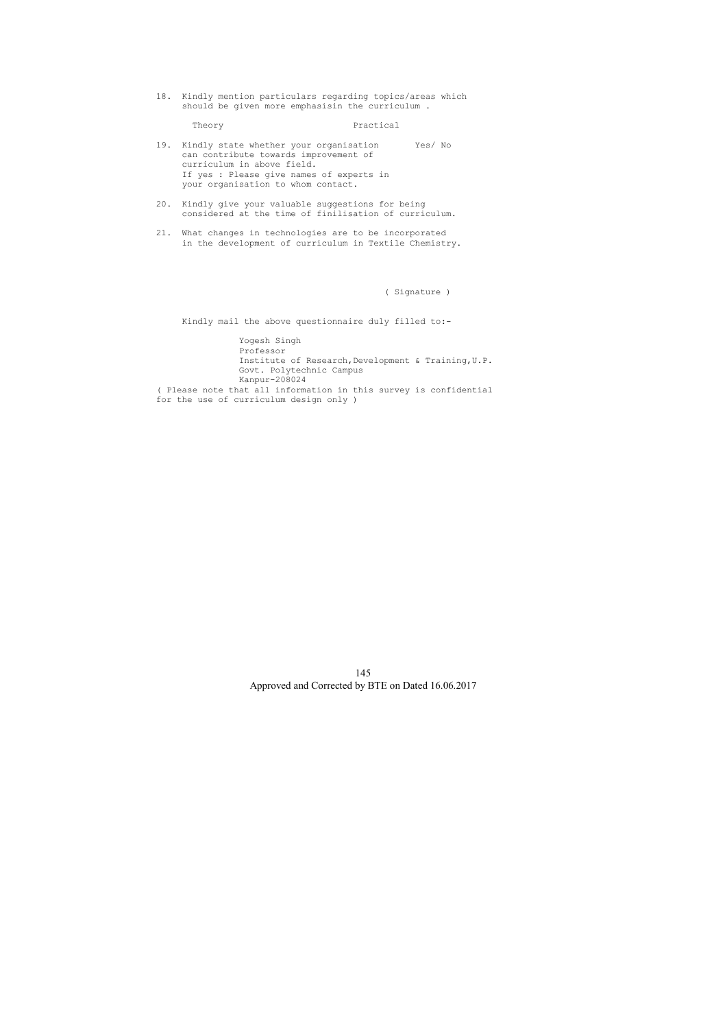18. Kindly mention particulars regarding topics/areas which should be given more emphasisin the curriculum .

    Theory                    Practical

19. Kindly state whether your organisation can contribute towards improvement of curriculum in above field.    Yes/ No
    If yes : Please give names of experts in your organisation to whom contact.

20. Kindly give your valuable suggestions for being considered at the time of finilisation of curriculum.

21. What changes in technologies are to be incorporated in the development of curriculum in Textile Chemistry.

( Signature )

Kindly mail the above questionnaire duly filled to:-

Yogesh Singh
Professor
Institute of Research,Development & Training,U.P.
Govt. Polytechnic Campus
Kanpur-208024

( Please note that all information in this survey is confidential for the use of curriculum design only )

Approved and Corrected by BTE on Dated 16.06.2017